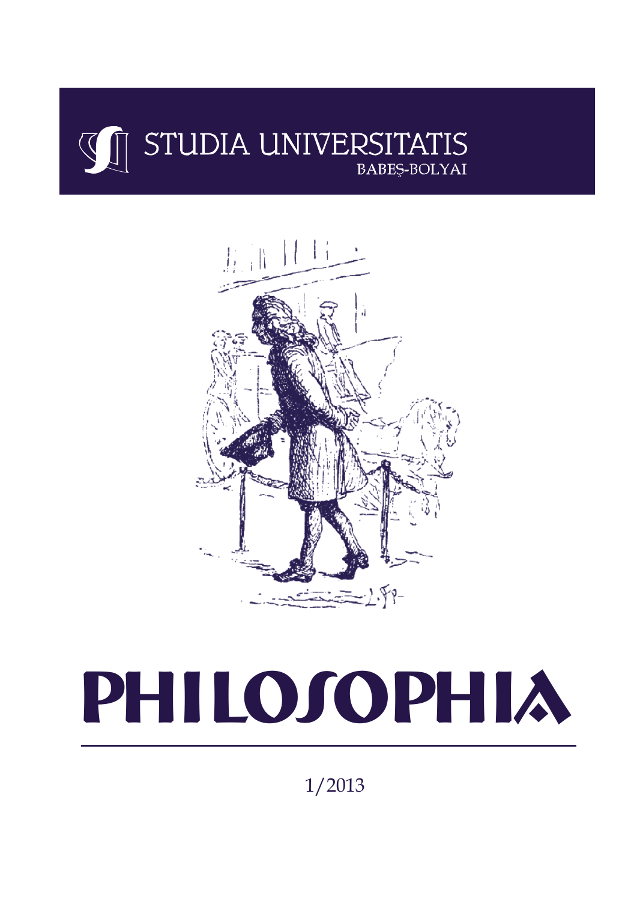STUDIA UNIVERSITATIS
BABEŞ-BOLYAI

# PHILOSOPHIA

1/2013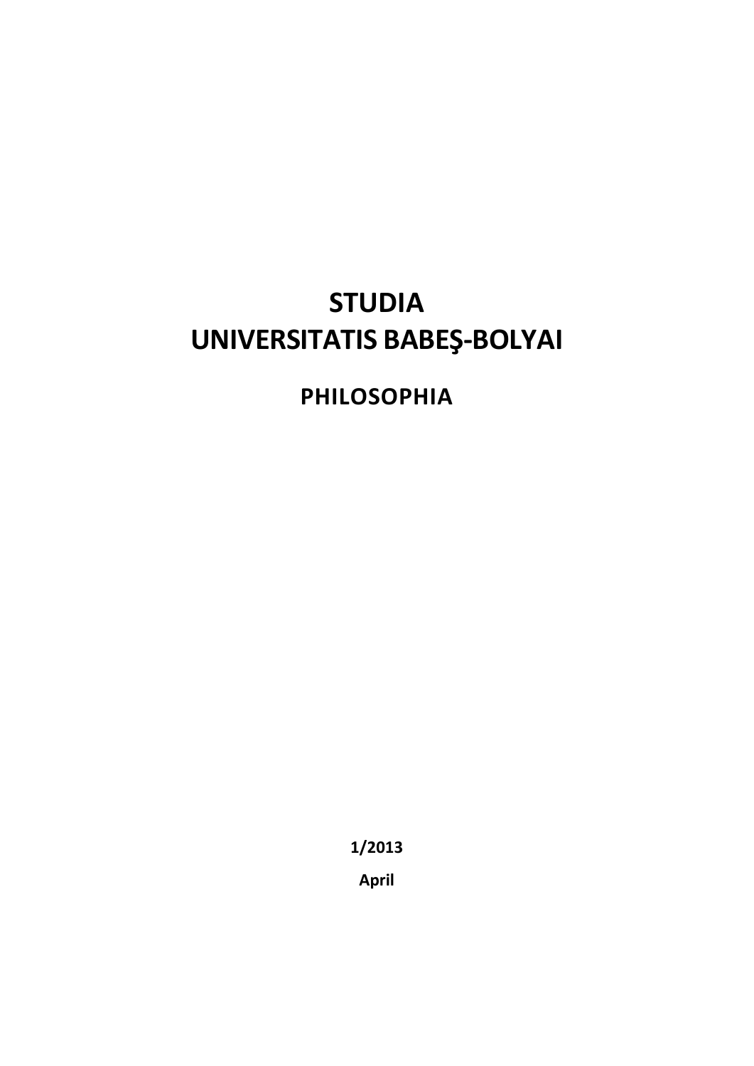# STUDIA UNIVERSITATIS BABEŞ-BOLYAI

## PHILOSOPHIA

1/2013

April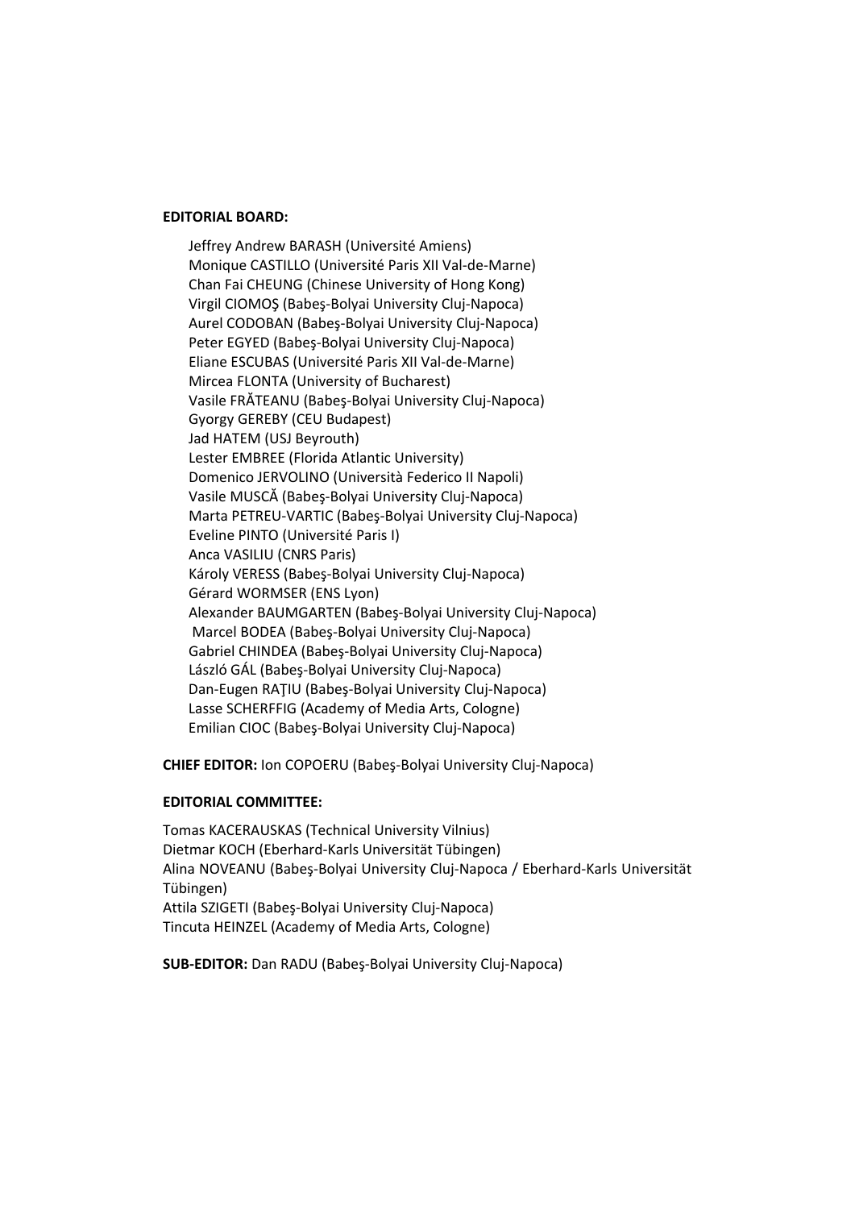**EDITORIAL BOARD:**

Jeffrey Andrew BARASH (Université Amiens)
Monique CASTILLO (Université Paris XII Val-de-Marne)
Chan Fai CHEUNG (Chinese University of Hong Kong)
Virgil CIOMOŞ (Babeş-Bolyai University Cluj-Napoca)
Aurel CODOBAN (Babeş-Bolyai University Cluj-Napoca)
Peter EGYED (Babeş-Bolyai University Cluj-Napoca)
Eliane ESCUBAS (Université Paris XII Val-de-Marne)
Mircea FLONTA (University of Bucharest)
Vasile FRĂTEANU (Babeş-Bolyai University Cluj-Napoca)
Gyorgy GEREBY (CEU Budapest)
Jad HATEM (USJ Beyrouth)
Lester EMBREE (Florida Atlantic University)
Domenico JERVOLINO (Università Federico II Napoli)
Vasile MUSCĂ (Babeş-Bolyai University Cluj-Napoca)
Marta PETREU-VARTIC (Babeş-Bolyai University Cluj-Napoca)
Eveline PINTO (Université Paris I)
Anca VASILIU (CNRS Paris)
Károly VERESS (Babeş-Bolyai University Cluj-Napoca)
Gérard WORMSER (ENS Lyon)
Alexander BAUMGARTEN (Babeş-Bolyai University Cluj-Napoca)
Marcel BODEA (Babeş-Bolyai University Cluj-Napoca)
Gabriel CHINDEA (Babeş-Bolyai University Cluj-Napoca)
László GÁL (Babeş-Bolyai University Cluj-Napoca)
Dan-Eugen RAŢIU (Babeş-Bolyai University Cluj-Napoca)
Lasse SCHERFFIG (Academy of Media Arts, Cologne)
Emilian CIOC (Babeş-Bolyai University Cluj-Napoca)

**CHIEF EDITOR:** Ion COPOERU (Babeş-Bolyai University Cluj-Napoca)

**EDITORIAL COMMITTEE:**

Tomas KACERAUSKAS (Technical University Vilnius)
Dietmar KOCH (Eberhard-Karls Universität Tübingen)
Alina NOVEANU (Babeş-Bolyai University Cluj-Napoca / Eberhard-Karls Universität Tübingen)
Attila SZIGETI (Babeş-Bolyai University Cluj-Napoca)
Tincuta HEINZEL (Academy of Media Arts, Cologne)

**SUB-EDITOR:** Dan RADU (Babeş-Bolyai University Cluj-Napoca)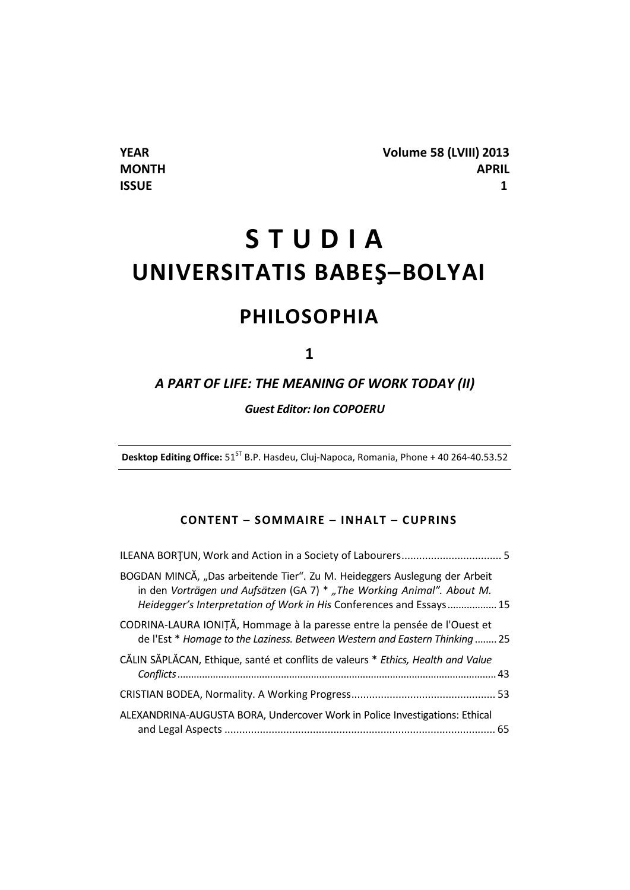**YEAR** **Volume 58 (LVIII) 2013**
**MONTH** **APRIL**
**ISSUE** **1**

# S T U D I A
# UNIVERSITATIS BABEŞ–BOLYAI

## PHILOSOPHIA

## 1

### *A PART OF LIFE: THE MEANING OF WORK TODAY (II)*

***Guest Editor: Ion COPOERU***

**Desktop Editing Office:** 51[ST] B.P. Hasdeu, Cluj-Napoca, Romania, Phone + 40 264-40.53.52

**CONTENT – SOMMAIRE – INHALT – CUPRINS**

ILEANA BORŢUN, Work and Action in a Society of Labourers ................................. 5

BOGDAN MINCĂ, „Das arbeitende Tier". Zu M. Heideggers Auslegung der Arbeit in den *Vorträgen und Aufsätzen* (GA 7) * *„The Working Animal". About M. Heidegger's Interpretation of Work in His* Conferences and Essays .................. 15

CODRINA-LAURA IONIȚĂ, Hommage à la paresse entre la pensée de l'Ouest et de l'Est * *Homage to the Laziness. Between Western and Eastern Thinking* ........ 25

CĂLIN SĂPLĂCAN, Ethique, santé et conflits de valeurs * *Ethics, Health and Value Conflicts* ................................................................................................... 43

CRISTIAN BODEA, Normality. A Working Progress ................................................ 53

ALEXANDRINA-AUGUSTA BORA, Undercover Work in Police Investigations: Ethical and Legal Aspects ............................................................................................ 65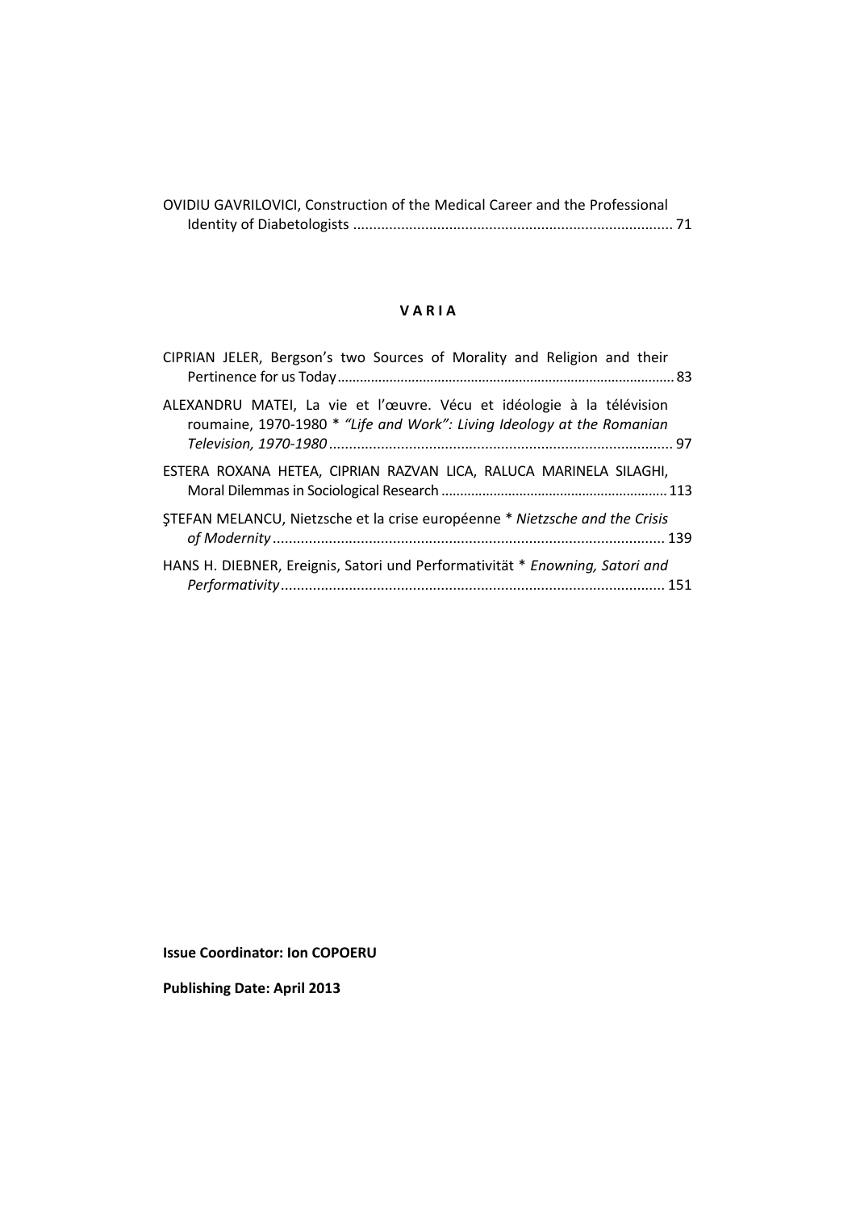OVIDIU GAVRILOVICI, Construction of the Medical Career and the Professional Identity of Diabetologists ............................................................................... 71

## V A R I A

CIPRIAN JELER, Bergson's two Sources of Morality and Religion and their Pertinence for us Today.......................................................................................... 83

ALEXANDRU MATEI, La vie et l'œuvre. Vécu et idéologie à la télévision roumaine, 1970-1980 * *"Life and Work": Living Ideology at the Romanian Television, 1970-1980*...................................................................................... 97

ESTERA ROXANA HETEA, CIPRIAN RAZVAN LICA, RALUCA MARINELA SILAGHI, Moral Dilemmas in Sociological Research ........................................................... 113

ŞTEFAN MELANCU, Nietzsche et la crise européenne * *Nietzsche and the Crisis of Modernity*................................................................................................ 139

HANS H. DIEBNER, Ereignis, Satori und Performativität * *Enowning, Satori and Performativity*............................................................................................. 151

**Issue Coordinator: Ion COPOERU**

**Publishing Date: April 2013**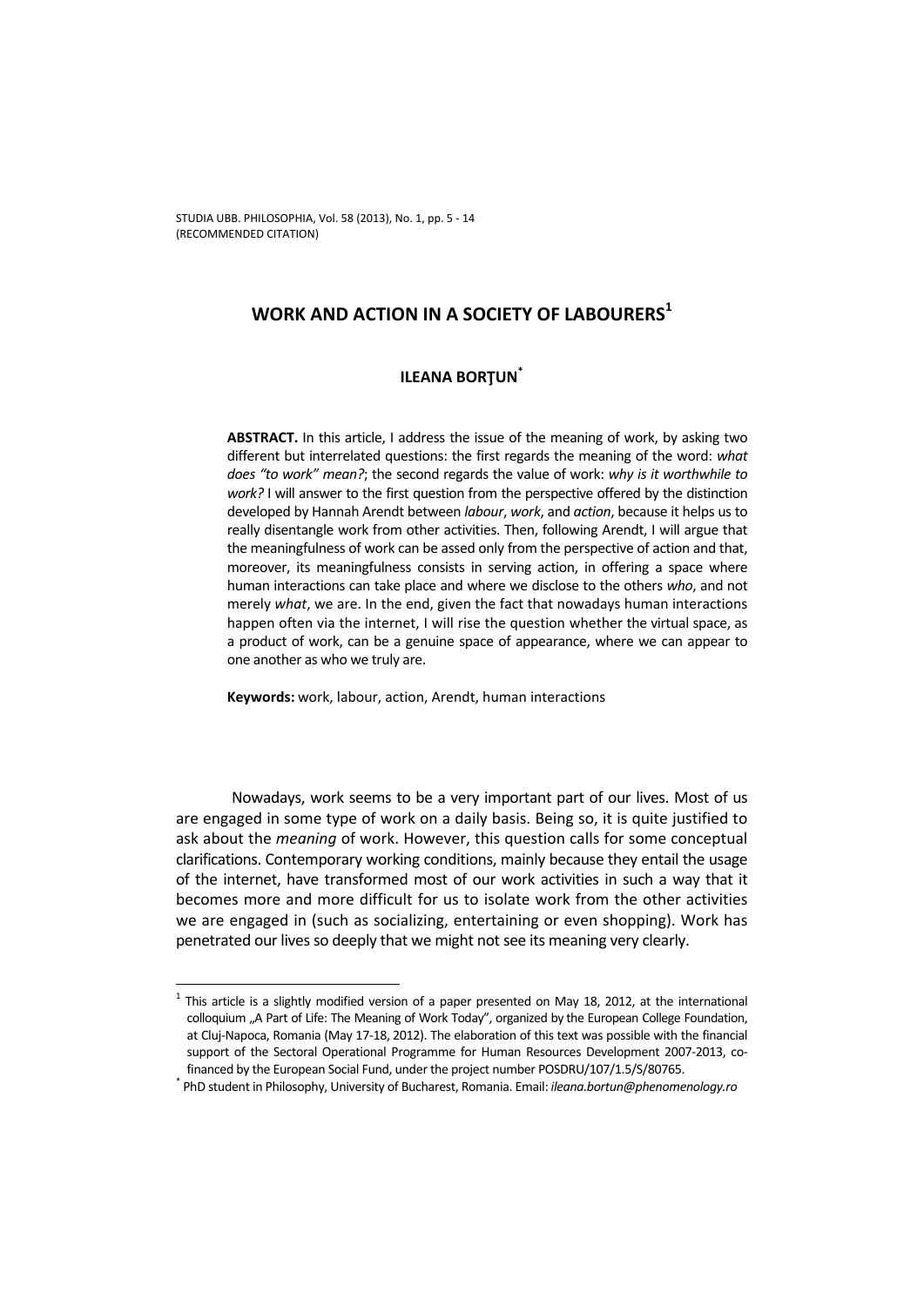# WORK AND ACTION IN A SOCIETY OF LABOURERS[1]

## ILEANA BORŢUN[*]

**ABSTRACT.** In this article, I address the issue of the meaning of work, by asking two different but interrelated questions: the first regards the meaning of the word: *what does "to work" mean?*; the second regards the value of work: *why is it worthwhile to work?* I will answer to the first question from the perspective offered by the distinction developed by Hannah Arendt between *labour*, *work*, and *action*, because it helps us to really disentangle work from other activities. Then, following Arendt, I will argue that the meaningfulness of work can be assed only from the perspective of action and that, moreover, its meaningfulness consists in serving action, in offering a space where human interactions can take place and where we disclose to the others *who*, and not merely *what*, we are. In the end, given the fact that nowadays human interactions happen often via the internet, I will rise the question whether the virtual space, as a product of work, can be a genuine space of appearance, where we can appear to one another as who we truly are.

**Keywords:** work, labour, action, Arendt, human interactions

Nowadays, work seems to be a very important part of our lives. Most of us are engaged in some type of work on a daily basis. Being so, it is quite justified to ask about the *meaning* of work. However, this question calls for some conceptual clarifications. Contemporary working conditions, mainly because they entail the usage of the internet, have transformed most of our work activities in such a way that it becomes more and more difficult for us to isolate work from the other activities we are engaged in (such as socializing, entertaining or even shopping). Work has penetrated our lives so deeply that we might not see its meaning very clearly.

---

[1] This article is a slightly modified version of a paper presented on May 18, 2012, at the international colloquium „A Part of Life: The Meaning of Work Today", organized by the European College Foundation, at Cluj-Napoca, Romania (May 17-18, 2012). The elaboration of this text was possible with the financial support of the Sectoral Operational Programme for Human Resources Development 2007-2013, co-financed by the European Social Fund, under the project number POSDRU/107/1.5/S/80765.

[*] PhD student in Philosophy, University of Bucharest, Romania. Email: *ileana.bortun@phenomenology.ro*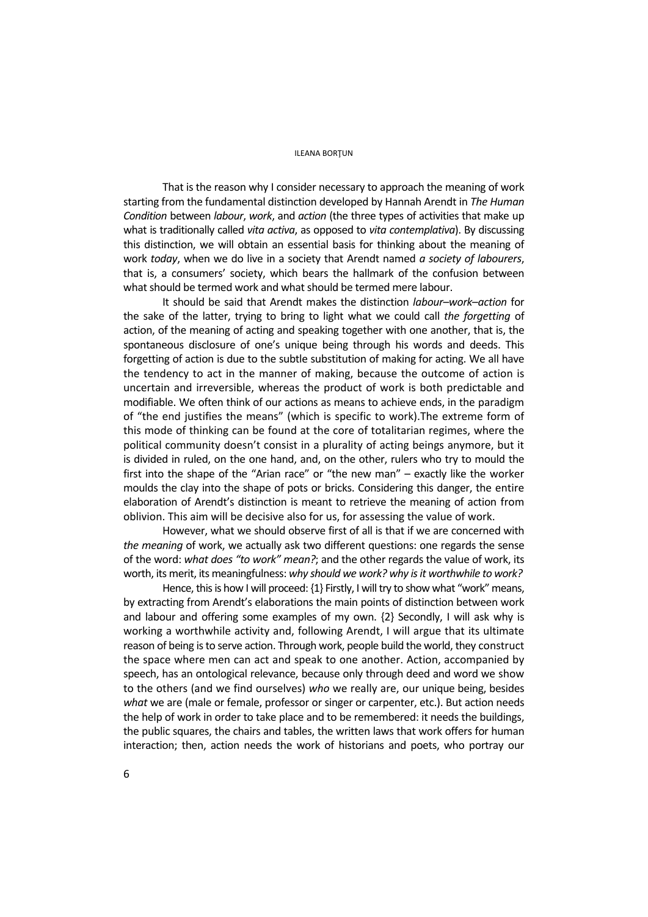That is the reason why I consider necessary to approach the meaning of work starting from the fundamental distinction developed by Hannah Arendt in *The Human Condition* between *labour*, *work*, and *action* (the three types of activities that make up what is traditionally called *vita activa*, as opposed to *vita contemplativa*). By discussing this distinction, we will obtain an essential basis for thinking about the meaning of work *today*, when we do live in a society that Arendt named *a society of labourers*, that is, a consumers' society, which bears the hallmark of the confusion between what should be termed work and what should be termed mere labour.

It should be said that Arendt makes the distinction *labour–work–action* for the sake of the latter, trying to bring to light what we could call *the forgetting* of action, of the meaning of acting and speaking together with one another, that is, the spontaneous disclosure of one's unique being through his words and deeds. This forgetting of action is due to the subtle substitution of making for acting. We all have the tendency to act in the manner of making, because the outcome of action is uncertain and irreversible, whereas the product of work is both predictable and modifiable. We often think of our actions as means to achieve ends, in the paradigm of "the end justifies the means" (which is specific to work).The extreme form of this mode of thinking can be found at the core of totalitarian regimes, where the political community doesn't consist in a plurality of acting beings anymore, but it is divided in ruled, on the one hand, and, on the other, rulers who try to mould the first into the shape of the "Arian race" or "the new man" – exactly like the worker moulds the clay into the shape of pots or bricks. Considering this danger, the entire elaboration of Arendt's distinction is meant to retrieve the meaning of action from oblivion. This aim will be decisive also for us, for assessing the value of work.

However, what we should observe first of all is that if we are concerned with *the meaning* of work, we actually ask two different questions: one regards the sense of the word: *what does "to work" mean?*; and the other regards the value of work, its worth, its merit, its meaningfulness: *why should we work? why is it worthwhile to work?*

Hence, this is how I will proceed: {1} Firstly, I will try to show what "work" means, by extracting from Arendt's elaborations the main points of distinction between work and labour and offering some examples of my own. {2} Secondly, I will ask why is working a worthwhile activity and, following Arendt, I will argue that its ultimate reason of being is to serve action. Through work, people build the world, they construct the space where men can act and speak to one another. Action, accompanied by speech, has an ontological relevance, because only through deed and word we show to the others (and we find ourselves) *who* we really are, our unique being, besides *what* we are (male or female, professor or singer or carpenter, etc.). But action needs the help of work in order to take place and to be remembered: it needs the buildings, the public squares, the chairs and tables, the written laws that work offers for human interaction; then, action needs the work of historians and poets, who portray our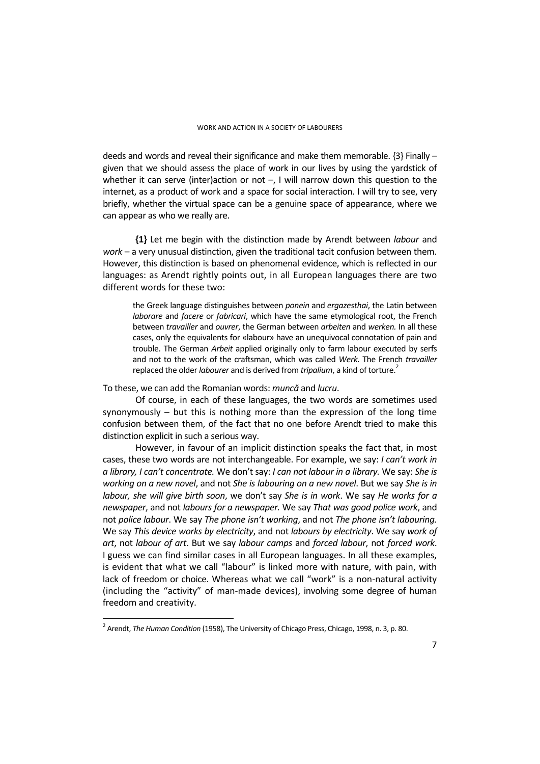deeds and words and reveal their significance and make them memorable. {3} Finally – given that we should assess the place of work in our lives by using the yardstick of whether it can serve (inter)action or not –, I will narrow down this question to the internet, as a product of work and a space for social interaction. I will try to see, very briefly, whether the virtual space can be a genuine space of appearance, where we can appear as who we really are.

**{1}** Let me begin with the distinction made by Arendt between *labour* and *work* – a very unusual distinction, given the traditional tacit confusion between them. However, this distinction is based on phenomenal evidence, which is reflected in our languages: as Arendt rightly points out, in all European languages there are two different words for these two:

> the Greek language distinguishes between *ponein* and *ergazesthai*, the Latin between *laborare* and *facere* or *fabricari*, which have the same etymological root, the French between *travailler* and *ouvrer*, the German between *arbeiten* and *werken.* In all these cases, only the equivalents for «labour» have an unequivocal connotation of pain and trouble. The German *Arbeit* applied originally only to farm labour executed by serfs and not to the work of the craftsman, which was called *Werk.* The French *travailler* replaced the older *labourer* and is derived from *tripalium*, a kind of torture.[2]

To these, we can add the Romanian words: *muncă* and *lucru*.

Of course, in each of these languages, the two words are sometimes used synonymously – but this is nothing more than the expression of the long time confusion between them, of the fact that no one before Arendt tried to make this distinction explicit in such a serious way.

However, in favour of an implicit distinction speaks the fact that, in most cases, these two words are not interchangeable. For example, we say: *I can't work in a library, I can't concentrate.* We don't say: *I can not labour in a library.* We say: *She is working on a new novel*, and not *She is labouring on a new novel*. But we say *She is in labour, she will give birth soon*, we don't say *She is in work*. We say *He works for a newspaper*, and not *labours for a newspaper.* We say *That was good police work*, and not *police labour*. We say *The phone isn't working*, and not *The phone isn't labouring.* We say *This device works by electricity*, and not *labours by electricity*. We say *work of art*, not *labour of art*. But we say *labour camps* and *forced labour*, not *forced work*. I guess we can find similar cases in all European languages. In all these examples, is evident that what we call "labour" is linked more with nature, with pain, with lack of freedom or choice. Whereas what we call "work" is a non-natural activity (including the "activity" of man-made devices), involving some degree of human freedom and creativity.

---

[2] Arendt, *The Human Condition* (1958), The University of Chicago Press, Chicago, 1998, n. 3, p. 80.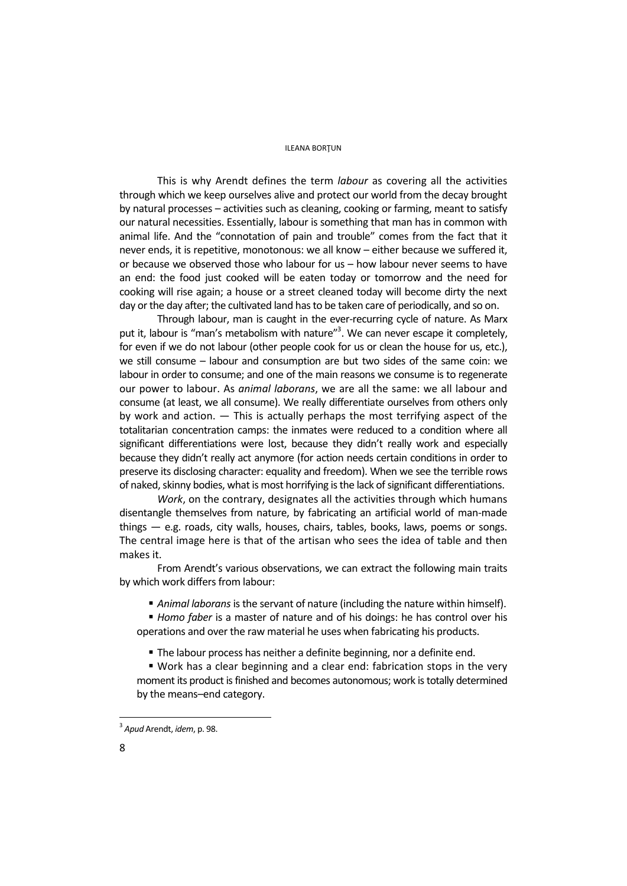This is why Arendt defines the term *labour* as covering all the activities through which we keep ourselves alive and protect our world from the decay brought by natural processes – activities such as cleaning, cooking or farming, meant to satisfy our natural necessities. Essentially, labour is something that man has in common with animal life. And the "connotation of pain and trouble" comes from the fact that it never ends, it is repetitive, monotonous: we all know – either because we suffered it, or because we observed those who labour for us – how labour never seems to have an end: the food just cooked will be eaten today or tomorrow and the need for cooking will rise again; a house or a street cleaned today will become dirty the next day or the day after; the cultivated land has to be taken care of periodically, and so on.

Through labour, man is caught in the ever-recurring cycle of nature. As Marx put it, labour is "man's metabolism with nature"[3]. We can never escape it completely, for even if we do not labour (other people cook for us or clean the house for us, etc.), we still consume – labour and consumption are but two sides of the same coin: we labour in order to consume; and one of the main reasons we consume is to regenerate our power to labour. As *animal laborans*, we are all the same: we all labour and consume (at least, we all consume). We really differentiate ourselves from others only by work and action. — This is actually perhaps the most terrifying aspect of the totalitarian concentration camps: the inmates were reduced to a condition where all significant differentiations were lost, because they didn't really work and especially because they didn't really act anymore (for action needs certain conditions in order to preserve its disclosing character: equality and freedom). When we see the terrible rows of naked, skinny bodies, what is most horrifying is the lack of significant differentiations.

*Work*, on the contrary, designates all the activities through which humans disentangle themselves from nature, by fabricating an artificial world of man-made things — e.g. roads, city walls, houses, chairs, tables, books, laws, poems or songs. The central image here is that of the artisan who sees the idea of table and then makes it.

From Arendt's various observations, we can extract the following main traits by which work differs from labour:

- *Animal laborans* is the servant of nature (including the nature within himself).
- *Homo faber* is a master of nature and of his doings: he has control over his operations and over the raw material he uses when fabricating his products.

- The labour process has neither a definite beginning, nor a definite end.
- Work has a clear beginning and a clear end: fabrication stops in the very moment its product is finished and becomes autonomous; work is totally determined by the means–end category.

---

[3] *Apud* Arendt, *idem*, p. 98.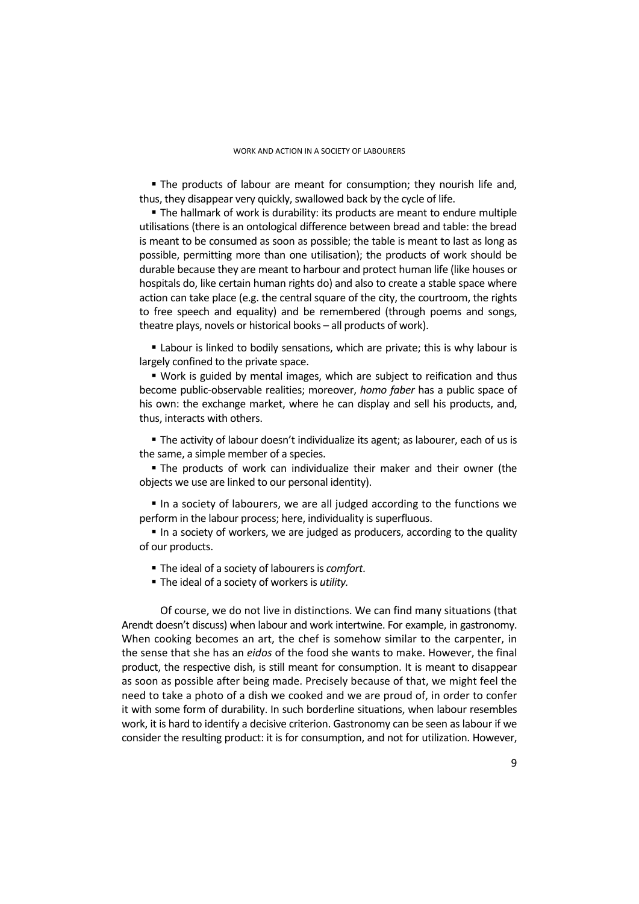- The products of labour are meant for consumption; they nourish life and, thus, they disappear very quickly, swallowed back by the cycle of life.
- The hallmark of work is durability: its products are meant to endure multiple utilisations (there is an ontological difference between bread and table: the bread is meant to be consumed as soon as possible; the table is meant to last as long as possible, permitting more than one utilisation); the products of work should be durable because they are meant to harbour and protect human life (like houses or hospitals do, like certain human rights do) and also to create a stable space where action can take place (e.g. the central square of the city, the courtroom, the rights to free speech and equality) and be remembered (through poems and songs, theatre plays, novels or historical books – all products of work).

- Labour is linked to bodily sensations, which are private; this is why labour is largely confined to the private space.
- Work is guided by mental images, which are subject to reification and thus become public-observable realities; moreover, *homo faber* has a public space of his own: the exchange market, where he can display and sell his products, and, thus, interacts with others.

- The activity of labour doesn't individualize its agent; as labourer, each of us is the same, a simple member of a species.
- The products of work can individualize their maker and their owner (the objects we use are linked to our personal identity).

- In a society of labourers, we are all judged according to the functions we perform in the labour process; here, individuality is superfluous.
- In a society of workers, we are judged as producers, according to the quality of our products.

- The ideal of a society of labourers is *comfort*.
- The ideal of a society of workers is *utility.*

Of course, we do not live in distinctions. We can find many situations (that Arendt doesn't discuss) when labour and work intertwine. For example, in gastronomy. When cooking becomes an art, the chef is somehow similar to the carpenter, in the sense that she has an *eidos* of the food she wants to make. However, the final product, the respective dish, is still meant for consumption. It is meant to disappear as soon as possible after being made. Precisely because of that, we might feel the need to take a photo of a dish we cooked and we are proud of, in order to confer it with some form of durability. In such borderline situations, when labour resembles work, it is hard to identify a decisive criterion. Gastronomy can be seen as labour if we consider the resulting product: it is for consumption, and not for utilization. However,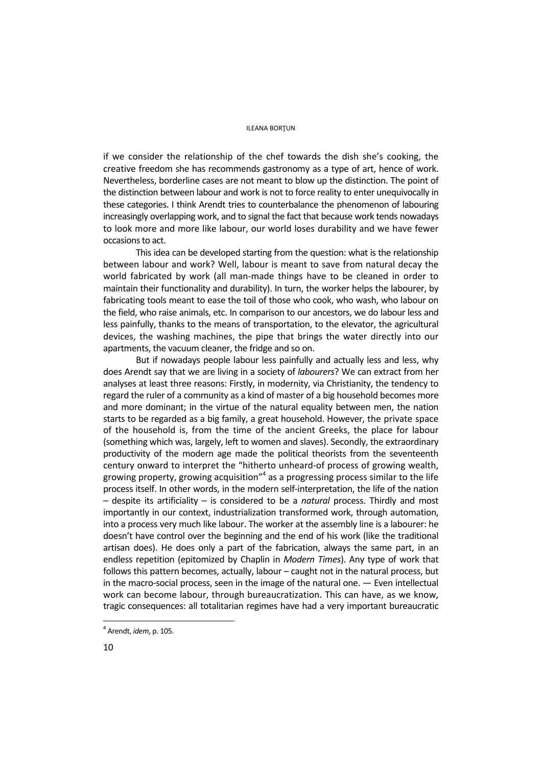if we consider the relationship of the chef towards the dish she's cooking, the creative freedom she has recommends gastronomy as a type of art, hence of work. Nevertheless, borderline cases are not meant to blow up the distinction. The point of the distinction between labour and work is not to force reality to enter unequivocally in these categories. I think Arendt tries to counterbalance the phenomenon of labouring increasingly overlapping work, and to signal the fact that because work tends nowadays to look more and more like labour, our world loses durability and we have fewer occasions to act.

This idea can be developed starting from the question: what is the relationship between labour and work? Well, labour is meant to save from natural decay the world fabricated by work (all man-made things have to be cleaned in order to maintain their functionality and durability). In turn, the worker helps the labourer, by fabricating tools meant to ease the toil of those who cook, who wash, who labour on the field, who raise animals, etc. In comparison to our ancestors, we do labour less and less painfully, thanks to the means of transportation, to the elevator, the agricultural devices, the washing machines, the pipe that brings the water directly into our apartments, the vacuum cleaner, the fridge and so on.

But if nowadays people labour less painfully and actually less and less, why does Arendt say that we are living in a society of *labourers*? We can extract from her analyses at least three reasons: Firstly, in modernity, via Christianity, the tendency to regard the ruler of a community as a kind of master of a big household becomes more and more dominant; in the virtue of the natural equality between men, the nation starts to be regarded as a big family, a great household. However, the private space of the household is, from the time of the ancient Greeks, the place for labour (something which was, largely, left to women and slaves). Secondly, the extraordinary productivity of the modern age made the political theorists from the seventeenth century onward to interpret the "hitherto unheard-of process of growing wealth, growing property, growing acquisition"[4] as a progressing process similar to the life process itself. In other words, in the modern self-interpretation, the life of the nation – despite its artificiality – is considered to be a *natural* process. Thirdly and most importantly in our context, industrialization transformed work, through automation, into a process very much like labour. The worker at the assembly line is a labourer: he doesn't have control over the beginning and the end of his work (like the traditional artisan does). He does only a part of the fabrication, always the same part, in an endless repetition (epitomized by Chaplin in *Modern Times*). Any type of work that follows this pattern becomes, actually, labour – caught not in the natural process, but in the macro-social process, seen in the image of the natural one. — Even intellectual work can become labour, through bureaucratization. This can have, as we know, tragic consequences: all totalitarian regimes have had a very important bureaucratic

[4] Arendt, *idem*, p. 105.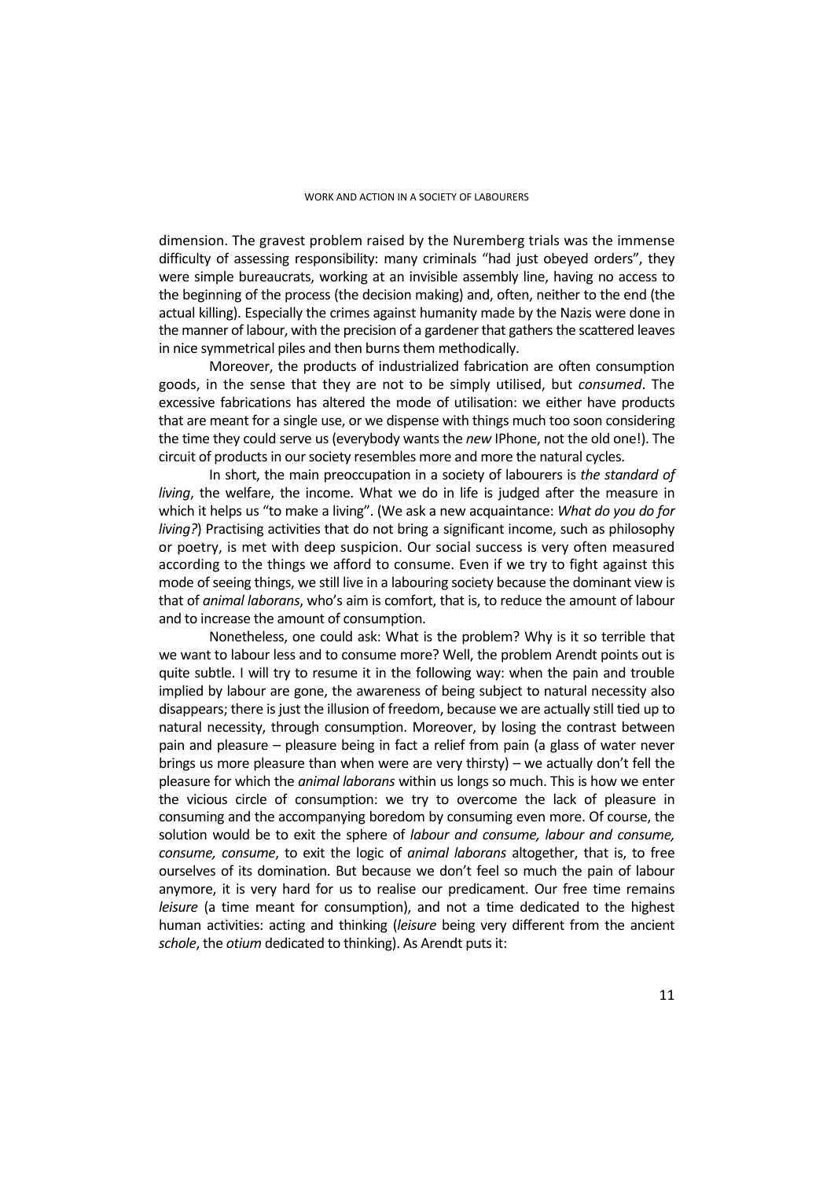dimension. The gravest problem raised by the Nuremberg trials was the immense difficulty of assessing responsibility: many criminals "had just obeyed orders", they were simple bureaucrats, working at an invisible assembly line, having no access to the beginning of the process (the decision making) and, often, neither to the end (the actual killing). Especially the crimes against humanity made by the Nazis were done in the manner of labour, with the precision of a gardener that gathers the scattered leaves in nice symmetrical piles and then burns them methodically.

Moreover, the products of industrialized fabrication are often consumption goods, in the sense that they are not to be simply utilised, but *consumed*. The excessive fabrications has altered the mode of utilisation: we either have products that are meant for a single use, or we dispense with things much too soon considering the time they could serve us (everybody wants the *new* IPhone, not the old one!). The circuit of products in our society resembles more and more the natural cycles.

In short, the main preoccupation in a society of labourers is *the standard of living*, the welfare, the income. What we do in life is judged after the measure in which it helps us "to make a living". (We ask a new acquaintance: *What do you do for living?*) Practising activities that do not bring a significant income, such as philosophy or poetry, is met with deep suspicion. Our social success is very often measured according to the things we afford to consume. Even if we try to fight against this mode of seeing things, we still live in a labouring society because the dominant view is that of *animal laborans*, who's aim is comfort, that is, to reduce the amount of labour and to increase the amount of consumption.

Nonetheless, one could ask: What is the problem? Why is it so terrible that we want to labour less and to consume more? Well, the problem Arendt points out is quite subtle. I will try to resume it in the following way: when the pain and trouble implied by labour are gone, the awareness of being subject to natural necessity also disappears; there is just the illusion of freedom, because we are actually still tied up to natural necessity, through consumption. Moreover, by losing the contrast between pain and pleasure – pleasure being in fact a relief from pain (a glass of water never brings us more pleasure than when were are very thirsty) – we actually don't fell the pleasure for which the *animal laborans* within us longs so much. This is how we enter the vicious circle of consumption: we try to overcome the lack of pleasure in consuming and the accompanying boredom by consuming even more. Of course, the solution would be to exit the sphere of *labour and consume, labour and consume, consume, consume*, to exit the logic of *animal laborans* altogether, that is, to free ourselves of its domination. But because we don't feel so much the pain of labour anymore, it is very hard for us to realise our predicament. Our free time remains *leisure* (a time meant for consumption), and not a time dedicated to the highest human activities: acting and thinking (*leisure* being very different from the ancient *schole*, the *otium* dedicated to thinking). As Arendt puts it: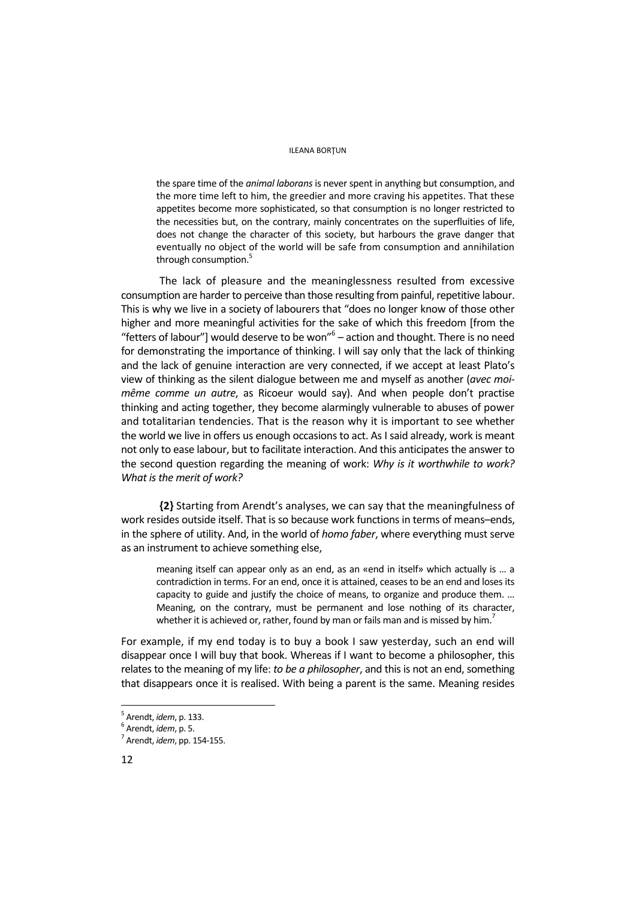> the spare time of the *animal laborans* is never spent in anything but consumption, and the more time left to him, the greedier and more craving his appetites. That these appetites become more sophisticated, so that consumption is no longer restricted to the necessities but, on the contrary, mainly concentrates on the superfluities of life, does not change the character of this society, but harbours the grave danger that eventually no object of the world will be safe from consumption and annihilation through consumption.[5]

The lack of pleasure and the meaninglessness resulted from excessive consumption are harder to perceive than those resulting from painful, repetitive labour. This is why we live in a society of labourers that "does no longer know of those other higher and more meaningful activities for the sake of which this freedom [from the "fetters of labour"] would deserve to be won"[6] – action and thought. There is no need for demonstrating the importance of thinking. I will say only that the lack of thinking and the lack of genuine interaction are very connected, if we accept at least Plato's view of thinking as the silent dialogue between me and myself as another (*avec moi-même comme un autre*, as Ricoeur would say). And when people don't practise thinking and acting together, they become alarmingly vulnerable to abuses of power and totalitarian tendencies. That is the reason why it is important to see whether the world we live in offers us enough occasions to act. As I said already, work is meant not only to ease labour, but to facilitate interaction. And this anticipates the answer to the second question regarding the meaning of work: *Why is it worthwhile to work? What is the merit of work?*

**{2}** Starting from Arendt's analyses, we can say that the meaningfulness of work resides outside itself. That is so because work functions in terms of means–ends, in the sphere of utility. And, in the world of *homo faber*, where everything must serve as an instrument to achieve something else,

> meaning itself can appear only as an end, as an «end in itself» which actually is … a contradiction in terms. For an end, once it is attained, ceases to be an end and loses its capacity to guide and justify the choice of means, to organize and produce them. … Meaning, on the contrary, must be permanent and lose nothing of its character, whether it is achieved or, rather, found by man or fails man and is missed by him.[7]

For example, if my end today is to buy a book I saw yesterday, such an end will disappear once I will buy that book. Whereas if I want to become a philosopher, this relates to the meaning of my life: *to be a philosopher*, and this is not an end, something that disappears once it is realised. With being a parent is the same. Meaning resides

---

[5] Arendt, *idem*, p. 133.

[6] Arendt, *idem*, p. 5.

[7] Arendt, *idem*, pp. 154-155.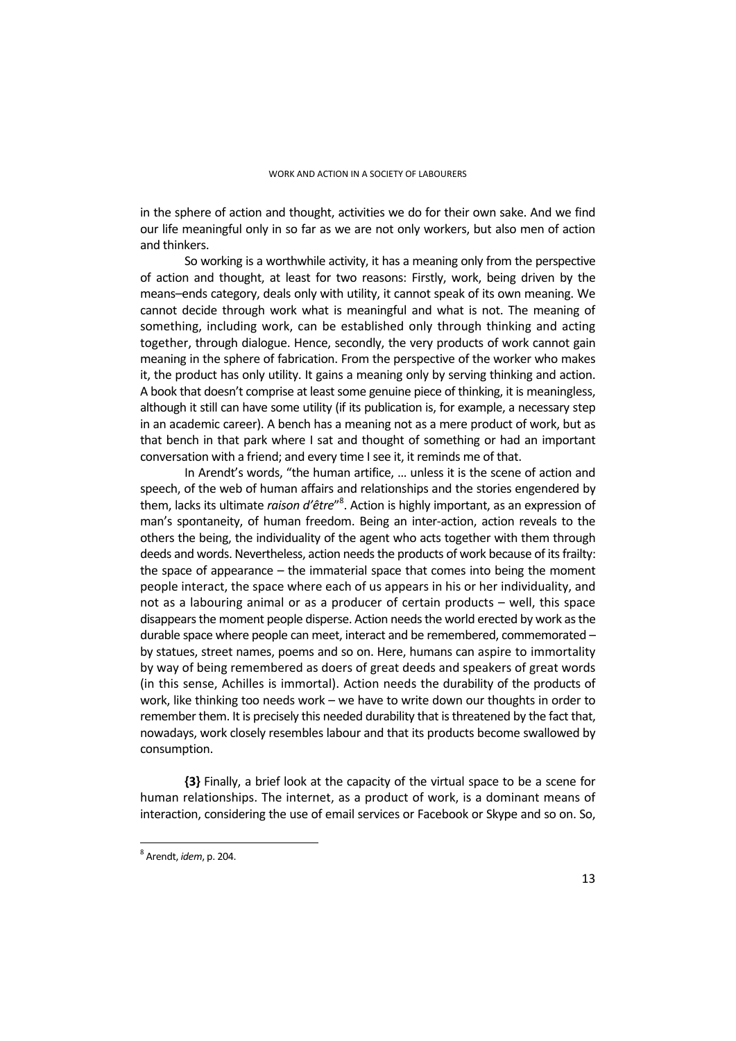in the sphere of action and thought, activities we do for their own sake. And we find our life meaningful only in so far as we are not only workers, but also men of action and thinkers.

So working is a worthwhile activity, it has a meaning only from the perspective of action and thought, at least for two reasons: Firstly, work, being driven by the means–ends category, deals only with utility, it cannot speak of its own meaning. We cannot decide through work what is meaningful and what is not. The meaning of something, including work, can be established only through thinking and acting together, through dialogue. Hence, secondly, the very products of work cannot gain meaning in the sphere of fabrication. From the perspective of the worker who makes it, the product has only utility. It gains a meaning only by serving thinking and action. A book that doesn't comprise at least some genuine piece of thinking, it is meaningless, although it still can have some utility (if its publication is, for example, a necessary step in an academic career). A bench has a meaning not as a mere product of work, but as that bench in that park where I sat and thought of something or had an important conversation with a friend; and every time I see it, it reminds me of that.

In Arendt's words, "the human artifice, … unless it is the scene of action and speech, of the web of human affairs and relationships and the stories engendered by them, lacks its ultimate *raison d'être*"[8]. Action is highly important, as an expression of man's spontaneity, of human freedom. Being an inter-action, action reveals to the others the being, the individuality of the agent who acts together with them through deeds and words. Nevertheless, action needs the products of work because of its frailty: the space of appearance – the immaterial space that comes into being the moment people interact, the space where each of us appears in his or her individuality, and not as a labouring animal or as a producer of certain products – well, this space disappears the moment people disperse. Action needs the world erected by work as the durable space where people can meet, interact and be remembered, commemorated – by statues, street names, poems and so on. Here, humans can aspire to immortality by way of being remembered as doers of great deeds and speakers of great words (in this sense, Achilles is immortal). Action needs the durability of the products of work, like thinking too needs work – we have to write down our thoughts in order to remember them. It is precisely this needed durability that is threatened by the fact that, nowadays, work closely resembles labour and that its products become swallowed by consumption.

**{3}** Finally, a brief look at the capacity of the virtual space to be a scene for human relationships. The internet, as a product of work, is a dominant means of interaction, considering the use of email services or Facebook or Skype and so on. So,

[8] Arendt, *idem*, p. 204.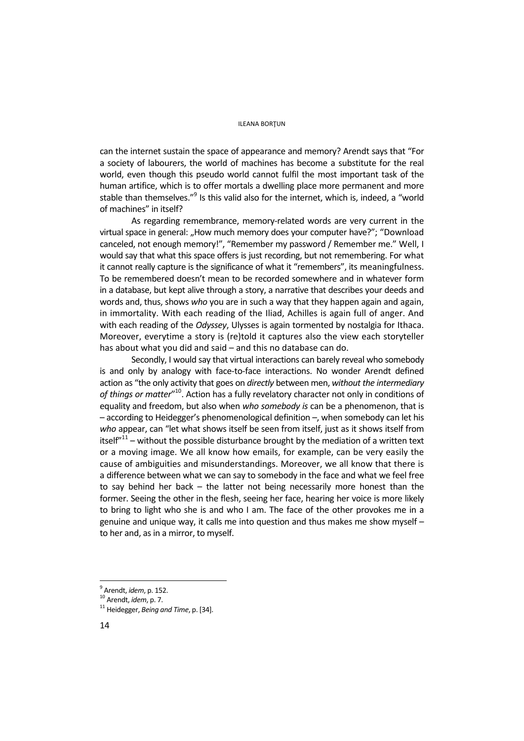can the internet sustain the space of appearance and memory? Arendt says that "For a society of labourers, the world of machines has become a substitute for the real world, even though this pseudo world cannot fulfil the most important task of the human artifice, which is to offer mortals a dwelling place more permanent and more stable than themselves."[9] Is this valid also for the internet, which is, indeed, a "world of machines" in itself?

As regarding remembrance, memory-related words are very current in the virtual space in general: „How much memory does your computer have?"; "Download canceled, not enough memory!", "Remember my password / Remember me." Well, I would say that what this space offers is just recording, but not remembering. For what it cannot really capture is the significance of what it "remembers", its meaningfulness. To be remembered doesn't mean to be recorded somewhere and in whatever form in a database, but kept alive through a story, a narrative that describes your deeds and words and, thus, shows *who* you are in such a way that they happen again and again, in immortality. With each reading of the Iliad, Achilles is again full of anger. And with each reading of the *Odyssey*, Ulysses is again tormented by nostalgia for Ithaca. Moreover, everytime a story is (re)told it captures also the view each storyteller has about what you did and said – and this no database can do.

Secondly, I would say that virtual interactions can barely reveal who somebody is and only by analogy with face-to-face interactions. No wonder Arendt defined action as "the only activity that goes on *directly* between men, *without the intermediary of things or matter*"[10]. Action has a fully revelatory character not only in conditions of equality and freedom, but also when *who somebody is* can be a phenomenon, that is – according to Heidegger's phenomenological definition –, when somebody can let his *who* appear, can "let what shows itself be seen from itself, just as it shows itself from itself"[11] – without the possible disturbance brought by the mediation of a written text or a moving image. We all know how emails, for example, can be very easily the cause of ambiguities and misunderstandings. Moreover, we all know that there is a difference between what we can say to somebody in the face and what we feel free to say behind her back – the latter not being necessarily more honest than the former. Seeing the other in the flesh, seeing her face, hearing her voice is more likely to bring to light who she is and who I am. The face of the other provokes me in a genuine and unique way, it calls me into question and thus makes me show myself – to her and, as in a mirror, to myself.

---

[9] Arendt, *idem*, p. 152.

[10] Arendt, *idem*, p. 7.

[11] Heidegger, *Being and Time*, p. [34].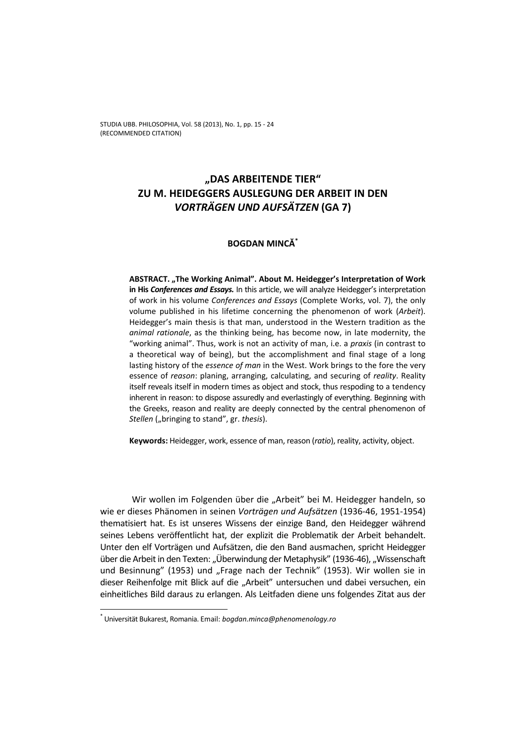# „DAS ARBEITENDE TIER" ZU M. HEIDEGGERS AUSLEGUNG DER ARBEIT IN DEN *VORTRÄGEN UND AUFSÄTZEN* (GA 7)

**BOGDAN MINCĂ**[*]

**ABSTRACT. „The Working Animal". About M. Heidegger's Interpretation of Work in His *Conferences and Essays.*** In this article, we will analyze Heidegger's interpretation of work in his volume *Conferences and Essays* (Complete Works, vol. 7), the only volume published in his lifetime concerning the phenomenon of work (*Arbeit*). Heidegger's main thesis is that man, understood in the Western tradition as the *animal rationale*, as the thinking being, has become now, in late modernity, the "working animal". Thus, work is not an activity of man, i.e. a *praxis* (in contrast to a theoretical way of being), but the accomplishment and final stage of a long lasting history of the *essence of man* in the West. Work brings to the fore the very essence of *reason*: planing, arranging, calculating, and securing of *reality*. Reality itself reveals itself in modern times as object and stock, thus respoding to a tendency inherent in reason: to dispose assuredly and everlastingly of everything. Beginning with the Greeks, reason and reality are deeply connected by the central phenomenon of *Stellen* („bringing to stand", gr. *thesis*).

**Keywords:** Heidegger, work, essence of man, reason (*ratio*), reality, activity, object.

Wir wollen im Folgenden über die „Arbeit" bei M. Heidegger handeln, so wie er dieses Phänomen in seinen *Vorträgen und Aufsätzen* (1936-46, 1951-1954) thematisiert hat. Es ist unseres Wissens der einzige Band, den Heidegger während seines Lebens veröffentlicht hat, der explizit die Problematik der Arbeit behandelt. Unter den elf Vorträgen und Aufsätzen, die den Band ausmachen, spricht Heidegger über die Arbeit in den Texten: „Überwindung der Metaphysik" (1936-46), „Wissenschaft und Besinnung" (1953) und „Frage nach der Technik" (1953). Wir wollen sie in dieser Reihenfolge mit Blick auf die „Arbeit" untersuchen und dabei versuchen, ein einheitliches Bild daraus zu erlangen. Als Leitfaden diene uns folgendes Zitat aus der

[*] Universität Bukarest, Romania. Email: *bogdan.minca@phenomenology.ro*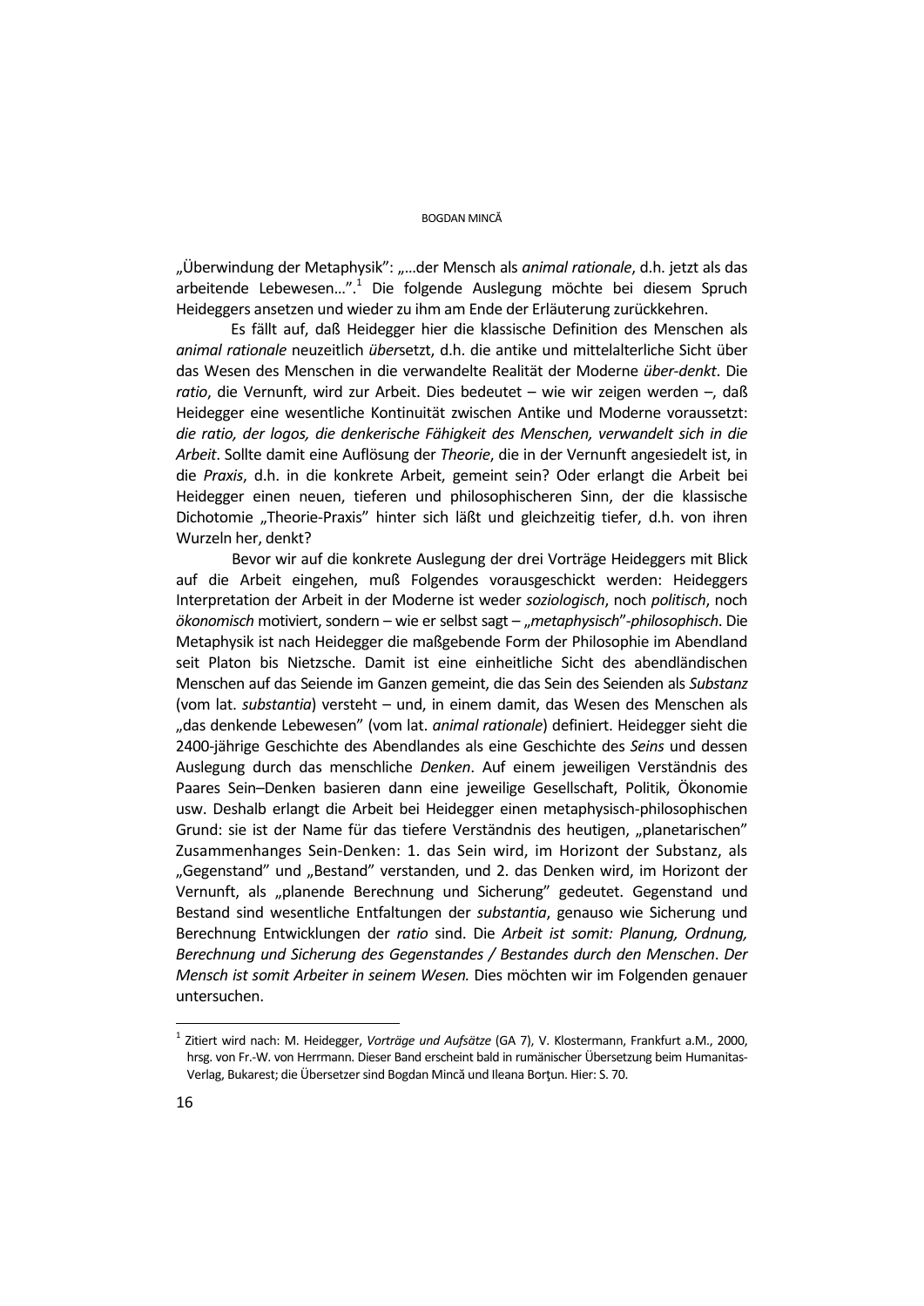„Überwindung der Metaphysik": „…der Mensch als *animal rationale*, d.h. jetzt als das arbeitende Lebewesen…".[1] Die folgende Auslegung möchte bei diesem Spruch Heideggers ansetzen und wieder zu ihm am Ende der Erläuterung zurückkehren.

Es fällt auf, daß Heidegger hier die klassische Definition des Menschen als *animal rationale* neuzeitlich *über*setzt, d.h. die antike und mittelalterliche Sicht über das Wesen des Menschen in die verwandelte Realität der Moderne *über-denkt*. Die *ratio*, die Vernunft, wird zur Arbeit. Dies bedeutet – wie wir zeigen werden –, daß Heidegger eine wesentliche Kontinuität zwischen Antike und Moderne voraussetzt: *die ratio, der logos, die denkerische Fähigkeit des Menschen, verwandelt sich in die Arbeit*. Sollte damit eine Auflösung der *Theorie*, die in der Vernunft angesiedelt ist, in die *Praxis*, d.h. in die konkrete Arbeit, gemeint sein? Oder erlangt die Arbeit bei Heidegger einen neuen, tieferen und philosophischeren Sinn, der die klassische Dichotomie „Theorie-Praxis" hinter sich läßt und gleichzeitig tiefer, d.h. von ihren Wurzeln her, denkt?

Bevor wir auf die konkrete Auslegung der drei Vorträge Heideggers mit Blick auf die Arbeit eingehen, muß Folgendes vorausgeschickt werden: Heideggers Interpretation der Arbeit in der Moderne ist weder *soziologisch*, noch *politisch*, noch *ökonomisch* motiviert, sondern – wie er selbst sagt – *„metaphysisch"-philosophisch*. Die Metaphysik ist nach Heidegger die maßgebende Form der Philosophie im Abendland seit Platon bis Nietzsche. Damit ist eine einheitliche Sicht des abendländischen Menschen auf das Seiende im Ganzen gemeint, die das Sein des Seienden als *Substanz* (vom lat. *substantia*) versteht – und, in einem damit, das Wesen des Menschen als „das denkende Lebewesen" (vom lat. *animal rationale*) definiert. Heidegger sieht die 2400-jährige Geschichte des Abendlandes als eine Geschichte des *Seins* und dessen Auslegung durch das menschliche *Denken*. Auf einem jeweiligen Verständnis des Paares Sein–Denken basieren dann eine jeweilige Gesellschaft, Politik, Ökonomie usw. Deshalb erlangt die Arbeit bei Heidegger einen metaphysisch-philosophischen Grund: sie ist der Name für das tiefere Verständnis des heutigen, „planetarischen" Zusammenhanges Sein-Denken: 1. das Sein wird, im Horizont der Substanz, als „Gegenstand" und „Bestand" verstanden, und 2. das Denken wird, im Horizont der Vernunft, als „planende Berechnung und Sicherung" gedeutet. Gegenstand und Bestand sind wesentliche Entfaltungen der *substantia*, genauso wie Sicherung und Berechnung Entwicklungen der *ratio* sind. Die *Arbeit ist somit: Planung, Ordnung, Berechnung und Sicherung des Gegenstandes / Bestandes durch den Menschen*. *Der Mensch ist somit Arbeiter in seinem Wesen.* Dies möchten wir im Folgenden genauer untersuchen.

---

[1] Zitiert wird nach: M. Heidegger, *Vorträge und Aufsätze* (GA 7), V. Klostermann, Frankfurt a.M., 2000, hrsg. von Fr.-W. von Herrmann. Dieser Band erscheint bald in rumänischer Übersetzung beim Humanitas-Verlag, Bukarest; die Übersetzer sind Bogdan Mincă und Ileana Borțun. Hier: S. 70.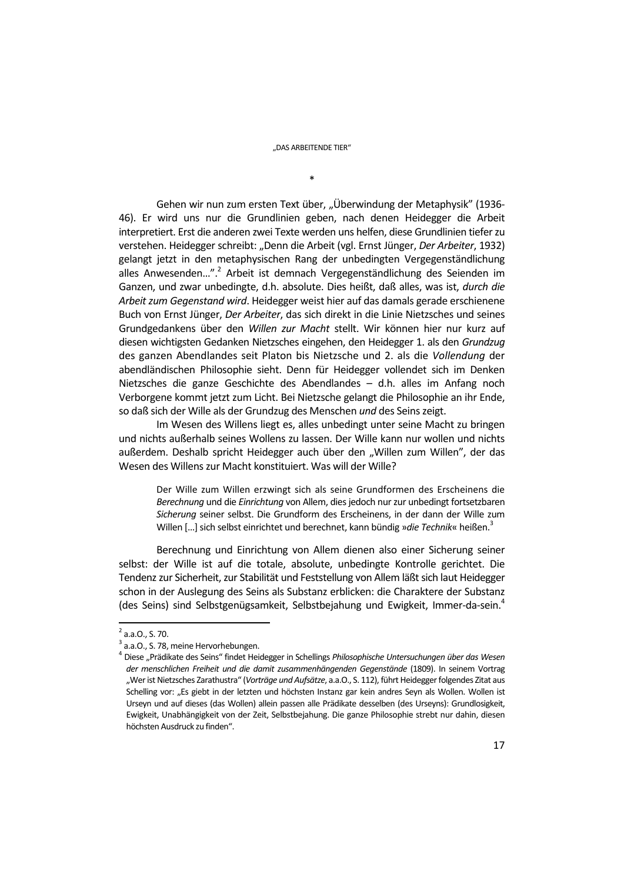\*

Gehen wir nun zum ersten Text über, „Überwindung der Metaphysik" (1936-46). Er wird uns nur die Grundlinien geben, nach denen Heidegger die Arbeit interpretiert. Erst die anderen zwei Texte werden uns helfen, diese Grundlinien tiefer zu verstehen. Heidegger schreibt: „Denn die Arbeit (vgl. Ernst Jünger, *Der Arbeiter*, 1932) gelangt jetzt in den metaphysischen Rang der unbedingten Vergegenständlichung alles Anwesenden…".[2] Arbeit ist demnach Vergegenständlichung des Seienden im Ganzen, und zwar unbedingte, d.h. absolute. Dies heißt, daß alles, was ist, *durch die Arbeit zum Gegenstand wird*. Heidegger weist hier auf das damals gerade erschienene Buch von Ernst Jünger, *Der Arbeiter*, das sich direkt in die Linie Nietzsches und seines Grundgedankens über den *Willen zur Macht* stellt. Wir können hier nur kurz auf diesen wichtigsten Gedanken Nietzsches eingehen, den Heidegger 1. als den *Grundzug* des ganzen Abendlandes seit Platon bis Nietzsche und 2. als die *Vollendung* der abendländischen Philosophie sieht. Denn für Heidegger vollendet sich im Denken Nietzsches die ganze Geschichte des Abendlandes – d.h. alles im Anfang noch Verborgene kommt jetzt zum Licht. Bei Nietzsche gelangt die Philosophie an ihr Ende, so daß sich der Wille als der Grundzug des Menschen *und* des Seins zeigt.

Im Wesen des Willens liegt es, alles unbedingt unter seine Macht zu bringen und nichts außerhalb seines Wollens zu lassen. Der Wille kann nur wollen und nichts außerdem. Deshalb spricht Heidegger auch über den „Willen zum Willen", der das Wesen des Willens zur Macht konstituiert. Was will der Wille?

> Der Wille zum Willen erzwingt sich als seine Grundformen des Erscheinens die *Berechnung* und die *Einrichtung* von Allem, dies jedoch nur zur unbedingt fortsetzbaren *Sicherung* seiner selbst. Die Grundform des Erscheinens, in der dann der Wille zum Willen […] sich selbst einrichtet und berechnet, kann bündig »*die Technik*« heißen.[3]

Berechnung und Einrichtung von Allem dienen also einer Sicherung seiner selbst: der Wille ist auf die totale, absolute, unbedingte Kontrolle gerichtet. Die Tendenz zur Sicherheit, zur Stabilität und Feststellung von Allem läßt sich laut Heidegger schon in der Auslegung des Seins als Substanz erblicken: die Charaktere der Substanz (des Seins) sind Selbstgenügsamkeit, Selbstbejahung und Ewigkeit, Immer-da-sein.[4]

---

[2] a.a.O., S. 70.

[3] a.a.O., S. 78, meine Hervorhebungen.

[4] Diese „Prädikate des Seins" findet Heidegger in Schellings *Philosophische Untersuchungen über das Wesen der menschlichen Freiheit und die damit zusammenhängenden Gegenstände* (1809). In seinem Vortrag „Wer ist Nietzsches Zarathustra" (*Vorträge und Aufsätze*, a.a.O., S. 112), führt Heidegger folgendes Zitat aus Schelling vor: „Es giebt in der letzten und höchsten Instanz gar kein andres Seyn als Wollen. Wollen ist Urseyn und auf dieses (das Wollen) allein passen alle Prädikate desselben (des Urseyns): Grundlosigkeit, Ewigkeit, Unabhängigkeit von der Zeit, Selbstbejahung. Die ganze Philosophie strebt nur dahin, diesen höchsten Ausdruck zu finden".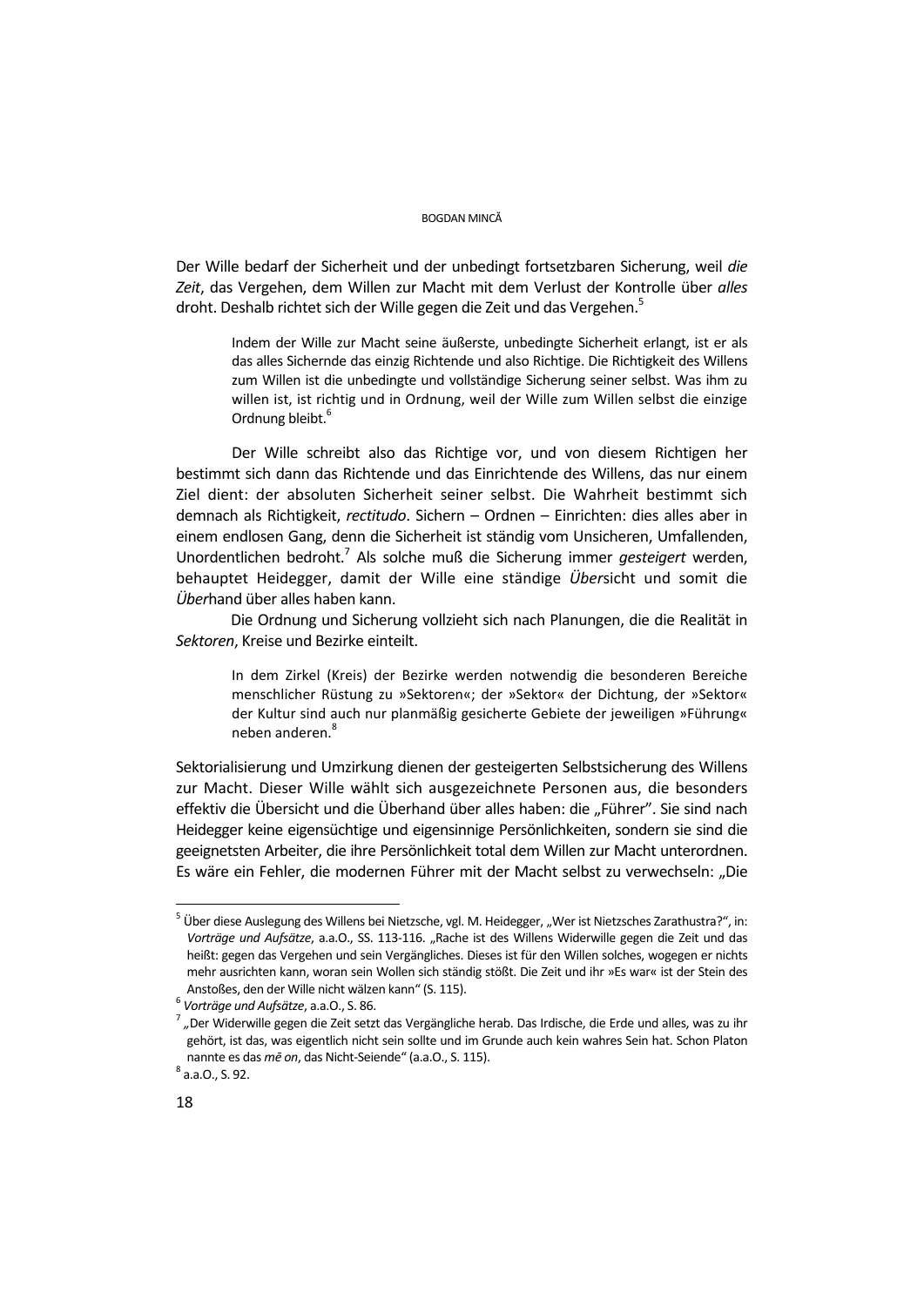Der Wille bedarf der Sicherheit und der unbedingt fortsetzbaren Sicherung, weil *die Zeit*, das Vergehen, dem Willen zur Macht mit dem Verlust der Kontrolle über *alles* droht. Deshalb richtet sich der Wille gegen die Zeit und das Vergehen.[5]

> Indem der Wille zur Macht seine äußerste, unbedingte Sicherheit erlangt, ist er als das alles Sichernde das einzig Richtende und also Richtige. Die Richtigkeit des Willens zum Willen ist die unbedingte und vollständige Sicherung seiner selbst. Was ihm zu willen ist, ist richtig und in Ordnung, weil der Wille zum Willen selbst die einzige Ordnung bleibt.[6]

Der Wille schreibt also das Richtige vor, und von diesem Richtigen her bestimmt sich dann das Richtende und das Einrichtende des Willens, das nur einem Ziel dient: der absoluten Sicherheit seiner selbst. Die Wahrheit bestimmt sich demnach als Richtigkeit, *rectitudo*. Sichern – Ordnen – Einrichten: dies alles aber in einem endlosen Gang, denn die Sicherheit ist ständig vom Unsicheren, Umfallenden, Unordentlichen bedroht.[7] Als solche muß die Sicherung immer *gesteigert* werden, behauptet Heidegger, damit der Wille eine ständige *Über*sicht und somit die *Über*hand über alles haben kann.

Die Ordnung und Sicherung vollzieht sich nach Planungen, die die Realität in *Sektoren*, Kreise und Bezirke einteilt.

> In dem Zirkel (Kreis) der Bezirke werden notwendig die besonderen Bereiche menschlicher Rüstung zu »Sektoren«; der »Sektor« der Dichtung, der »Sektor« der Kultur sind auch nur planmäßig gesicherte Gebiete der jeweiligen »Führung« neben anderen.[8]

Sektorialisierung und Umzirkung dienen der gesteigerten Selbstsicherung des Willens zur Macht. Dieser Wille wählt sich ausgezeichnete Personen aus, die besonders effektiv die Übersicht und die Überhand über alles haben: die „Führer". Sie sind nach Heidegger keine eigensüchtige und eigensinnige Persönlichkeiten, sondern sie sind die geeignetsten Arbeiter, die ihre Persönlichkeit total dem Willen zur Macht unterordnen. Es wäre ein Fehler, die modernen Führer mit der Macht selbst zu verwechseln: „Die

---

[5] Über diese Auslegung des Willens bei Nietzsche, vgl. M. Heidegger, „Wer ist Nietzsches Zarathustra?", in: *Vorträge und Aufsätze*, a.a.O., SS. 113-116. „Rache ist des Willens Widerwille gegen die Zeit und das heißt: gegen das Vergehen und sein Vergängliches. Dieses ist für den Willen solches, wogegen er nichts mehr ausrichten kann, woran sein Wollen sich ständig stößt. Die Zeit und ihr »Es war« ist der Stein des Anstoßes, den der Wille nicht wälzen kann" (S. 115).

[6] *Vorträge und Aufsätze*, a.a.O., S. 86.

[7] „Der Widerwille gegen die Zeit setzt das Vergängliche herab. Das Irdische, die Erde und alles, was zu ihr gehört, ist das, was eigentlich nicht sein sollte und im Grunde auch kein wahres Sein hat. Schon Platon nannte es das *mē on*, das Nicht-Seiende" (a.a.O., S. 115).

[8] a.a.O., S. 92.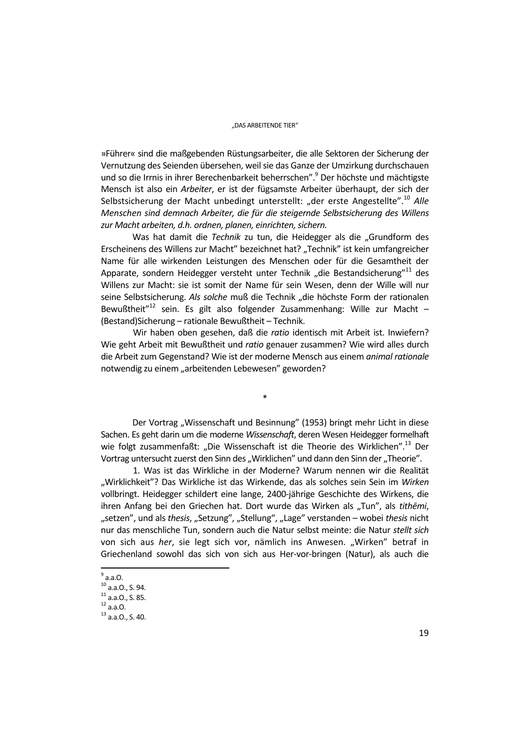»Führer« sind die maßgebenden Rüstungsarbeiter, die alle Sektoren der Sicherung der Vernutzung des Seienden übersehen, weil sie das Ganze der Umzirkung durchschauen und so die Irrnis in ihrer Berechenbarkeit beherrschen".[9] Der höchste und mächtigste Mensch ist also ein *Arbeiter*, er ist der fügsamste Arbeiter überhaupt, der sich der Selbstsicherung der Macht unbedingt unterstellt: „der erste Angestellte".[10] *Alle Menschen sind demnach Arbeiter, die für die steigernde Selbstsicherung des Willens zur Macht arbeiten, d.h. ordnen, planen, einrichten, sichern.*

Was hat damit die *Technik* zu tun, die Heidegger als die „Grundform des Erscheinens des Willens zur Macht" bezeichnet hat? „Technik" ist kein umfangreicher Name für alle wirkenden Leistungen des Menschen oder für die Gesamtheit der Apparate, sondern Heidegger versteht unter Technik „die Bestandsicherung"[11] des Willens zur Macht: sie ist somit der Name für sein Wesen, denn der Wille will nur seine Selbstsicherung. *Als solche* muß die Technik „die höchste Form der rationalen Bewußtheit"[12] sein. Es gilt also folgender Zusammenhang: Wille zur Macht – (Bestand)Sicherung – rationale Bewußtheit – Technik.

Wir haben oben gesehen, daß die *ratio* identisch mit Arbeit ist. Inwiefern? Wie geht Arbeit mit Bewußtheit und *ratio* genauer zusammen? Wie wird alles durch die Arbeit zum Gegenstand? Wie ist der moderne Mensch aus einem *animal rationale* notwendig zu einem „arbeitenden Lebewesen" geworden?

*

Der Vortrag „Wissenschaft und Besinnung" (1953) bringt mehr Licht in diese Sachen. Es geht darin um die moderne *Wissenschaft*, deren Wesen Heidegger formelhaft wie folgt zusammenfaßt: „Die Wissenschaft ist die Theorie des Wirklichen".[13] Der Vortrag untersucht zuerst den Sinn des „Wirklichen" und dann den Sinn der „Theorie".

1. Was ist das Wirkliche in der Moderne? Warum nennen wir die Realität „Wirklichkeit"? Das Wirkliche ist das Wirkende, das als solches sein Sein im *Wirken* vollbringt. Heidegger schildert eine lange, 2400-jährige Geschichte des Wirkens, die ihren Anfang bei den Griechen hat. Dort wurde das Wirken als „Tun", als *tithēmi*, „setzen", und als *thesis*, „Setzung", „Stellung", „Lage" verstanden – wobei *thesis* nicht nur das menschliche Tun, sondern auch die Natur selbst meinte: die Natur *stellt sich* von sich aus *her*, sie legt sich vor, nämlich ins Anwesen. „Wirken" betraf in Griechenland sowohl das sich von sich aus Her-vor-bringen (Natur), als auch die

---

[9] a.a.O.
[10] a.a.O., S. 94.
[11] a.a.O., S. 85.
[12] a.a.O.
[13] a.a.O., S. 40.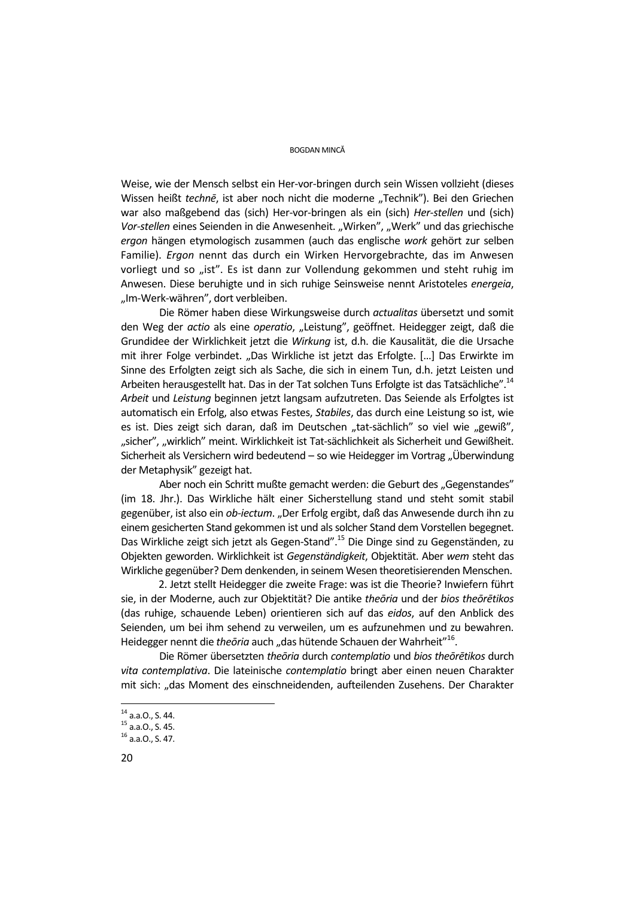Weise, wie der Mensch selbst ein Her-vor-bringen durch sein Wissen vollzieht (dieses Wissen heißt *technē*, ist aber noch nicht die moderne „Technik"). Bei den Griechen war also maßgebend das (sich) Her-vor-bringen als ein (sich) *Her-stellen* und (sich) *Vor-stellen* eines Seienden in die Anwesenheit. „Wirken", „Werk" und das griechische *ergon* hängen etymologisch zusammen (auch das englische *work* gehört zur selben Familie). *Ergon* nennt das durch ein Wirken Hervorgebrachte, das im Anwesen vorliegt und so „ist". Es ist dann zur Vollendung gekommen und steht ruhig im Anwesen. Diese beruhigte und in sich ruhige Seinsweise nennt Aristoteles *energeia*, „Im-Werk-währen", dort verbleiben.

Die Römer haben diese Wirkungsweise durch *actualitas* übersetzt und somit den Weg der *actio* als eine *operatio*, „Leistung", geöffnet. Heidegger zeigt, daß die Grundidee der Wirklichkeit jetzt die *Wirkung* ist, d.h. die Kausalität, die die Ursache mit ihrer Folge verbindet. „Das Wirkliche ist jetzt das Erfolgte. [...] Das Erwirkte im Sinne des Erfolgten zeigt sich als Sache, die sich in einem Tun, d.h. jetzt Leisten und Arbeiten herausgestellt hat. Das in der Tat solchen Tuns Erfolgte ist das Tatsächliche".[14] *Arbeit* und *Leistung* beginnen jetzt langsam aufzutreten. Das Seiende als Erfolgtes ist automatisch ein Erfolg, also etwas Festes, *Stabiles*, das durch eine Leistung so ist, wie es ist. Dies zeigt sich daran, daß im Deutschen „tat-sächlich" so viel wie „gewiß", „sicher", „wirklich" meint. Wirklichkeit ist Tat-sächlichkeit als Sicherheit und Gewißheit. Sicherheit als Versichern wird bedeutend – so wie Heidegger im Vortrag „Überwindung der Metaphysik" gezeigt hat.

Aber noch ein Schritt mußte gemacht werden: die Geburt des „Gegenstandes" (im 18. Jhr.). Das Wirkliche hält einer Sicherstellung stand und steht somit stabil gegenüber, ist also ein *ob-iectum*. „Der Erfolg ergibt, daß das Anwesende durch ihn zu einem gesicherten Stand gekommen ist und als solcher Stand dem Vorstellen begegnet. Das Wirkliche zeigt sich jetzt als Gegen-Stand".[15] Die Dinge sind zu Gegenständen, zu Objekten geworden. Wirklichkeit ist *Gegenständigkeit*, Objektität. Aber *wem* steht das Wirkliche gegenüber? Dem denkenden, in seinem Wesen theoretisierenden Menschen.

2. Jetzt stellt Heidegger die zweite Frage: was ist die Theorie? Inwiefern führt sie, in der Moderne, auch zur Objektität? Die antike *theōria* und der *bios theōrētikos* (das ruhige, schauende Leben) orientieren sich auf das *eidos*, auf den Anblick des Seienden, um bei ihm sehend zu verweilen, um es aufzunehmen und zu bewahren. Heidegger nennt die *theōria* auch „das hütende Schauen der Wahrheit"[16].

Die Römer übersetzten *theōria* durch *contemplatio* und *bios theōrētikos* durch *vita contemplativa*. Die lateinische *contemplatio* bringt aber einen neuen Charakter mit sich: „das Moment des einschneidenden, aufteilenden Zusehens. Der Charakter

---

[14] a.a.O., S. 44.

[15] a.a.O., S. 45.

[16] a.a.O., S. 47.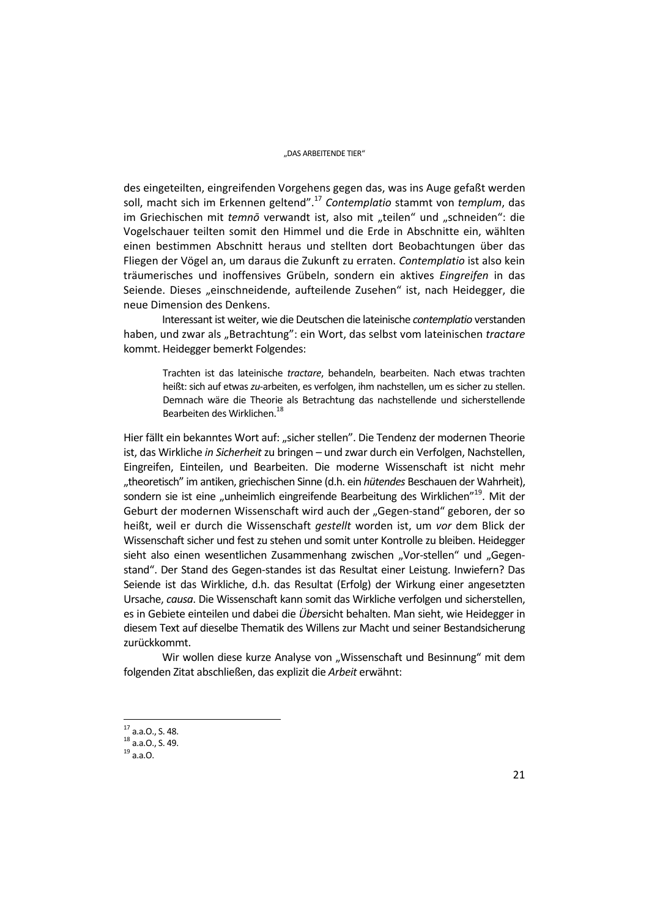des eingeteilten, eingreifenden Vorgehens gegen das, was ins Auge gefaßt werden soll, macht sich im Erkennen geltend".[17] *Contemplatio* stammt von *templum*, das im Griechischen mit *temnō* verwandt ist, also mit „teilen" und „schneiden": die Vogelschauer teilten somit den Himmel und die Erde in Abschnitte ein, wählten einen bestimmen Abschnitt heraus und stellten dort Beobachtungen über das Fliegen der Vögel an, um daraus die Zukunft zu erraten. *Contemplatio* ist also kein träumerisches und inoffensives Grübeln, sondern ein aktives *Eingreifen* in das Seiende. Dieses „einschneidende, aufteilende Zusehen" ist, nach Heidegger, die neue Dimension des Denkens.

Interessant ist weiter, wie die Deutschen die lateinische *contemplatio* verstanden haben, und zwar als „Betrachtung": ein Wort, das selbst vom lateinischen *tractare* kommt. Heidegger bemerkt Folgendes:

> Trachten ist das lateinische *tractare*, behandeln, bearbeiten. Nach etwas trachten heißt: sich auf etwas *zu*-arbeiten, es verfolgen, ihm nachstellen, um es sicher zu stellen. Demnach wäre die Theorie als Betrachtung das nachstellende und sicherstellende Bearbeiten des Wirklichen.[18]

Hier fällt ein bekanntes Wort auf: „sicher stellen". Die Tendenz der modernen Theorie ist, das Wirkliche *in Sicherheit* zu bringen – und zwar durch ein Verfolgen, Nachstellen, Eingreifen, Einteilen, und Bearbeiten. Die moderne Wissenschaft ist nicht mehr „theoretisch" im antiken, griechischen Sinne (d.h. ein *hütendes* Beschauen der Wahrheit), sondern sie ist eine „unheimlich eingreifende Bearbeitung des Wirklichen"[19]. Mit der Geburt der modernen Wissenschaft wird auch der „Gegen-stand" geboren, der so heißt, weil er durch die Wissenschaft *gestellt* worden ist, um *vor* dem Blick der Wissenschaft sicher und fest zu stehen und somit unter Kontrolle zu bleiben. Heidegger sieht also einen wesentlichen Zusammenhang zwischen „Vor-stellen" und „Gegen-stand". Der Stand des Gegen-standes ist das Resultat einer Leistung. Inwiefern? Das Seiende ist das Wirkliche, d.h. das Resultat (Erfolg) der Wirkung einer angesetzten Ursache, *causa*. Die Wissenschaft kann somit das Wirkliche verfolgen und sicherstellen, es in Gebiete einteilen und dabei die *Über*sicht behalten. Man sieht, wie Heidegger in diesem Text auf dieselbe Thematik des Willens zur Macht und seiner Bestandsicherung zurückkommt.

Wir wollen diese kurze Analyse von „Wissenschaft und Besinnung" mit dem folgenden Zitat abschließen, das explizit die *Arbeit* erwähnt:

---

[17] a.a.O., S. 48.
[18] a.a.O., S. 49.
[19] a.a.O.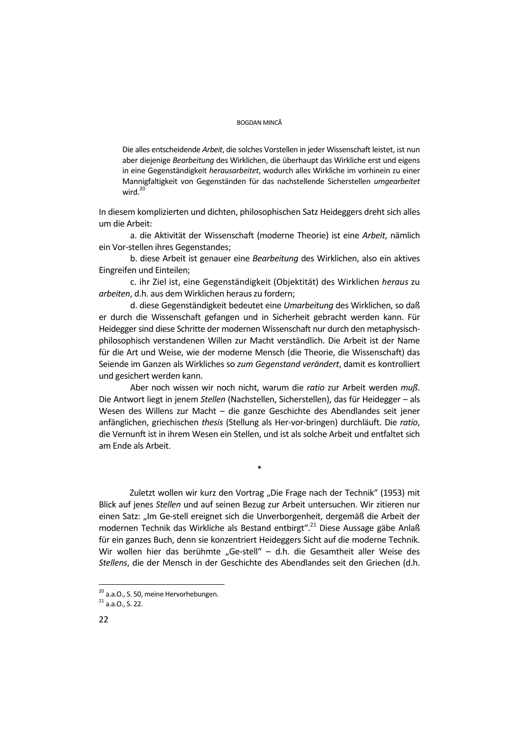> Die alles entscheidende *Arbeit*, die solches Vorstellen in jeder Wissenschaft leistet, ist nun aber diejenige *Bearbeitung* des Wirklichen, die überhaupt das Wirkliche erst und eigens in eine Gegenständigkeit *herausarbeitet*, wodurch alles Wirkliche im vorhinein zu einer Mannigfaltigkeit von Gegenständen für das nachstellende Sicherstellen *umgearbeitet* wird.[20]

In diesem komplizierten und dichten, philosophischen Satz Heideggers dreht sich alles um die Arbeit:

a. die Aktivität der Wissenschaft (moderne Theorie) ist eine *Arbeit*, nämlich ein Vor-stellen ihres Gegenstandes;

b. diese Arbeit ist genauer eine *Bearbeitung* des Wirklichen, also ein aktives Eingreifen und Einteilen;

c. ihr Ziel ist, eine Gegenständigkeit (Objektität) des Wirklichen *heraus* zu *arbeiten*, d.h. aus dem Wirklichen heraus zu fordern;

d. diese Gegenständigkeit bedeutet eine *Umarbeitung* des Wirklichen, so daß er durch die Wissenschaft gefangen und in Sicherheit gebracht werden kann. Für Heidegger sind diese Schritte der modernen Wissenschaft nur durch den metaphysisch-philosophisch verstandenen Willen zur Macht verständlich. Die Arbeit ist der Name für die Art und Weise, wie der moderne Mensch (die Theorie, die Wissenschaft) das Seiende im Ganzen als Wirkliches so *zum Gegenstand verändert*, damit es kontrolliert und gesichert werden kann.

Aber noch wissen wir noch nicht, warum die *ratio* zur Arbeit werden *muß*. Die Antwort liegt in jenem *Stellen* (Nachstellen, Sicherstellen), das für Heidegger – als Wesen des Willens zur Macht – die ganze Geschichte des Abendlandes seit jener anfänglichen, griechischen *thesis* (Stellung als Her-vor-bringen) durchläuft. Die *ratio*, die Vernunft ist in ihrem Wesen ein Stellen, und ist als solche Arbeit und entfaltet sich am Ende als Arbeit.

*

Zuletzt wollen wir kurz den Vortrag „Die Frage nach der Technik" (1953) mit Blick auf jenes *Stellen* und auf seinen Bezug zur Arbeit untersuchen. Wir zitieren nur einen Satz: „Im Ge-stell ereignet sich die Unverborgenheit, dergemäß die Arbeit der modernen Technik das Wirkliche als Bestand entbirgt".[21] Diese Aussage gäbe Anlaß für ein ganzes Buch, denn sie konzentriert Heideggers Sicht auf die moderne Technik. Wir wollen hier das berühmte „Ge-stell" – d.h. die Gesamtheit aller Weise des *Stellens*, die der Mensch in der Geschichte des Abendlandes seit den Griechen (d.h.

---

[20] a.a.O., S. 50, meine Hervorhebungen.

[21] a.a.O., S. 22.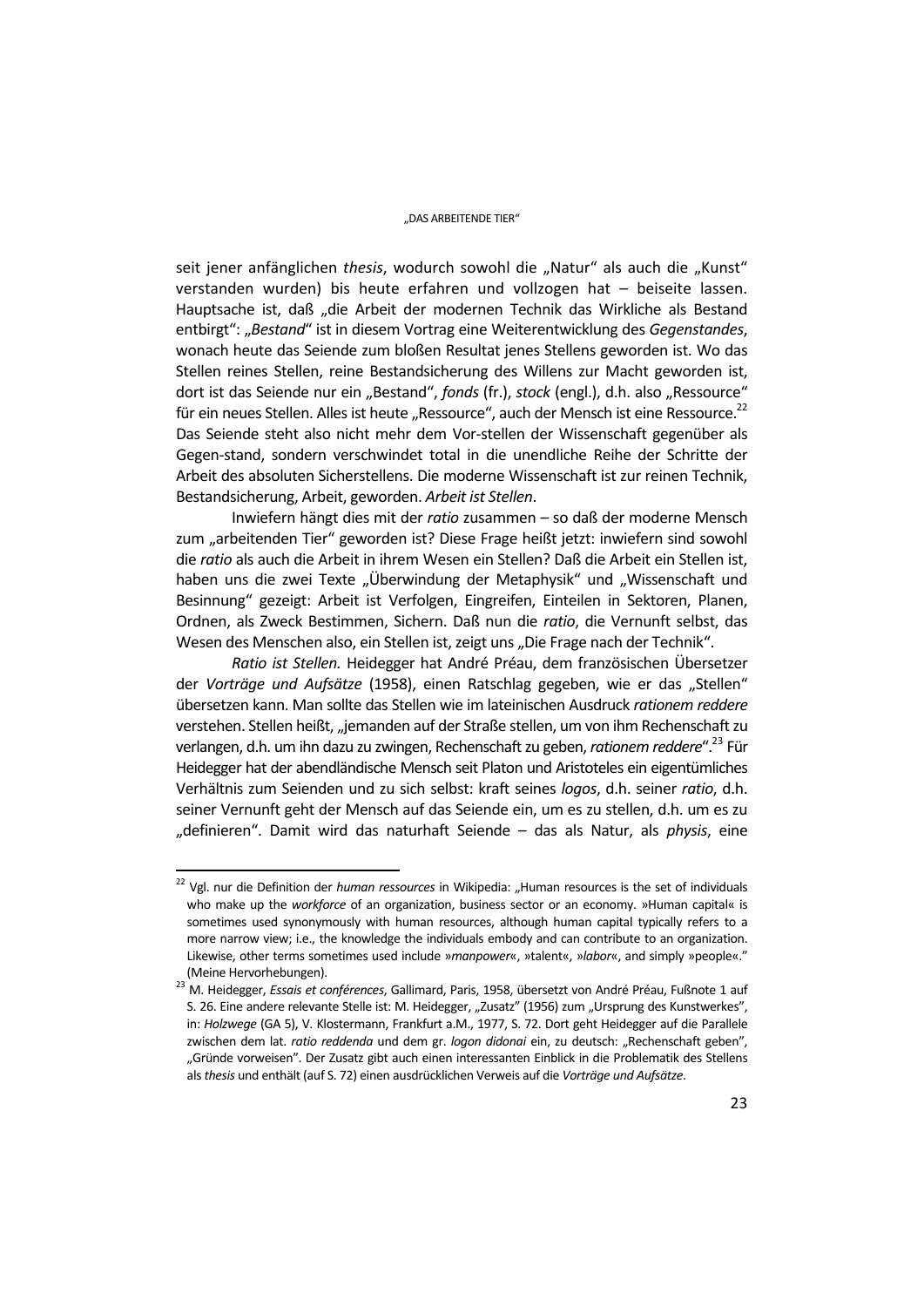seit jener anfänglichen *thesis*, wodurch sowohl die „Natur“ als auch die „Kunst“ verstanden wurden) bis heute erfahren und vollzogen hat – beiseite lassen. Hauptsache ist, daß „die Arbeit der modernen Technik das Wirkliche als Bestand entbirgt“: „*Bestand*“ ist in diesem Vortrag eine Weiterentwicklung des *Gegenstandes*, wonach heute das Seiende zum bloßen Resultat jenes Stellens geworden ist. Wo das Stellen reines Stellen, reine Bestandsicherung des Willens zur Macht geworden ist, dort ist das Seiende nur ein „Bestand“, *fonds* (fr.), *stock* (engl.), d.h. also „Ressource“ für ein neues Stellen. Alles ist heute „Ressource“, auch der Mensch ist eine Ressource.[22] Das Seiende steht also nicht mehr dem Vor-stellen der Wissenschaft gegenüber als Gegen-stand, sondern verschwindet total in die unendliche Reihe der Schritte der Arbeit des absoluten Sicherstellens. Die moderne Wissenschaft ist zur reinen Technik, Bestandsicherung, Arbeit, geworden. *Arbeit ist Stellen*.

Inwiefern hängt dies mit der *ratio* zusammen – so daß der moderne Mensch zum „arbeitenden Tier“ geworden ist? Diese Frage heißt jetzt: inwiefern sind sowohl die *ratio* als auch die Arbeit in ihrem Wesen ein Stellen? Daß die Arbeit ein Stellen ist, haben uns die zwei Texte „Überwindung der Metaphysik“ und „Wissenschaft und Besinnung“ gezeigt: Arbeit ist Verfolgen, Eingreifen, Einteilen in Sektoren, Planen, Ordnen, als Zweck Bestimmen, Sichern. Daß nun die *ratio*, die Vernunft selbst, das Wesen des Menschen also, ein Stellen ist, zeigt uns „Die Frage nach der Technik“.

*Ratio ist Stellen.* Heidegger hat André Préau, dem französischen Übersetzer der *Vorträge und Aufsätze* (1958), einen Ratschlag gegeben, wie er das „Stellen“ übersetzen kann. Man sollte das Stellen wie im lateinischen Ausdruck *rationem reddere* verstehen. Stellen heißt, „jemanden auf der Straße stellen, um von ihm Rechenschaft zu verlangen, d.h. um ihn dazu zu zwingen, Rechenschaft zu geben, *rationem reddere*“.[23] Für Heidegger hat der abendländische Mensch seit Platon und Aristoteles ein eigentümliches Verhältnis zum Seienden und zu sich selbst: kraft seines *logos*, d.h. seiner *ratio*, d.h. seiner Vernunft geht der Mensch auf das Seiende ein, um es zu stellen, d.h. um es zu „definieren“. Damit wird das naturhaft Seiende – das als Natur, als *physis*, eine

---

[22] Vgl. nur die Definition der *human ressources* in Wikipedia: „Human resources is the set of individuals who make up the *workforce* of an organization, business sector or an economy. »Human capital« is sometimes used synonymously with human resources, although human capital typically refers to a more narrow view; i.e., the knowledge the individuals embody and can contribute to an organization. Likewise, other terms sometimes used include »*manpower*«, »talent«, »*labor*«, and simply »people«.“ (Meine Hervorhebungen).

[23] M. Heidegger, *Essais et conférences*, Gallimard, Paris, 1958, übersetzt von André Préau, Fußnote 1 auf S. 26. Eine andere relevante Stelle ist: M. Heidegger, „Zusatz“ (1956) zum „Ursprung des Kunstwerkes“, in: *Holzwege* (GA 5), V. Klostermann, Frankfurt a.M., 1977, S. 72. Dort geht Heidegger auf die Parallele zwischen dem lat. *ratio reddenda* und dem gr. *logon didonai* ein, zu deutsch: „Rechenschaft geben“, „Gründe vorweisen“. Der Zusatz gibt auch einen interessanten Einblick in die Problematik des Stellens als *thesis* und enthält (auf S. 72) einen ausdrücklichen Verweis auf die *Vorträge und Aufsätze*.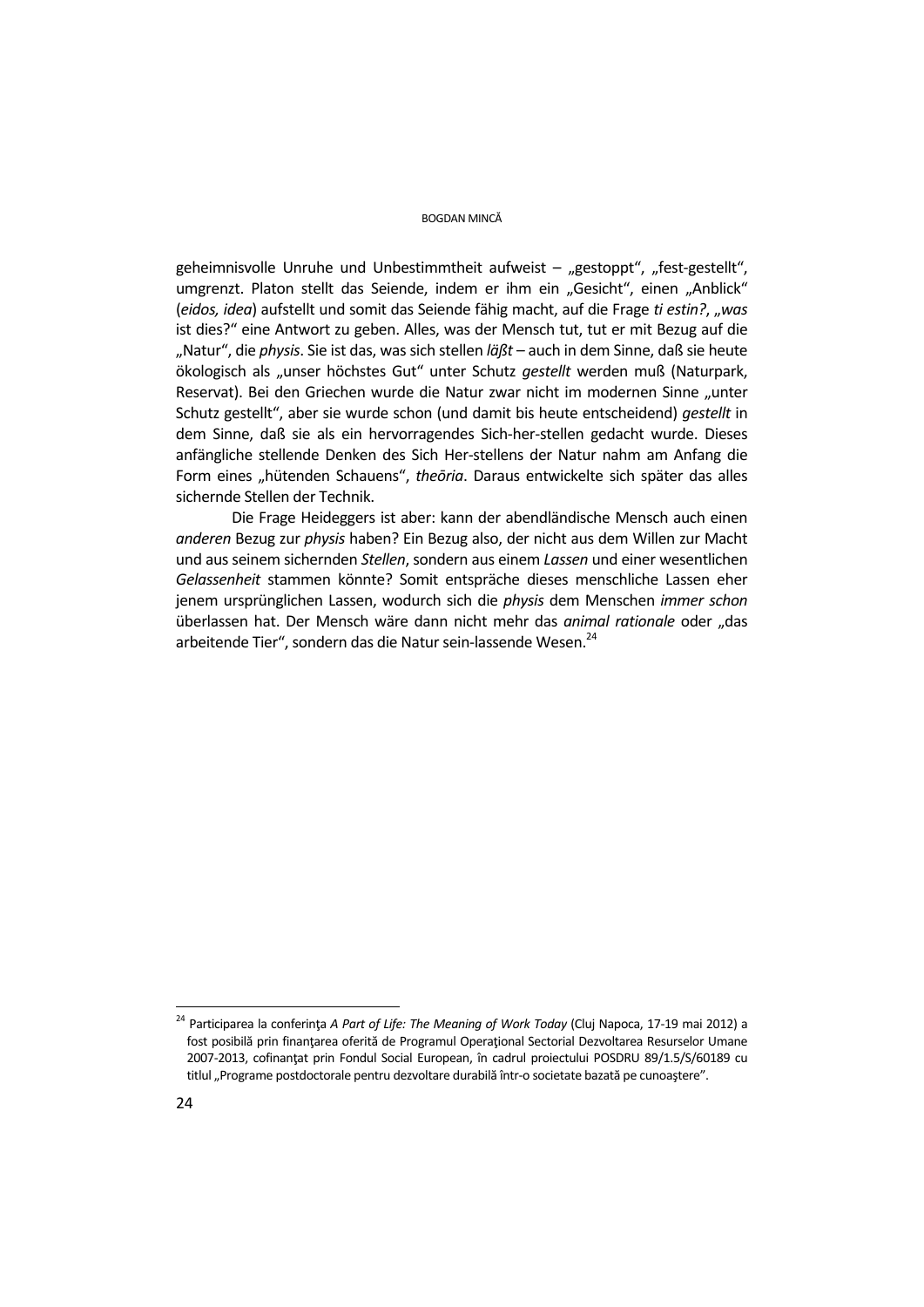geheimnisvolle Unruhe und Unbestimmtheit aufweist – „gestoppt“, „fest-gestellt“, umgrenzt. Platon stellt das Seiende, indem er ihm ein „Gesicht“, einen „Anblick“ (*eidos, idea*) aufstellt und somit das Seiende fähig macht, auf die Frage *ti estin?*, „*was* ist dies?“ eine Antwort zu geben. Alles, was der Mensch tut, tut er mit Bezug auf die „Natur“, die *physis*. Sie ist das, was sich stellen *läßt* – auch in dem Sinne, daß sie heute ökologisch als „unser höchstes Gut“ unter Schutz *gestellt* werden muß (Naturpark, Reservat). Bei den Griechen wurde die Natur zwar nicht im modernen Sinne „unter Schutz gestellt“, aber sie wurde schon (und damit bis heute entscheidend) *gestellt* in dem Sinne, daß sie als ein hervorragendes Sich-her-stellen gedacht wurde. Dieses anfängliche stellende Denken des Sich Her-stellens der Natur nahm am Anfang die Form eines „hütenden Schauens“, *theōria*. Daraus entwickelte sich später das alles sichernde Stellen der Technik.

Die Frage Heideggers ist aber: kann der abendländische Mensch auch einen *anderen* Bezug zur *physis* haben? Ein Bezug also, der nicht aus dem Willen zur Macht und aus seinem sichernden *Stellen*, sondern aus einem *Lassen* und einer wesentlichen *Gelassenheit* stammen könnte? Somit entspräche dieses menschliche Lassen eher jenem ursprünglichen Lassen, wodurch sich die *physis* dem Menschen *immer schon* überlassen hat. Der Mensch wäre dann nicht mehr das *animal rationale* oder „das arbeitende Tier“, sondern das die Natur sein-lassende Wesen.[24]

---

[24] Participarea la conferinţa *A Part of Life: The Meaning of Work Today* (Cluj Napoca, 17-19 mai 2012) a fost posibilă prin finanţarea oferită de Programul Operaţional Sectorial Dezvoltarea Resurselor Umane 2007-2013, cofinanţat prin Fondul Social European, în cadrul proiectului POSDRU 89/1.5/S/60189 cu titlul „Programe postdoctorale pentru dezvoltare durabilă într-o societate bazată pe cunoaştere”.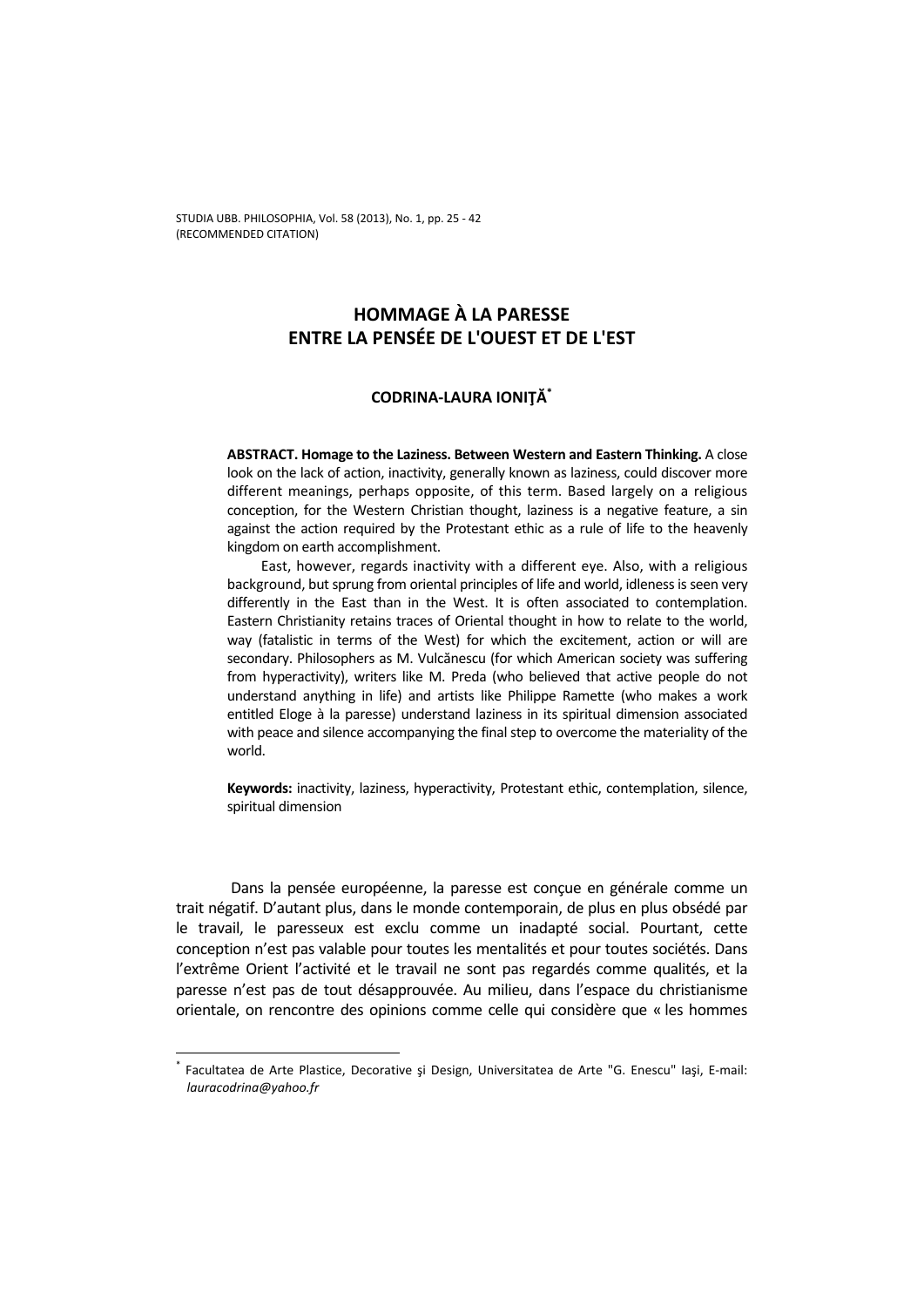# HOMMAGE À LA PARESSE ENTRE LA PENSÉE DE L'OUEST ET DE L'EST

**CODRINA-LAURA IONIŢĂ**[*]

**ABSTRACT. Homage to the Laziness. Between Western and Eastern Thinking.** A close look on the lack of action, inactivity, generally known as laziness, could discover more different meanings, perhaps opposite, of this term. Based largely on a religious conception, for the Western Christian thought, laziness is a negative feature, a sin against the action required by the Protestant ethic as a rule of life to the heavenly kingdom on earth accomplishment.

East, however, regards inactivity with a different eye. Also, with a religious background, but sprung from oriental principles of life and world, idleness is seen very differently in the East than in the West. It is often associated to contemplation. Eastern Christianity retains traces of Oriental thought in how to relate to the world, way (fatalistic in terms of the West) for which the excitement, action or will are secondary. Philosophers as M. Vulcănescu (for which American society was suffering from hyperactivity), writers like M. Preda (who believed that active people do not understand anything in life) and artists like Philippe Ramette (who makes a work entitled Eloge à la paresse) understand laziness in its spiritual dimension associated with peace and silence accompanying the final step to overcome the materiality of the world.

**Keywords:** inactivity, laziness, hyperactivity, Protestant ethic, contemplation, silence, spiritual dimension

Dans la pensée européenne, la paresse est conçue en générale comme un trait négatif. D'autant plus, dans le monde contemporain, de plus en plus obsédé par le travail, le paresseux est exclu comme un inadapté social. Pourtant, cette conception n'est pas valable pour toutes les mentalités et pour toutes sociétés. Dans l'extrême Orient l'activité et le travail ne sont pas regardés comme qualités, et la paresse n'est pas de tout désapprouvée. Au milieu, dans l'espace du christianisme orientale, on rencontre des opinions comme celle qui considère que « les hommes

[*] Facultatea de Arte Plastice, Decorative şi Design, Universitatea de Arte "G. Enescu" Iaşi, E-mail: *lauracodrina@yahoo.fr*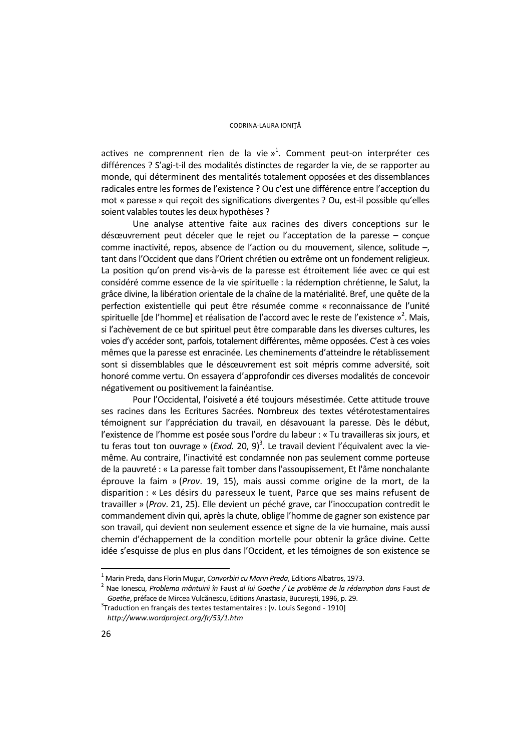actives ne comprennent rien de la vie »[1]. Comment peut-on interpréter ces différences ? S'agi-t-il des modalités distinctes de regarder la vie, de se rapporter au monde, qui déterminent des mentalités totalement opposées et des dissemblances radicales entre les formes de l'existence ? Ou c'est une différence entre l'acception du mot « paresse » qui reçoit des significations divergentes ? Ou, est-il possible qu'elles soient valables toutes les deux hypothèses ?

Une analyse attentive faite aux racines des divers conceptions sur le désœuvrement peut déceler que le rejet ou l'acceptation de la paresse – conçue comme inactivité, repos, absence de l'action ou du mouvement, silence, solitude –, tant dans l'Occident que dans l'Orient chrétien ou extrême ont un fondement religieux. La position qu'on prend vis-à-vis de la paresse est étroitement liée avec ce qui est considéré comme essence de la vie spirituelle : la rédemption chrétienne, le Salut, la grâce divine, la libération orientale de la chaîne de la matérialité. Bref, une quête de la perfection existentielle qui peut être résumée comme « reconnaissance de l'unité spirituelle [de l'homme] et réalisation de l'accord avec le reste de l'existence »[2]. Mais, si l'achèvement de ce but spirituel peut être comparable dans les diverses cultures, les voies d'y accéder sont, parfois, totalement différentes, même opposées. C'est à ces voies mêmes que la paresse est enracinée. Les cheminements d'atteindre le rétablissement sont si dissemblables que le désœuvrement est soit mépris comme adversité, soit honoré comme vertu. On essayera d'approfondir ces diverses modalités de concevoir négativement ou positivement la fainéantise.

Pour l'Occidental, l'oisiveté a été toujours mésestimée. Cette attitude trouve ses racines dans les Ecritures Sacrées. Nombreux des textes vétérotestamentaires témoignent sur l'appréciation du travail, en désavouant la paresse. Dès le début, l'existence de l'homme est posée sous l'ordre du labeur : « Tu travailleras six jours, et tu feras tout ton ouvrage » (*Exod.* 20, 9)[3]. Le travail devient l'équivalent avec la vie-même. Au contraire, l'inactivité est condamnée non pas seulement comme porteuse de la pauvreté : « La paresse fait tomber dans l'assoupissement, Et l'âme nonchalante éprouve la faim » (*Prov*. 19, 15), mais aussi comme origine de la mort, de la disparition : « Les désirs du paresseux le tuent, Parce que ses mains refusent de travailler » (*Prov*. 21, 25). Elle devient un péché grave, car l'inoccupation contredit le commandement divin qui, après la chute, oblige l'homme de gagner son existence par son travail, qui devient non seulement essence et signe de la vie humaine, mais aussi chemin d'échappement de la condition mortelle pour obtenir la grâce divine. Cette idée s'esquisse de plus en plus dans l'Occident, et les témoignes de son existence se

---

[1] Marin Preda, dans Florin Mugur, *Convorbiri cu Marin Preda*, Editions Albatros, 1973.

[2] Nae Ionescu, *Problema mântuirii în* Faust *al lui Goethe / Le problème de la rédemption dans* Faust *de Goethe*, préface de Mircea Vulcănescu, Editions Anastasia, București, 1996, p. 29.

[3] Traduction en français des textes testamentaires : [v. Louis Segond - 1910] *http://www.wordproject.org/fr/53/1.htm*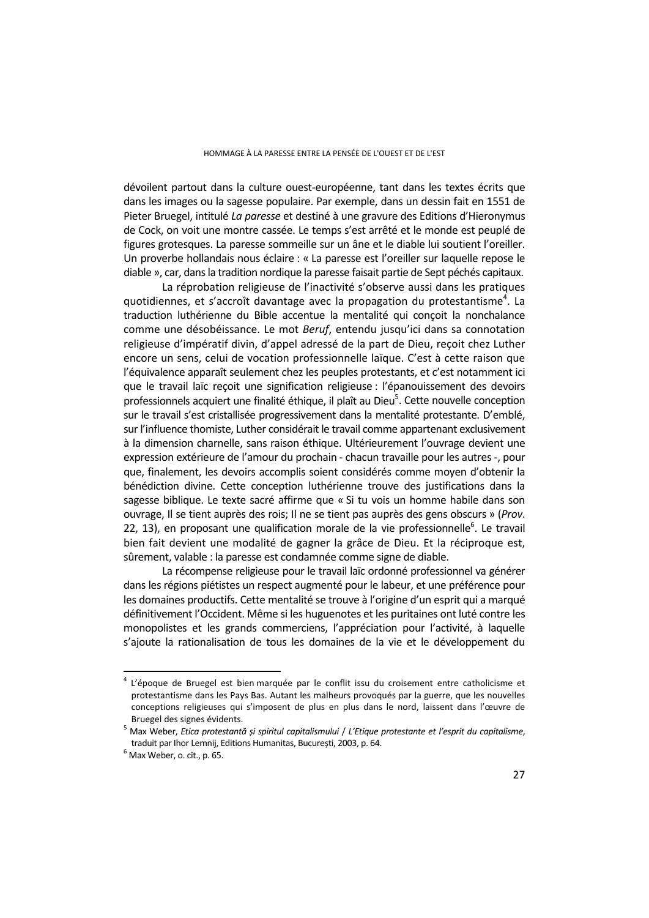dévoilent partout dans la culture ouest-européenne, tant dans les textes écrits que dans les images ou la sagesse populaire. Par exemple, dans un dessin fait en 1551 de Pieter Bruegel, intitulé *La paresse* et destiné à une gravure des Editions d'Hieronymus de Cock, on voit une montre cassée. Le temps s'est arrêté et le monde est peuplé de figures grotesques. La paresse sommeille sur un âne et le diable lui soutient l'oreiller. Un proverbe hollandais nous éclaire : « La paresse est l'oreiller sur laquelle repose le diable », car, dans la tradition nordique la paresse faisait partie de Sept péchés capitaux.

La réprobation religieuse de l'inactivité s'observe aussi dans les pratiques quotidiennes, et s'accroît davantage avec la propagation du protestantisme[4]. La traduction luthérienne du Bible accentue la mentalité qui conçoit la nonchalance comme une désobéissance. Le mot *Beruf*, entendu jusqu'ici dans sa connotation religieuse d'impératif divin, d'appel adressé de la part de Dieu, reçoit chez Luther encore un sens, celui de vocation professionnelle laïque. C'est à cette raison que l'équivalence apparaît seulement chez les peuples protestants, et c'est notamment ici que le travail laïc reçoit une signification religieuse : l'épanouissement des devoirs professionnels acquiert une finalité éthique, il plaît au Dieu[5]. Cette nouvelle conception sur le travail s'est cristallisée progressivement dans la mentalité protestante. D'emblé, sur l'influence thomiste, Luther considérait le travail comme appartenant exclusivement à la dimension charnelle, sans raison éthique. Ultérieurement l'ouvrage devient une expression extérieure de l'amour du prochain - chacun travaille pour les autres -, pour que, finalement, les devoirs accomplis soient considérés comme moyen d'obtenir la bénédiction divine. Cette conception luthérienne trouve des justifications dans la sagesse biblique. Le texte sacré affirme que « Si tu vois un homme habile dans son ouvrage, Il se tient auprès des rois; Il ne se tient pas auprès des gens obscurs » (*Prov*. 22, 13), en proposant une qualification morale de la vie professionnelle[6]. Le travail bien fait devient une modalité de gagner la grâce de Dieu. Et la réciproque est, sûrement, valable : la paresse est condamnée comme signe de diable.

La récompense religieuse pour le travail laïc ordonné professionnel va générer dans les régions piétistes un respect augmenté pour le labeur, et une préférence pour les domaines productifs. Cette mentalité se trouve à l'origine d'un esprit qui a marqué définitivement l'Occident. Même si les huguenotes et les puritaines ont luté contre les monopolistes et les grands commerciens, l'appréciation pour l'activité, à laquelle s'ajoute la rationalisation de tous les domaines de la vie et le développement du

---

[4] L'époque de Bruegel est bien marquée par le conflit issu du croisement entre catholicisme et protestantisme dans les Pays Bas. Autant les malheurs provoqués par la guerre, que les nouvelles conceptions religieuses qui s'imposent de plus en plus dans le nord, laissent dans l'œuvre de Bruegel des signes évidents.

[5] Max Weber, *Etica protestantă și spiritul capitalismului* / *L'Etique protestante et l'esprit du capitalisme*, traduit par Ihor Lemnij, Editions Humanitas, București, 2003, p. 64.

[6] Max Weber, o. cit., p. 65.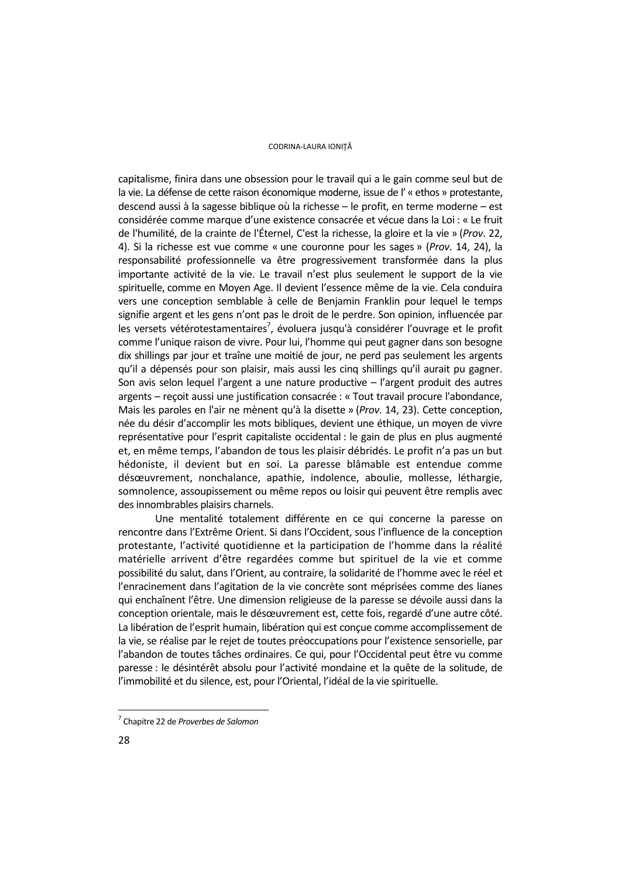capitalisme, finira dans une obsession pour le travail qui a le gain comme seul but de la vie. La défense de cette raison économique moderne, issue de l' « ethos » protestante, descend aussi à la sagesse biblique où la richesse – le profit, en terme moderne – est considérée comme marque d'une existence consacrée et vécue dans la Loi : « Le fruit de l'humilité, de la crainte de l'Éternel, C'est la richesse, la gloire et la vie » (*Prov*. 22, 4). Si la richesse est vue comme « une couronne pour les sages » (*Prov*. 14, 24), la responsabilité professionnelle va être progressivement transformée dans la plus importante activité de la vie. Le travail n'est plus seulement le support de la vie spirituelle, comme en Moyen Age. Il devient l'essence même de la vie. Cela conduira vers une conception semblable à celle de Benjamin Franklin pour lequel le temps signifie argent et les gens n'ont pas le droit de le perdre. Son opinion, influencée par les versets vétérotestamentaires[7], évoluera jusqu'à considérer l'ouvrage et le profit comme l'unique raison de vivre. Pour lui, l'homme qui peut gagner dans son besogne dix shillings par jour et traîne une moitié de jour, ne perd pas seulement les argents qu'il a dépensés pour son plaisir, mais aussi les cinq shillings qu'il aurait pu gagner. Son avis selon lequel l'argent a une nature productive – l'argent produit des autres argents – reçoit aussi une justification consacrée : « Tout travail procure l'abondance, Mais les paroles en l'air ne mènent qu'à la disette » (*Prov*. 14, 23). Cette conception, née du désir d'accomplir les mots bibliques, devient une éthique, un moyen de vivre représentative pour l'esprit capitaliste occidental : le gain de plus en plus augmenté et, en même temps, l'abandon de tous les plaisir débridés. Le profit n'a pas un but hédoniste, il devient but en soi. La paresse blâmable est entendue comme désœuvrement, nonchalance, apathie, indolence, aboulie, mollesse, léthargie, somnolence, assoupissement ou même repos ou loisir qui peuvent être remplis avec des innombrables plaisirs charnels.

Une mentalité totalement différente en ce qui concerne la paresse on rencontre dans l'Extrême Orient. Si dans l'Occident, sous l'influence de la conception protestante, l'activité quotidienne et la participation de l'homme dans la réalité matérielle arrivent d'être regardées comme but spirituel de la vie et comme possibilité du salut, dans l'Orient, au contraire, la solidarité de l'homme avec le réel et l'enracinement dans l'agitation de la vie concrète sont méprisées comme des lianes qui enchaînent l'être. Une dimension religieuse de la paresse se dévoile aussi dans la conception orientale, mais le désœuvrement est, cette fois, regardé d'une autre côté. La libération de l'esprit humain, libération qui est conçue comme accomplissement de la vie, se réalise par le rejet de toutes préoccupations pour l'existence sensorielle, par l'abandon de toutes tâches ordinaires. Ce qui, pour l'Occidental peut être vu comme paresse : le désintérêt absolu pour l'activité mondaine et la quête de la solitude, de l'immobilité et du silence, est, pour l'Oriental, l'idéal de la vie spirituelle.

[7] Chapitre 22 de *Proverbes de Salomon*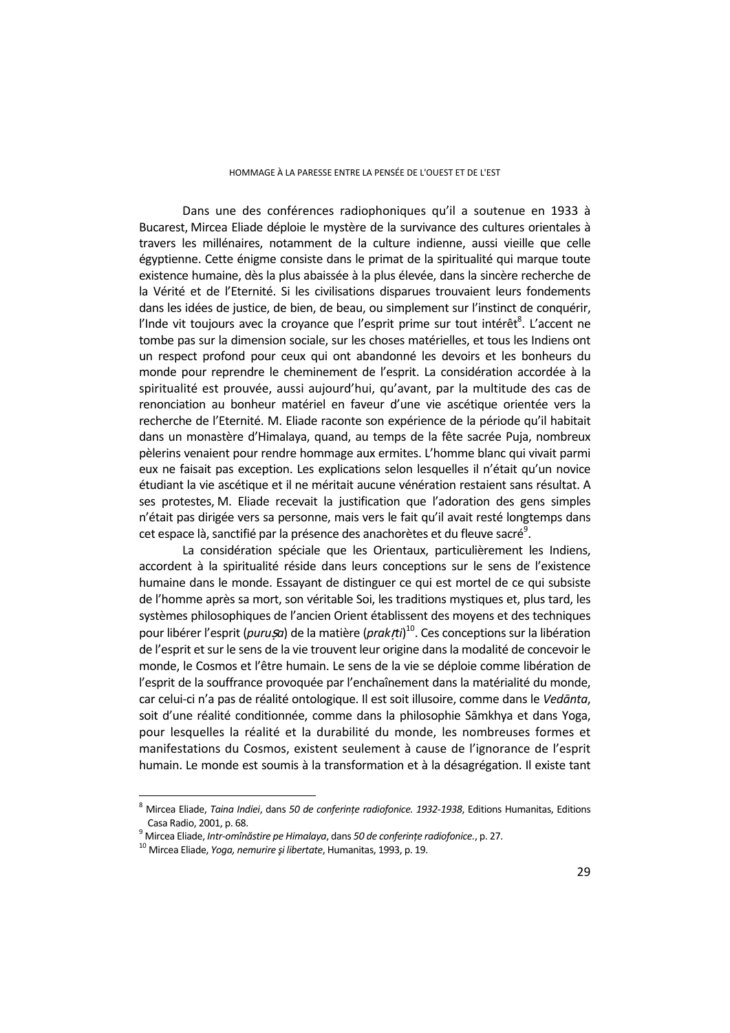Dans une des conférences radiophoniques qu'il a soutenue en 1933 à Bucarest, Mircea Eliade déploie le mystère de la survivance des cultures orientales à travers les millénaires, notamment de la culture indienne, aussi vieille que celle égyptienne. Cette énigme consiste dans le primat de la spiritualité qui marque toute existence humaine, dès la plus abaissée à la plus élevée, dans la sincère recherche de la Vérité et de l'Eternité. Si les civilisations disparues trouvaient leurs fondements dans les idées de justice, de bien, de beau, ou simplement sur l'instinct de conquérir, l'Inde vit toujours avec la croyance que l'esprit prime sur tout intérêt[8]. L'accent ne tombe pas sur la dimension sociale, sur les choses matérielles, et tous les Indiens ont un respect profond pour ceux qui ont abandonné les devoirs et les bonheurs du monde pour reprendre le cheminement de l'esprit. La considération accordée à la spiritualité est prouvée, aussi aujourd'hui, qu'avant, par la multitude des cas de renonciation au bonheur matériel en faveur d'une vie ascétique orientée vers la recherche de l'Eternité. M. Eliade raconte son expérience de la période qu'il habitait dans un monastère d'Himalaya, quand, au temps de la fête sacrée Puja, nombreux pèlerins venaient pour rendre hommage aux ermites. L'homme blanc qui vivait parmi eux ne faisait pas exception. Les explications selon lesquelles il n'était qu'un novice étudiant la vie ascétique et il ne méritait aucune vénération restaient sans résultat. A ses protestes, M. Eliade recevait la justification que l'adoration des gens simples n'était pas dirigée vers sa personne, mais vers le fait qu'il avait resté longtemps dans cet espace là, sanctifié par la présence des anachorètes et du fleuve sacré[9].

La considération spéciale que les Orientaux, particulièrement les Indiens, accordent à la spiritualité réside dans leurs conceptions sur le sens de l'existence humaine dans le monde. Essayant de distinguer ce qui est mortel de ce qui subsiste de l'homme après sa mort, son véritable Soi, les traditions mystiques et, plus tard, les systèmes philosophiques de l'ancien Orient établissent des moyens et des techniques pour libérer l'esprit (*puruṣa*) de la matière (*prakṛti*)[10]. Ces conceptions sur la libération de l'esprit et sur le sens de la vie trouvent leur origine dans la modalité de concevoir le monde, le Cosmos et l'être humain. Le sens de la vie se déploie comme libération de l'esprit de la souffrance provoquée par l'enchaînement dans la matérialité du monde, car celui-ci n'a pas de réalité ontologique. Il est soit illusoire, comme dans le *Vedānta*, soit d'une réalité conditionnée, comme dans la philosophie Sāmkhya et dans Yoga, pour lesquelles la réalité et la durabilité du monde, les nombreuses formes et manifestations du Cosmos, existent seulement à cause de l'ignorance de l'esprit humain. Le monde est soumis à la transformation et à la désagrégation. Il existe tant

---

[8] Mircea Eliade, *Taina Indiei*, dans *50 de conferințe radiofonice. 1932-1938*, Editions Humanitas, Editions Casa Radio, 2001, p. 68.

[9] Mircea Eliade, *Intr-omînăstire pe Himalaya*, dans *50 de conferințe radiofonice.*, p. 27.

[10] Mircea Eliade, *Yoga, nemurire și libertate*, Humanitas, 1993, p. 19.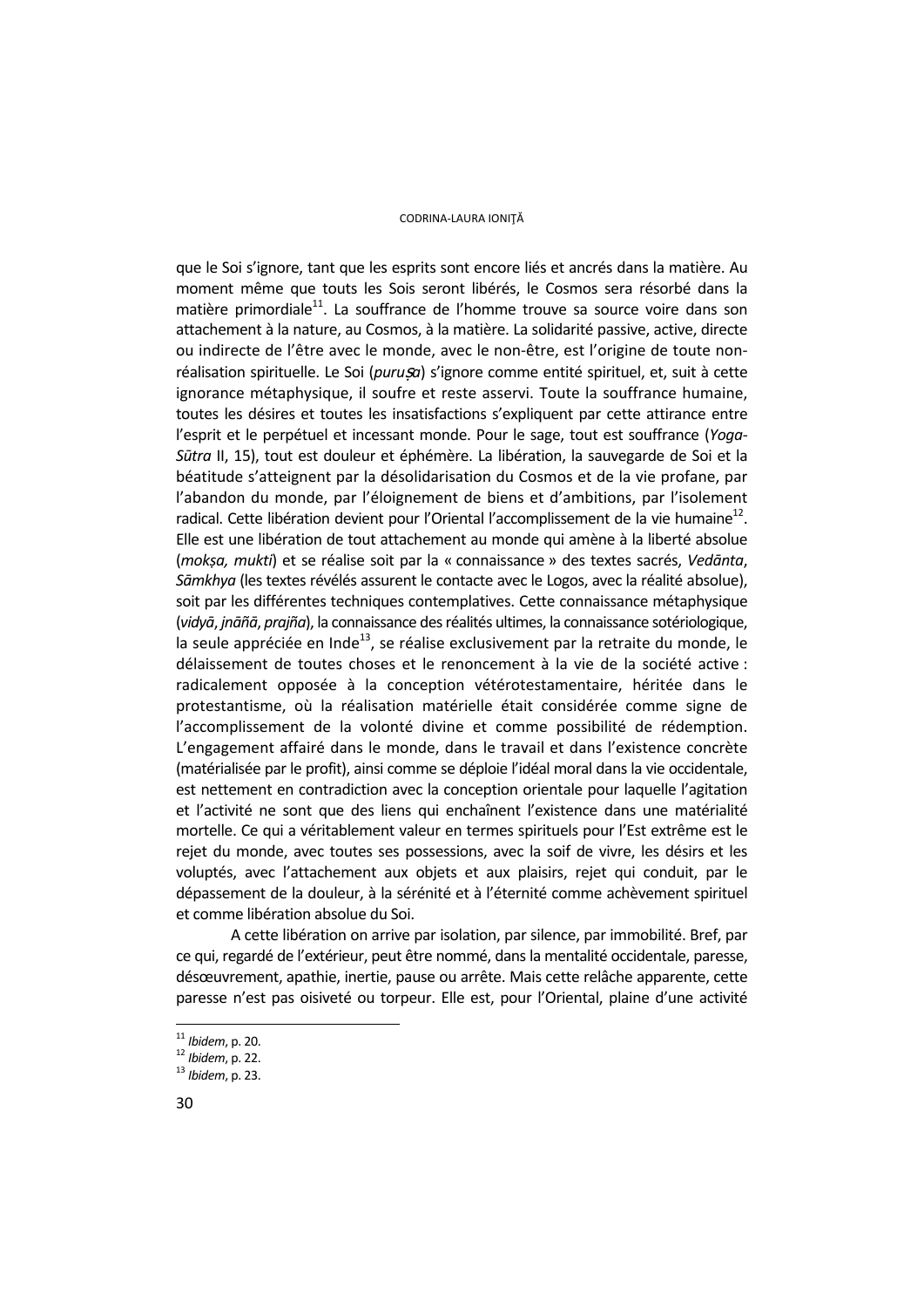que le Soi s'ignore, tant que les esprits sont encore liés et ancrés dans la matière. Au moment même que touts les Sois seront libérés, le Cosmos sera résorbé dans la matière primordiale[11]. La souffrance de l'homme trouve sa source voire dans son attachement à la nature, au Cosmos, à la matière. La solidarité passive, active, directe ou indirecte de l'être avec le monde, avec le non-être, est l'origine de toute non-réalisation spirituelle. Le Soi (*puruṣa*) s'ignore comme entité spirituel, et, suit à cette ignorance métaphysique, il soufre et reste asservi. Toute la souffrance humaine, toutes les désires et toutes les insatisfactions s'expliquent par cette attirance entre l'esprit et le perpétuel et incessant monde. Pour le sage, tout est souffrance (*Yoga-Sūtra* II, 15), tout est douleur et éphémère. La libération, la sauvegarde de Soi et la béatitude s'atteignent par la désolidarisation du Cosmos et de la vie profane, par l'abandon du monde, par l'éloignement de biens et d'ambitions, par l'isolement radical. Cette libération devient pour l'Oriental l'accomplissement de la vie humaine[12]. Elle est une libération de tout attachement au monde qui amène à la liberté absolue (*mokṣa, mukti*) et se réalise soit par la « connaissance » des textes sacrés, *Vedānta*, *Sāmkhya* (les textes révélés assurent le contacte avec le Logos, avec la réalité absolue), soit par les différentes techniques contemplatives. Cette connaissance métaphysique (*vidyā*, *jnãñā*, *prajña*), la connaissance des réalités ultimes, la connaissance sotériologique, la seule appréciée en Inde[13], se réalise exclusivement par la retraite du monde, le délaissement de toutes choses et le renoncement à la vie de la société active : radicalement opposée à la conception vétérotestamentaire, héritée dans le protestantisme, où la réalisation matérielle était considérée comme signe de l'accomplissement de la volonté divine et comme possibilité de rédemption. L'engagement affairé dans le monde, dans le travail et dans l'existence concrète (matérialisée par le profit), ainsi comme se déploie l'idéal moral dans la vie occidentale, est nettement en contradiction avec la conception orientale pour laquelle l'agitation et l'activité ne sont que des liens qui enchaînent l'existence dans une matérialité mortelle. Ce qui a véritablement valeur en termes spirituels pour l'Est extrême est le rejet du monde, avec toutes ses possessions, avec la soif de vivre, les désirs et les voluptés, avec l'attachement aux objets et aux plaisirs, rejet qui conduit, par le dépassement de la douleur, à la sérénité et à l'éternité comme achèvement spirituel et comme libération absolue du Soi.

A cette libération on arrive par isolation, par silence, par immobilité. Bref, par ce qui, regardé de l'extérieur, peut être nommé, dans la mentalité occidentale, paresse, désœuvrement, apathie, inertie, pause ou arrête. Mais cette relâche apparente, cette paresse n'est pas oisiveté ou torpeur. Elle est, pour l'Oriental, plaine d'une activité

[11] *Ibidem*, p. 20.

[12] *Ibidem*, p. 22.

[13] *Ibidem*, p. 23.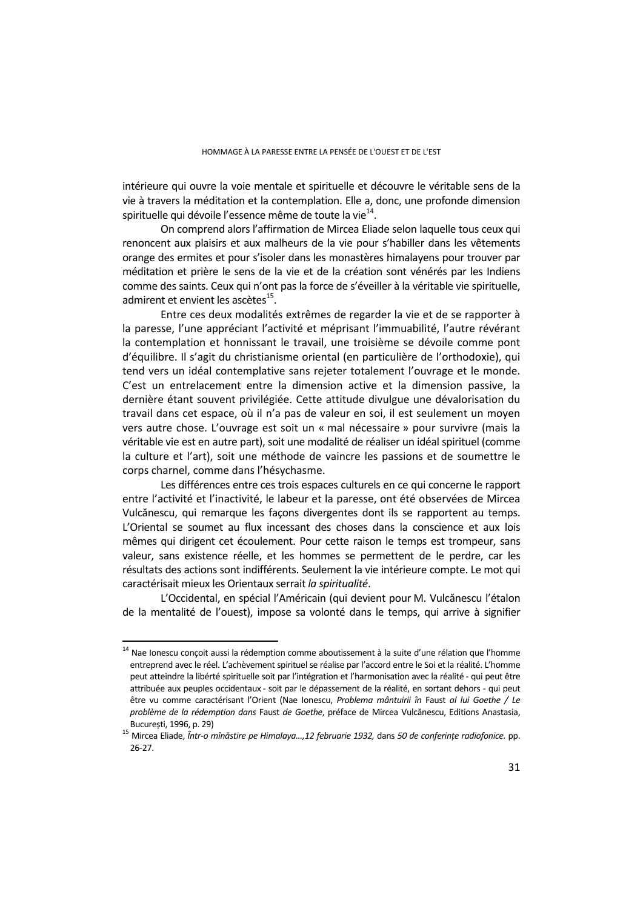intérieure qui ouvre la voie mentale et spirituelle et découvre le véritable sens de la vie à travers la méditation et la contemplation. Elle a, donc, une profonde dimension spirituelle qui dévoile l'essence même de toute la vie[14].

On comprend alors l'affirmation de Mircea Eliade selon laquelle tous ceux qui renoncent aux plaisirs et aux malheurs de la vie pour s'habiller dans les vêtements orange des ermites et pour s'isoler dans les monastères himalayens pour trouver par méditation et prière le sens de la vie et de la création sont vénérés par les Indiens comme des saints. Ceux qui n'ont pas la force de s'éveiller à la véritable vie spirituelle, admirent et envient les ascètes[15].

Entre ces deux modalités extrêmes de regarder la vie et de se rapporter à la paresse, l'une appréciant l'activité et méprisant l'immuabilité, l'autre révérant la contemplation et honnissant le travail, une troisième se dévoile comme pont d'équilibre. Il s'agit du christianisme oriental (en particulière de l'orthodoxie), qui tend vers un idéal contemplative sans rejeter totalement l'ouvrage et le monde. C'est un entrelacement entre la dimension active et la dimension passive, la dernière étant souvent privilégiée. Cette attitude divulgue une dévalorisation du travail dans cet espace, où il n'a pas de valeur en soi, il est seulement un moyen vers autre chose. L'ouvrage est soit un « mal nécessaire » pour survivre (mais la véritable vie est en autre part), soit une modalité de réaliser un idéal spirituel (comme la culture et l'art), soit une méthode de vaincre les passions et de soumettre le corps charnel, comme dans l'hésychasme.

Les différences entre ces trois espaces culturels en ce qui concerne le rapport entre l'activité et l'inactivité, le labeur et la paresse, ont été observées de Mircea Vulcănescu, qui remarque les façons divergentes dont ils se rapportent au temps. L'Oriental se soumet au flux incessant des choses dans la conscience et aux lois mêmes qui dirigent cet écoulement. Pour cette raison le temps est trompeur, sans valeur, sans existence réelle, et les hommes se permettent de le perdre, car les résultats des actions sont indifférents. Seulement la vie intérieure compte. Le mot qui caractérisait mieux les Orientaux serrait *la spiritualité*.

L'Occidental, en spécial l'Américain (qui devient pour M. Vulcănescu l'étalon de la mentalité de l'ouest), impose sa volonté dans le temps, qui arrive à signifier

---

[14] Nae Ionescu conçoit aussi la rédemption comme aboutissement à la suite d'une rélation que l'homme entreprend avec le réel. L'achèvement spirituel se réalise par l'accord entre le Soi et la réalité. L'homme peut atteindre la libérté spirituelle soit par l'intégration et l'harmonisation avec la réalité - qui peut être attribuée aux peuples occidentaux - soit par le dépassement de la réalité, en sortant dehors - qui peut être vu comme caractérisant l'Orient (Nae Ionescu, *Problema mântuirii în* Faust *al lui Goethe / Le problème de la rédemption dans* Faust *de Goethe*, préface de Mircea Vulcănescu, Editions Anastasia, București, 1996, p. 29)

[15] Mircea Eliade, *Într-o mînăstire pe Himalaya...,12 februarie 1932,* dans *50 de conferințe radiofonice.* pp. 26-27.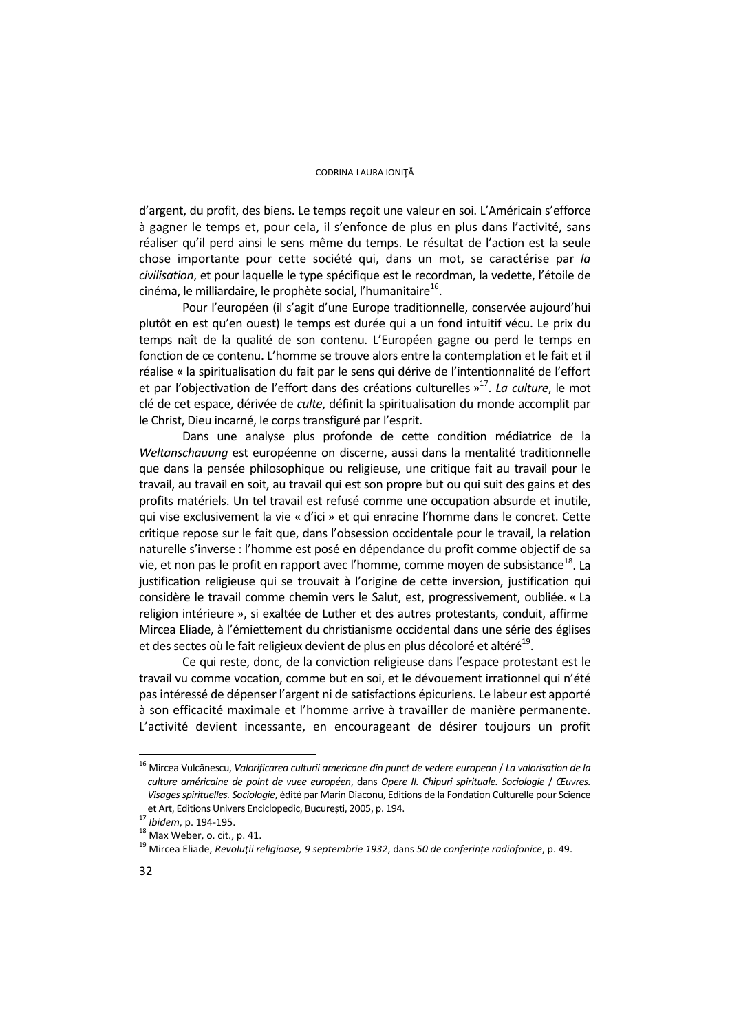d'argent, du profit, des biens. Le temps reçoit une valeur en soi. L'Américain s'efforce à gagner le temps et, pour cela, il s'enfonce de plus en plus dans l'activité, sans réaliser qu'il perd ainsi le sens même du temps. Le résultat de l'action est la seule chose importante pour cette société qui, dans un mot, se caractérise par *la civilisation*, et pour laquelle le type spécifique est le recordman, la vedette, l'étoile de cinéma, le milliardaire, le prophète social, l'humanitaire[16].

Pour l'européen (il s'agit d'une Europe traditionnelle, conservée aujourd'hui plutôt en est qu'en ouest) le temps est durée qui a un fond intuitif vécu. Le prix du temps naît de la qualité de son contenu. L'Européen gagne ou perd le temps en fonction de ce contenu. L'homme se trouve alors entre la contemplation et le fait et il réalise « la spiritualisation du fait par le sens qui dérive de l'intentionnalité de l'effort et par l'objectivation de l'effort dans des créations culturelles »[17]. *La culture*, le mot clé de cet espace, dérivée de *culte*, définit la spiritualisation du monde accomplit par le Christ, Dieu incarné, le corps transfiguré par l'esprit.

Dans une analyse plus profonde de cette condition médiatrice de la *Weltanschauung* est européenne on discerne, aussi dans la mentalité traditionnelle que dans la pensée philosophique ou religieuse, une critique fait au travail pour le travail, au travail en soit, au travail qui est son propre but ou qui suit des gains et des profits matériels. Un tel travail est refusé comme une occupation absurde et inutile, qui vise exclusivement la vie « d'ici » et qui enracine l'homme dans le concret. Cette critique repose sur le fait que, dans l'obsession occidentale pour le travail, la relation naturelle s'inverse : l'homme est posé en dépendance du profit comme objectif de sa vie, et non pas le profit en rapport avec l'homme, comme moyen de subsistance[18]. La justification religieuse qui se trouvait à l'origine de cette inversion, justification qui considère le travail comme chemin vers le Salut, est, progressivement, oubliée. « La religion intérieure », si exaltée de Luther et des autres protestants, conduit, affirme Mircea Eliade, à l'émiettement du christianisme occidental dans une série des églises et des sectes où le fait religieux devient de plus en plus décoloré et altéré[19].

Ce qui reste, donc, de la conviction religieuse dans l'espace protestant est le travail vu comme vocation, comme but en soi, et le dévouement irrationnel qui n'été pas intéressé de dépenser l'argent ni de satisfactions épicuriens. Le labeur est apporté à son efficacité maximale et l'homme arrive à travailler de manière permanente. L'activité devient incessante, en encourageant de désirer toujours un profit

---

[16] Mircea Vulcănescu, *Valorificarea culturii americane din punct de vedere european* / *La valorisation de la culture américaine de point de vuee européen*, dans *Opere II. Chipuri spirituale. Sociologie* / *Œuvres. Visages spirituelles. Sociologie*, édité par Marin Diaconu, Editions de la Fondation Culturelle pour Science et Art, Editions Univers Enciclopedic, București, 2005, p. 194.

[17] *Ibidem*, p. 194-195.

[18] Max Weber, o. cit., p. 41.

[19] Mircea Eliade, *Revoluţii religioase, 9 septembrie 1932*, dans *50 de conferințe radiofonice*, p. 49.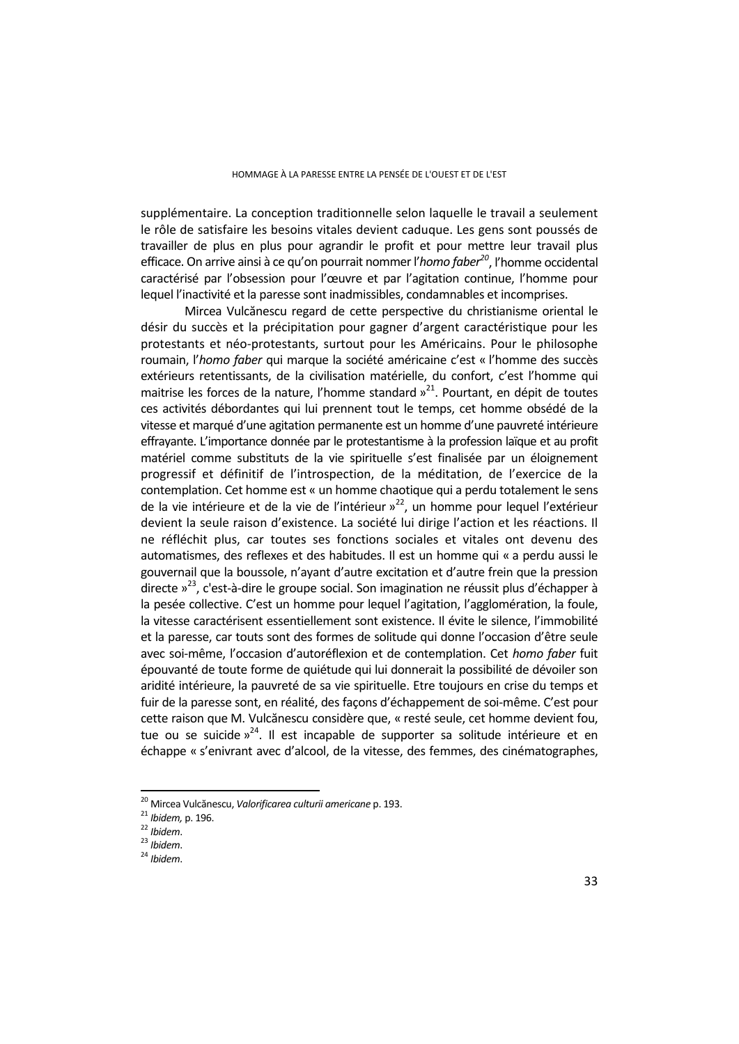supplémentaire. La conception traditionnelle selon laquelle le travail a seulement le rôle de satisfaire les besoins vitales devient caduque. Les gens sont poussés de travailler de plus en plus pour agrandir le profit et pour mettre leur travail plus efficace. On arrive ainsi à ce qu'on pourrait nommer l'*homo faber*[20], l'homme occidental caractérisé par l'obsession pour l'œuvre et par l'agitation continue, l'homme pour lequel l'inactivité et la paresse sont inadmissibles, condamnables et incomprises.

Mircea Vulcănescu regard de cette perspective du christianisme oriental le désir du succès et la précipitation pour gagner d'argent caractéristique pour les protestants et néo-protestants, surtout pour les Américains. Pour le philosophe roumain, l'*homo faber* qui marque la société américaine c'est « l'homme des succès extérieurs retentissants, de la civilisation matérielle, du confort, c'est l'homme qui maitrise les forces de la nature, l'homme standard »[21]. Pourtant, en dépit de toutes ces activités débordantes qui lui prennent tout le temps, cet homme obsédé de la vitesse et marqué d'une agitation permanente est un homme d'une pauvreté intérieure effrayante. L'importance donnée par le protestantisme à la profession laïque et au profit matériel comme substituts de la vie spirituelle s'est finalisée par un éloignement progressif et définitif de l'introspection, de la méditation, de l'exercice de la contemplation. Cet homme est « un homme chaotique qui a perdu totalement le sens de la vie intérieure et de la vie de l'intérieur »[22], un homme pour lequel l'extérieur devient la seule raison d'existence. La société lui dirige l'action et les réactions. Il ne réfléchit plus, car toutes ses fonctions sociales et vitales ont devenu des automatismes, des reflexes et des habitudes. Il est un homme qui « a perdu aussi le gouvernail que la boussole, n'ayant d'autre excitation et d'autre frein que la pression directe »[23], c'est-à-dire le groupe social. Son imagination ne réussit plus d'échapper à la pesée collective. C'est un homme pour lequel l'agitation, l'agglomération, la foule, la vitesse caractérisent essentiellement sont existence. Il évite le silence, l'immobilité et la paresse, car touts sont des formes de solitude qui donne l'occasion d'être seule avec soi-même, l'occasion d'autoréflexion et de contemplation. Cet *homo faber* fuit épouvanté de toute forme de quiétude qui lui donnerait la possibilité de dévoiler son aridité intérieure, la pauvreté de sa vie spirituelle. Etre toujours en crise du temps et fuir de la paresse sont, en réalité, des façons d'échappement de soi-même. C'est pour cette raison que M. Vulcănescu considère que, « resté seule, cet homme devient fou, tue ou se suicide »[24]. Il est incapable de supporter sa solitude intérieure et en échappe « s'enivrant avec d'alcool, de la vitesse, des femmes, des cinématographes,

---

[20] Mircea Vulcănescu, *Valorificarea culturii americane* p. 193.

[21] *Ibidem,* p. 196.

[22] *Ibidem*.

[23] *Ibidem*.

[24] *Ibidem*.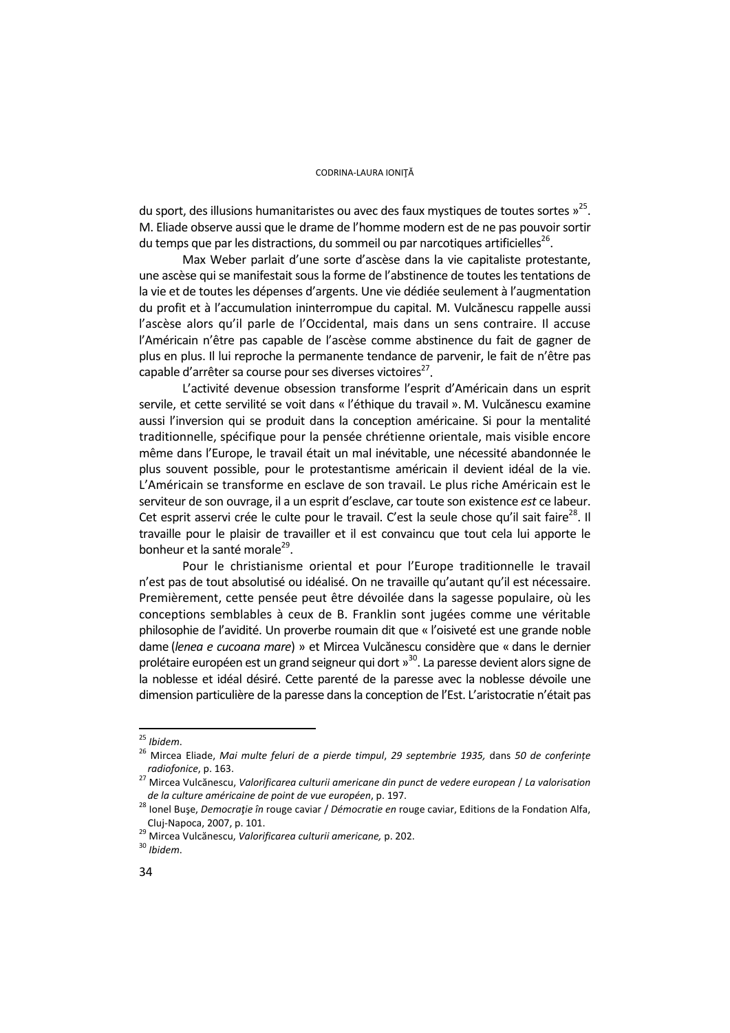du sport, des illusions humanitaristes ou avec des faux mystiques de toutes sortes »[25]. M. Eliade observe aussi que le drame de l'homme modern est de ne pas pouvoir sortir du temps que par les distractions, du sommeil ou par narcotiques artificielles[26].

Max Weber parlait d'une sorte d'ascèse dans la vie capitaliste protestante, une ascèse qui se manifestait sous la forme de l'abstinence de toutes les tentations de la vie et de toutes les dépenses d'argents. Une vie dédiée seulement à l'augmentation du profit et à l'accumulation ininterrompue du capital. M. Vulcănescu rappelle aussi l'ascèse alors qu'il parle de l'Occidental, mais dans un sens contraire. Il accuse l'Américain n'être pas capable de l'ascèse comme abstinence du fait de gagner de plus en plus. Il lui reproche la permanente tendance de parvenir, le fait de n'être pas capable d'arrêter sa course pour ses diverses victoires[27].

L'activité devenue obsession transforme l'esprit d'Américain dans un esprit servile, et cette servilité se voit dans « l'éthique du travail ». M. Vulcănescu examine aussi l'inversion qui se produit dans la conception américaine. Si pour la mentalité traditionnelle, spécifique pour la pensée chrétienne orientale, mais visible encore même dans l'Europe, le travail était un mal inévitable, une nécessité abandonnée le plus souvent possible, pour le protestantisme américain il devient idéal de la vie. L'Américain se transforme en esclave de son travail. Le plus riche Américain est le serviteur de son ouvrage, il a un esprit d'esclave, car toute son existence *est* ce labeur. Cet esprit asservi crée le culte pour le travail. C'est la seule chose qu'il sait faire[28]. Il travaille pour le plaisir de travailler et il est convaincu que tout cela lui apporte le bonheur et la santé morale[29].

Pour le christianisme oriental et pour l'Europe traditionnelle le travail n'est pas de tout absolutisé ou idéalisé. On ne travaille qu'autant qu'il est nécessaire. Premièrement, cette pensée peut être dévoilée dans la sagesse populaire, où les conceptions semblables à ceux de B. Franklin sont jugées comme une véritable philosophie de l'avidité. Un proverbe roumain dit que « l'oisiveté est une grande noble dame (*lenea e cucoana mare*) » et Mircea Vulcănescu considère que « dans le dernier prolétaire européen est un grand seigneur qui dort »[30]. La paresse devient alors signe de la noblesse et idéal désiré. Cette parenté de la paresse avec la noblesse dévoile une dimension particulière de la paresse dans la conception de l'Est. L'aristocratie n'était pas

---

[25] *Ibidem*.

[26] Mircea Eliade, *Mai multe feluri de a pierde timpul*, *29 septembrie 1935,* dans *50 de conferințe radiofonice*, p. 163.

[27] Mircea Vulcănescu, *Valorificarea culturii americane din punct de vedere european* / *La valorisation de la culture américaine de point de vue européen*, p. 197.

[28] Ionel Buşe, *Democraţie în* rouge caviar / *Démocratie en* rouge caviar, Editions de la Fondation Alfa, Cluj-Napoca, 2007, p. 101.

[29] Mircea Vulcănescu, *Valorificarea culturii americane,* p. 202.

[30] *Ibidem*.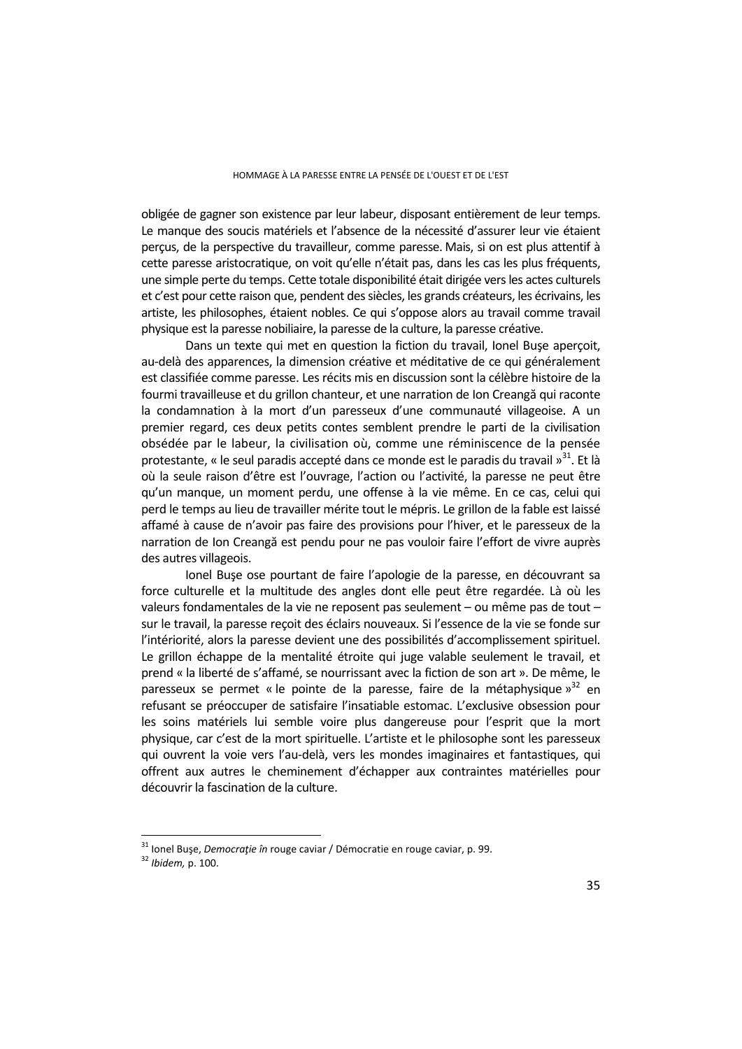obligée de gagner son existence par leur labeur, disposant entièrement de leur temps. Le manque des soucis matériels et l'absence de la nécessité d'assurer leur vie étaient perçus, de la perspective du travailleur, comme paresse. Mais, si on est plus attentif à cette paresse aristocratique, on voit qu'elle n'était pas, dans les cas les plus fréquents, une simple perte du temps. Cette totale disponibilité était dirigée vers les actes culturels et c'est pour cette raison que, pendent des siècles, les grands créateurs, les écrivains, les artiste, les philosophes, étaient nobles. Ce qui s'oppose alors au travail comme travail physique est la paresse nobiliaire, la paresse de la culture, la paresse créative.

Dans un texte qui met en question la fiction du travail, Ionel Buşe aperçoit, au-delà des apparences, la dimension créative et méditative de ce qui généralement est classifiée comme paresse. Les récits mis en discussion sont la célèbre histoire de la fourmi travailleuse et du grillon chanteur, et une narration de Ion Creangă qui raconte la condamnation à la mort d'un paresseux d'une communauté villageoise. A un premier regard, ces deux petits contes semblent prendre le parti de la civilisation obsédée par le labeur, la civilisation où, comme une réminiscence de la pensée protestante, « le seul paradis accepté dans ce monde est le paradis du travail »[31]. Et là où la seule raison d'être est l'ouvrage, l'action ou l'activité, la paresse ne peut être qu'un manque, un moment perdu, une offense à la vie même. En ce cas, celui qui perd le temps au lieu de travailler mérite tout le mépris. Le grillon de la fable est laissé affamé à cause de n'avoir pas faire des provisions pour l'hiver, et le paresseux de la narration de Ion Creangă est pendu pour ne pas vouloir faire l'effort de vivre auprès des autres villageois.

Ionel Buşe ose pourtant de faire l'apologie de la paresse, en découvrant sa force culturelle et la multitude des angles dont elle peut être regardée. Là où les valeurs fondamentales de la vie ne reposent pas seulement – ou même pas de tout – sur le travail, la paresse reçoit des éclairs nouveaux. Si l'essence de la vie se fonde sur l'intériorité, alors la paresse devient une des possibilités d'accomplissement spirituel. Le grillon échappe de la mentalité étroite qui juge valable seulement le travail, et prend « la liberté de s'affamé, se nourrissant avec la fiction de son art ». De même, le paresseux se permet « le pointe de la paresse, faire de la métaphysique »[32] en refusant se préoccuper de satisfaire l'insatiable estomac. L'exclusive obsession pour les soins matériels lui semble voire plus dangereuse pour l'esprit que la mort physique, car c'est de la mort spirituelle. L'artiste et le philosophe sont les paresseux qui ouvrent la voie vers l'au-delà, vers les mondes imaginaires et fantastiques, qui offrent aux autres le cheminement d'échapper aux contraintes matérielles pour découvrir la fascination de la culture.

---

[31] Ionel Buşe, *Democraţie în* rouge caviar / Démocratie en rouge caviar, p. 99.

[32] *Ibidem,* p. 100.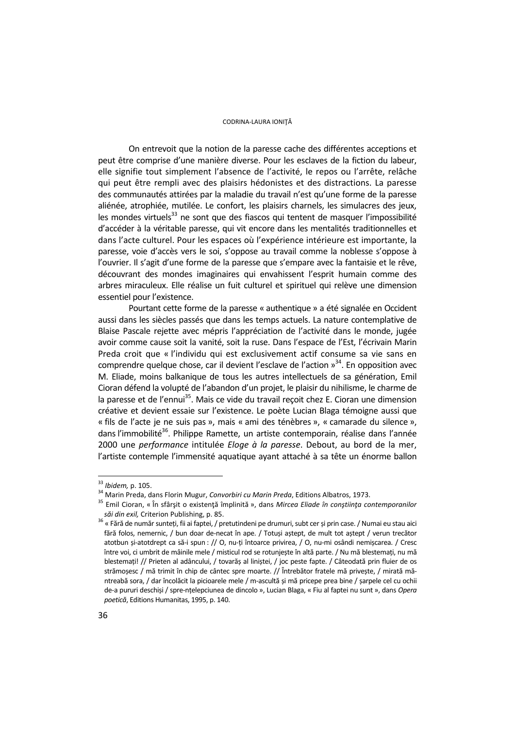On entrevoit que la notion de la paresse cache des différentes acceptions et peut être comprise d'une manière diverse. Pour les esclaves de la fiction du labeur, elle signifie tout simplement l'absence de l'activité, le repos ou l'arrête, relâche qui peut être rempli avec des plaisirs hédonistes et des distractions. La paresse des communautés attirées par la maladie du travail n'est qu'une forme de la paresse aliénée, atrophiée, mutilée. Le confort, les plaisirs charnels, les simulacres des jeux, les mondes virtuels[33] ne sont que des fiascos qui tentent de masquer l'impossibilité d'accéder à la véritable paresse, qui vit encore dans les mentalités traditionnelles et dans l'acte culturel. Pour les espaces où l'expérience intérieure est importante, la paresse, voie d'accès vers le soi, s'oppose au travail comme la noblesse s'oppose à l'ouvrier. Il s'agit d'une forme de la paresse que s'empare avec la fantaisie et le rêve, découvrant des mondes imaginaires qui envahissent l'esprit humain comme des arbres miraculeux. Elle réalise un fuit culturel et spirituel qui relève une dimension essentiel pour l'existence.

Pourtant cette forme de la paresse « authentique » a été signalée en Occident aussi dans les siècles passés que dans les temps actuels. La nature contemplative de Blaise Pascale rejette avec mépris l'appréciation de l'activité dans le monde, jugée avoir comme cause soit la vanité, soit la ruse. Dans l'espace de l'Est, l'écrivain Marin Preda croit que « l'individu qui est exclusivement actif consume sa vie sans en comprendre quelque chose, car il devient l'esclave de l'action »[34]. En opposition avec M. Eliade, moins balkanique de tous les autres intellectuels de sa génération, Emil Cioran défend la volupté de l'abandon d'un projet, le plaisir du nihilisme, le charme de la paresse et de l'ennui[35]. Mais ce vide du travail reçoit chez E. Cioran une dimension créative et devient essaie sur l'existence. Le poète Lucian Blaga témoigne aussi que « fils de l'acte je ne suis pas », mais « ami des ténèbres », « camarade du silence », dans l'immobilité[36]. Philippe Ramette, un artiste contemporain, réalise dans l'année 2000 une *performance* intitulée *Eloge à la paresse*. Debout, au bord de la mer, l'artiste contemple l'immensité aquatique ayant attaché à sa tête un énorme ballon

---

[33] *Ibidem,* p. 105.

[34] Marin Preda, dans Florin Mugur, *Convorbiri cu Marin Preda*, Editions Albatros, 1973.

[35] Emil Cioran, « În sfârşit o existenţă împlinită », dans *Mircea Eliade în conştiinţa contemporanilor săi din exil,* Criterion Publishing, p. 85.

[36] « Fără de număr sunteți, fii ai faptei, / pretutindeni pe drumuri, subt cer și prin case. / Numai eu stau aici fără folos, nemernic, / bun doar de-necat în ape. / Totuși aștept, de mult tot aștept / verun trecător atotbun și-atotdrept ca să-i spun : // O, nu-ți întoarce privirea, / O, nu-mi osândi nemișcarea. / Cresc între voi, ci umbrit de mâinile mele / misticul rod se rotunjește în altă parte. / Nu mă blestemați, nu mă blestemați! // Prieten al adâncului, / tovarăș al liniștei, / joc peste fapte. / Câteodată prin fluier de os strămoșesc / mă trimit în chip de cântec spre moarte. // Întrebător fratele mă privește, / mirată mă-ntreabă sora, / dar încolăcit la picioarele mele / m-ascultă și mă pricepe prea bine / șarpele cel cu ochii de-a pururi deschiși / spre-nțelepciunea de dincolo », Lucian Blaga, « Fiu al faptei nu sunt », dans *Opera poetică*, Editions Humanitas, 1995, p. 140.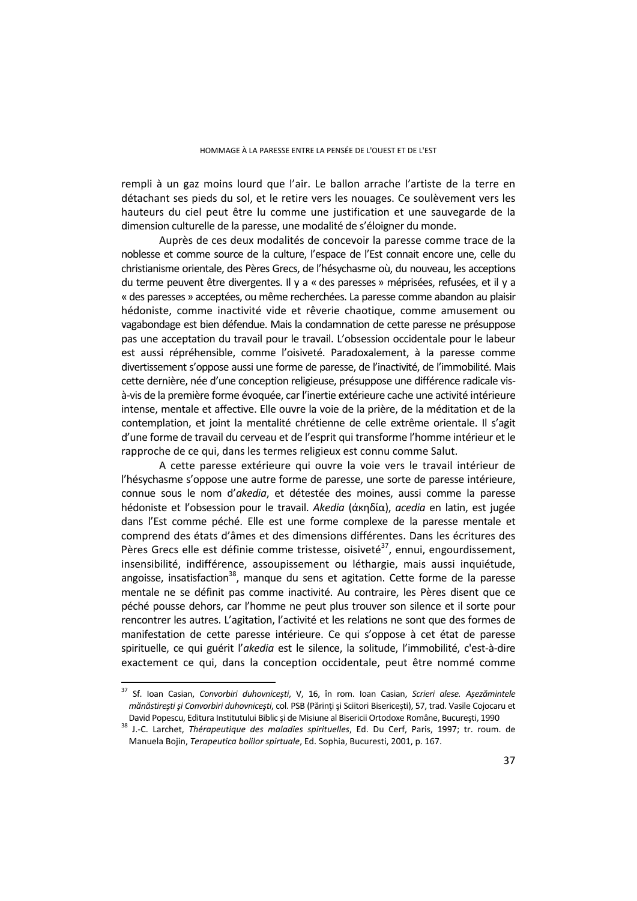rempli à un gaz moins lourd que l'air. Le ballon arrache l'artiste de la terre en détachant ses pieds du sol, et le retire vers les nouages. Ce soulèvement vers les hauteurs du ciel peut être lu comme une justification et une sauvegarde de la dimension culturelle de la paresse, une modalité de s'éloigner du monde.

Auprès de ces deux modalités de concevoir la paresse comme trace de la noblesse et comme source de la culture, l'espace de l'Est connait encore une, celle du christianisme orientale, des Pères Grecs, de l'hésychasme où, du nouveau, les acceptions du terme peuvent être divergentes. Il y a « des paresses » méprisées, refusées, et il y a « des paresses » acceptées, ou même recherchées. La paresse comme abandon au plaisir hédoniste, comme inactivité vide et rêverie chaotique, comme amusement ou vagabondage est bien défendue. Mais la condamnation de cette paresse ne présuppose pas une acceptation du travail pour le travail. L'obsession occidentale pour le labeur est aussi répréhensible, comme l'oisiveté. Paradoxalement, à la paresse comme divertissement s'oppose aussi une forme de paresse, de l'inactivité, de l'immobilité. Mais cette dernière, née d'une conception religieuse, présuppose une différence radicale vis-à-vis de la première forme évoquée, car l'inertie extérieure cache une activité intérieure intense, mentale et affective. Elle ouvre la voie de la prière, de la méditation et de la contemplation, et joint la mentalité chrétienne de celle extrême orientale. Il s'agit d'une forme de travail du cerveau et de l'esprit qui transforme l'homme intérieur et le rapproche de ce qui, dans les termes religieux est connu comme Salut.

A cette paresse extérieure qui ouvre la voie vers le travail intérieur de l'hésychasme s'oppose une autre forme de paresse, une sorte de paresse intérieure, connue sous le nom d'*akedia*, et détestée des moines, aussi comme la paresse hédoniste et l'obsession pour le travail. *Akedia* (άκηδία), *acedia* en latin, est jugée dans l'Est comme péché. Elle est une forme complexe de la paresse mentale et comprend des états d'âmes et des dimensions différentes. Dans les écritures des Pères Grecs elle est définie comme tristesse, oisiveté[37], ennui, engourdissement, insensibilité, indifférence, assoupissement ou léthargie, mais aussi inquiétude, angoisse, insatisfaction[38], manque du sens et agitation. Cette forme de la paresse mentale ne se définit pas comme inactivité. Au contraire, les Pères disent que ce péché pousse dehors, car l'homme ne peut plus trouver son silence et il sorte pour rencontrer les autres. L'agitation, l'activité et les relations ne sont que des formes de manifestation de cette paresse intérieure. Ce qui s'oppose à cet état de paresse spirituelle, ce qui guérit l'*akedia* est le silence, la solitude, l'immobilité, c'est-à-dire exactement ce qui, dans la conception occidentale, peut être nommé comme

---

[37] Sf. Ioan Casian, *Convorbiri duhovniceşti*, V, 16, în rom. Ioan Casian, *Scrieri alese. Aşezămintele mănăstireşti şi Convorbiri duhovniceşti*, col. PSB (Părinţi şi Scriitori Bisericeşti), 57, trad. Vasile Cojocaru et David Popescu, Editura Institutului Biblic şi de Misiune al Bisericii Ortodoxe Române, Bucureşti, 1990

[38] J.-C. Larchet, *Thérapeutique des maladies spirituelles*, Ed. Du Cerf, Paris, 1997; tr. roum. de Manuela Bojin, *Terapeutica bolilor spirtuale*, Ed. Sophia, Bucuresti, 2001, p. 167.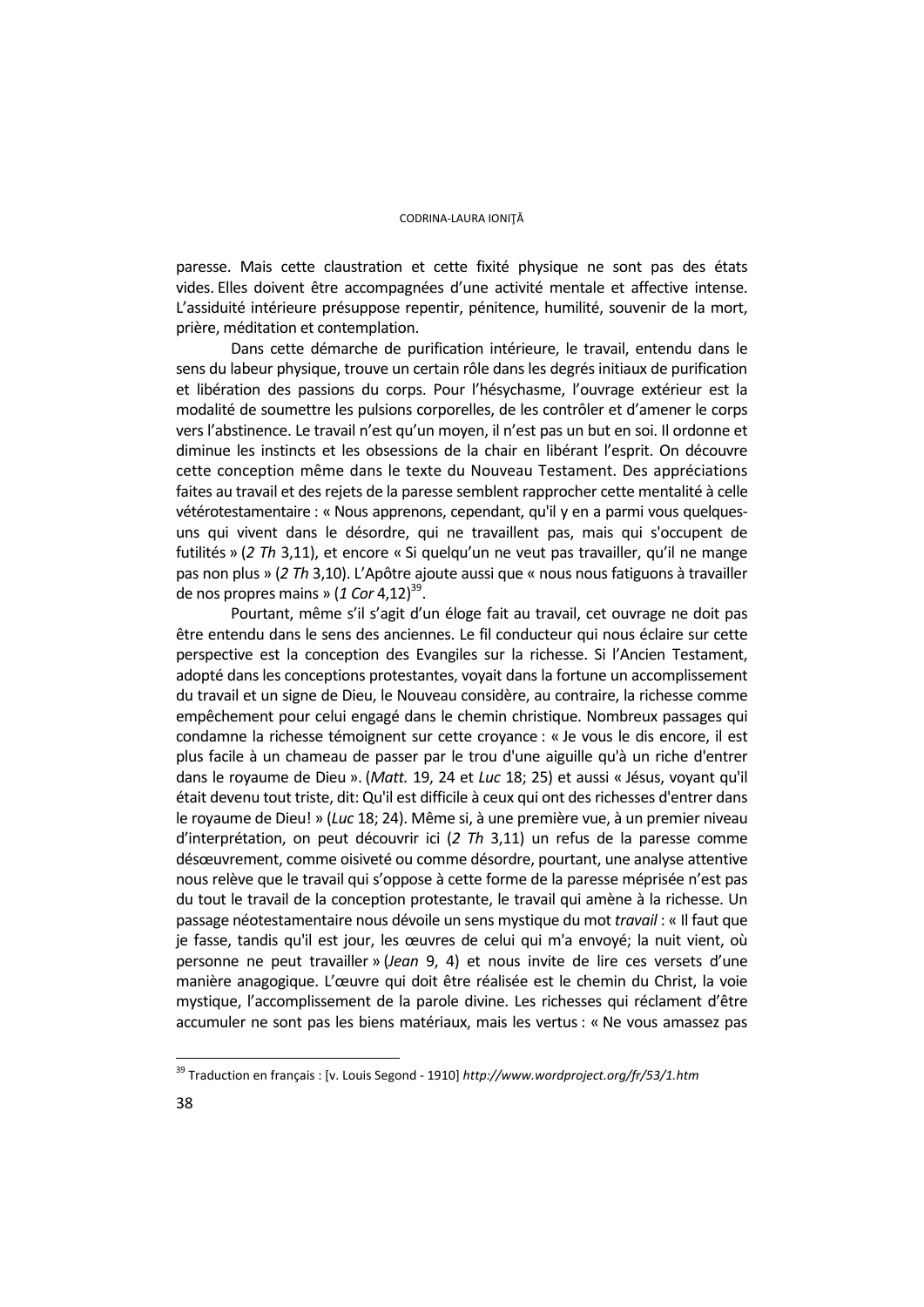paresse. Mais cette claustration et cette fixité physique ne sont pas des états vides. Elles doivent être accompagnées d'une activité mentale et affective intense. L'assiduité intérieure présuppose repentir, pénitence, humilité, souvenir de la mort, prière, méditation et contemplation.

Dans cette démarche de purification intérieure, le travail, entendu dans le sens du labeur physique, trouve un certain rôle dans les degrés initiaux de purification et libération des passions du corps. Pour l'hésychasme, l'ouvrage extérieur est la modalité de soumettre les pulsions corporelles, de les contrôler et d'amener le corps vers l'abstinence. Le travail n'est qu'un moyen, il n'est pas un but en soi. Il ordonne et diminue les instincts et les obsessions de la chair en libérant l'esprit. On découvre cette conception même dans le texte du Nouveau Testament. Des appréciations faites au travail et des rejets de la paresse semblent rapprocher cette mentalité à celle vétérotestamentaire : « Nous apprenons, cependant, qu'il y en a parmi vous quelques-uns qui vivent dans le désordre, qui ne travaillent pas, mais qui s'occupent de futilités » (*2 Th* 3,11), et encore « Si quelqu'un ne veut pas travailler, qu'il ne mange pas non plus » (*2 Th* 3,10). L'Apôtre ajoute aussi que « nous nous fatiguons à travailler de nos propres mains » (*1 Cor* 4,12)[39].

Pourtant, même s'il s'agit d'un éloge fait au travail, cet ouvrage ne doit pas être entendu dans le sens des anciennes. Le fil conducteur qui nous éclaire sur cette perspective est la conception des Evangiles sur la richesse. Si l'Ancien Testament, adopté dans les conceptions protestantes, voyait dans la fortune un accomplissement du travail et un signe de Dieu, le Nouveau considère, au contraire, la richesse comme empêchement pour celui engagé dans le chemin christique. Nombreux passages qui condamne la richesse témoignent sur cette croyance : « Je vous le dis encore, il est plus facile à un chameau de passer par le trou d'une aiguille qu'à un riche d'entrer dans le royaume de Dieu ». (*Matt.* 19, 24 et *Luc* 18; 25) et aussi « Jésus, voyant qu'il était devenu tout triste, dit: Qu'il est difficile à ceux qui ont des richesses d'entrer dans le royaume de Dieu! » (*Luc* 18; 24). Même si, à une première vue, à un premier niveau d'interprétation, on peut découvrir ici (*2 Th* 3,11) un refus de la paresse comme désœuvrement, comme oisiveté ou comme désordre, pourtant, une analyse attentive nous relève que le travail qui s'oppose à cette forme de la paresse méprisée n'est pas du tout le travail de la conception protestante, le travail qui amène à la richesse. Un passage néotestamentaire nous dévoile un sens mystique du mot *travail* : « Il faut que je fasse, tandis qu'il est jour, les œuvres de celui qui m'a envoyé; la nuit vient, où personne ne peut travailler » (*Jean* 9, 4) et nous invite de lire ces versets d'une manière anagogique. L'œuvre qui doit être réalisée est le chemin du Christ, la voie mystique, l'accomplissement de la parole divine. Les richesses qui réclament d'être accumuler ne sont pas les biens matériaux, mais les vertus : « Ne vous amassez pas

---

[39] Traduction en français : [v. Louis Segond - 1910] *http://www.wordproject.org/fr/53/1.htm*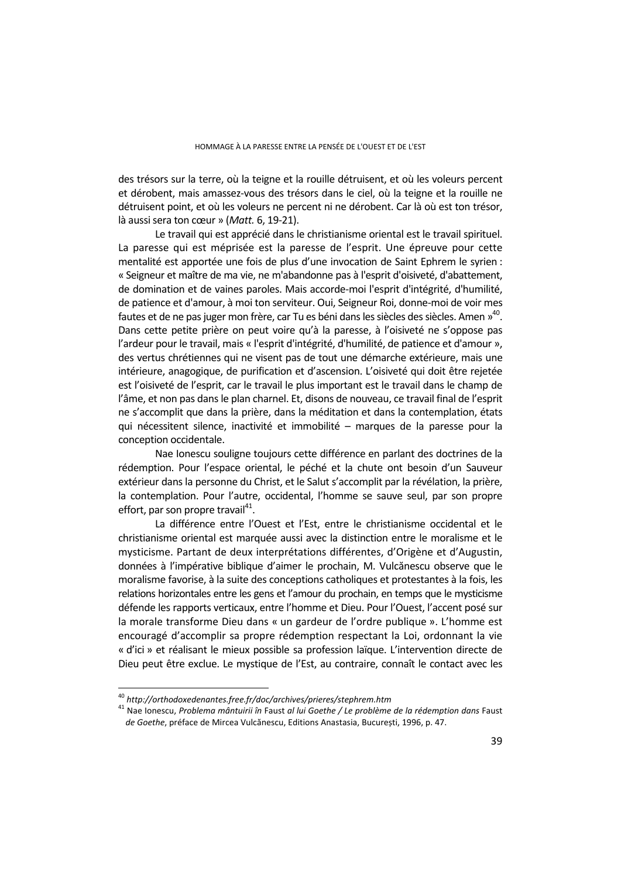des trésors sur la terre, où la teigne et la rouille détruisent, et où les voleurs percent et dérobent, mais amassez-vous des trésors dans le ciel, où la teigne et la rouille ne détruisent point, et où les voleurs ne percent ni ne dérobent. Car là où est ton trésor, là aussi sera ton cœur » (*Matt.* 6, 19-21).

Le travail qui est apprécié dans le christianisme oriental est le travail spirituel. La paresse qui est méprisée est la paresse de l'esprit. Une épreuve pour cette mentalité est apportée une fois de plus d'une invocation de Saint Ephrem le syrien : « Seigneur et maître de ma vie, ne m'abandonne pas à l'esprit d'oisiveté, d'abattement, de domination et de vaines paroles. Mais accorde-moi l'esprit d'intégrité, d'humilité, de patience et d'amour, à moi ton serviteur. Oui, Seigneur Roi, donne-moi de voir mes fautes et de ne pas juger mon frère, car Tu es béni dans les siècles des siècles. Amen »[40]. Dans cette petite prière on peut voire qu'à la paresse, à l'oisiveté ne s'oppose pas l'ardeur pour le travail, mais « l'esprit d'intégrité, d'humilité, de patience et d'amour », des vertus chrétiennes qui ne visent pas de tout une démarche extérieure, mais une intérieure, anagogique, de purification et d'ascension. L'oisiveté qui doit être rejetée est l'oisiveté de l'esprit, car le travail le plus important est le travail dans le champ de l'âme, et non pas dans le plan charnel. Et, disons de nouveau, ce travail final de l'esprit ne s'accomplit que dans la prière, dans la méditation et dans la contemplation, états qui nécessitent silence, inactivité et immobilité – marques de la paresse pour la conception occidentale.

Nae Ionescu souligne toujours cette différence en parlant des doctrines de la rédemption. Pour l'espace oriental, le péché et la chute ont besoin d'un Sauveur extérieur dans la personne du Christ, et le Salut s'accomplit par la révélation, la prière, la contemplation. Pour l'autre, occidental, l'homme se sauve seul, par son propre effort, par son propre travail[41].

La différence entre l'Ouest et l'Est, entre le christianisme occidental et le christianisme oriental est marquée aussi avec la distinction entre le moralisme et le mysticisme. Partant de deux interprétations différentes, d'Origène et d'Augustin, données à l'impérative biblique d'aimer le prochain, M. Vulcănescu observe que le moralisme favorise, à la suite des conceptions catholiques et protestantes à la fois, les relations horizontales entre les gens et l'amour du prochain, en temps que le mysticisme défende les rapports verticaux, entre l'homme et Dieu. Pour l'Ouest, l'accent posé sur la morale transforme Dieu dans « un gardeur de l'ordre public ». L'homme est encouragé d'accomplir sa propre rédemption respectant la Loi, ordonnant la vie « d'ici » et réalisant le mieux possible sa profession laïque. L'intervention directe de Dieu peut être exclue. Le mystique de l'Est, au contraire, connaît le contact avec les

---

[40] *http://orthodoxedenantes.free.fr/doc/archives/prieres/stephrem.htm*

[41] Nae Ionescu, *Problema mântuirii în* Faust *al lui Goethe / Le problème de la rédemption dans* Faust *de Goethe*, préface de Mircea Vulcănescu, Editions Anastasia, București, 1996, p. 47.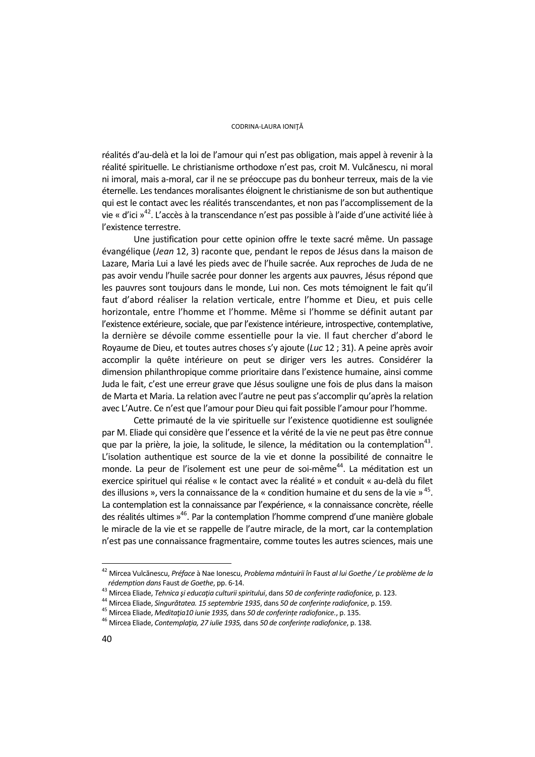réalités d'au-delà et la loi de l'amour qui n'est pas obligation, mais appel à revenir à la réalité spirituelle. Le christianisme orthodoxe n'est pas, croit M. Vulcănescu, ni moral ni imoral, mais a-moral, car il ne se préoccupe pas du bonheur terreux, mais de la vie éternelle. Les tendances moralisantes éloignent le christianisme de son but authentique qui est le contact avec les réalités transcendantes, et non pas l'accomplissement de la vie « d'ici »[42]. L'accès à la transcendance n'est pas possible à l'aide d'une activité liée à l'existence terrestre.

Une justification pour cette opinion offre le texte sacré même. Un passage évangélique (*Jean* 12, 3) raconte que, pendant le repos de Jésus dans la maison de Lazare, Maria Lui a lavé les pieds avec de l'huile sacrée. Aux reproches de Juda de ne pas avoir vendu l'huile sacrée pour donner les argents aux pauvres, Jésus répond que les pauvres sont toujours dans le monde, Lui non. Ces mots témoignent le fait qu'il faut d'abord réaliser la relation verticale, entre l'homme et Dieu, et puis celle horizontale, entre l'homme et l'homme. Même si l'homme se définit autant par l'existence extérieure, sociale, que par l'existence intérieure, introspective, contemplative, la dernière se dévoile comme essentielle pour la vie. Il faut chercher d'abord le Royaume de Dieu, et toutes autres choses s'y ajoute (*Luc* 12 ; 31). A peine après avoir accomplir la quête intérieure on peut se diriger vers les autres. Considérer la dimension philanthropique comme prioritaire dans l'existence humaine, ainsi comme Juda le fait, c'est une erreur grave que Jésus souligne une fois de plus dans la maison de Marta et Maria. La relation avec l'autre ne peut pas s'accomplir qu'après la relation avec L'Autre. Ce n'est que l'amour pour Dieu qui fait possible l'amour pour l'homme.

Cette primauté de la vie spirituelle sur l'existence quotidienne est soulignée par M. Eliade qui considère que l'essence et la vérité de la vie ne peut pas être connue que par la prière, la joie, la solitude, le silence, la méditation ou la contemplation[43]. L'isolation authentique est source de la vie et donne la possibilité de connaitre le monde. La peur de l'isolement est une peur de soi-même[44]. La méditation est un exercice spirituel qui réalise « le contact avec la réalité » et conduit « au-delà du filet des illusions », vers la connaissance de la « condition humaine et du sens de la vie »[45]. La contemplation est la connaissance par l'expérience, « la connaissance concrète, réelle des réalités ultimes »[46]. Par la contemplation l'homme comprend d'une manière globale le miracle de la vie et se rappelle de l'autre miracle, de la mort, car la contemplation n'est pas une connaissance fragmentaire, comme toutes les autres sciences, mais une

---

[42] Mircea Vulcănescu, *Préface* à Nae Ionescu, *Problema mântuirii în* Faust *al lui Goethe / Le problème de la rédemption dans* Faust *de Goethe*, pp. 6-14.

[43] Mircea Eliade, *Tehnica şi educaţia culturii spiritului*, dans *50 de conferințe radiofonice,* p. 123.

[44] Mircea Eliade, *Singurătatea. 15 septembrie 1935*, dans *50 de conferințe radiofonice*, p. 159.

[45] Mircea Eliade, *Meditaţia10 iunie 1935,* dans *50 de conferințe radiofonice.*, p. 135.

[46] Mircea Eliade, *Contemplaţia, 27 iulie 1935,* dans *50 de conferințe radiofonice*, p. 138.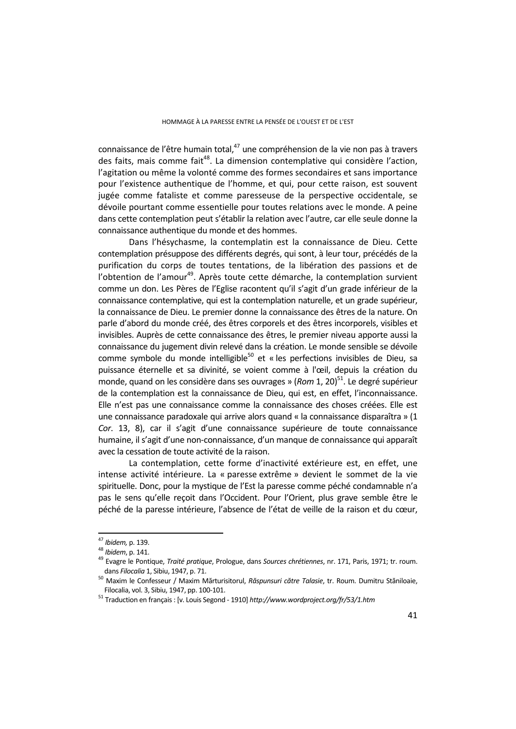connaissance de l'être humain total,[47] une compréhension de la vie non pas à travers des faits, mais comme fait[48]. La dimension contemplative qui considère l'action, l'agitation ou même la volonté comme des formes secondaires et sans importance pour l'existence authentique de l'homme, et qui, pour cette raison, est souvent jugée comme fataliste et comme paresseuse de la perspective occidentale, se dévoile pourtant comme essentielle pour toutes relations avec le monde. A peine dans cette contemplation peut s'établir la relation avec l'autre, car elle seule donne la connaissance authentique du monde et des hommes.

Dans l'hésychasme, la contemplatin est la connaissance de Dieu. Cette contemplation présuppose des différents degrés, qui sont, à leur tour, précédés de la purification du corps de toutes tentations, de la libération des passions et de l'obtention de l'amour[49]. Après toute cette démarche, la contemplation survient comme un don. Les Pères de l'Eglise racontent qu'il s'agit d'un grade inférieur de la connaissance contemplative, qui est la contemplation naturelle, et un grade supérieur, la connaissance de Dieu. Le premier donne la connaissance des êtres de la nature. On parle d'abord du monde créé, des êtres corporels et des êtres incorporels, visibles et invisibles. Auprès de cette connaissance des êtres, le premier niveau apporte aussi la connaissance du jugement divin relevé dans la création. Le monde sensible se dévoile comme symbole du monde intelligible[50] et « les perfections invisibles de Dieu, sa puissance éternelle et sa divinité, se voient comme à l'œil, depuis la création du monde, quand on les considère dans ses ouvrages » (*Rom* 1, 20)[51]. Le degré supérieur de la contemplation est la connaissance de Dieu, qui est, en effet, l'inconnaissance. Elle n'est pas une connaissance comme la connaissance des choses créées. Elle est une connaissance paradoxale qui arrive alors quand « la connaissance disparaîtra » (1 *Cor.* 13, 8), car il s'agit d'une connaissance supérieure de toute connaissance humaine, il s'agit d'une non-connaissance, d'un manque de connaissance qui apparaît avec la cessation de toute activité de la raison.

La contemplation, cette forme d'inactivité extérieure est, en effet, une intense activité intérieure. La « paresse extrême » devient le sommet de la vie spirituelle. Donc, pour la mystique de l'Est la paresse comme péché condamnable n'a pas le sens qu'elle reçoit dans l'Occident. Pour l'Orient, plus grave semble être le péché de la paresse intérieure, l'absence de l'état de veille de la raison et du cœur,

---

[47] *Ibidem,* p. 139.

[48] *Ibidem*, p. 141.

[49] Evagre le Pontique, *Traité pratique*, Prologue, dans *Sources chrétiennes*, nr. 171, Paris, 1971; tr. roum. dans *Filocalia* 1, Sibiu, 1947, p. 71.

[50] Maxim le Confesseur / Maxim Mărturisitorul, *Răspunsuri către Talasie*, tr. Roum. Dumitru Stăniloaie, Filocalia, vol. 3, Sibiu, 1947, pp. 100-101.

[51] Traduction en français : [v. Louis Segond - 1910] *http://www.wordproject.org/fr/53/1.htm*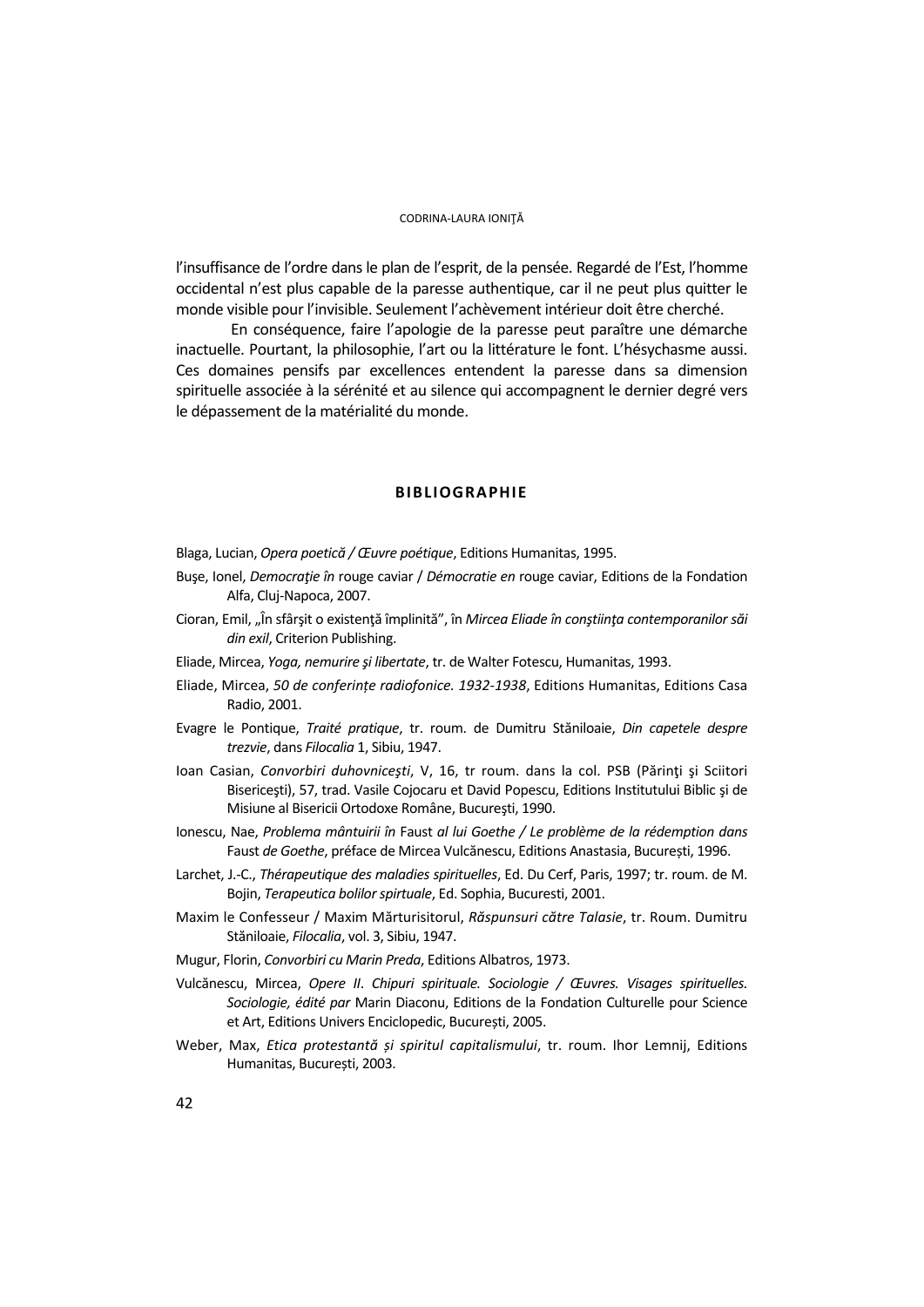l'insuffisance de l'ordre dans le plan de l'esprit, de la pensée. Regardé de l'Est, l'homme occidental n'est plus capable de la paresse authentique, car il ne peut plus quitter le monde visible pour l'invisible. Seulement l'achèvement intérieur doit être cherché.

En conséquence, faire l'apologie de la paresse peut paraître une démarche inactuelle. Pourtant, la philosophie, l'art ou la littérature le font. L'hésychasme aussi. Ces domaines pensifs par excellences entendent la paresse dans sa dimension spirituelle associée à la sérénité et au silence qui accompagnent le dernier degré vers le dépassement de la matérialité du monde.

## BIBLIOGRAPHIE

Blaga, Lucian, *Opera poetică / Œuvre poétique*, Editions Humanitas, 1995.

Buşe, Ionel, *Democraţie în* rouge caviar / *Démocratie en* rouge caviar, Editions de la Fondation Alfa, Cluj-Napoca, 2007.

Cioran, Emil, „În sfârşit o existenţă împlinită", în *Mircea Eliade în conştiinţa contemporanilor săi din exil*, Criterion Publishing.

Eliade, Mircea, *Yoga, nemurire şi libertate*, tr. de Walter Fotescu, Humanitas, 1993.

Eliade, Mircea, *50 de conferințe radiofonice. 1932-1938*, Editions Humanitas, Editions Casa Radio, 2001.

Evagre le Pontique, *Traité pratique*, tr. roum. de Dumitru Stăniloaie, *Din capetele despre trezvie*, dans *Filocalia* 1, Sibiu, 1947.

Ioan Casian, *Convorbiri duhovniceşti*, V, 16, tr roum. dans la col. PSB (Părinţi şi Sciitori Bisericeşti), 57, trad. Vasile Cojocaru et David Popescu, Editions Institutului Biblic şi de Misiune al Bisericii Ortodoxe Române, Bucureşti, 1990.

Ionescu, Nae, *Problema mântuirii în* Faust *al lui Goethe / Le problème de la rédemption dans* Faust *de Goethe*, préface de Mircea Vulcănescu, Editions Anastasia, București, 1996.

Larchet, J.-C., *Thérapeutique des maladies spirituelles*, Ed. Du Cerf, Paris, 1997; tr. roum. de M. Bojin, *Terapeutica bolilor spirtuale*, Ed. Sophia, Bucuresti, 2001.

Maxim le Confesseur / Maxim Mărturisitorul, *Răspunsuri către Talasie*, tr. Roum. Dumitru Stăniloaie, *Filocalia*, vol. 3, Sibiu, 1947.

Mugur, Florin, *Convorbiri cu Marin Preda*, Editions Albatros, 1973.

Vulcănescu, Mircea, *Opere II*. *Chipuri spirituale. Sociologie / Œuvres. Visages spirituelles. Sociologie, édité par* Marin Diaconu, Editions de la Fondation Culturelle pour Science et Art, Editions Univers Enciclopedic, București, 2005.

Weber, Max, *Etica protestantă și spiritul capitalismului*, tr. roum. Ihor Lemnij, Editions Humanitas, București, 2003.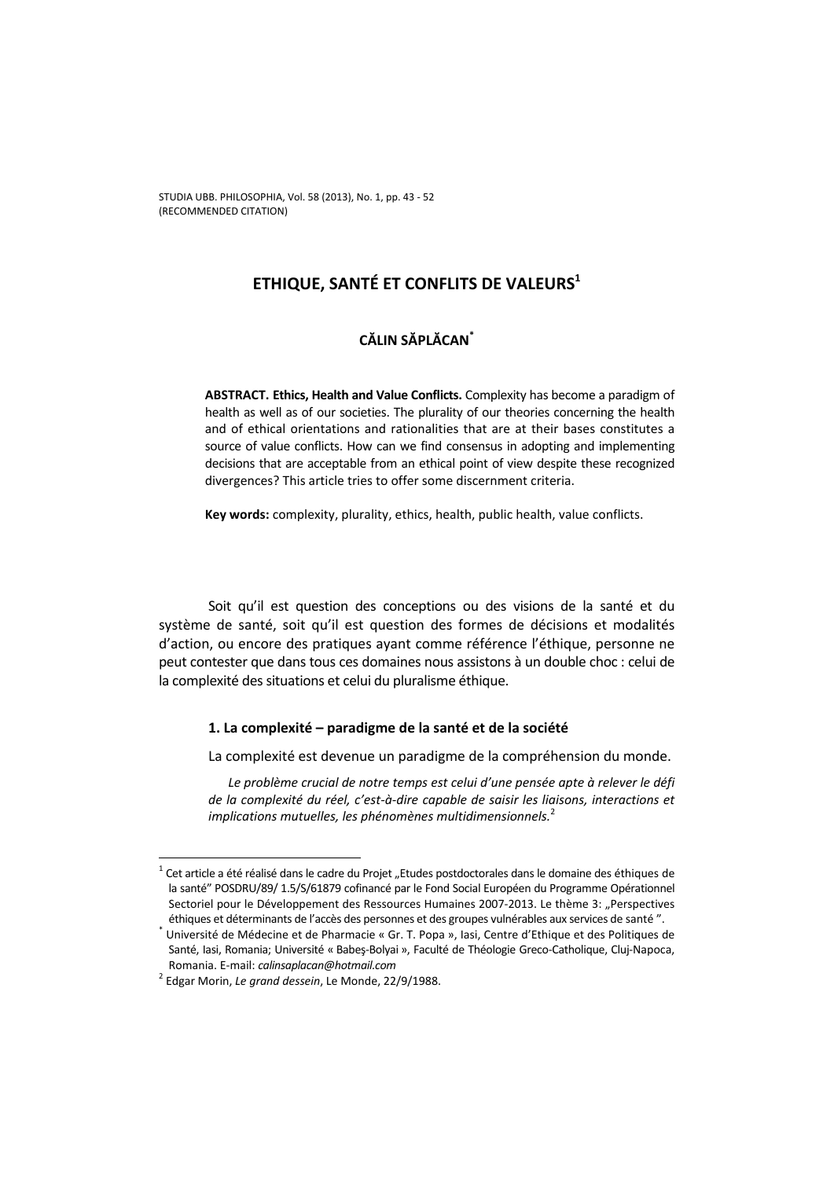# ETHIQUE, SANTÉ ET CONFLITS DE VALEURS[1]

## CĂLIN SĂPLĂCAN[*]

**ABSTRACT. Ethics, Health and Value Conflicts.** Complexity has become a paradigm of health as well as of our societies. The plurality of our theories concerning the health and of ethical orientations and rationalities that are at their bases constitutes a source of value conflicts. How can we find consensus in adopting and implementing decisions that are acceptable from an ethical point of view despite these recognized divergences? This article tries to offer some discernment criteria.

**Key words:** complexity, plurality, ethics, health, public health, value conflicts.

Soit qu'il est question des conceptions ou des visions de la santé et du système de santé, soit qu'il est question des formes de décisions et modalités d'action, ou encore des pratiques ayant comme référence l'éthique, personne ne peut contester que dans tous ces domaines nous assistons à un double choc : celui de la complexité des situations et celui du pluralisme éthique.

### 1. La complexité – paradigme de la santé et de la société

La complexité est devenue un paradigme de la compréhension du monde.

*Le problème crucial de notre temps est celui d'une pensée apte à relever le défi de la complexité du réel, c'est-à-dire capable de saisir les liaisons, interactions et implications mutuelles, les phénomènes multidimensionnels.*[2]

---

[1] Cet article a été réalisé dans le cadre du Projet „Etudes postdoctorales dans le domaine des éthiques de la santé" POSDRU/89/ 1.5/S/61879 cofinancé par le Fond Social Européen du Programme Opérationnel Sectoriel pour le Développement des Ressources Humaines 2007-2013. Le thème 3: „Perspectives éthiques et déterminants de l'accès des personnes et des groupes vulnérables aux services de santé ".

[*] Université de Médecine et de Pharmacie « Gr. T. Popa », Iasi, Centre d'Ethique et des Politiques de Santé, Iasi, Romania; Université « Babeş-Bolyai », Faculté de Théologie Greco-Catholique, Cluj-Napoca, Romania. E-mail: *calinsaplacan@hotmail.com*

[2] Edgar Morin, *Le grand dessein*, Le Monde, 22/9/1988.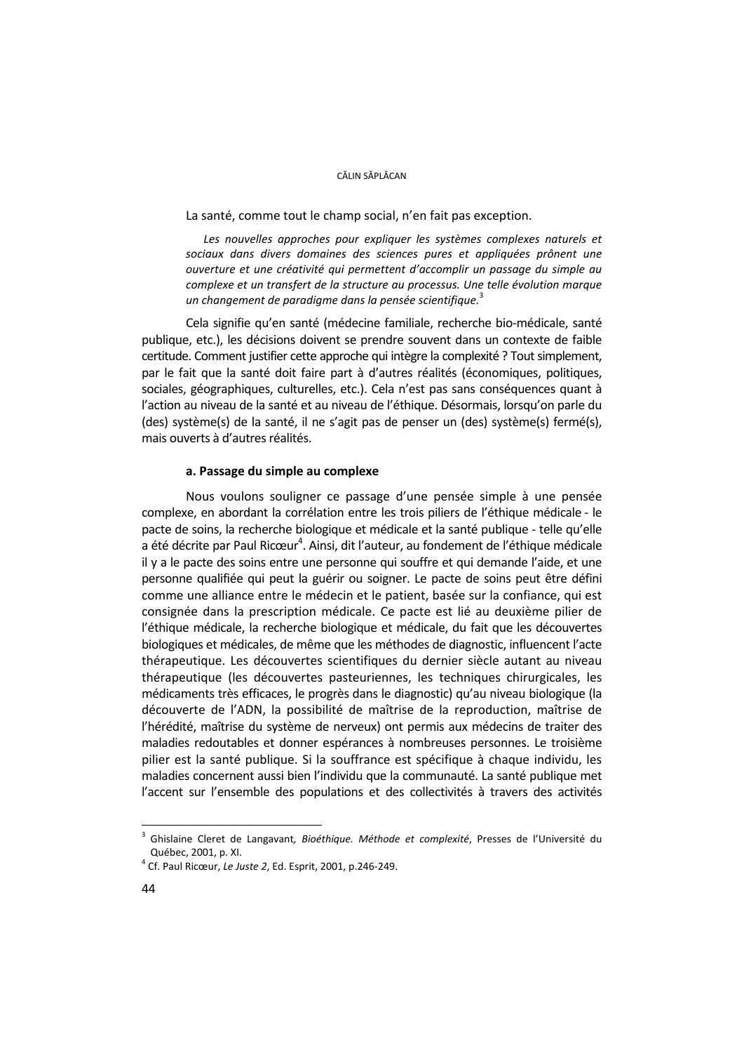La santé, comme tout le champ social, n'en fait pas exception.

> *Les nouvelles approches pour expliquer les systèmes complexes naturels et sociaux dans divers domaines des sciences pures et appliquées prônent une ouverture et une créativité qui permettent d'accomplir un passage du simple au complexe et un transfert de la structure au processus. Une telle évolution marque un changement de paradigme dans la pensée scientifique.*[3]

Cela signifie qu'en santé (médecine familiale, recherche bio-médicale, santé publique, etc.), les décisions doivent se prendre souvent dans un contexte de faible certitude. Comment justifier cette approche qui intègre la complexité ? Tout simplement, par le fait que la santé doit faire part à d'autres réalités (économiques, politiques, sociales, géographiques, culturelles, etc.). Cela n'est pas sans conséquences quant à l'action au niveau de la santé et au niveau de l'éthique. Désormais, lorsqu'on parle du (des) système(s) de la santé, il ne s'agit pas de penser un (des) système(s) fermé(s), mais ouverts à d'autres réalités.

### a. Passage du simple au complexe

Nous voulons souligner ce passage d'une pensée simple à une pensée complexe, en abordant la corrélation entre les trois piliers de l'éthique médicale - le pacte de soins, la recherche biologique et médicale et la santé publique - telle qu'elle a été décrite par Paul Ricœur[4]. Ainsi, dit l'auteur, au fondement de l'éthique médicale il y a le pacte des soins entre une personne qui souffre et qui demande l'aide, et une personne qualifiée qui peut la guérir ou soigner. Le pacte de soins peut être défini comme une alliance entre le médecin et le patient, basée sur la confiance, qui est consignée dans la prescription médicale. Ce pacte est lié au deuxième pilier de l'éthique médicale, la recherche biologique et médicale, du fait que les découvertes biologiques et médicales, de même que les méthodes de diagnostic, influencent l'acte thérapeutique. Les découvertes scientifiques du dernier siècle autant au niveau thérapeutique (les découvertes pasteuriennes, les techniques chirurgicales, les médicaments très efficaces, le progrès dans le diagnostic) qu'au niveau biologique (la découverte de l'ADN, la possibilité de maîtrise de la reproduction, maîtrise de l'hérédité, maîtrise du système de nerveux) ont permis aux médecins de traiter des maladies redoutables et donner espérances à nombreuses personnes. Le troisième pilier est la santé publique. Si la souffrance est spécifique à chaque individu, les maladies concernent aussi bien l'individu que la communauté. La santé publique met l'accent sur l'ensemble des populations et des collectivités à travers des activités

---

[3] Ghislaine Cleret de Langavant, *Bioéthique. Méthode et complexité*, Presses de l'Université du Québec, 2001, p. XI.

[4] Cf. Paul Ricœur, *Le Juste 2*, Ed. Esprit, 2001, p.246-249.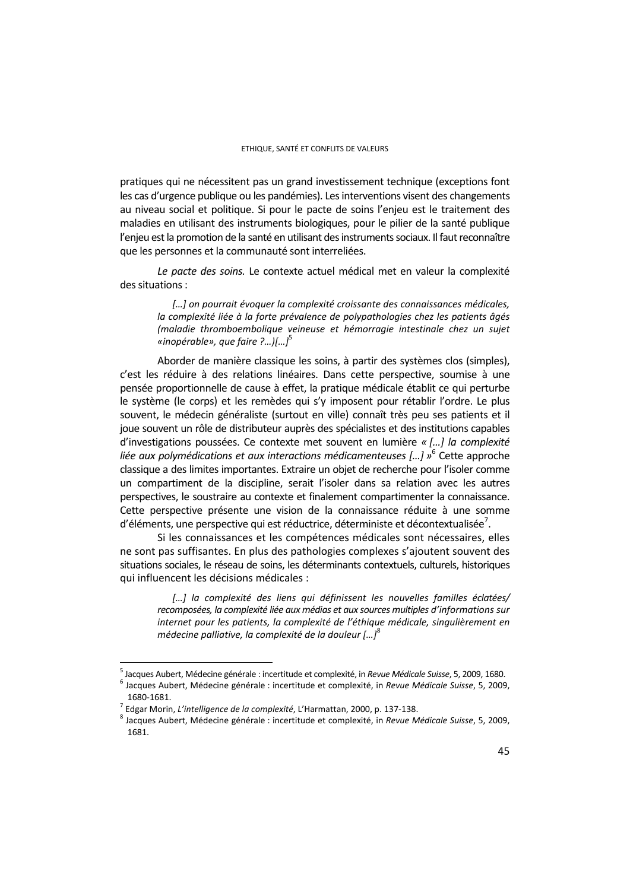pratiques qui ne nécessitent pas un grand investissement technique (exceptions font les cas d'urgence publique ou les pandémies). Les interventions visent des changements au niveau social et politique. Si pour le pacte de soins l'enjeu est le traitement des maladies en utilisant des instruments biologiques, pour le pilier de la santé publique l'enjeu est la promotion de la santé en utilisant des instruments sociaux. Il faut reconnaître que les personnes et la communauté sont interreliées.

*Le pacte des soins.* Le contexte actuel médical met en valeur la complexité des situations :

> *[…] on pourrait évoquer la complexité croissante des connaissances médicales, la complexité liée à la forte prévalence de polypathologies chez les patients âgés (maladie thromboembolique veineuse et hémorragie intestinale chez un sujet «inopérable», que faire ?…)[…]*[5]

Aborder de manière classique les soins, à partir des systèmes clos (simples), c'est les réduire à des relations linéaires. Dans cette perspective, soumise à une pensée proportionnelle de cause à effet, la pratique médicale établit ce qui perturbe le système (le corps) et les remèdes qui s'y imposent pour rétablir l'ordre. Le plus souvent, le médecin généraliste (surtout en ville) connaît très peu ses patients et il joue souvent un rôle de distributeur auprès des spécialistes et des institutions capables d'investigations poussées. Ce contexte met souvent en lumière *« […] la complexité liée aux polymédications et aux interactions médicamenteuses […] »*[6] Cette approche classique a des limites importantes. Extraire un objet de recherche pour l'isoler comme un compartiment de la discipline, serait l'isoler dans sa relation avec les autres perspectives, le soustraire au contexte et finalement compartimenter la connaissance. Cette perspective présente une vision de la connaissance réduite à une somme d'éléments, une perspective qui est réductrice, déterministe et décontextualisée[7].

Si les connaissances et les compétences médicales sont nécessaires, elles ne sont pas suffisantes. En plus des pathologies complexes s'ajoutent souvent des situations sociales, le réseau de soins, les déterminants contextuels, culturels, historiques qui influencent les décisions médicales :

> *[…] la complexité des liens qui définissent les nouvelles familles éclatées/ recomposées, la complexité liée aux médias et aux sources multiples d'informations sur internet pour les patients, la complexité de l'éthique médicale, singulièrement en médecine palliative, la complexité de la douleur […]*[8]

---

[5] Jacques Aubert, Médecine générale : incertitude et complexité, in *Revue Médicale Suisse*, 5, 2009, 1680.

[6] Jacques Aubert, Médecine générale : incertitude et complexité, in *Revue Médicale Suisse*, 5, 2009, 1680-1681.

[7] Edgar Morin, *L'intelligence de la complexité*, L'Harmattan, 2000, p. 137-138.

[8] Jacques Aubert, Médecine générale : incertitude et complexité, in *Revue Médicale Suisse*, 5, 2009, 1681.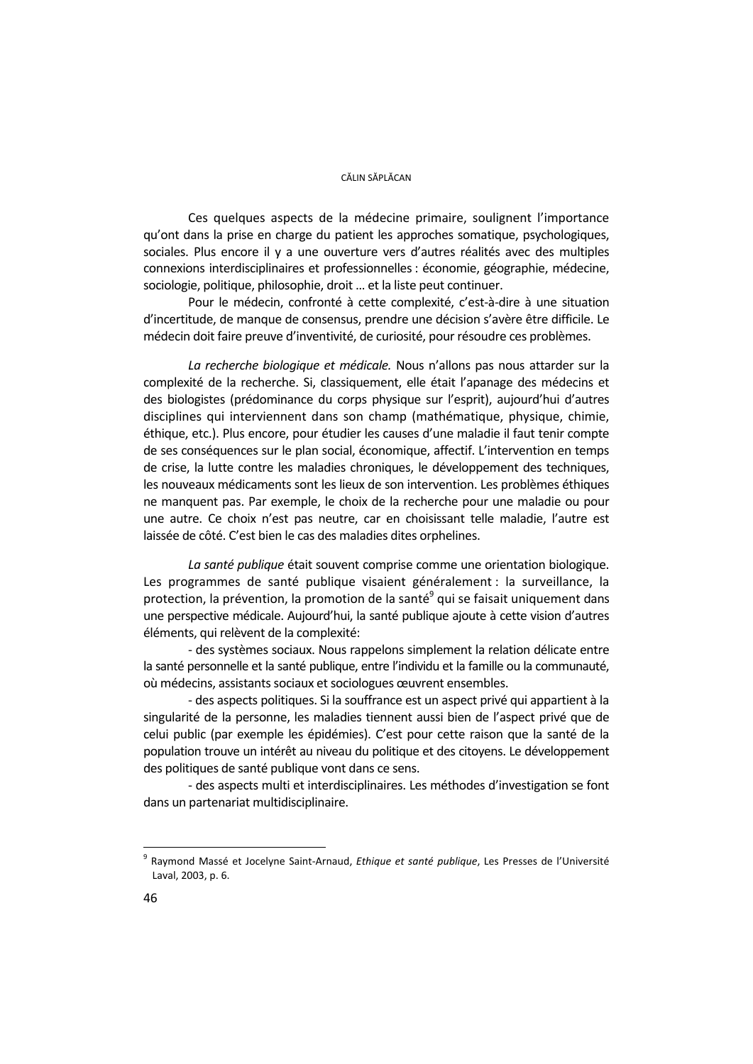Ces quelques aspects de la médecine primaire, soulignent l'importance qu'ont dans la prise en charge du patient les approches somatique, psychologiques, sociales. Plus encore il y a une ouverture vers d'autres réalités avec des multiples connexions interdisciplinaires et professionnelles : économie, géographie, médecine, sociologie, politique, philosophie, droit … et la liste peut continuer.

Pour le médecin, confronté à cette complexité, c'est-à-dire à une situation d'incertitude, de manque de consensus, prendre une décision s'avère être difficile. Le médecin doit faire preuve d'inventivité, de curiosité, pour résoudre ces problèmes.

*La recherche biologique et médicale.* Nous n'allons pas nous attarder sur la complexité de la recherche. Si, classiquement, elle était l'apanage des médecins et des biologistes (prédominance du corps physique sur l'esprit), aujourd'hui d'autres disciplines qui interviennent dans son champ (mathématique, physique, chimie, éthique, etc.). Plus encore, pour étudier les causes d'une maladie il faut tenir compte de ses conséquences sur le plan social, économique, affectif. L'intervention en temps de crise, la lutte contre les maladies chroniques, le développement des techniques, les nouveaux médicaments sont les lieux de son intervention. Les problèmes éthiques ne manquent pas. Par exemple, le choix de la recherche pour une maladie ou pour une autre. Ce choix n'est pas neutre, car en choisissant telle maladie, l'autre est laissée de côté. C'est bien le cas des maladies dites orphelines.

*La santé publique* était souvent comprise comme une orientation biologique. Les programmes de santé publique visaient généralement : la surveillance, la protection, la prévention, la promotion de la santé[9] qui se faisait uniquement dans une perspective médicale. Aujourd'hui, la santé publique ajoute à cette vision d'autres éléments, qui relèvent de la complexité:

- des systèmes sociaux. Nous rappelons simplement la relation délicate entre la santé personnelle et la santé publique, entre l'individu et la famille ou la communauté, où médecins, assistants sociaux et sociologues œuvrent ensembles.
- des aspects politiques. Si la souffrance est un aspect privé qui appartient à la singularité de la personne, les maladies tiennent aussi bien de l'aspect privé que de celui public (par exemple les épidémies). C'est pour cette raison que la santé de la population trouve un intérêt au niveau du politique et des citoyens. Le développement des politiques de santé publique vont dans ce sens.
- des aspects multi et interdisciplinaires. Les méthodes d'investigation se font dans un partenariat multidisciplinaire.

---

[9] Raymond Massé et Jocelyne Saint-Arnaud, *Ethique et santé publique*, Les Presses de l'Université Laval, 2003, p. 6.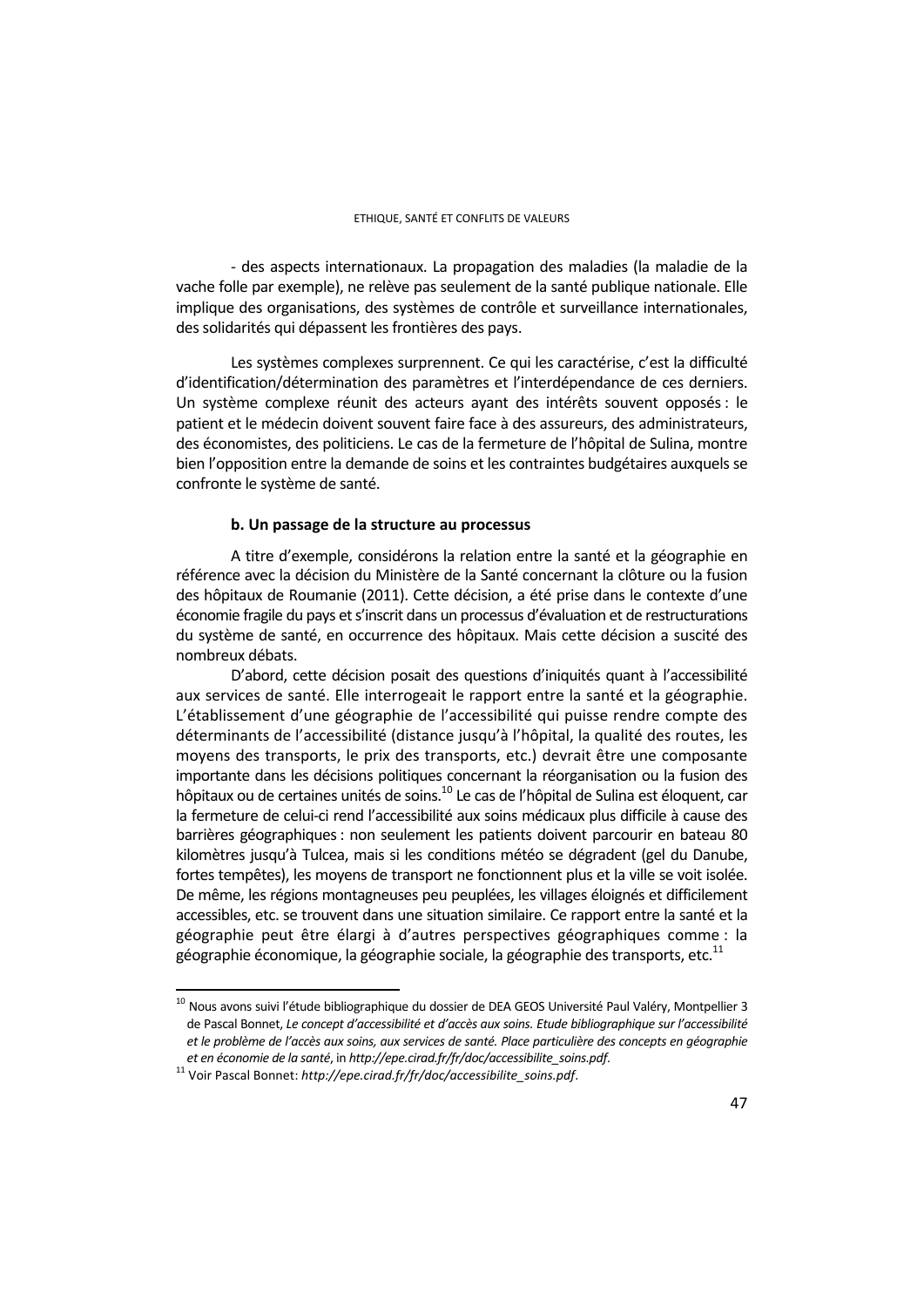- des aspects internationaux. La propagation des maladies (la maladie de la vache folle par exemple), ne relève pas seulement de la santé publique nationale. Elle implique des organisations, des systèmes de contrôle et surveillance internationales, des solidarités qui dépassent les frontières des pays.

Les systèmes complexes surprennent. Ce qui les caractérise, c'est la difficulté d'identification/détermination des paramètres et l'interdépendance de ces derniers. Un système complexe réunit des acteurs ayant des intérêts souvent opposés : le patient et le médecin doivent souvent faire face à des assureurs, des administrateurs, des économistes, des politiciens. Le cas de la fermeture de l'hôpital de Sulina, montre bien l'opposition entre la demande de soins et les contraintes budgétaires auxquels se confronte le système de santé.

#### b. Un passage de la structure au processus

A titre d'exemple, considérons la relation entre la santé et la géographie en référence avec la décision du Ministère de la Santé concernant la clôture ou la fusion des hôpitaux de Roumanie (2011). Cette décision, a été prise dans le contexte d'une économie fragile du pays et s'inscrit dans un processus d'évaluation et de restructurations du système de santé, en occurrence des hôpitaux. Mais cette décision a suscité des nombreux débats.

D'abord, cette décision posait des questions d'iniquités quant à l'accessibilité aux services de santé. Elle interrogeait le rapport entre la santé et la géographie. L'établissement d'une géographie de l'accessibilité qui puisse rendre compte des déterminants de l'accessibilité (distance jusqu'à l'hôpital, la qualité des routes, les moyens des transports, le prix des transports, etc.) devrait être une composante importante dans les décisions politiques concernant la réorganisation ou la fusion des hôpitaux ou de certaines unités de soins.[10] Le cas de l'hôpital de Sulina est éloquent, car la fermeture de celui-ci rend l'accessibilité aux soins médicaux plus difficile à cause des barrières géographiques : non seulement les patients doivent parcourir en bateau 80 kilomètres jusqu'à Tulcea, mais si les conditions météo se dégradent (gel du Danube, fortes tempêtes), les moyens de transport ne fonctionnent plus et la ville se voit isolée. De même, les régions montagneuses peu peuplées, les villages éloignés et difficilement accessibles, etc. se trouvent dans une situation similaire. Ce rapport entre la santé et la géographie peut être élargi à d'autres perspectives géographiques comme : la géographie économique, la géographie sociale, la géographie des transports, etc.[11]

---

[10] Nous avons suivi l'étude bibliographique du dossier de DEA GEOS Université Paul Valéry, Montpellier 3 de Pascal Bonnet, *Le concept d'accessibilité et d'accès aux soins. Etude bibliographique sur l'accessibilité et le problème de l'accès aux soins, aux services de santé. Place particulière des concepts en géographie et en économie de la santé*, in *http://epe.cirad.fr/fr/doc/accessibilite_soins.pdf*.

[11] Voir Pascal Bonnet: *http://epe.cirad.fr/fr/doc/accessibilite_soins.pdf*.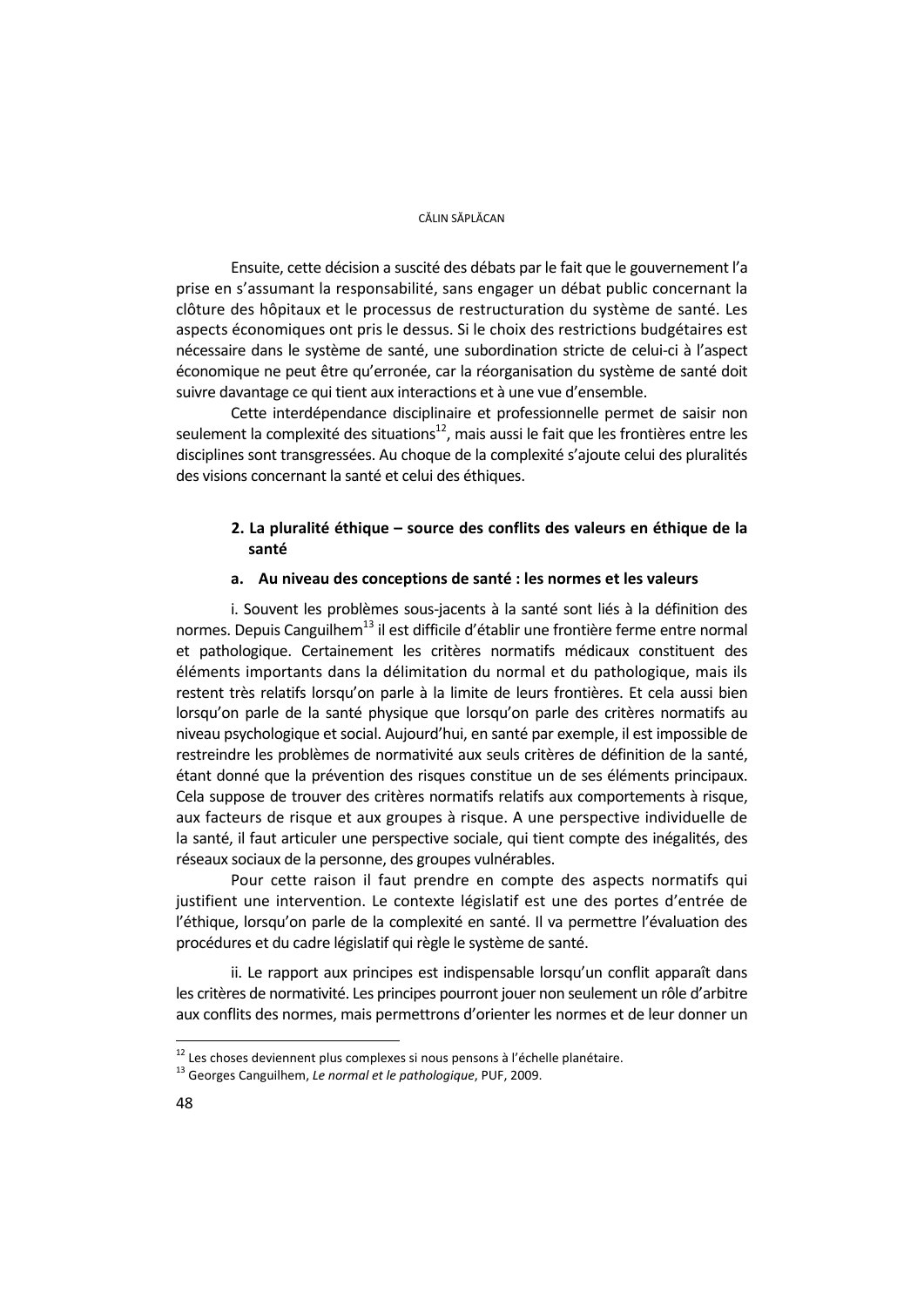Ensuite, cette décision a suscité des débats par le fait que le gouvernement l'a prise en s'assumant la responsabilité, sans engager un débat public concernant la clôture des hôpitaux et le processus de restructuration du système de santé. Les aspects économiques ont pris le dessus. Si le choix des restrictions budgétaires est nécessaire dans le système de santé, une subordination stricte de celui-ci à l'aspect économique ne peut être qu'erronée, car la réorganisation du système de santé doit suivre davantage ce qui tient aux interactions et à une vue d'ensemble.

Cette interdépendance disciplinaire et professionnelle permet de saisir non seulement la complexité des situations[12], mais aussi le fait que les frontières entre les disciplines sont transgressées. Au choque de la complexité s'ajoute celui des pluralités des visions concernant la santé et celui des éthiques.

## 2. La pluralité éthique – source des conflits des valeurs en éthique de la santé

### a. Au niveau des conceptions de santé : les normes et les valeurs

i. Souvent les problèmes sous-jacents à la santé sont liés à la définition des normes. Depuis Canguilhem[13] il est difficile d'établir une frontière ferme entre normal et pathologique. Certainement les critères normatifs médicaux constituent des éléments importants dans la délimitation du normal et du pathologique, mais ils restent très relatifs lorsqu'on parle à la limite de leurs frontières. Et cela aussi bien lorsqu'on parle de la santé physique que lorsqu'on parle des critères normatifs au niveau psychologique et social. Aujourd'hui, en santé par exemple, il est impossible de restreindre les problèmes de normativité aux seuls critères de définition de la santé, étant donné que la prévention des risques constitue un de ses éléments principaux. Cela suppose de trouver des critères normatifs relatifs aux comportements à risque, aux facteurs de risque et aux groupes à risque. A une perspective individuelle de la santé, il faut articuler une perspective sociale, qui tient compte des inégalités, des réseaux sociaux de la personne, des groupes vulnérables.

Pour cette raison il faut prendre en compte des aspects normatifs qui justifient une intervention. Le contexte législatif est une des portes d'entrée de l'éthique, lorsqu'on parle de la complexité en santé. Il va permettre l'évaluation des procédures et du cadre législatif qui règle le système de santé.

ii. Le rapport aux principes est indispensable lorsqu'un conflit apparaît dans les critères de normativité. Les principes pourront jouer non seulement un rôle d'arbitre aux conflits des normes, mais permettrons d'orienter les normes et de leur donner un

---

[12] Les choses deviennent plus complexes si nous pensons à l'échelle planétaire.

[13] Georges Canguilhem, *Le normal et le pathologique*, PUF, 2009.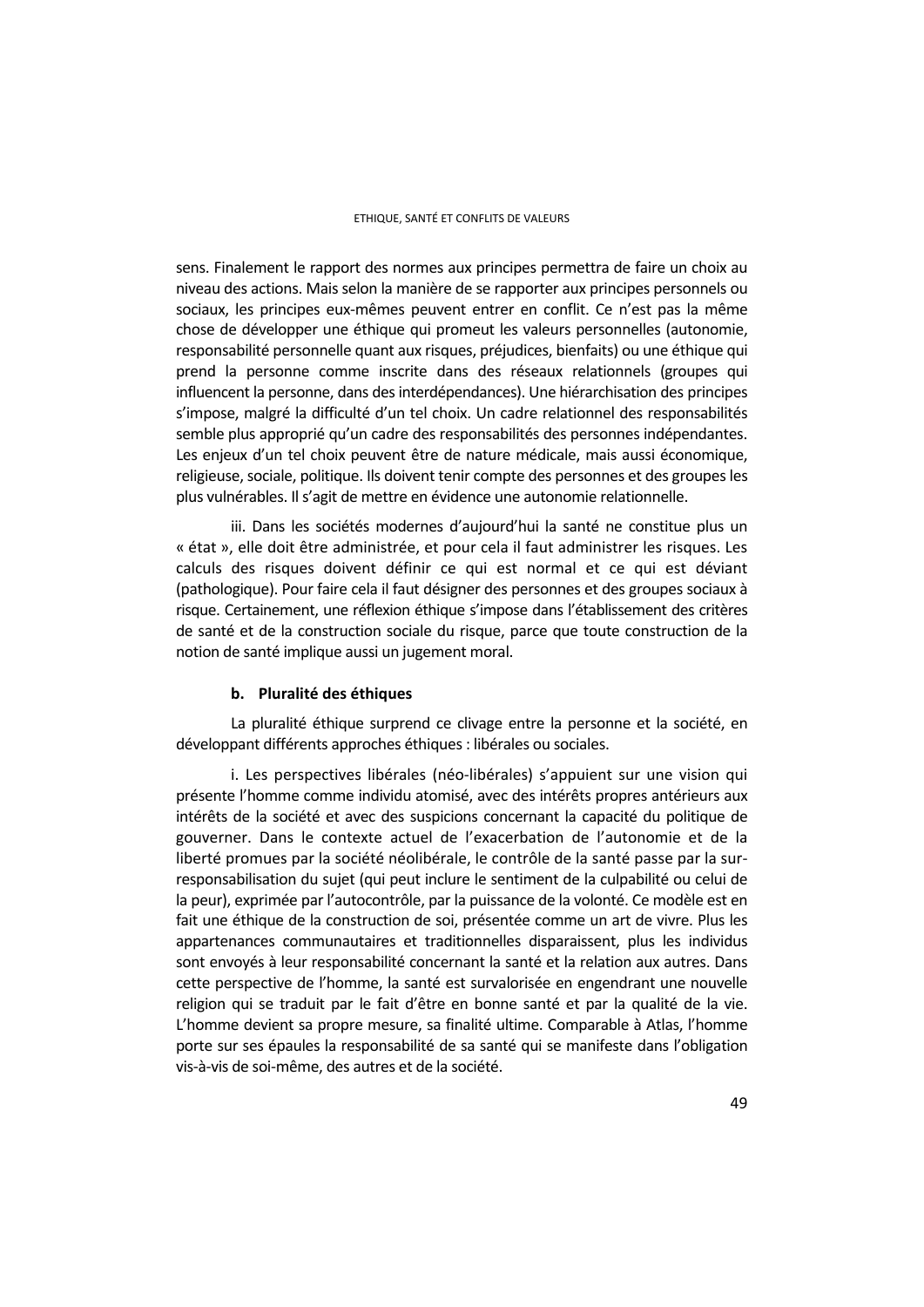sens. Finalement le rapport des normes aux principes permettra de faire un choix au niveau des actions. Mais selon la manière de se rapporter aux principes personnels ou sociaux, les principes eux-mêmes peuvent entrer en conflit. Ce n'est pas la même chose de développer une éthique qui promeut les valeurs personnelles (autonomie, responsabilité personnelle quant aux risques, préjudices, bienfaits) ou une éthique qui prend la personne comme inscrite dans des réseaux relationnels (groupes qui influencent la personne, dans des interdépendances). Une hiérarchisation des principes s'impose, malgré la difficulté d'un tel choix. Un cadre relationnel des responsabilités semble plus approprié qu'un cadre des responsabilités des personnes indépendantes. Les enjeux d'un tel choix peuvent être de nature médicale, mais aussi économique, religieuse, sociale, politique. Ils doivent tenir compte des personnes et des groupes les plus vulnérables. Il s'agit de mettre en évidence une autonomie relationnelle.

iii. Dans les sociétés modernes d'aujourd'hui la santé ne constitue plus un « état », elle doit être administrée, et pour cela il faut administrer les risques. Les calculs des risques doivent définir ce qui est normal et ce qui est déviant (pathologique). Pour faire cela il faut désigner des personnes et des groupes sociaux à risque. Certainement, une réflexion éthique s'impose dans l'établissement des critères de santé et de la construction sociale du risque, parce que toute construction de la notion de santé implique aussi un jugement moral.

#### b. Pluralité des éthiques

La pluralité éthique surprend ce clivage entre la personne et la société, en développant différents approches éthiques : libérales ou sociales.

i. Les perspectives libérales (néo-libérales) s'appuient sur une vision qui présente l'homme comme individu atomisé, avec des intérêts propres antérieurs aux intérêts de la société et avec des suspicions concernant la capacité du politique de gouverner. Dans le contexte actuel de l'exacerbation de l'autonomie et de la liberté promues par la société néolibérale, le contrôle de la santé passe par la sur-responsabilisation du sujet (qui peut inclure le sentiment de la culpabilité ou celui de la peur), exprimée par l'autocontrôle, par la puissance de la volonté. Ce modèle est en fait une éthique de la construction de soi, présentée comme un art de vivre. Plus les appartenances communautaires et traditionnelles disparaissent, plus les individus sont envoyés à leur responsabilité concernant la santé et la relation aux autres. Dans cette perspective de l'homme, la santé est survalorisée en engendrant une nouvelle religion qui se traduit par le fait d'être en bonne santé et par la qualité de la vie. L'homme devient sa propre mesure, sa finalité ultime. Comparable à Atlas, l'homme porte sur ses épaules la responsabilité de sa santé qui se manifeste dans l'obligation vis-à-vis de soi-même, des autres et de la société.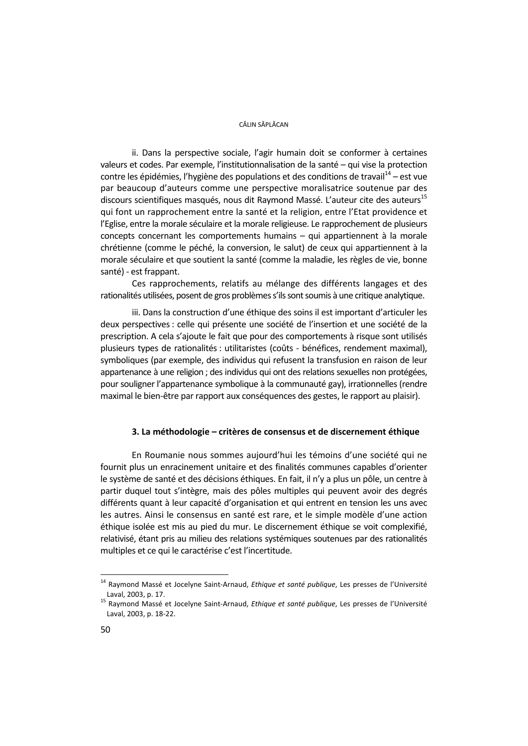ii. Dans la perspective sociale, l'agir humain doit se conformer à certaines valeurs et codes. Par exemple, l'institutionnalisation de la santé – qui vise la protection contre les épidémies, l'hygiène des populations et des conditions de travail[14] – est vue par beaucoup d'auteurs comme une perspective moralisatrice soutenue par des discours scientifiques masqués, nous dit Raymond Massé. L'auteur cite des auteurs[15] qui font un rapprochement entre la santé et la religion, entre l'Etat providence et l'Eglise, entre la morale séculaire et la morale religieuse. Le rapprochement de plusieurs concepts concernant les comportements humains – qui appartiennent à la morale chrétienne (comme le péché, la conversion, le salut) de ceux qui appartiennent à la morale séculaire et que soutient la santé (comme la maladie, les règles de vie, bonne santé) - est frappant.

Ces rapprochements, relatifs au mélange des différents langages et des rationalités utilisées, posent de gros problèmes s'ils sont soumis à une critique analytique.

iii. Dans la construction d'une éthique des soins il est important d'articuler les deux perspectives : celle qui présente une société de l'insertion et une société de la prescription. A cela s'ajoute le fait que pour des comportements à risque sont utilisés plusieurs types de rationalités : utilitaristes (coûts - bénéfices, rendement maximal), symboliques (par exemple, des individus qui refusent la transfusion en raison de leur appartenance à une religion ; des individus qui ont des relations sexuelles non protégées, pour souligner l'appartenance symbolique à la communauté gay), irrationnelles (rendre maximal le bien-être par rapport aux conséquences des gestes, le rapport au plaisir).

### 3. La méthodologie – critères de consensus et de discernement éthique

En Roumanie nous sommes aujourd'hui les témoins d'une société qui ne fournit plus un enracinement unitaire et des finalités communes capables d'orienter le système de santé et des décisions éthiques. En fait, il n'y a plus un pôle, un centre à partir duquel tout s'intègre, mais des pôles multiples qui peuvent avoir des degrés différents quant à leur capacité d'organisation et qui entrent en tension les uns avec les autres. Ainsi le consensus en santé est rare, et le simple modèle d'une action éthique isolée est mis au pied du mur. Le discernement éthique se voit complexifié, relativisé, étant pris au milieu des relations systémiques soutenues par des rationalités multiples et ce qui le caractérise c'est l'incertitude.

---

[14] Raymond Massé et Jocelyne Saint-Arnaud, *Ethique et santé publique*, Les presses de l'Université Laval, 2003, p. 17.

[15] Raymond Massé et Jocelyne Saint-Arnaud, *Ethique et santé publique*, Les presses de l'Université Laval, 2003, p. 18-22.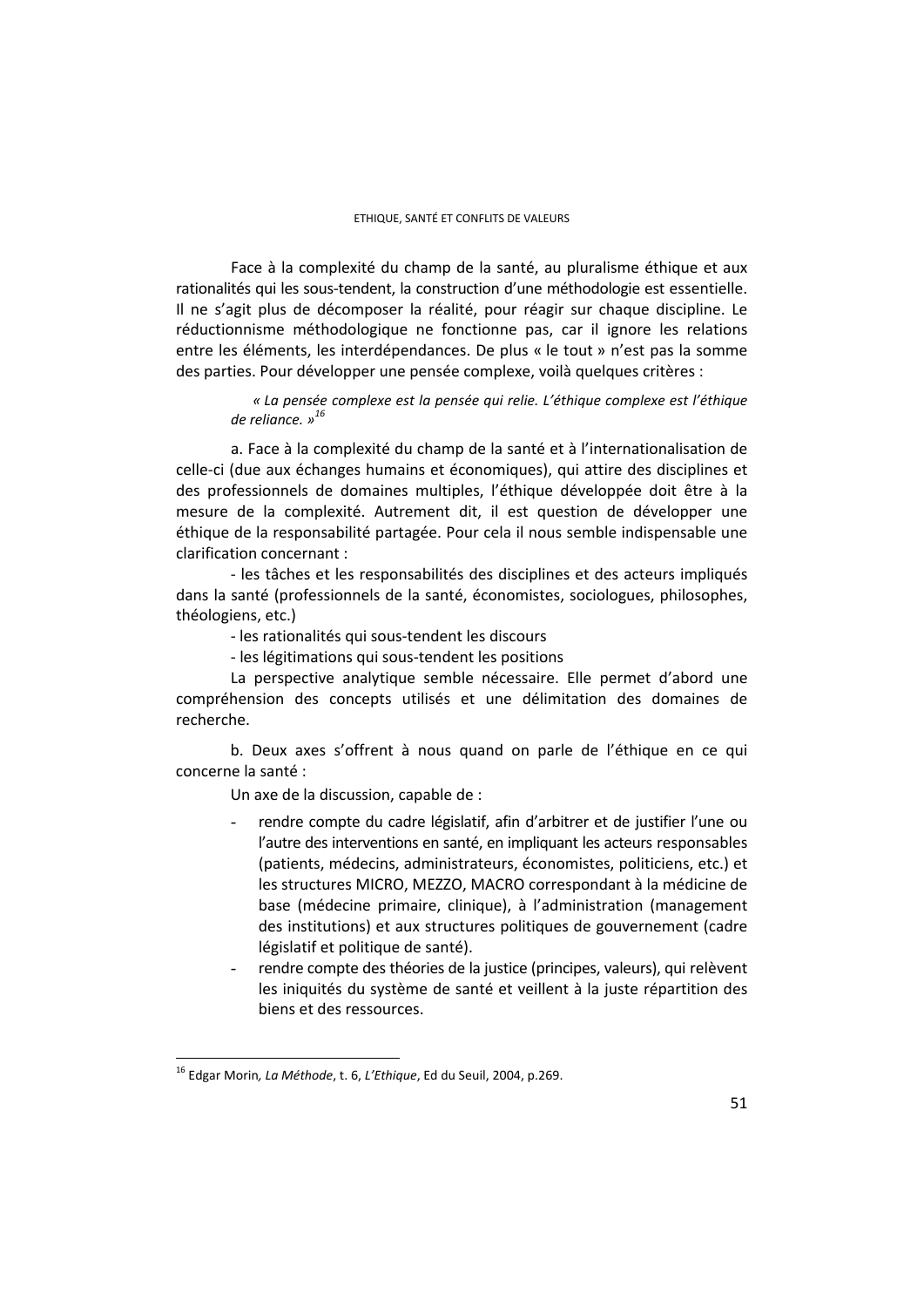Face à la complexité du champ de la santé, au pluralisme éthique et aux rationalités qui les sous-tendent, la construction d'une méthodologie est essentielle. Il ne s'agit plus de décomposer la réalité, pour réagir sur chaque discipline. Le réductionnisme méthodologique ne fonctionne pas, car il ignore les relations entre les éléments, les interdépendances. De plus « le tout » n'est pas la somme des parties. Pour développer une pensée complexe, voilà quelques critères :

> *« La pensée complexe est la pensée qui relie. L'éthique complexe est l'éthique de reliance. »*[16]

a. Face à la complexité du champ de la santé et à l'internationalisation de celle-ci (due aux échanges humains et économiques), qui attire des disciplines et des professionnels de domaines multiples, l'éthique développée doit être à la mesure de la complexité. Autrement dit, il est question de développer une éthique de la responsabilité partagée. Pour cela il nous semble indispensable une clarification concernant :

- les tâches et les responsabilités des disciplines et des acteurs impliqués dans la santé (professionnels de la santé, économistes, sociologues, philosophes, théologiens, etc.)
- les rationalités qui sous-tendent les discours
- les légitimations qui sous-tendent les positions

La perspective analytique semble nécessaire. Elle permet d'abord une compréhension des concepts utilisés et une délimitation des domaines de recherche.

b. Deux axes s'offrent à nous quand on parle de l'éthique en ce qui concerne la santé :

Un axe de la discussion, capable de :

- rendre compte du cadre législatif, afin d'arbitrer et de justifier l'une ou l'autre des interventions en santé, en impliquant les acteurs responsables (patients, médecins, administrateurs, économistes, politiciens, etc.) et les structures MICRO, MEZZO, MACRO correspondant à la médicine de base (médecine primaire, clinique), à l'administration (management des institutions) et aux structures politiques de gouvernement (cadre législatif et politique de santé).
- rendre compte des théories de la justice (principes, valeurs), qui relèvent les iniquités du système de santé et veillent à la juste répartition des biens et des ressources.

---

[16] Edgar Morin, *La Méthode*, t. 6, *L'Ethique*, Ed du Seuil, 2004, p.269.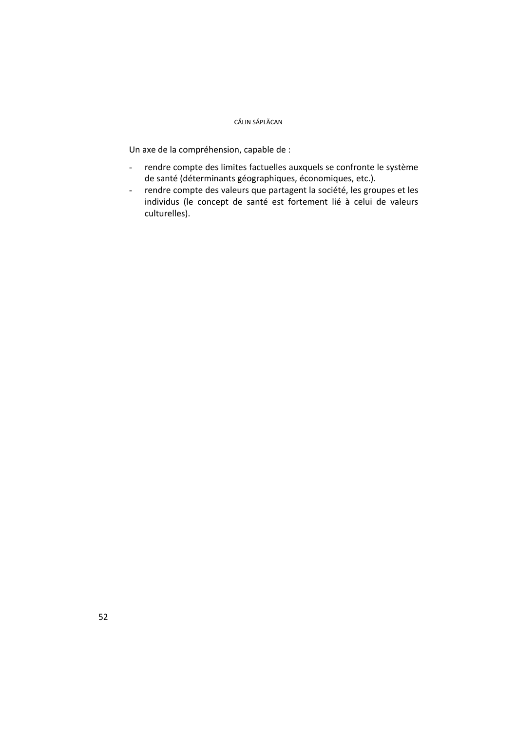Un axe de la compréhension, capable de :

- rendre compte des limites factuelles auxquels se confronte le système de santé (déterminants géographiques, économiques, etc.).
- rendre compte des valeurs que partagent la société, les groupes et les individus (le concept de santé est fortement lié à celui de valeurs culturelles).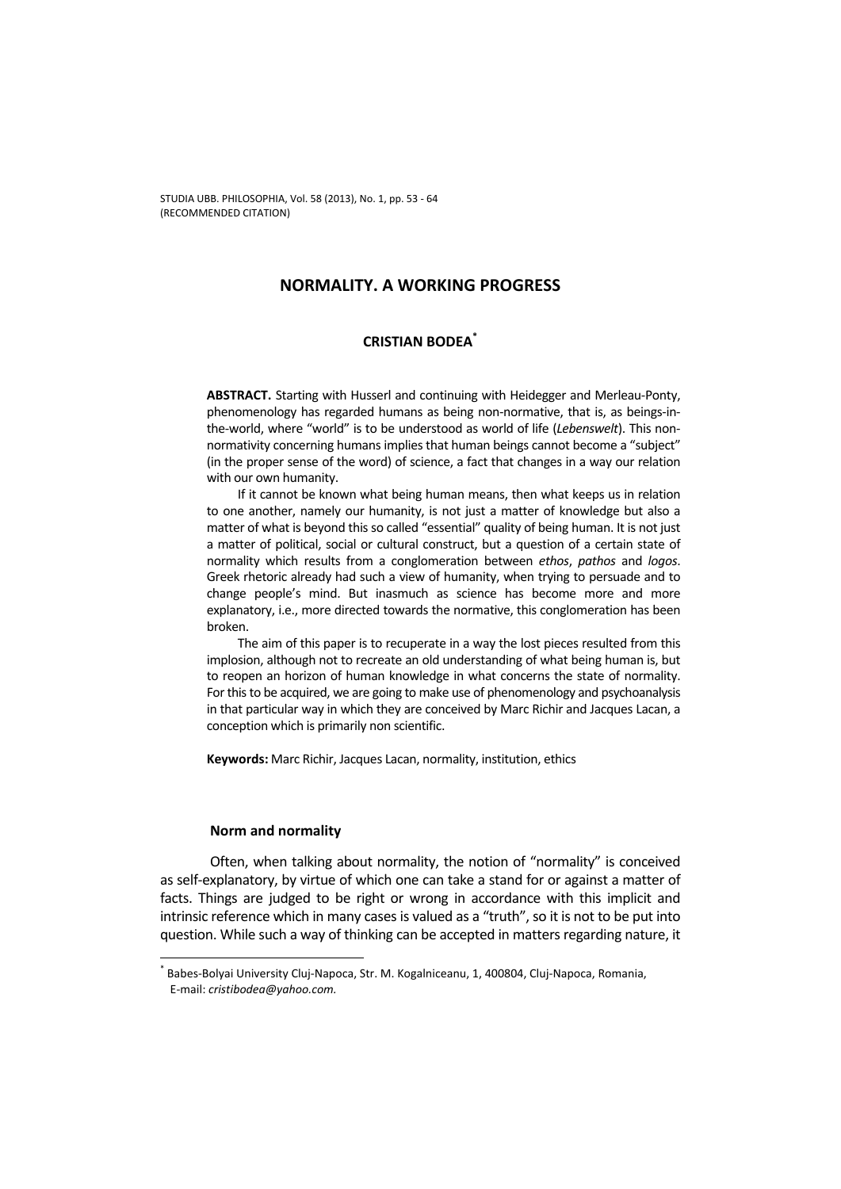# NORMALITY. A WORKING PROGRESS

## CRISTIAN BODEA*

**ABSTRACT.** Starting with Husserl and continuing with Heidegger and Merleau-Ponty, phenomenology has regarded humans as being non-normative, that is, as beings-in-the-world, where "world" is to be understood as world of life (*Lebenswelt*). This non-normativity concerning humans implies that human beings cannot become a "subject" (in the proper sense of the word) of science, a fact that changes in a way our relation with our own humanity.

If it cannot be known what being human means, then what keeps us in relation to one another, namely our humanity, is not just a matter of knowledge but also a matter of what is beyond this so called "essential" quality of being human. It is not just a matter of political, social or cultural construct, but a question of a certain state of normality which results from a conglomeration between *ethos*, *pathos* and *logos*. Greek rhetoric already had such a view of humanity, when trying to persuade and to change people's mind. But inasmuch as science has become more and more explanatory, i.e., more directed towards the normative, this conglomeration has been broken.

The aim of this paper is to recuperate in a way the lost pieces resulted from this implosion, although not to recreate an old understanding of what being human is, but to reopen an horizon of human knowledge in what concerns the state of normality. For this to be acquired, we are going to make use of phenomenology and psychoanalysis in that particular way in which they are conceived by Marc Richir and Jacques Lacan, a conception which is primarily non scientific.

**Keywords:** Marc Richir, Jacques Lacan, normality, institution, ethics

### Norm and normality

Often, when talking about normality, the notion of "normality" is conceived as self-explanatory, by virtue of which one can take a stand for or against a matter of facts. Things are judged to be right or wrong in accordance with this implicit and intrinsic reference which in many cases is valued as a "truth", so it is not to be put into question. While such a way of thinking can be accepted in matters regarding nature, it

---

* Babes-Bolyai University Cluj-Napoca, Str. M. Kogalniceanu, 1, 400804, Cluj-Napoca, Romania, E-mail: *cristibodea@yahoo.com.*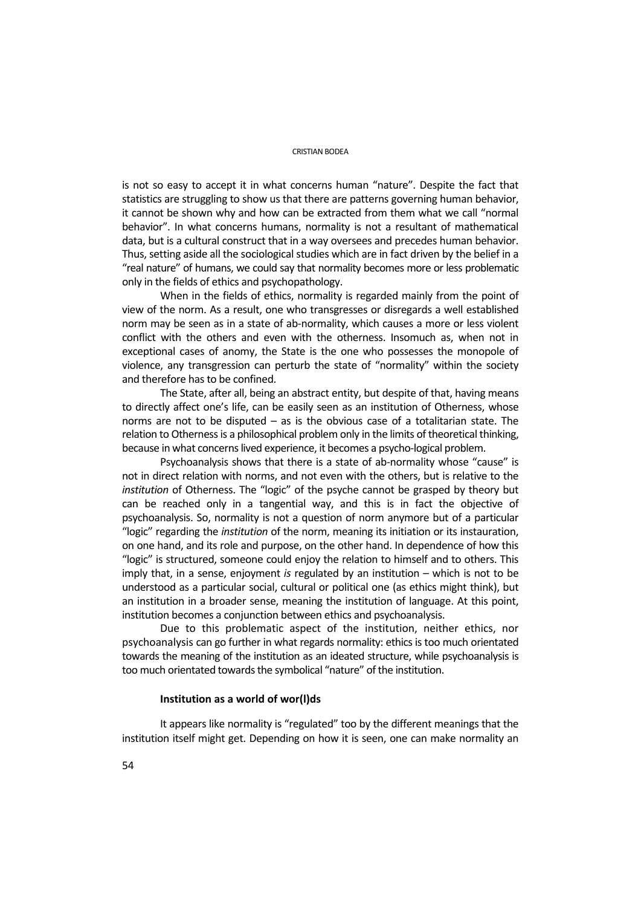is not so easy to accept it in what concerns human "nature". Despite the fact that statistics are struggling to show us that there are patterns governing human behavior, it cannot be shown why and how can be extracted from them what we call "normal behavior". In what concerns humans, normality is not a resultant of mathematical data, but is a cultural construct that in a way oversees and precedes human behavior. Thus, setting aside all the sociological studies which are in fact driven by the belief in a "real nature" of humans, we could say that normality becomes more or less problematic only in the fields of ethics and psychopathology.

When in the fields of ethics, normality is regarded mainly from the point of view of the norm. As a result, one who transgresses or disregards a well established norm may be seen as in a state of ab-normality, which causes a more or less violent conflict with the others and even with the otherness. Insomuch as, when not in exceptional cases of anomy, the State is the one who possesses the monopole of violence, any transgression can perturb the state of "normality" within the society and therefore has to be confined.

The State, after all, being an abstract entity, but despite of that, having means to directly affect one's life, can be easily seen as an institution of Otherness, whose norms are not to be disputed – as is the obvious case of a totalitarian state. The relation to Otherness is a philosophical problem only in the limits of theoretical thinking, because in what concerns lived experience, it becomes a psycho-logical problem.

Psychoanalysis shows that there is a state of ab-normality whose "cause" is not in direct relation with norms, and not even with the others, but is relative to the *institution* of Otherness. The "logic" of the psyche cannot be grasped by theory but can be reached only in a tangential way, and this is in fact the objective of psychoanalysis. So, normality is not a question of norm anymore but of a particular "logic" regarding the *institution* of the norm, meaning its initiation or its instauration, on one hand, and its role and purpose, on the other hand. In dependence of how this "logic" is structured, someone could enjoy the relation to himself and to others. This imply that, in a sense, enjoyment *is* regulated by an institution – which is not to be understood as a particular social, cultural or political one (as ethics might think), but an institution in a broader sense, meaning the institution of language. At this point, institution becomes a conjunction between ethics and psychoanalysis.

Due to this problematic aspect of the institution, neither ethics, nor psychoanalysis can go further in what regards normality: ethics is too much orientated towards the meaning of the institution as an ideated structure, while psychoanalysis is too much orientated towards the symbolical "nature" of the institution.

### Institution as a world of wor(l)ds

It appears like normality is "regulated" too by the different meanings that the institution itself might get. Depending on how it is seen, one can make normality an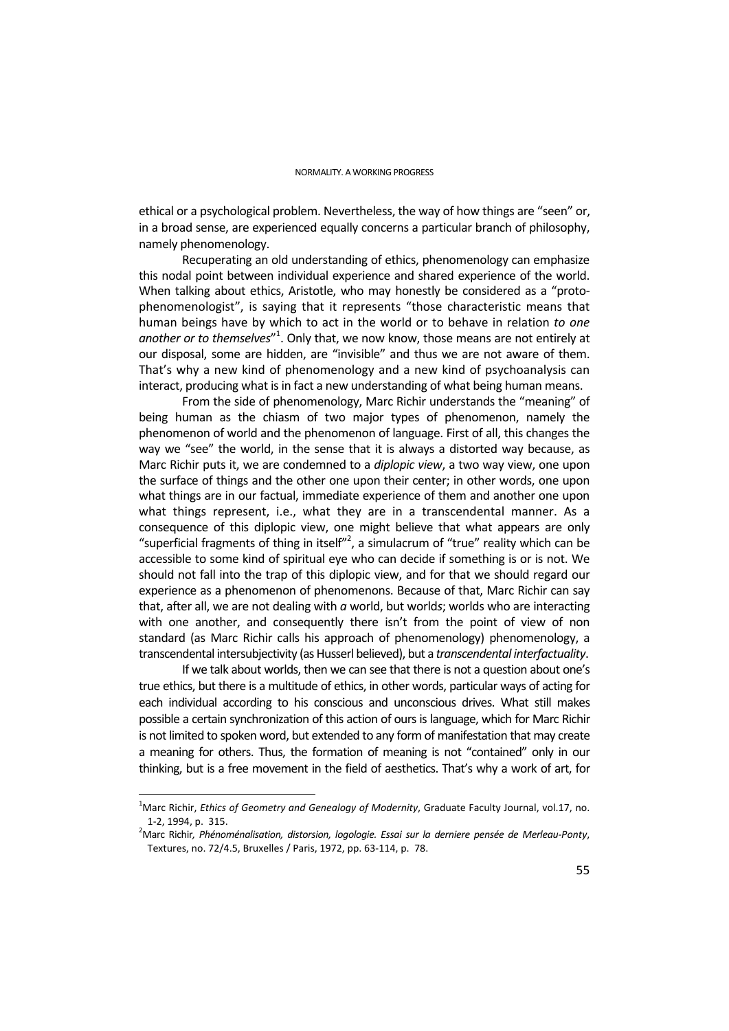ethical or a psychological problem. Nevertheless, the way of how things are "seen" or, in a broad sense, are experienced equally concerns a particular branch of philosophy, namely phenomenology.

Recuperating an old understanding of ethics, phenomenology can emphasize this nodal point between individual experience and shared experience of the world. When talking about ethics, Aristotle, who may honestly be considered as a "proto-phenomenologist", is saying that it represents "those characteristic means that human beings have by which to act in the world or to behave in relation *to one another or to themselves*"[1]. Only that, we now know, those means are not entirely at our disposal, some are hidden, are "invisible" and thus we are not aware of them. That's why a new kind of phenomenology and a new kind of psychoanalysis can interact, producing what is in fact a new understanding of what being human means.

From the side of phenomenology, Marc Richir understands the "meaning" of being human as the chiasm of two major types of phenomenon, namely the phenomenon of world and the phenomenon of language. First of all, this changes the way we "see" the world, in the sense that it is always a distorted way because, as Marc Richir puts it, we are condemned to a *diplopic view*, a two way view, one upon the surface of things and the other one upon their center; in other words, one upon what things are in our factual, immediate experience of them and another one upon what things represent, i.e., what they are in a transcendental manner. As a consequence of this diplopic view, one might believe that what appears are only "superficial fragments of thing in itself"[2], a simulacrum of "true" reality which can be accessible to some kind of spiritual eye who can decide if something is or is not. We should not fall into the trap of this diplopic view, and for that we should regard our experience as a phenomenon of phenomenons. Because of that, Marc Richir can say that, after all, we are not dealing with *a* world, but world*s*; worlds who are interacting with one another, and consequently there isn't from the point of view of non standard (as Marc Richir calls his approach of phenomenology) phenomenology, a transcendental intersubjectivity (as Husserl believed), but a *transcendental interfactuality*.

If we talk about worlds, then we can see that there is not a question about one's true ethics, but there is a multitude of ethics, in other words, particular ways of acting for each individual according to his conscious and unconscious drives. What still makes possible a certain synchronization of this action of ours is language, which for Marc Richir is not limited to spoken word, but extended to any form of manifestation that may create a meaning for others. Thus, the formation of meaning is not "contained" only in our thinking, but is a free movement in the field of aesthetics. That's why a work of art, for

---

[1] Marc Richir, *Ethics of Geometry and Genealogy of Modernity*, Graduate Faculty Journal, vol.17, no. 1-2, 1994, p. 315.

[2] Marc Richir*, Phénoménalisation, distorsion, logologie. Essai sur la derniere pensée de Merleau-Ponty*, Textures, no. 72/4.5, Bruxelles / Paris, 1972, pp. 63-114, p. 78.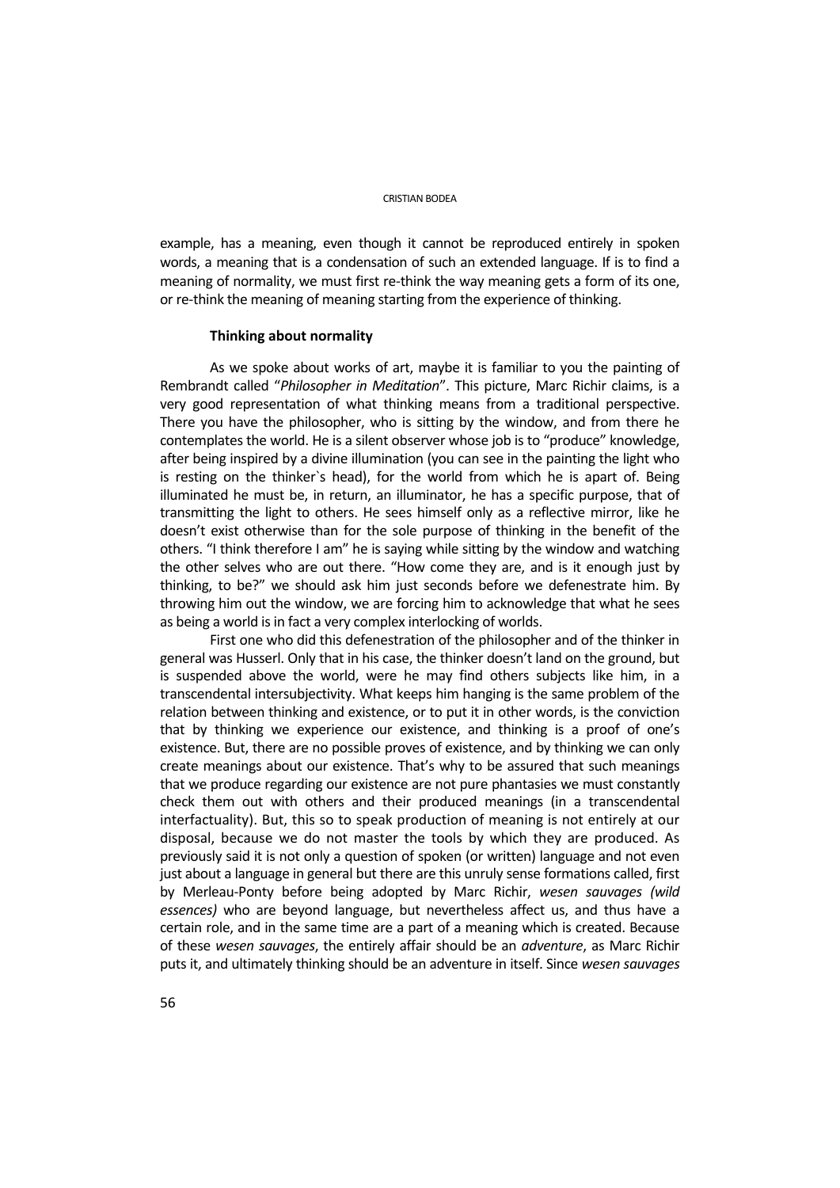example, has a meaning, even though it cannot be reproduced entirely in spoken words, a meaning that is a condensation of such an extended language. If is to find a meaning of normality, we must first re-think the way meaning gets a form of its one, or re-think the meaning of meaning starting from the experience of thinking.

### Thinking about normality

As we spoke about works of art, maybe it is familiar to you the painting of Rembrandt called "*Philosopher in Meditation*". This picture, Marc Richir claims, is a very good representation of what thinking means from a traditional perspective. There you have the philosopher, who is sitting by the window, and from there he contemplates the world. He is a silent observer whose job is to "produce" knowledge, after being inspired by a divine illumination (you can see in the painting the light who is resting on the thinker`s head), for the world from which he is apart of. Being illuminated he must be, in return, an illuminator, he has a specific purpose, that of transmitting the light to others. He sees himself only as a reflective mirror, like he doesn't exist otherwise than for the sole purpose of thinking in the benefit of the others. "I think therefore I am" he is saying while sitting by the window and watching the other selves who are out there. "How come they are, and is it enough just by thinking, to be?" we should ask him just seconds before we defenestrate him. By throwing him out the window, we are forcing him to acknowledge that what he sees as being a world is in fact a very complex interlocking of worlds.

First one who did this defenestration of the philosopher and of the thinker in general was Husserl. Only that in his case, the thinker doesn't land on the ground, but is suspended above the world, were he may find others subjects like him, in a transcendental intersubjectivity. What keeps him hanging is the same problem of the relation between thinking and existence, or to put it in other words, is the conviction that by thinking we experience our existence, and thinking is a proof of one's existence. But, there are no possible proves of existence, and by thinking we can only create meanings about our existence. That's why to be assured that such meanings that we produce regarding our existence are not pure phantasies we must constantly check them out with others and their produced meanings (in a transcendental interfactuality). But, this so to speak production of meaning is not entirely at our disposal, because we do not master the tools by which they are produced. As previously said it is not only a question of spoken (or written) language and not even just about a language in general but there are this unruly sense formations called, first by Merleau-Ponty before being adopted by Marc Richir, *wesen sauvages (wild essences)* who are beyond language, but nevertheless affect us, and thus have a certain role, and in the same time are a part of a meaning which is created. Because of these *wesen sauvages*, the entirely affair should be an *adventure*, as Marc Richir puts it, and ultimately thinking should be an adventure in itself. Since *wesen sauvages*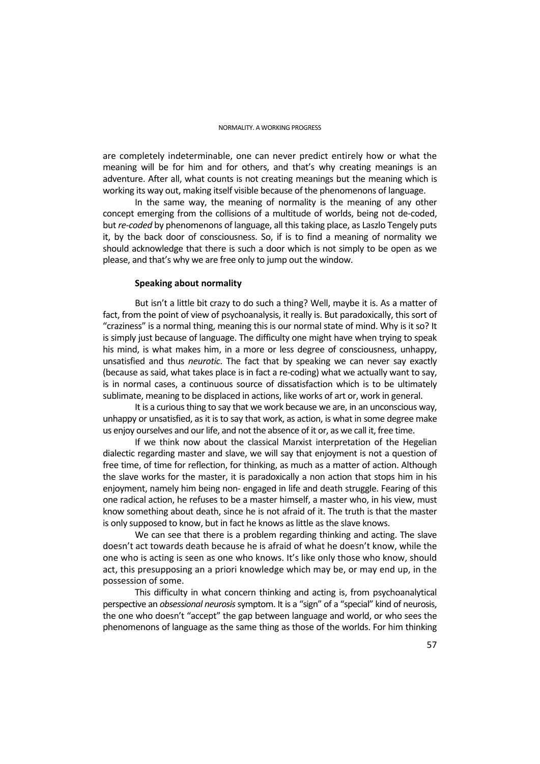are completely indeterminable, one can never predict entirely how or what the meaning will be for him and for others, and that's why creating meanings is an adventure. After all, what counts is not creating meanings but the meaning which is working its way out, making itself visible because of the phenomenons of language.

In the same way, the meaning of normality is the meaning of any other concept emerging from the collisions of a multitude of worlds, being not de-coded, but *re-coded* by phenomenons of language, all this taking place, as Laszlo Tengely puts it, by the back door of consciousness. So, if is to find a meaning of normality we should acknowledge that there is such a door which is not simply to be open as we please, and that's why we are free only to jump out the window.

### Speaking about normality

But isn't a little bit crazy to do such a thing? Well, maybe it is. As a matter of fact, from the point of view of psychoanalysis, it really is. But paradoxically, this sort of "craziness" is a normal thing, meaning this is our normal state of mind. Why is it so? It is simply just because of language. The difficulty one might have when trying to speak his mind, is what makes him, in a more or less degree of consciousness, unhappy, unsatisfied and thus *neurotic*. The fact that by speaking we can never say exactly (because as said, what takes place is in fact a re-coding) what we actually want to say, is in normal cases, a continuous source of dissatisfaction which is to be ultimately sublimate, meaning to be displaced in actions, like works of art or, work in general.

It is a curious thing to say that we work because we are, in an unconscious way, unhappy or unsatisfied, as it is to say that work, as action, is what in some degree make us enjoy ourselves and our life, and not the absence of it or, as we call it, free time.

If we think now about the classical Marxist interpretation of the Hegelian dialectic regarding master and slave, we will say that enjoyment is not a question of free time, of time for reflection, for thinking, as much as a matter of action. Although the slave works for the master, it is paradoxically a non action that stops him in his enjoyment, namely him being non- engaged in life and death struggle. Fearing of this one radical action, he refuses to be a master himself, a master who, in his view, must know something about death, since he is not afraid of it. The truth is that the master is only supposed to know, but in fact he knows as little as the slave knows.

We can see that there is a problem regarding thinking and acting. The slave doesn't act towards death because he is afraid of what he doesn't know, while the one who is acting is seen as one who knows. It's like only those who know, should act, this presupposing an a priori knowledge which may be, or may end up, in the possession of some.

This difficulty in what concern thinking and acting is, from psychoanalytical perspective an *obsessional neurosis* symptom. It is a "sign" of a "special" kind of neurosis, the one who doesn't "accept" the gap between language and world, or who sees the phenomenons of language as the same thing as those of the worlds. For him thinking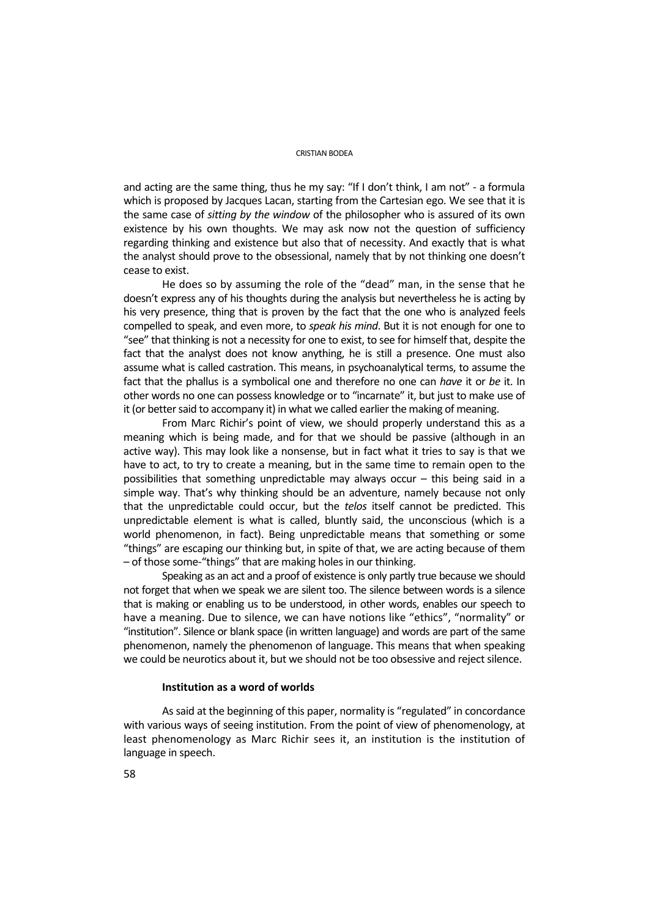and acting are the same thing, thus he my say: "If I don't think, I am not" - a formula which is proposed by Jacques Lacan, starting from the Cartesian ego. We see that it is the same case of *sitting by the window* of the philosopher who is assured of its own existence by his own thoughts. We may ask now not the question of sufficiency regarding thinking and existence but also that of necessity. And exactly that is what the analyst should prove to the obsessional, namely that by not thinking one doesn't cease to exist.

He does so by assuming the role of the "dead" man, in the sense that he doesn't express any of his thoughts during the analysis but nevertheless he is acting by his very presence, thing that is proven by the fact that the one who is analyzed feels compelled to speak, and even more, to *speak his mind*. But it is not enough for one to "see" that thinking is not a necessity for one to exist, to see for himself that, despite the fact that the analyst does not know anything, he is still a presence. One must also assume what is called castration. This means, in psychoanalytical terms, to assume the fact that the phallus is a symbolical one and therefore no one can *have* it or *be* it. In other words no one can possess knowledge or to "incarnate" it, but just to make use of it (or better said to accompany it) in what we called earlier the making of meaning.

From Marc Richir's point of view, we should properly understand this as a meaning which is being made, and for that we should be passive (although in an active way). This may look like a nonsense, but in fact what it tries to say is that we have to act, to try to create a meaning, but in the same time to remain open to the possibilities that something unpredictable may always occur – this being said in a simple way. That's why thinking should be an adventure, namely because not only that the unpredictable could occur, but the *telos* itself cannot be predicted. This unpredictable element is what is called, bluntly said, the unconscious (which is a world phenomenon, in fact). Being unpredictable means that something or some "things" are escaping our thinking but, in spite of that, we are acting because of them – of those some-"things" that are making holes in our thinking.

Speaking as an act and a proof of existence is only partly true because we should not forget that when we speak we are silent too. The silence between words is a silence that is making or enabling us to be understood, in other words, enables our speech to have a meaning. Due to silence, we can have notions like "ethics", "normality" or "institution". Silence or blank space (in written language) and words are part of the same phenomenon, namely the phenomenon of language. This means that when speaking we could be neurotics about it, but we should not be too obsessive and reject silence.

### Institution as a word of worlds

As said at the beginning of this paper, normality is "regulated" in concordance with various ways of seeing institution. From the point of view of phenomenology, at least phenomenology as Marc Richir sees it, an institution is the institution of language in speech.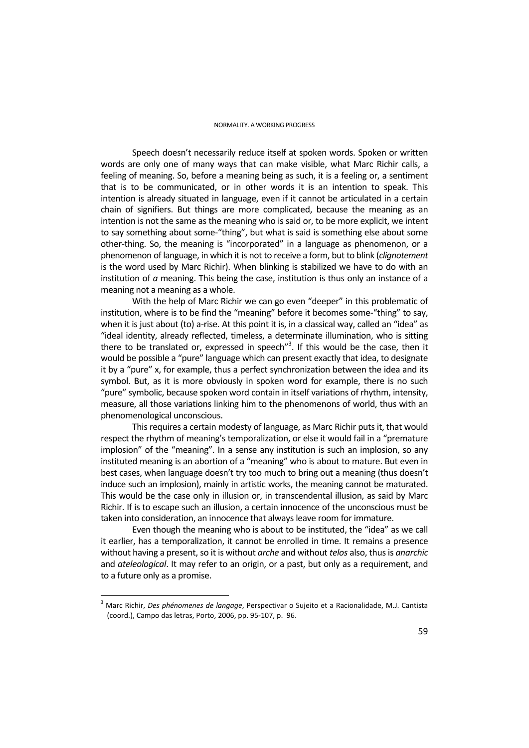Speech doesn't necessarily reduce itself at spoken words. Spoken or written words are only one of many ways that can make visible, what Marc Richir calls, a feeling of meaning. So, before a meaning being as such, it is a feeling or, a sentiment that is to be communicated, or in other words it is an intention to speak. This intention is already situated in language, even if it cannot be articulated in a certain chain of signifiers. But things are more complicated, because the meaning as an intention is not the same as the meaning who is said or, to be more explicit, we intent to say something about some-"thing", but what is said is something else about some other-thing. So, the meaning is "incorporated" in a language as phenomenon, or a phenomenon of language, in which it is not to receive a form, but to blink (*clignotement* is the word used by Marc Richir). When blinking is stabilized we have to do with an institution of *a* meaning. This being the case, institution is thus only an instance of a meaning not a meaning as a whole.

With the help of Marc Richir we can go even "deeper" in this problematic of institution, where is to be find the "meaning" before it becomes some-"thing" to say, when it is just about (to) a-rise. At this point it is, in a classical way, called an "idea" as "ideal identity, already reflected, timeless, a determinate illumination, who is sitting there to be translated or, expressed in speech"[3]. If this would be the case, then it would be possible a "pure" language which can present exactly that idea, to designate it by a "pure" x, for example, thus a perfect synchronization between the idea and its symbol. But, as it is more obviously in spoken word for example, there is no such "pure" symbolic, because spoken word contain in itself variations of rhythm, intensity, measure, all those variations linking him to the phenomenons of world, thus with an phenomenological unconscious.

This requires a certain modesty of language, as Marc Richir puts it, that would respect the rhythm of meaning's temporalization, or else it would fail in a "premature implosion" of the "meaning". In a sense any institution is such an implosion, so any instituted meaning is an abortion of a "meaning" who is about to mature. But even in best cases, when language doesn't try too much to bring out a meaning (thus doesn't induce such an implosion), mainly in artistic works, the meaning cannot be maturated. This would be the case only in illusion or, in transcendental illusion, as said by Marc Richir. If is to escape such an illusion, a certain innocence of the unconscious must be taken into consideration, an innocence that always leave room for immature.

Even though the meaning who is about to be instituted, the "idea" as we call it earlier, has a temporalization, it cannot be enrolled in time. It remains a presence without having a present, so it is without *arche* and without *telos* also, thus is *anarchic* and *ateleological*. It may refer to an origin, or a past, but only as a requirement, and to a future only as a promise.

---

[3] Marc Richir, *Des phénomenes de langage*, Perspectivar o Sujeito et a Racionalidade, M.J. Cantista (coord.), Campo das letras, Porto, 2006, pp. 95-107, p. 96.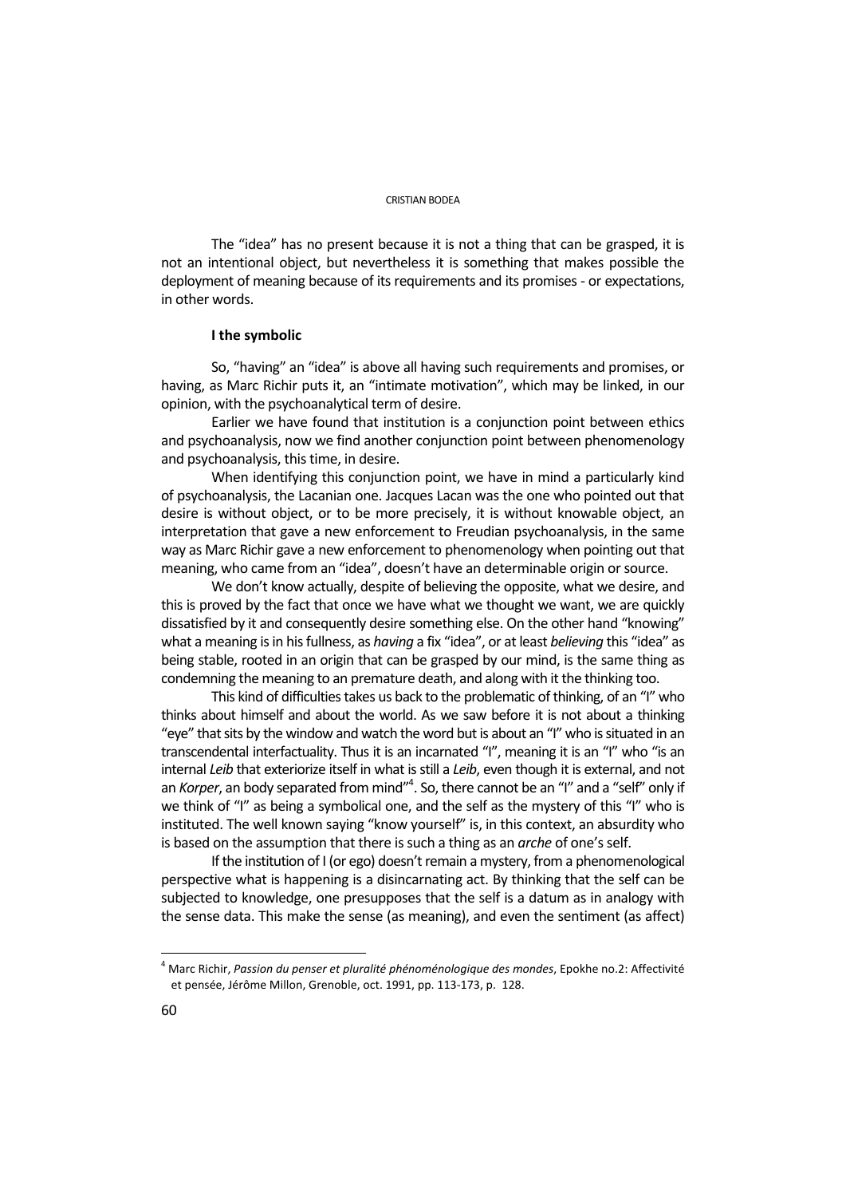The "idea" has no present because it is not a thing that can be grasped, it is not an intentional object, but nevertheless it is something that makes possible the deployment of meaning because of its requirements and its promises - or expectations, in other words.

### I the symbolic

So, "having" an "idea" is above all having such requirements and promises, or having, as Marc Richir puts it, an "intimate motivation", which may be linked, in our opinion, with the psychoanalytical term of desire.

Earlier we have found that institution is a conjunction point between ethics and psychoanalysis, now we find another conjunction point between phenomenology and psychoanalysis, this time, in desire.

When identifying this conjunction point, we have in mind a particularly kind of psychoanalysis, the Lacanian one. Jacques Lacan was the one who pointed out that desire is without object, or to be more precisely, it is without knowable object, an interpretation that gave a new enforcement to Freudian psychoanalysis, in the same way as Marc Richir gave a new enforcement to phenomenology when pointing out that meaning, who came from an "idea", doesn't have an determinable origin or source.

We don't know actually, despite of believing the opposite, what we desire, and this is proved by the fact that once we have what we thought we want, we are quickly dissatisfied by it and consequently desire something else. On the other hand "knowing" what a meaning is in his fullness, as *having* a fix "idea", or at least *believing* this "idea" as being stable, rooted in an origin that can be grasped by our mind, is the same thing as condemning the meaning to an premature death, and along with it the thinking too.

This kind of difficulties takes us back to the problematic of thinking, of an "I" who thinks about himself and about the world. As we saw before it is not about a thinking "eye" that sits by the window and watch the word but is about an "I" who is situated in an transcendental interfactuality. Thus it is an incarnated "I", meaning it is an "I" who "is an internal *Leib* that exteriorize itself in what is still a *Leib*, even though it is external, and not an *Korper*, an body separated from mind"[4]. So, there cannot be an "I" and a "self" only if we think of "I" as being a symbolical one, and the self as the mystery of this "I" who is instituted. The well known saying "know yourself" is, in this context, an absurdity who is based on the assumption that there is such a thing as an *arche* of one's self.

If the institution of I (or ego) doesn't remain a mystery, from a phenomenological perspective what is happening is a disincarnating act. By thinking that the self can be subjected to knowledge, one presupposes that the self is a datum as in analogy with the sense data. This make the sense (as meaning), and even the sentiment (as affect)

---

[4] Marc Richir, *Passion du penser et pluralité phénoménologique des mondes*, Epokhe no.2: Affectivité et pensée, Jérôme Millon, Grenoble, oct. 1991, pp. 113-173, p. 128.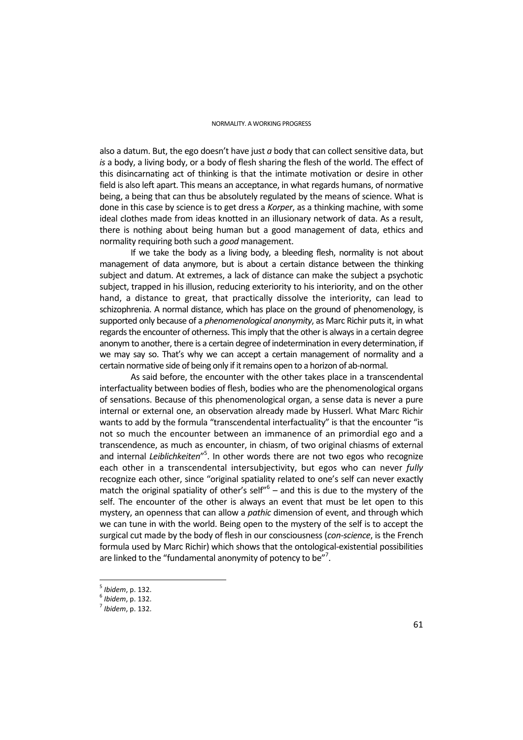also a datum. But, the ego doesn't have just *a* body that can collect sensitive data, but *is* a body, a living body, or a body of flesh sharing the flesh of the world. The effect of this disincarnating act of thinking is that the intimate motivation or desire in other field is also left apart. This means an acceptance, in what regards humans, of normative being, a being that can thus be absolutely regulated by the means of science. What is done in this case by science is to get dress a *Korper*, as a thinking machine, with some ideal clothes made from ideas knotted in an illusionary network of data. As a result, there is nothing about being human but a good management of data, ethics and normality requiring both such a *good* management.

If we take the body as a living body, a bleeding flesh, normality is not about management of data anymore, but is about a certain distance between the thinking subject and datum. At extremes, a lack of distance can make the subject a psychotic subject, trapped in his illusion, reducing exteriority to his interiority, and on the other hand, a distance to great, that practically dissolve the interiority, can lead to schizophrenia. A normal distance, which has place on the ground of phenomenology, is supported only because of a *phenomenological anonymity*, as Marc Richir puts it, in what regards the encounter of otherness. This imply that the other is always in a certain degree anonym to another, there is a certain degree of indetermination in every determination, if we may say so. That's why we can accept a certain management of normality and a certain normative side of being only if it remains open to a horizon of ab-normal.

As said before, the encounter with the other takes place in a transcendental interfactuality between bodies of flesh, bodies who are the phenomenological organs of sensations. Because of this phenomenological organ, a sense data is never a pure internal or external one, an observation already made by Husserl. What Marc Richir wants to add by the formula "transcendental interfactuality" is that the encounter "is not so much the encounter between an immanence of an primordial ego and a transcendence, as much as encounter, in chiasm, of two original chiasms of external and internal *Leiblichkeiten*"[5]. In other words there are not two egos who recognize each other in a transcendental intersubjectivity, but egos who can never *fully* recognize each other, since "original spatiality related to one's self can never exactly match the original spatiality of other's self"[6] – and this is due to the mystery of the self. The encounter of the other is always an event that must be let open to this mystery, an openness that can allow a *pathic* dimension of event, and through which we can tune in with the world. Being open to the mystery of the self is to accept the surgical cut made by the body of flesh in our consciousness (*con-science*, is the French formula used by Marc Richir) which shows that the ontological-existential possibilities are linked to the "fundamental anonymity of potency to be"[7].

---

[5] *Ibidem*, p. 132.

[6] *Ibidem*, p. 132.

[7] *Ibidem*, p. 132.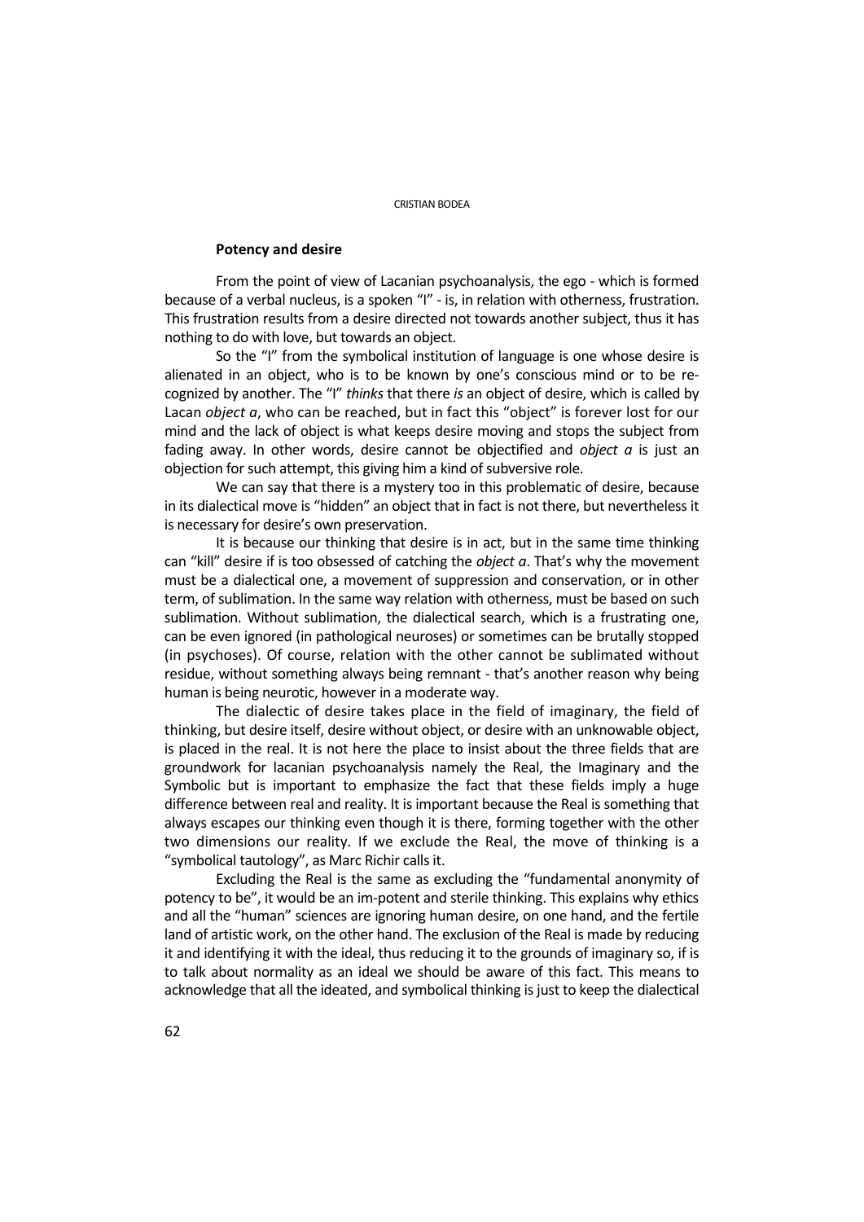### **Potency and desire**

From the point of view of Lacanian psychoanalysis, the ego - which is formed because of a verbal nucleus, is a spoken "I" - is, in relation with otherness, frustration. This frustration results from a desire directed not towards another subject, thus it has nothing to do with love, but towards an object.

So the "I" from the symbolical institution of language is one whose desire is alienated in an object, who is to be known by one's conscious mind or to be recognized by another. The "I" *thinks* that there *is* an object of desire, which is called by Lacan *object a*, who can be reached, but in fact this "object" is forever lost for our mind and the lack of object is what keeps desire moving and stops the subject from fading away. In other words, desire cannot be objectified and *object a* is just an objection for such attempt, this giving him a kind of subversive role.

We can say that there is a mystery too in this problematic of desire, because in its dialectical move is "hidden" an object that in fact is not there, but nevertheless it is necessary for desire's own preservation.

It is because our thinking that desire is in act, but in the same time thinking can "kill" desire if is too obsessed of catching the *object a*. That's why the movement must be a dialectical one, a movement of suppression and conservation, or in other term, of sublimation. In the same way relation with otherness, must be based on such sublimation. Without sublimation, the dialectical search, which is a frustrating one, can be even ignored (in pathological neuroses) or sometimes can be brutally stopped (in psychoses). Of course, relation with the other cannot be sublimated without residue, without something always being remnant - that's another reason why being human is being neurotic, however in a moderate way.

The dialectic of desire takes place in the field of imaginary, the field of thinking, but desire itself, desire without object, or desire with an unknowable object, is placed in the real. It is not here the place to insist about the three fields that are groundwork for lacanian psychoanalysis namely the Real, the Imaginary and the Symbolic but is important to emphasize the fact that these fields imply a huge difference between real and reality. It is important because the Real is something that always escapes our thinking even though it is there, forming together with the other two dimensions our reality. If we exclude the Real, the move of thinking is a "symbolical tautology", as Marc Richir calls it.

Excluding the Real is the same as excluding the "fundamental anonymity of potency to be", it would be an im-potent and sterile thinking. This explains why ethics and all the "human" sciences are ignoring human desire, on one hand, and the fertile land of artistic work, on the other hand. The exclusion of the Real is made by reducing it and identifying it with the ideal, thus reducing it to the grounds of imaginary so, if is to talk about normality as an ideal we should be aware of this fact. This means to acknowledge that all the ideated, and symbolical thinking is just to keep the dialectical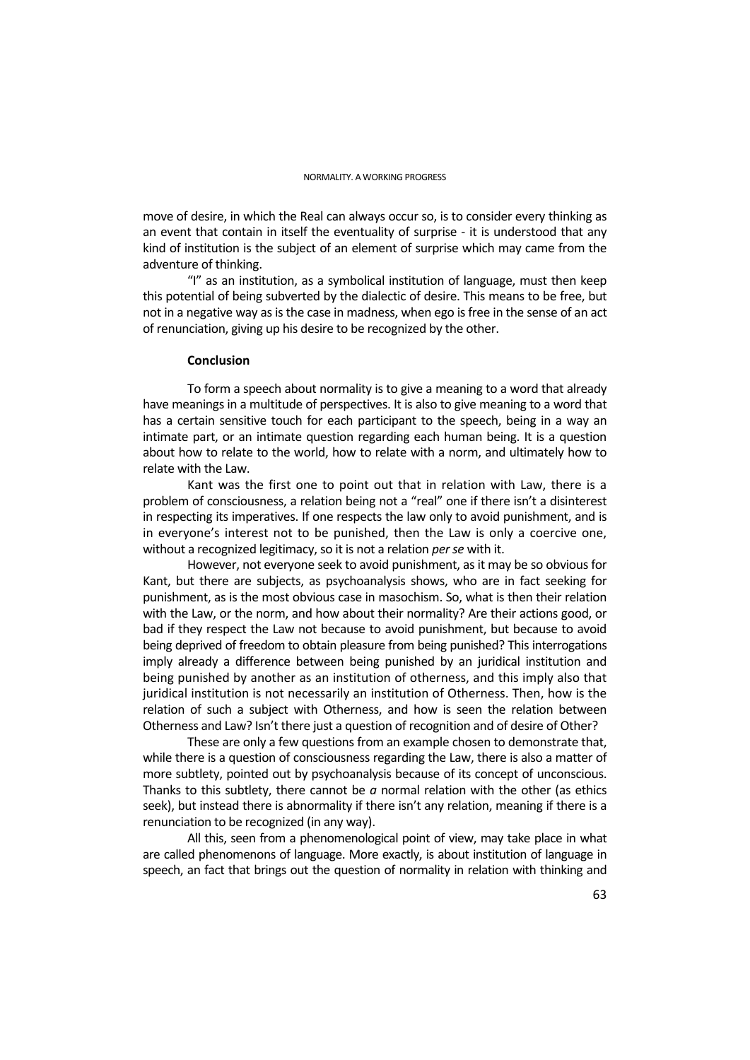move of desire, in which the Real can always occur so, is to consider every thinking as an event that contain in itself the eventuality of surprise - it is understood that any kind of institution is the subject of an element of surprise which may came from the adventure of thinking.

"I" as an institution, as a symbolical institution of language, must then keep this potential of being subverted by the dialectic of desire. This means to be free, but not in a negative way as is the case in madness, when ego is free in the sense of an act of renunciation, giving up his desire to be recognized by the other.

## Conclusion

To form a speech about normality is to give a meaning to a word that already have meanings in a multitude of perspectives. It is also to give meaning to a word that has a certain sensitive touch for each participant to the speech, being in a way an intimate part, or an intimate question regarding each human being. It is a question about how to relate to the world, how to relate with a norm, and ultimately how to relate with the Law.

Kant was the first one to point out that in relation with Law, there is a problem of consciousness, a relation being not a "real" one if there isn't a disinterest in respecting its imperatives. If one respects the law only to avoid punishment, and is in everyone's interest not to be punished, then the Law is only a coercive one, without a recognized legitimacy, so it is not a relation *per se* with it.

However, not everyone seek to avoid punishment, as it may be so obvious for Kant, but there are subjects, as psychoanalysis shows, who are in fact seeking for punishment, as is the most obvious case in masochism. So, what is then their relation with the Law, or the norm, and how about their normality? Are their actions good, or bad if they respect the Law not because to avoid punishment, but because to avoid being deprived of freedom to obtain pleasure from being punished? This interrogations imply already a difference between being punished by an juridical institution and being punished by another as an institution of otherness, and this imply also that juridical institution is not necessarily an institution of Otherness. Then, how is the relation of such a subject with Otherness, and how is seen the relation between Otherness and Law? Isn't there just a question of recognition and of desire of Other?

These are only a few questions from an example chosen to demonstrate that, while there is a question of consciousness regarding the Law, there is also a matter of more subtlety, pointed out by psychoanalysis because of its concept of unconscious. Thanks to this subtlety, there cannot be *a* normal relation with the other (as ethics seek), but instead there is abnormality if there isn't any relation, meaning if there is a renunciation to be recognized (in any way).

All this, seen from a phenomenological point of view, may take place in what are called phenomenons of language. More exactly, is about institution of language in speech, an fact that brings out the question of normality in relation with thinking and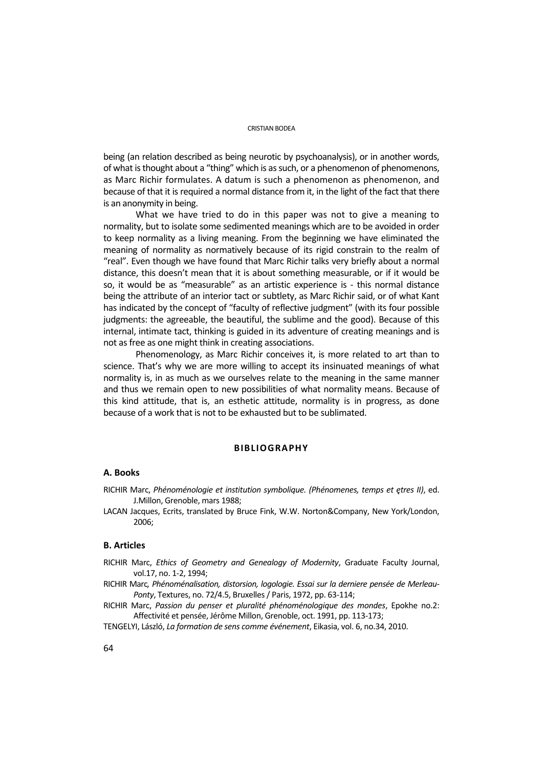being (an relation described as being neurotic by psychoanalysis), or in another words, of what is thought about a "thing" which is as such, or a phenomenon of phenomenons, as Marc Richir formulates. A datum is such a phenomenon as phenomenon, and because of that it is required a normal distance from it, in the light of the fact that there is an anonymity in being.

What we have tried to do in this paper was not to give a meaning to normality, but to isolate some sedimented meanings which are to be avoided in order to keep normality as a living meaning. From the beginning we have eliminated the meaning of normality as normatively because of its rigid constrain to the realm of "real". Even though we have found that Marc Richir talks very briefly about a normal distance, this doesn't mean that it is about something measurable, or if it would be so, it would be as "measurable" as an artistic experience is - this normal distance being the attribute of an interior tact or subtlety, as Marc Richir said, or of what Kant has indicated by the concept of "faculty of reflective judgment" (with its four possible judgments: the agreeable, the beautiful, the sublime and the good). Because of this internal, intimate tact, thinking is guided in its adventure of creating meanings and is not as free as one might think in creating associations.

Phenomenology, as Marc Richir conceives it, is more related to art than to science. That's why we are more willing to accept its insinuated meanings of what normality is, in as much as we ourselves relate to the meaning in the same manner and thus we remain open to new possibilities of what normality means. Because of this kind attitude, that is, an esthetic attitude, normality is in progress, as done because of a work that is not to be exhausted but to be sublimated.

## BIBLIOGRAPHY

### A. Books

RICHIR Marc, *Phénoménologie et institution symbolique. (Phénomenes, temps et ętres II)*, ed. J.Millon, Grenoble, mars 1988;

LACAN Jacques, Ecrits, translated by Bruce Fink, W.W. Norton&Company, New York/London, 2006;

### B. Articles

RICHIR Marc, *Ethics of Geometry and Genealogy of Modernity*, Graduate Faculty Journal, vol.17, no. 1-2, 1994;

RICHIR Marc*, Phénoménalisation, distorsion, logologie. Essai sur la derniere pensée de Merleau-Ponty*, Textures, no. 72/4.5, Bruxelles / Paris, 1972, pp. 63-114;

RICHIR Marc, *Passion du penser et pluralité phénoménologique des mondes*, Epokhe no.2: Affectivité et pensée, Jérôme Millon, Grenoble, oct. 1991, pp. 113-173;

TENGELYI, László, *La formation de sens comme événement*, Eikasia, vol. 6, no.34, 2010.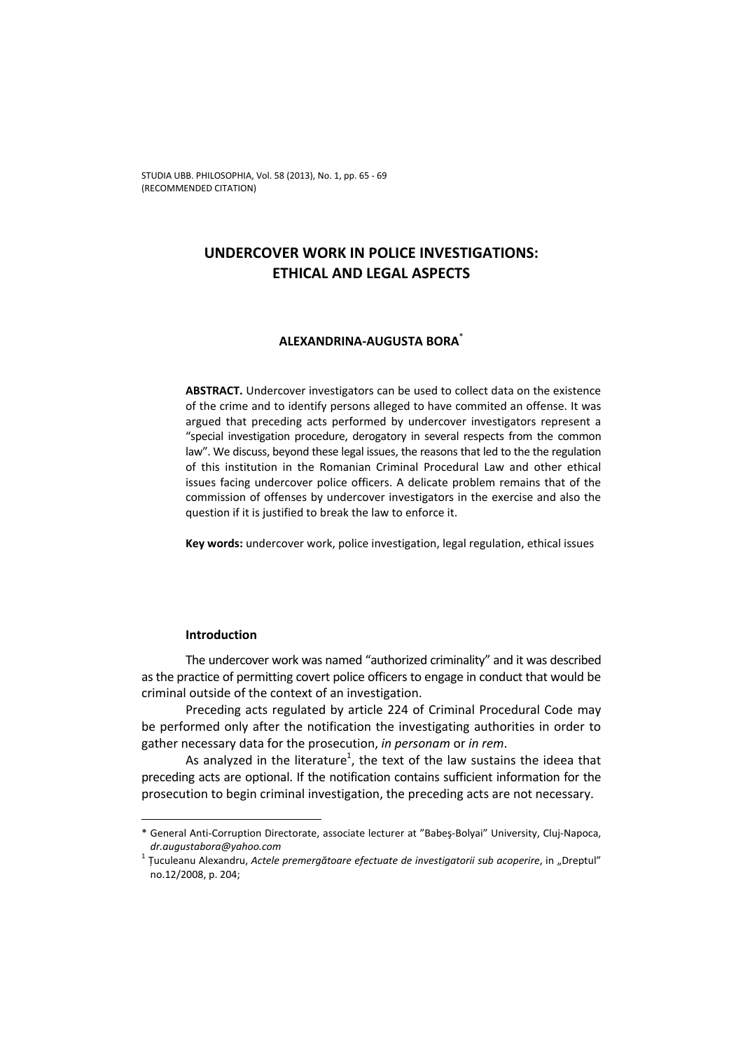# UNDERCOVER WORK IN POLICE INVESTIGATIONS: ETHICAL AND LEGAL ASPECTS

**ALEXANDRINA-AUGUSTA BORA***

**ABSTRACT.** Undercover investigators can be used to collect data on the existence of the crime and to identify persons alleged to have commited an offense. It was argued that preceding acts performed by undercover investigators represent a "special investigation procedure, derogatory in several respects from the common law". We discuss, beyond these legal issues, the reasons that led to the the regulation of this institution in the Romanian Criminal Procedural Law and other ethical issues facing undercover police officers. A delicate problem remains that of the commission of offenses by undercover investigators in the exercise and also the question if it is justified to break the law to enforce it.

**Key words:** undercover work, police investigation, legal regulation, ethical issues

### Introduction

The undercover work was named "authorized criminality" and it was described as the practice of permitting covert police officers to engage in conduct that would be criminal outside of the context of an investigation.

Preceding acts regulated by article 224 of Criminal Procedural Code may be performed only after the notification the investigating authorities in order to gather necessary data for the prosecution, *in personam* or *in rem*.

As analyzed in the literature[1], the text of the law sustains the ideea that preceding acts are optional. If the notification contains sufficient information for the prosecution to begin criminal investigation, the preceding acts are not necessary.

---

* General Anti-Corruption Directorate, associate lecturer at "Babeş-Bolyai" University, Cluj-Napoca, *dr.augustabora@yahoo.com*

[1] Ţuculeanu Alexandru, *Actele premergătoare efectuate de investigatorii sub acoperire*, in „Dreptul" no.12/2008, p. 204;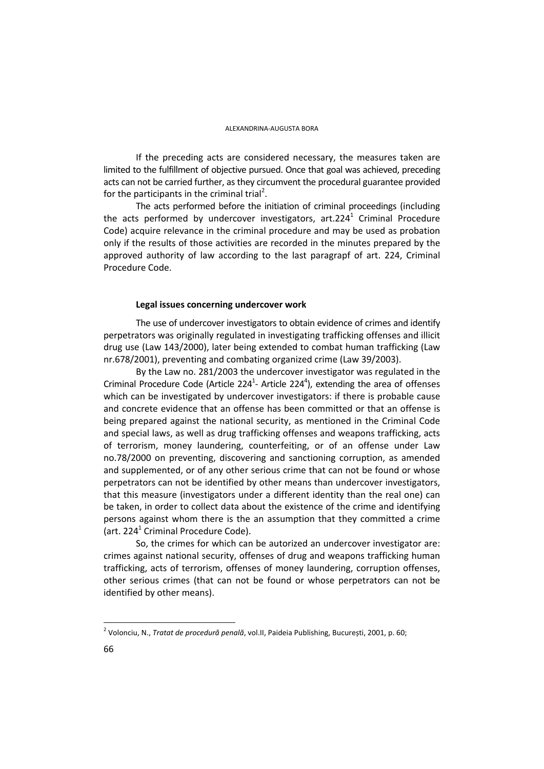If the preceding acts are considered necessary, the measures taken are limited to the fulfillment of objective pursued. Once that goal was achieved, preceding acts can not be carried further, as they circumvent the procedural guarantee provided for the participants in the criminal trial[2].

The acts performed before the initiation of criminal proceedings (including the acts performed by undercover investigators, art.224[1] Criminal Procedure Code) acquire relevance in the criminal procedure and may be used as probation only if the results of those activities are recorded in the minutes prepared by the approved authority of law according to the last paragrapf of art. 224, Criminal Procedure Code.

**Legal issues concerning undercover work**

The use of undercover investigators to obtain evidence of crimes and identify perpetrators was originally regulated in investigating trafficking offenses and illicit drug use (Law 143/2000), later being extended to combat human trafficking (Law nr.678/2001), preventing and combating organized crime (Law 39/2003).

By the Law no. 281/2003 the undercover investigator was regulated in the Criminal Procedure Code (Article 224[1]- Article 224[4]), extending the area of offenses which can be investigated by undercover investigators: if there is probable cause and concrete evidence that an offense has been committed or that an offense is being prepared against the national security, as mentioned in the Criminal Code and special laws, as well as drug trafficking offenses and weapons trafficking, acts of terrorism, money laundering, counterfeiting, or of an offense under Law no.78/2000 on preventing, discovering and sanctioning corruption, as amended and supplemented, or of any other serious crime that can not be found or whose perpetrators can not be identified by other means than undercover investigators, that this measure (investigators under a different identity than the real one) can be taken, in order to collect data about the existence of the crime and identifying persons against whom there is the an assumption that they committed a crime (art. 224[1] Criminal Procedure Code).

So, the crimes for which can be autorized an undercover investigator are: crimes against national security, offenses of drug and weapons trafficking human trafficking, acts of terrorism, offenses of money laundering, corruption offenses, other serious crimes (that can not be found or whose perpetrators can not be identified by other means).

---

[2] Volonciu, N., *Tratat de procedură penală*, vol.II, Paideia Publishing, București, 2001, p. 60;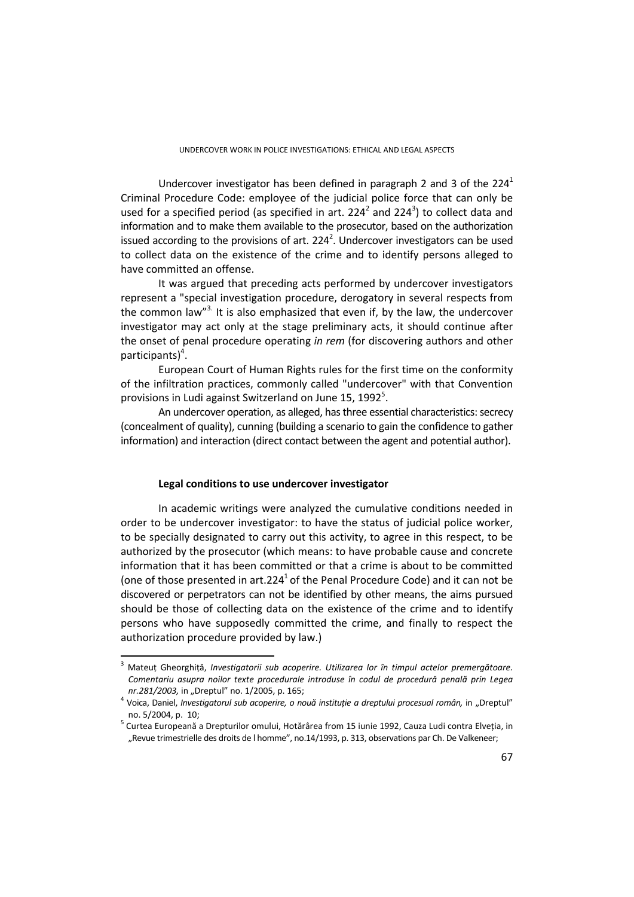Undercover investigator has been defined in paragraph 2 and 3 of the $224^1$ Criminal Procedure Code: employee of the judicial police force that can only be used for a specified period (as specified in art. $224^2$ and $224^3$) to collect data and information and to make them available to the prosecutor, based on the authorization issued according to the provisions of art. $224^2$. Undercover investigators can be used to collect data on the existence of the crime and to identify persons alleged to have committed an offense.

It was argued that preceding acts performed by undercover investigators represent a "special investigation procedure, derogatory in several respects from the common law"[3]. It is also emphasized that even if, by the law, the undercover investigator may act only at the stage preliminary acts, it should continue after the onset of penal procedure operating *in rem* (for discovering authors and other participants)[4].

European Court of Human Rights rules for the first time on the conformity of the infiltration practices, commonly called "undercover" with that Convention provisions in Ludi against Switzerland on June 15, 1992[5].

An undercover operation, as alleged, has three essential characteristics: secrecy (concealment of quality), cunning (building a scenario to gain the confidence to gather information) and interaction (direct contact between the agent and potential author).

**Legal conditions to use undercover investigator**

In academic writings were analyzed the cumulative conditions needed in order to be undercover investigator: to have the status of judicial police worker, to be specially designated to carry out this activity, to agree in this respect, to be authorized by the prosecutor (which means: to have probable cause and concrete information that it has been committed or that a crime is about to be committed (one of those presented in art.$224^1$ of the Penal Procedure Code) and it can not be discovered or perpetrators can not be identified by other means, the aims pursued should be those of collecting data on the existence of the crime and to identify persons who have supposedly committed the crime, and finally to respect the authorization procedure provided by law.)

---

[3] Mateuț Gheorghiță, *Investigatorii sub acoperire. Utilizarea lor în timpul actelor premergătoare. Comentariu asupra noilor texte procedurale introduse în codul de procedură penală prin Legea nr.281/2003,* in „Dreptul" no. 1/2005, p. 165;

[4] Voica, Daniel, *Investigatorul sub acoperire, o nouă instituție a dreptului procesual român,* in „Dreptul" no. 5/2004, p. 10;

[5] Curtea Europeană a Drepturilor omului, Hotărârea from 15 iunie 1992, Cauza Ludi contra Elveția, in „Revue trimestrielle des droits de l homme", no.14/1993, p. 313, observations par Ch. De Valkeneer;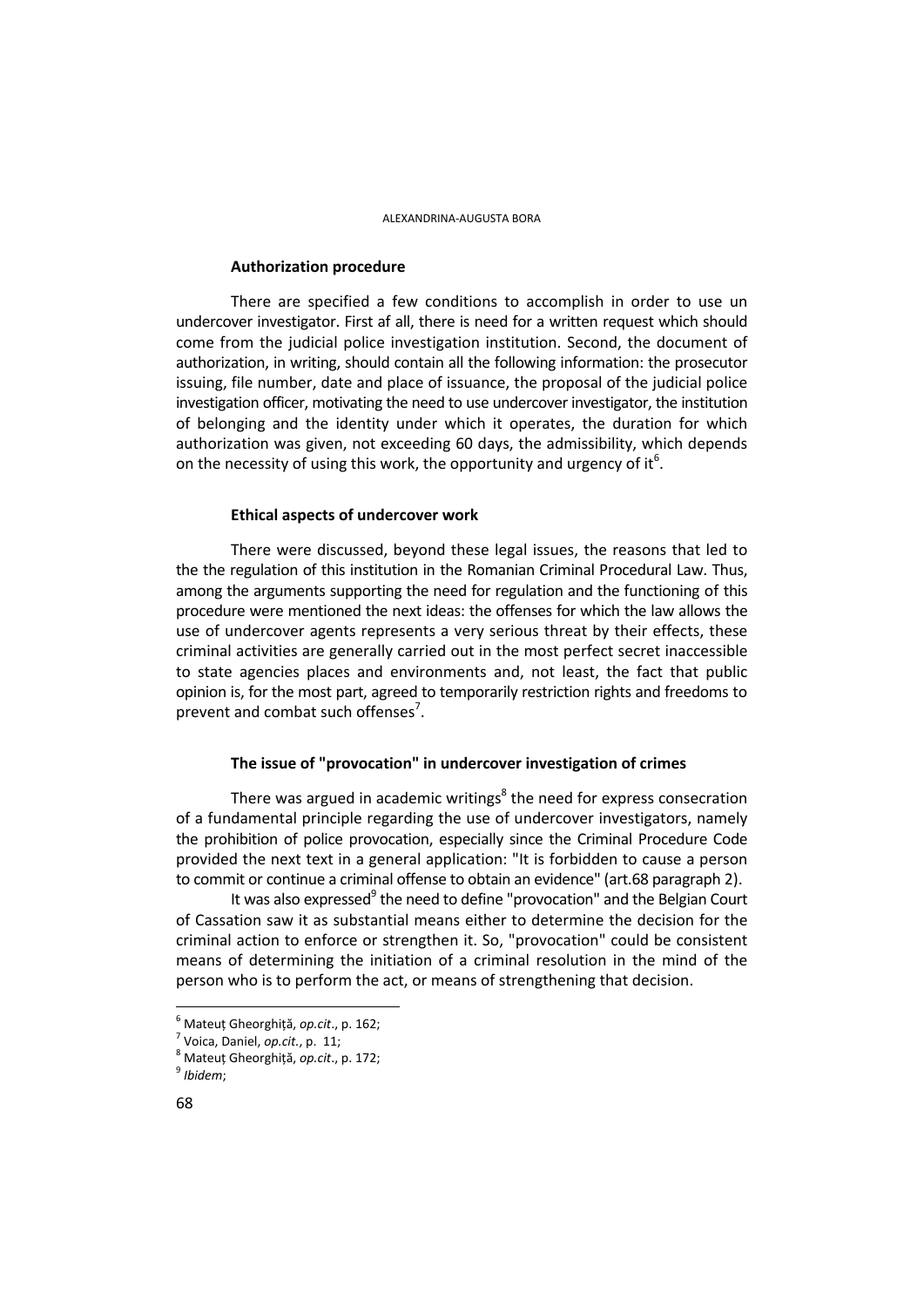### Authorization procedure

There are specified a few conditions to accomplish in order to use un undercover investigator. First af all, there is need for a written request which should come from the judicial police investigation institution. Second, the document of authorization, in writing, should contain all the following information: the prosecutor issuing, file number, date and place of issuance, the proposal of the judicial police investigation officer, motivating the need to use undercover investigator, the institution of belonging and the identity under which it operates, the duration for which authorization was given, not exceeding 60 days, the admissibility, which depends on the necessity of using this work, the opportunity and urgency of it[6].

### Ethical aspects of undercover work

There were discussed, beyond these legal issues, the reasons that led to the the regulation of this institution in the Romanian Criminal Procedural Law. Thus, among the arguments supporting the need for regulation and the functioning of this procedure were mentioned the next ideas: the offenses for which the law allows the use of undercover agents represents a very serious threat by their effects, these criminal activities are generally carried out in the most perfect secret inaccessible to state agencies places and environments and, not least, the fact that public opinion is, for the most part, agreed to temporarily restriction rights and freedoms to prevent and combat such offenses[7].

### The issue of "provocation" in undercover investigation of crimes

There was argued in academic writings[8] the need for express consecration of a fundamental principle regarding the use of undercover investigators, namely the prohibition of police provocation, especially since the Criminal Procedure Code provided the next text in a general application: "It is forbidden to cause a person to commit or continue a criminal offense to obtain an evidence" (art.68 paragraph 2).

It was also expressed[9] the need to define "provocation" and the Belgian Court of Cassation saw it as substantial means either to determine the decision for the criminal action to enforce or strengthen it. So, "provocation" could be consistent means of determining the initiation of a criminal resolution in the mind of the person who is to perform the act, or means of strengthening that decision.

---

[6] Mateuț Gheorghiță, *op.cit*., p. 162;

[7] Voica, Daniel, *op.cit*., p. 11;

[8] Mateuț Gheorghiță, *op.cit*., p. 172;

[9] *Ibidem*;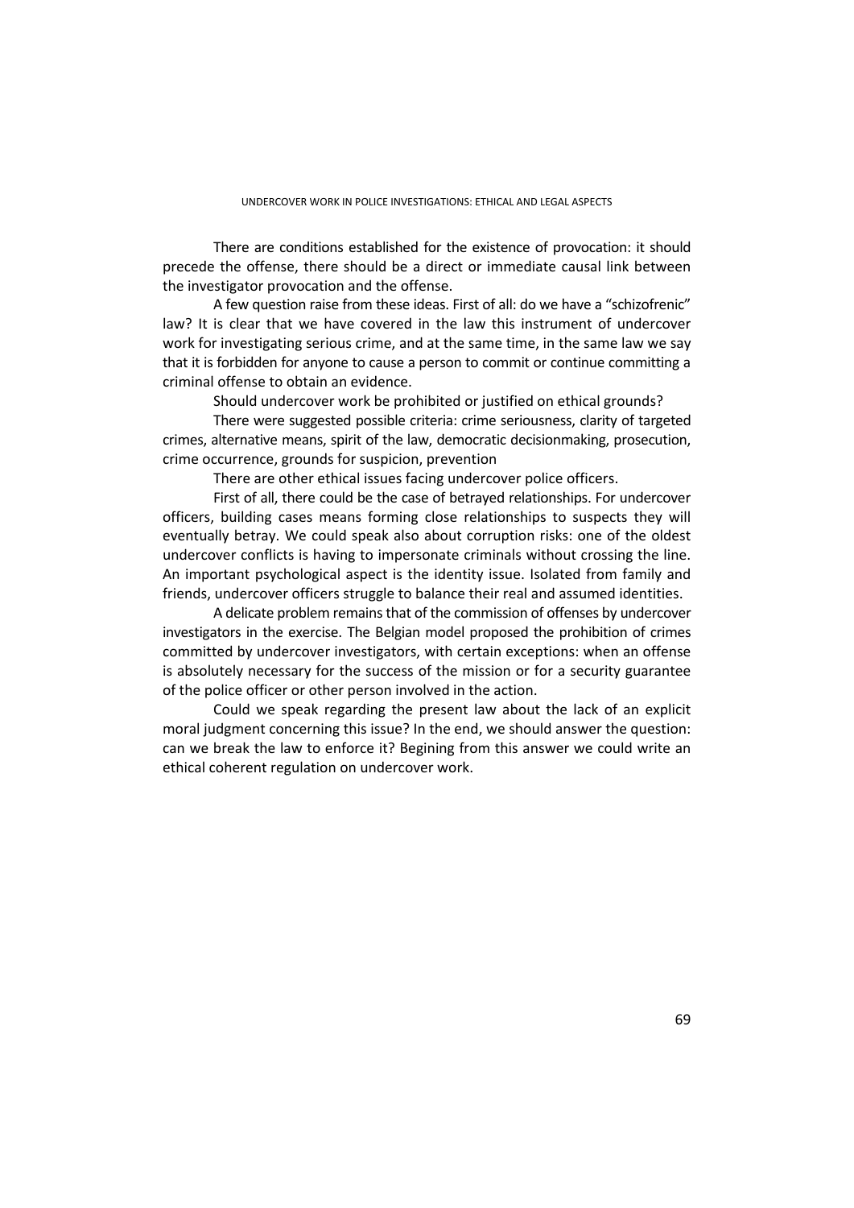There are conditions established for the existence of provocation: it should precede the offense, there should be a direct or immediate causal link between the investigator provocation and the offense.

A few question raise from these ideas. First of all: do we have a "schizofrenic" law? It is clear that we have covered in the law this instrument of undercover work for investigating serious crime, and at the same time, in the same law we say that it is forbidden for anyone to cause a person to commit or continue committing a criminal offense to obtain an evidence.

Should undercover work be prohibited or justified on ethical grounds?

There were suggested possible criteria: crime seriousness, clarity of targeted crimes, alternative means, spirit of the law, democratic decisionmaking, prosecution, crime occurrence, grounds for suspicion, prevention

There are other ethical issues facing undercover police officers.

First of all, there could be the case of betrayed relationships. For undercover officers, building cases means forming close relationships to suspects they will eventually betray. We could speak also about corruption risks: one of the oldest undercover conflicts is having to impersonate criminals without crossing the line. An important psychological aspect is the identity issue. Isolated from family and friends, undercover officers struggle to balance their real and assumed identities.

A delicate problem remains that of the commission of offenses by undercover investigators in the exercise. The Belgian model proposed the prohibition of crimes committed by undercover investigators, with certain exceptions: when an offense is absolutely necessary for the success of the mission or for a security guarantee of the police officer or other person involved in the action.

Could we speak regarding the present law about the lack of an explicit moral judgment concerning this issue? In the end, we should answer the question: can we break the law to enforce it? Begining from this answer we could write an ethical coherent regulation on undercover work.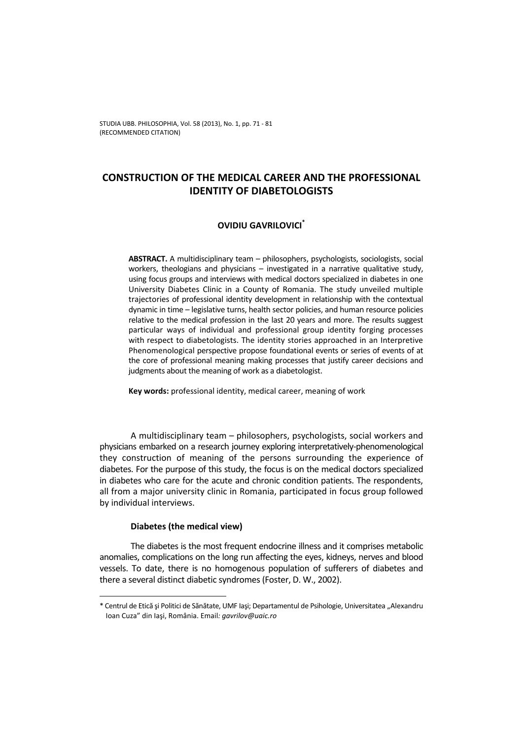# CONSTRUCTION OF THE MEDICAL CAREER AND THE PROFESSIONAL IDENTITY OF DIABETOLOGISTS

**OVIDIU GAVRILOVICI***

**ABSTRACT.** A multidisciplinary team – philosophers, psychologists, sociologists, social workers, theologians and physicians – investigated in a narrative qualitative study, using focus groups and interviews with medical doctors specialized in diabetes in one University Diabetes Clinic in a County of Romania. The study unveiled multiple trajectories of professional identity development in relationship with the contextual dynamic in time – legislative turns, health sector policies, and human resource policies relative to the medical profession in the last 20 years and more. The results suggest particular ways of individual and professional group identity forging processes with respect to diabetologists. The identity stories approached in an Interpretive Phenomenological perspective propose foundational events or series of events of at the core of professional meaning making processes that justify career decisions and judgments about the meaning of work as a diabetologist.

**Key words:** professional identity, medical career, meaning of work

A multidisciplinary team – philosophers, psychologists, social workers and physicians embarked on a research journey exploring interpretatively-phenomenological they construction of meaning of the persons surrounding the experience of diabetes. For the purpose of this study, the focus is on the medical doctors specialized in diabetes who care for the acute and chronic condition patients. The respondents, all from a major university clinic in Romania, participated in focus group followed by individual interviews.

### Diabetes (the medical view)

The diabetes is the most frequent endocrine illness and it comprises metabolic anomalies, complications on the long run affecting the eyes, kidneys, nerves and blood vessels. To date, there is no homogenous population of sufferers of diabetes and there a several distinct diabetic syndromes (Foster, D. W., 2002).

---

\* Centrul de Etică şi Politici de Sănătate, UMF Iaşi; Departamentul de Psihologie, Universitatea „Alexandru Ioan Cuza" din Iaşi, România. Email*: gavrilov@uaic.ro*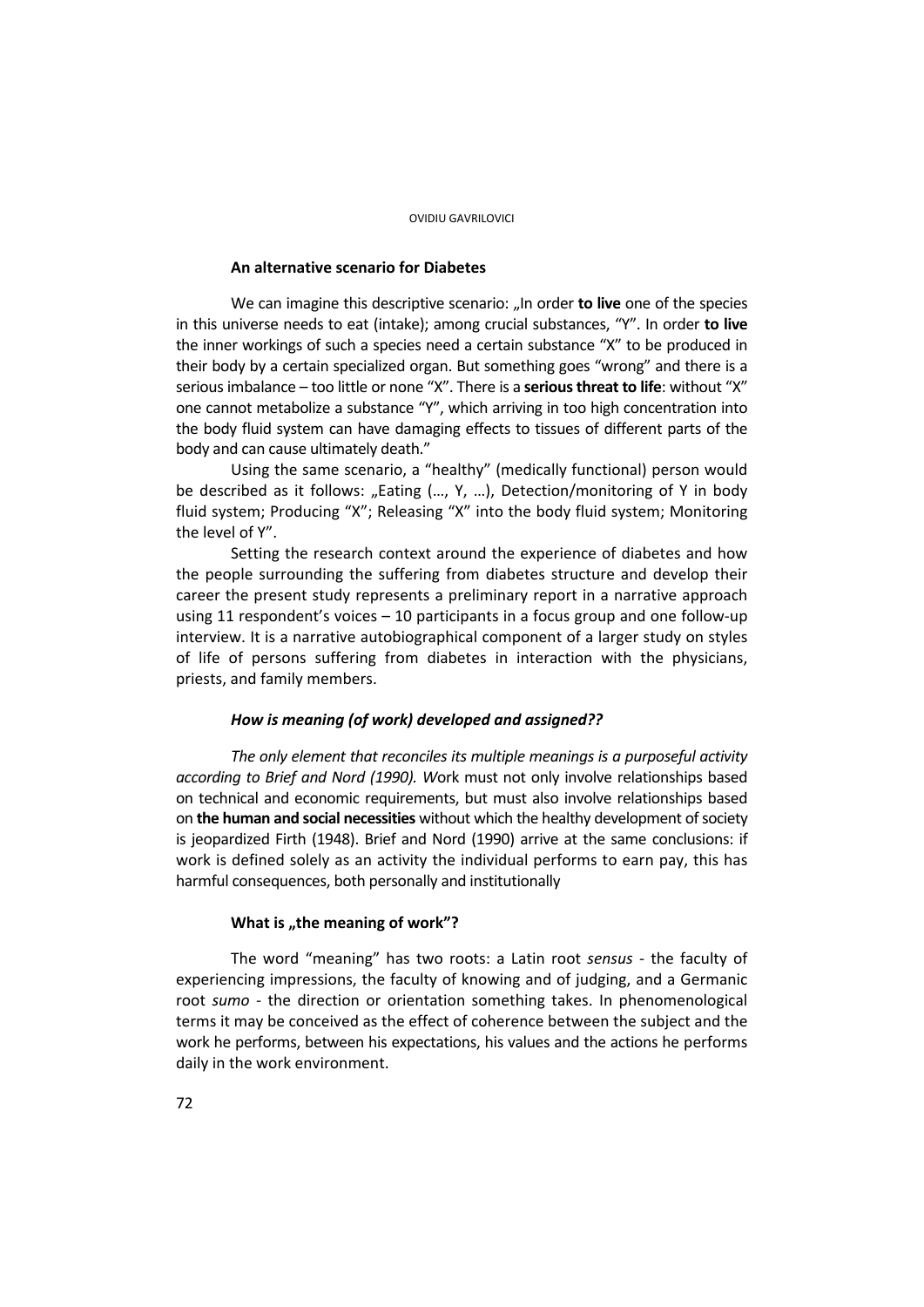### An alternative scenario for Diabetes

We can imagine this descriptive scenario: „In order **to live** one of the species in this universe needs to eat (intake); among crucial substances, "Y". In order **to live** the inner workings of such a species need a certain substance "X" to be produced in their body by a certain specialized organ. But something goes "wrong" and there is a serious imbalance – too little or none "X". There is a **serious threat to life**: without "X" one cannot metabolize a substance "Y", which arriving in too high concentration into the body fluid system can have damaging effects to tissues of different parts of the body and can cause ultimately death."

Using the same scenario, a "healthy" (medically functional) person would be described as it follows: „Eating (…, Y, …), Detection/monitoring of Y in body fluid system; Producing "X"; Releasing "X" into the body fluid system; Monitoring the level of Y".

Setting the research context around the experience of diabetes and how the people surrounding the suffering from diabetes structure and develop their career the present study represents a preliminary report in a narrative approach using 11 respondent's voices – 10 participants in a focus group and one follow-up interview. It is a narrative autobiographical component of a larger study on styles of life of persons suffering from diabetes in interaction with the physicians, priests, and family members.

### *How is meaning (of work) developed and assigned??*

*The only element that reconciles its multiple meanings is a purposeful activity according to Brief and Nord (1990). W*ork must not only involve relationships based on technical and economic requirements, but must also involve relationships based on **the human and social necessities** without which the healthy development of society is jeopardized Firth (1948). Brief and Nord (1990) arrive at the same conclusions: if work is defined solely as an activity the individual performs to earn pay, this has harmful consequences, both personally and institutionally

### What is „the meaning of work"?

The word "meaning" has two roots: a Latin root *sensus* - the faculty of experiencing impressions, the faculty of knowing and of judging, and a Germanic root *sumo* - the direction or orientation something takes. In phenomenological terms it may be conceived as the effect of coherence between the subject and the work he performs, between his expectations, his values and the actions he performs daily in the work environment.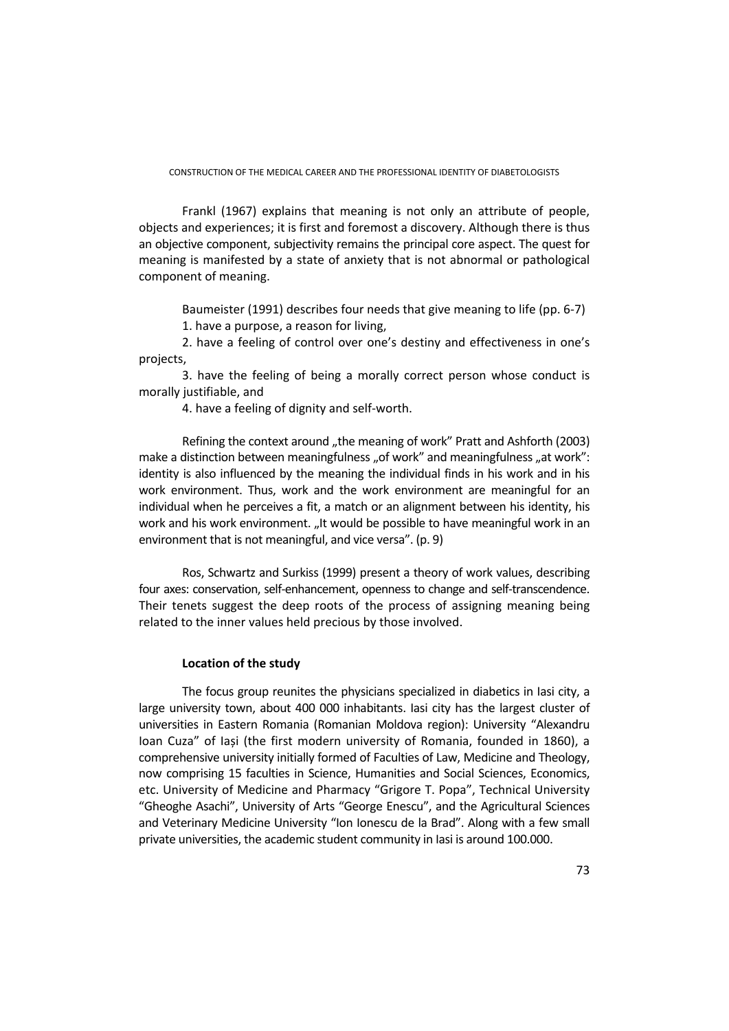Frankl (1967) explains that meaning is not only an attribute of people, objects and experiences; it is first and foremost a discovery. Although there is thus an objective component, subjectivity remains the principal core aspect. The quest for meaning is manifested by a state of anxiety that is not abnormal or pathological component of meaning.

Baumeister (1991) describes four needs that give meaning to life (pp. 6-7)

1. have a purpose, a reason for living,
2. have a feeling of control over one's destiny and effectiveness in one's projects,
3. have the feeling of being a morally correct person whose conduct is morally justifiable, and
4. have a feeling of dignity and self-worth.

Refining the context around „the meaning of work" Pratt and Ashforth (2003) make a distinction between meaningfulness „of work" and meaningfulness „at work": identity is also influenced by the meaning the individual finds in his work and in his work environment. Thus, work and the work environment are meaningful for an individual when he perceives a fit, a match or an alignment between his identity, his work and his work environment. „It would be possible to have meaningful work in an environment that is not meaningful, and vice versa". (p. 9)

Ros, Schwartz and Surkiss (1999) present a theory of work values, describing four axes: conservation, self-enhancement, openness to change and self-transcendence. Their tenets suggest the deep roots of the process of assigning meaning being related to the inner values held precious by those involved.

**Location of the study**

The focus group reunites the physicians specialized in diabetics in Iasi city, a large university town, about 400 000 inhabitants. Iasi city has the largest cluster of universities in Eastern Romania (Romanian Moldova region): University "Alexandru Ioan Cuza" of Iași (the first modern university of Romania, founded in 1860), a comprehensive university initially formed of Faculties of Law, Medicine and Theology, now comprising 15 faculties in Science, Humanities and Social Sciences, Economics, etc. University of Medicine and Pharmacy "Grigore T. Popa", Technical University "Gheoghe Asachi", University of Arts "George Enescu", and the Agricultural Sciences and Veterinary Medicine University "Ion Ionescu de la Brad". Along with a few small private universities, the academic student community in Iasi is around 100.000.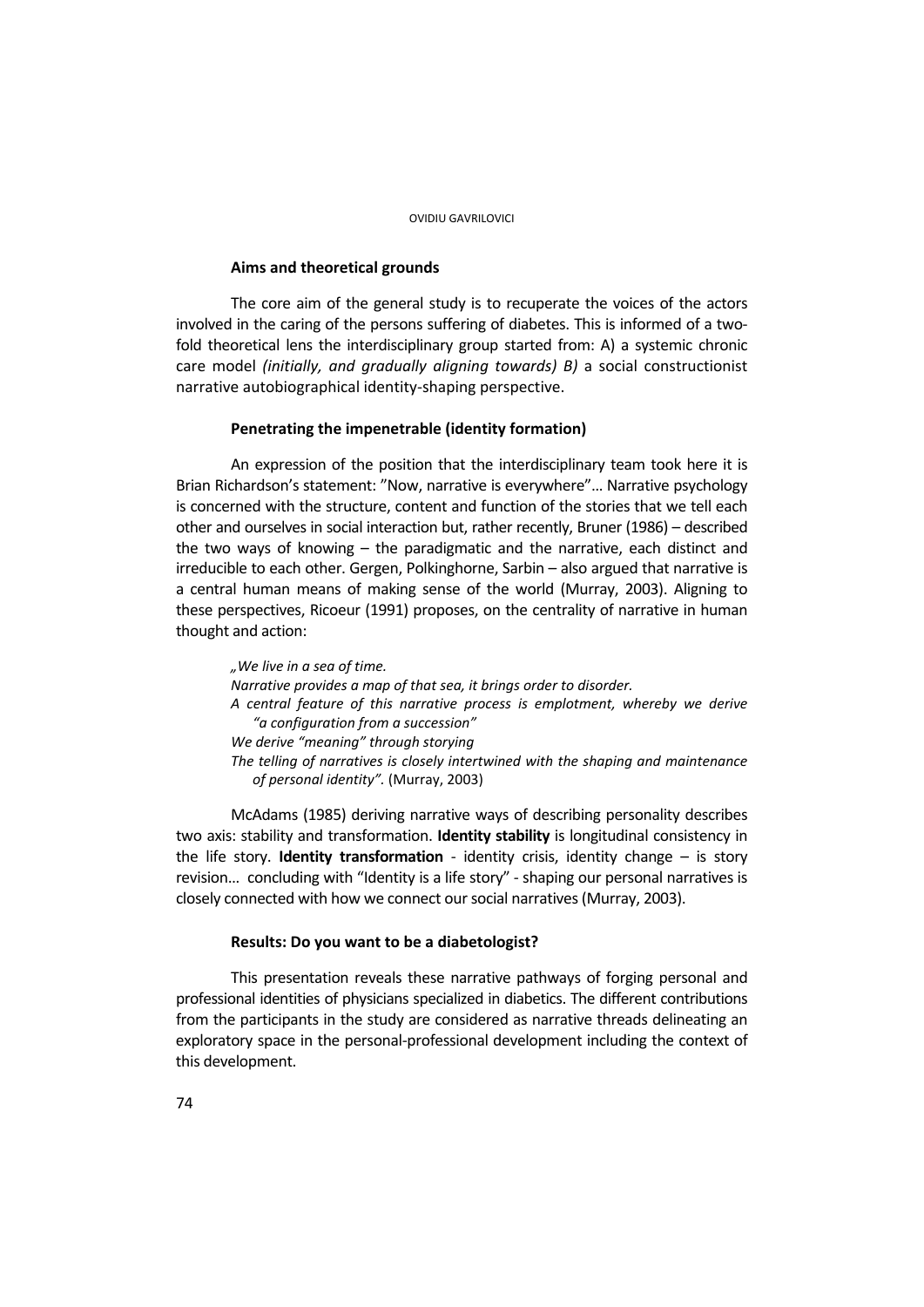### Aims and theoretical grounds

The core aim of the general study is to recuperate the voices of the actors involved in the caring of the persons suffering of diabetes. This is informed of a two-fold theoretical lens the interdisciplinary group started from: A) a systemic chronic care model *(initially, and gradually aligning towards) B)* a social constructionist narrative autobiographical identity-shaping perspective.

### Penetrating the impenetrable (identity formation)

An expression of the position that the interdisciplinary team took here it is Brian Richardson's statement: "Now, narrative is everywhere"… Narrative psychology is concerned with the structure, content and function of the stories that we tell each other and ourselves in social interaction but, rather recently, Bruner (1986) – described the two ways of knowing – the paradigmatic and the narrative, each distinct and irreducible to each other. Gergen, Polkinghorne, Sarbin – also argued that narrative is a central human means of making sense of the world (Murray, 2003). Aligning to these perspectives, Ricoeur (1991) proposes, on the centrality of narrative in human thought and action:

> *„We live in a sea of time.*
> *Narrative provides a map of that sea, it brings order to disorder.*
> *A central feature of this narrative process is emplotment, whereby we derive "a configuration from a succession"*
> *We derive "meaning" through storying*
> *The telling of narratives is closely intertwined with the shaping and maintenance of personal identity".* (Murray, 2003)

McAdams (1985) deriving narrative ways of describing personality describes two axis: stability and transformation. **Identity stability** is longitudinal consistency in the life story. **Identity transformation** - identity crisis, identity change – is story revision… concluding with "Identity is a life story" - shaping our personal narratives is closely connected with how we connect our social narratives (Murray, 2003).

### Results: Do you want to be a diabetologist?

This presentation reveals these narrative pathways of forging personal and professional identities of physicians specialized in diabetics. The different contributions from the participants in the study are considered as narrative threads delineating an exploratory space in the personal-professional development including the context of this development.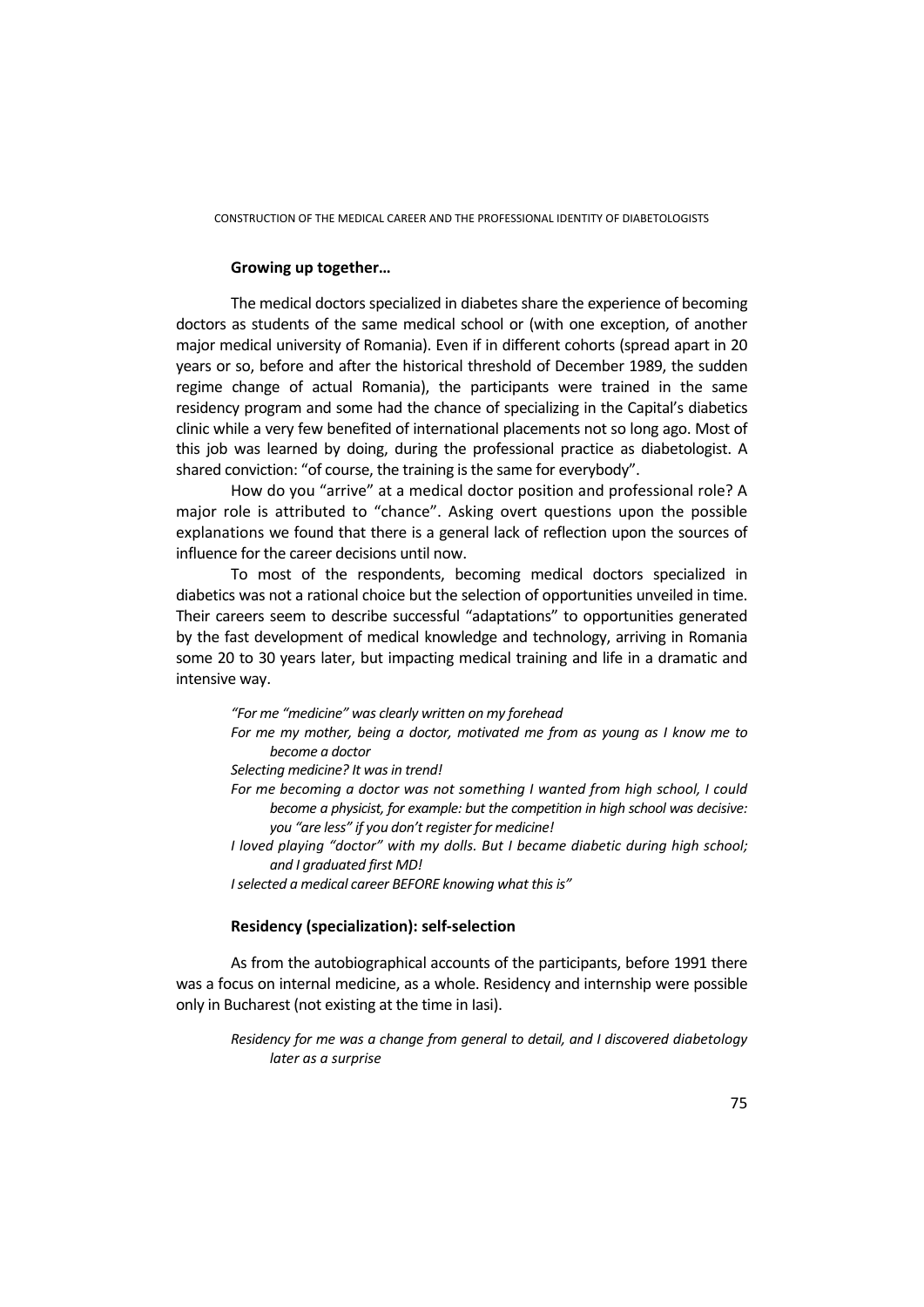### Growing up together…

The medical doctors specialized in diabetes share the experience of becoming doctors as students of the same medical school or (with one exception, of another major medical university of Romania). Even if in different cohorts (spread apart in 20 years or so, before and after the historical threshold of December 1989, the sudden regime change of actual Romania), the participants were trained in the same residency program and some had the chance of specializing in the Capital's diabetics clinic while a very few benefited of international placements not so long ago. Most of this job was learned by doing, during the professional practice as diabetologist. A shared conviction: "of course, the training is the same for everybody".

How do you "arrive" at a medical doctor position and professional role? A major role is attributed to "chance". Asking overt questions upon the possible explanations we found that there is a general lack of reflection upon the sources of influence for the career decisions until now.

To most of the respondents, becoming medical doctors specialized in diabetics was not a rational choice but the selection of opportunities unveiled in time. Their careers seem to describe successful "adaptations" to opportunities generated by the fast development of medical knowledge and technology, arriving in Romania some 20 to 30 years later, but impacting medical training and life in a dramatic and intensive way.

> *"For me "medicine" was clearly written on my forehead*
>
> *For me my mother, being a doctor, motivated me from as young as I know me to become a doctor*
>
> *Selecting medicine? It was in trend!*
>
> *For me becoming a doctor was not something I wanted from high school, I could become a physicist, for example: but the competition in high school was decisive: you "are less" if you don't register for medicine!*
>
> *I loved playing "doctor" with my dolls. But I became diabetic during high school; and I graduated first MD!*
>
> *I selected a medical career BEFORE knowing what this is"*

### Residency (specialization): self-selection

As from the autobiographical accounts of the participants, before 1991 there was a focus on internal medicine, as a whole. Residency and internship were possible only in Bucharest (not existing at the time in Iasi).

> *Residency for me was a change from general to detail, and I discovered diabetology later as a surprise*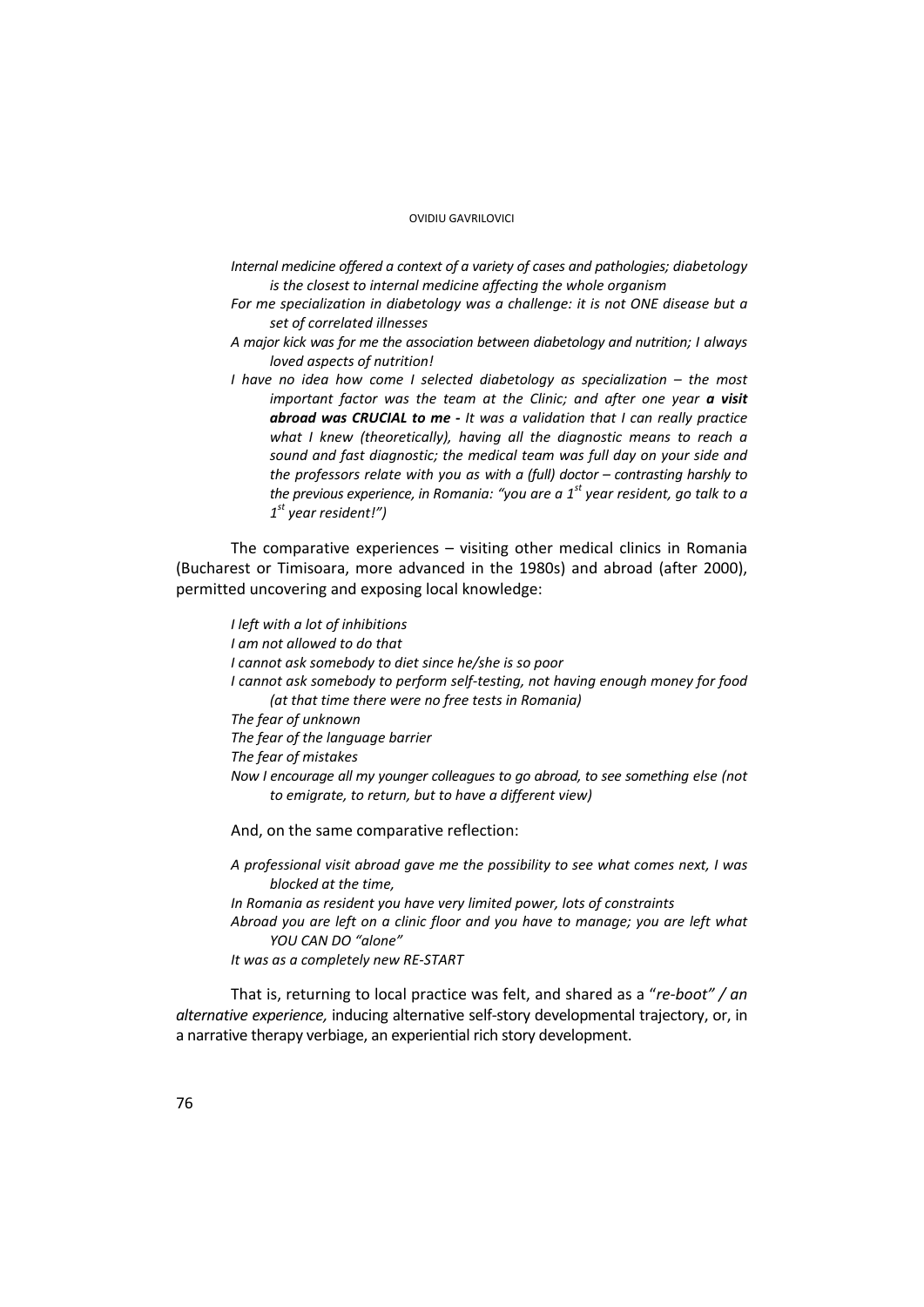*Internal medicine offered a context of a variety of cases and pathologies; diabetology is the closest to internal medicine affecting the whole organism*

*For me specialization in diabetology was a challenge: it is not ONE disease but a set of correlated illnesses*

*A major kick was for me the association between diabetology and nutrition; I always loved aspects of nutrition!*

*I have no idea how come I selected diabetology as specialization – the most important factor was the team at the Clinic; and after one year **a visit abroad was CRUCIAL to me -** It was a validation that I can really practice what I knew (theoretically), having all the diagnostic means to reach a sound and fast diagnostic; the medical team was full day on your side and the professors relate with you as with a (full) doctor – contrasting harshly to the previous experience, in Romania: "you are a 1st year resident, go talk to a 1st year resident!")*

The comparative experiences – visiting other medical clinics in Romania (Bucharest or Timisoara, more advanced in the 1980s) and abroad (after 2000), permitted uncovering and exposing local knowledge:

*I left with a lot of inhibitions*

*I am not allowed to do that*

*I cannot ask somebody to diet since he/she is so poor*

*I cannot ask somebody to perform self-testing, not having enough money for food (at that time there were no free tests in Romania)*

*The fear of unknown*

*The fear of the language barrier*

*The fear of mistakes*

*Now I encourage all my younger colleagues to go abroad, to see something else (not to emigrate, to return, but to have a different view)*

And, on the same comparative reflection:

*A professional visit abroad gave me the possibility to see what comes next, I was blocked at the time,*

*In Romania as resident you have very limited power, lots of constraints*

*Abroad you are left on a clinic floor and you have to manage; you are left what YOU CAN DO "alone"*

*It was as a completely new RE-START*

That is, returning to local practice was felt, and shared as a "*re-boot" / an alternative experience,* inducing alternative self-story developmental trajectory, or, in a narrative therapy verbiage, an experiential rich story development.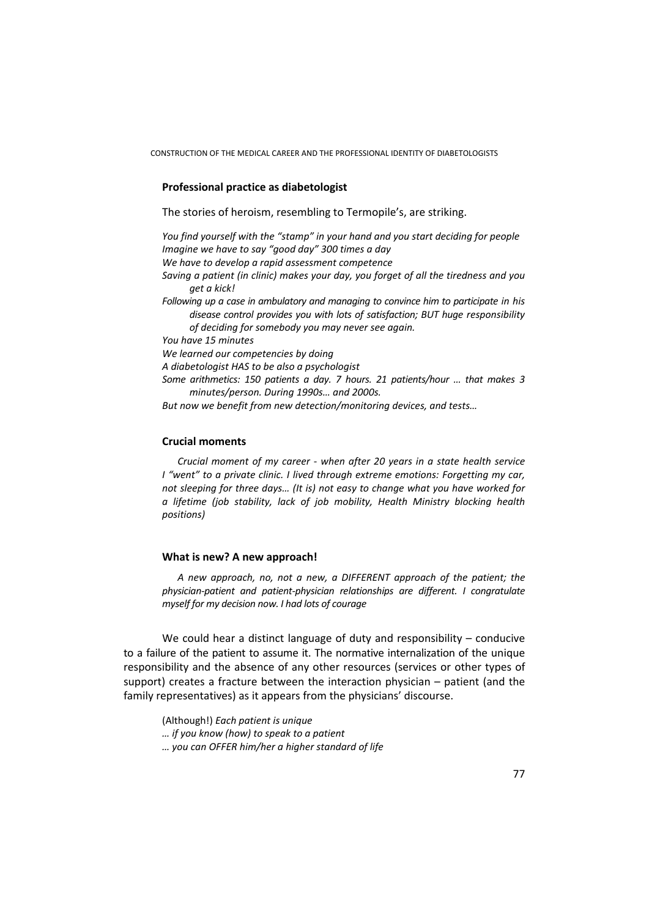### Professional practice as diabetologist

The stories of heroism, resembling to Termopile's, are striking.

*You find yourself with the "stamp" in your hand and you start deciding for people*
*Imagine we have to say "good day" 300 times a day*
*We have to develop a rapid assessment competence*
*Saving a patient (in clinic) makes your day, you forget of all the tiredness and you get a kick!*
*Following up a case in ambulatory and managing to convince him to participate in his disease control provides you with lots of satisfaction; BUT huge responsibility of deciding for somebody you may never see again.*
*You have 15 minutes*
*We learned our competencies by doing*
*A diabetologist HAS to be also a psychologist*
*Some arithmetics: 150 patients a day. 7 hours. 21 patients/hour … that makes 3 minutes/person. During 1990s… and 2000s.*
*But now we benefit from new detection/monitoring devices, and tests…*

### Crucial moments

*Crucial moment of my career - when after 20 years in a state health service I "went" to a private clinic. I lived through extreme emotions: Forgetting my car, not sleeping for three days… (It is) not easy to change what you have worked for a lifetime (job stability, lack of job mobility, Health Ministry blocking health positions)*

### What is new? A new approach!

*A new approach, no, not a new, a DIFFERENT approach of the patient; the physician-patient and patient-physician relationships are different. I congratulate myself for my decision now. I had lots of courage*

We could hear a distinct language of duty and responsibility – conducive to a failure of the patient to assume it. The normative internalization of the unique responsibility and the absence of any other resources (services or other types of support) creates a fracture between the interaction physician – patient (and the family representatives) as it appears from the physicians' discourse.

(Although!) *Each patient is unique*
*… if you know (how) to speak to a patient*
*… you can OFFER him/her a higher standard of life*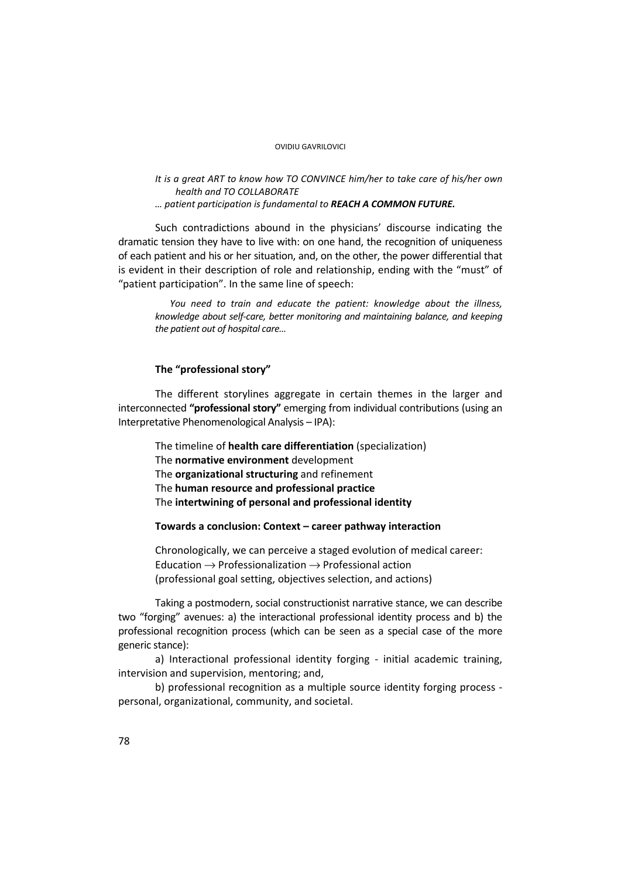*It is a great ART to know how TO CONVINCE him/her to take care of his/her own health and TO COLLABORATE*
*… patient participation is fundamental to **REACH A COMMON FUTURE.***

Such contradictions abound in the physicians' discourse indicating the dramatic tension they have to live with: on one hand, the recognition of uniqueness of each patient and his or her situation, and, on the other, the power differential that is evident in their description of role and relationship, ending with the "must" of "patient participation". In the same line of speech:

> *You need to train and educate the patient: knowledge about the illness, knowledge about self-care, better monitoring and maintaining balance, and keeping the patient out of hospital care…*

### The "professional story"

The different storylines aggregate in certain themes in the larger and interconnected **"professional story"** emerging from individual contributions (using an Interpretative Phenomenological Analysis – IPA):

The timeline of **health care differentiation** (specialization)
The **normative environment** development
The **organizational structuring** and refinement
The **human resource and professional practice**
The **intertwining of personal and professional identity**

### Towards a conclusion: Context – career pathway interaction

Chronologically, we can perceive a staged evolution of medical career:
Education → Professionalization → Professional action
(professional goal setting, objectives selection, and actions)

Taking a postmodern, social constructionist narrative stance, we can describe two "forging" avenues: a) the interactional professional identity process and b) the professional recognition process (which can be seen as a special case of the more generic stance):

a) Interactional professional identity forging - initial academic training, intervision and supervision, mentoring; and,

b) professional recognition as a multiple source identity forging process - personal, organizational, community, and societal.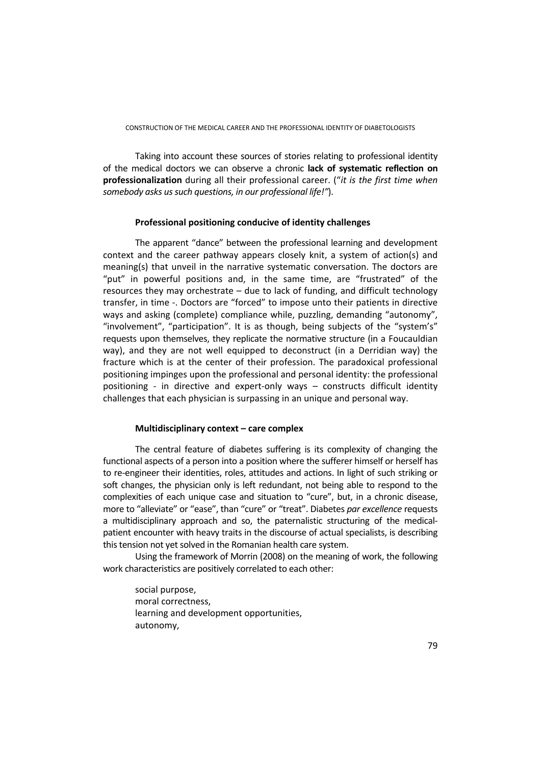Taking into account these sources of stories relating to professional identity of the medical doctors we can observe a chronic **lack of systematic reflection on professionalization** during all their professional career. ("*it is the first time when somebody asks us such questions, in our professional life!"*).

### Professional positioning conducive of identity challenges

The apparent "dance" between the professional learning and development context and the career pathway appears closely knit, a system of action(s) and meaning(s) that unveil in the narrative systematic conversation. The doctors are "put" in powerful positions and, in the same time, are "frustrated" of the resources they may orchestrate – due to lack of funding, and difficult technology transfer, in time -. Doctors are "forced" to impose unto their patients in directive ways and asking (complete) compliance while, puzzling, demanding "autonomy", "involvement", "participation". It is as though, being subjects of the "system's" requests upon themselves, they replicate the normative structure (in a Foucauldian way), and they are not well equipped to deconstruct (in a Derridian way) the fracture which is at the center of their profession. The paradoxical professional positioning impinges upon the professional and personal identity: the professional positioning - in directive and expert-only ways – constructs difficult identity challenges that each physician is surpassing in an unique and personal way.

### Multidisciplinary context – care complex

The central feature of diabetes suffering is its complexity of changing the functional aspects of a person into a position where the sufferer himself or herself has to re-engineer their identities, roles, attitudes and actions. In light of such striking or soft changes, the physician only is left redundant, not being able to respond to the complexities of each unique case and situation to "cure", but, in a chronic disease, more to "alleviate" or "ease", than "cure" or "treat". Diabetes *par excellence* requests a multidisciplinary approach and so, the paternalistic structuring of the medical-patient encounter with heavy traits in the discourse of actual specialists, is describing this tension not yet solved in the Romanian health care system.

Using the framework of Morrin (2008) on the meaning of work, the following work characteristics are positively correlated to each other:

social purpose,
moral correctness,
learning and development opportunities,
autonomy,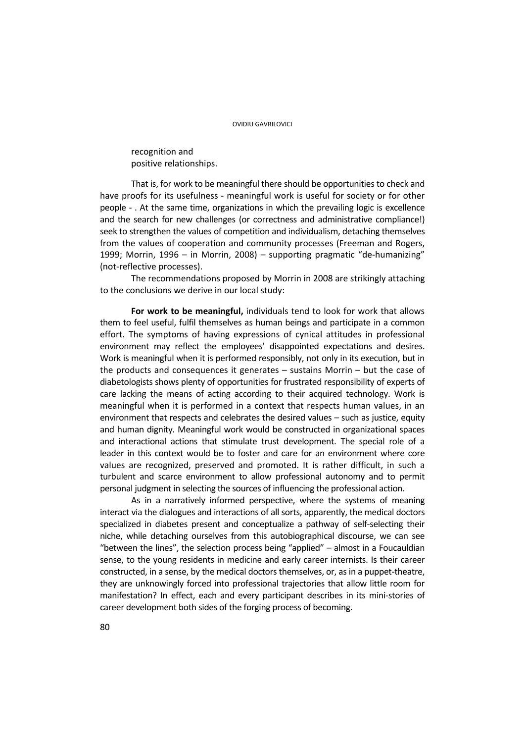recognition and
positive relationships.

That is, for work to be meaningful there should be opportunities to check and have proofs for its usefulness - meaningful work is useful for society or for other people - . At the same time, organizations in which the prevailing logic is excellence and the search for new challenges (or correctness and administrative compliance!) seek to strengthen the values of competition and individualism, detaching themselves from the values of cooperation and community processes (Freeman and Rogers, 1999; Morrin, 1996 – in Morrin, 2008) – supporting pragmatic "de-humanizing" (not-reflective processes).

The recommendations proposed by Morrin in 2008 are strikingly attaching to the conclusions we derive in our local study:

**For work to be meaningful,** individuals tend to look for work that allows them to feel useful, fulfil themselves as human beings and participate in a common effort. The symptoms of having expressions of cynical attitudes in professional environment may reflect the employees' disappointed expectations and desires. Work is meaningful when it is performed responsibly, not only in its execution, but in the products and consequences it generates – sustains Morrin – but the case of diabetologists shows plenty of opportunities for frustrated responsibility of experts of care lacking the means of acting according to their acquired technology. Work is meaningful when it is performed in a context that respects human values, in an environment that respects and celebrates the desired values – such as justice, equity and human dignity. Meaningful work would be constructed in organizational spaces and interactional actions that stimulate trust development. The special role of a leader in this context would be to foster and care for an environment where core values are recognized, preserved and promoted. It is rather difficult, in such a turbulent and scarce environment to allow professional autonomy and to permit personal judgment in selecting the sources of influencing the professional action.

As in a narratively informed perspective, where the systems of meaning interact via the dialogues and interactions of all sorts, apparently, the medical doctors specialized in diabetes present and conceptualize a pathway of self-selecting their niche, while detaching ourselves from this autobiographical discourse, we can see "between the lines", the selection process being "applied" – almost in a Foucauldian sense, to the young residents in medicine and early career internists. Is their career constructed, in a sense, by the medical doctors themselves, or, as in a puppet-theatre, they are unknowingly forced into professional trajectories that allow little room for manifestation? In effect, each and every participant describes in its mini-stories of career development both sides of the forging process of becoming.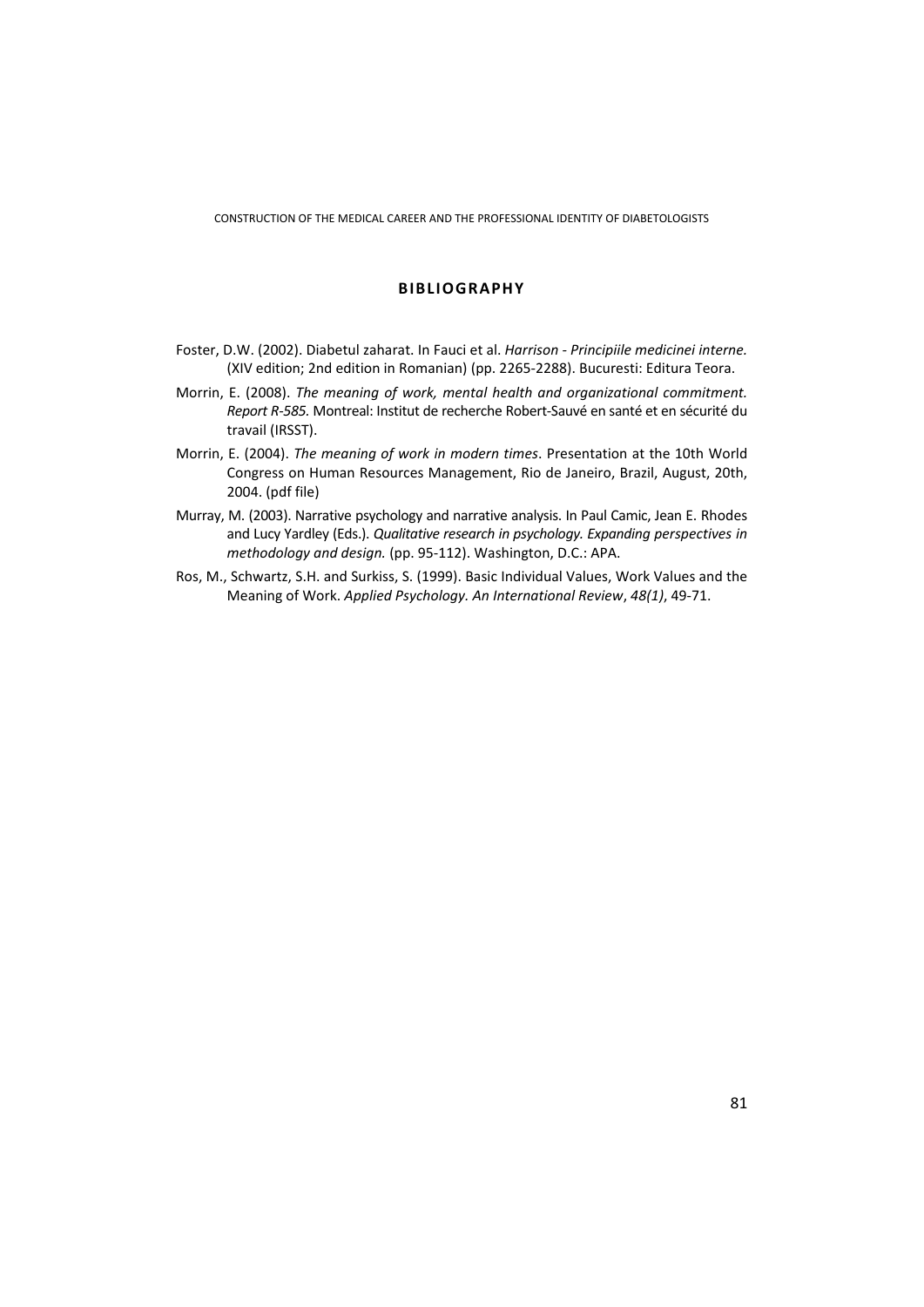## BIBLIOGRAPHY

Foster, D.W. (2002). Diabetul zaharat. In Fauci et al. *Harrison - Principiile medicinei interne.* (XIV edition; 2nd edition in Romanian) (pp. 2265-2288). Bucuresti: Editura Teora.

Morrin, E. (2008). *The meaning of work, mental health and organizational commitment. Report R-585.* Montreal: Institut de recherche Robert-Sauvé en santé et en sécurité du travail (IRSST).

Morrin, E. (2004). *The meaning of work in modern times*. Presentation at the 10th World Congress on Human Resources Management, Rio de Janeiro, Brazil, August, 20th, 2004. (pdf file)

Murray, M. (2003). Narrative psychology and narrative analysis. In Paul Camic, Jean E. Rhodes and Lucy Yardley (Eds.). *Qualitative research in psychology. Expanding perspectives in methodology and design.* (pp. 95-112). Washington, D.C.: APA.

Ros, M., Schwartz, S.H. and Surkiss, S. (1999). Basic Individual Values, Work Values and the Meaning of Work. *Applied Psychology. An International Review*, *48(1)*, 49-71.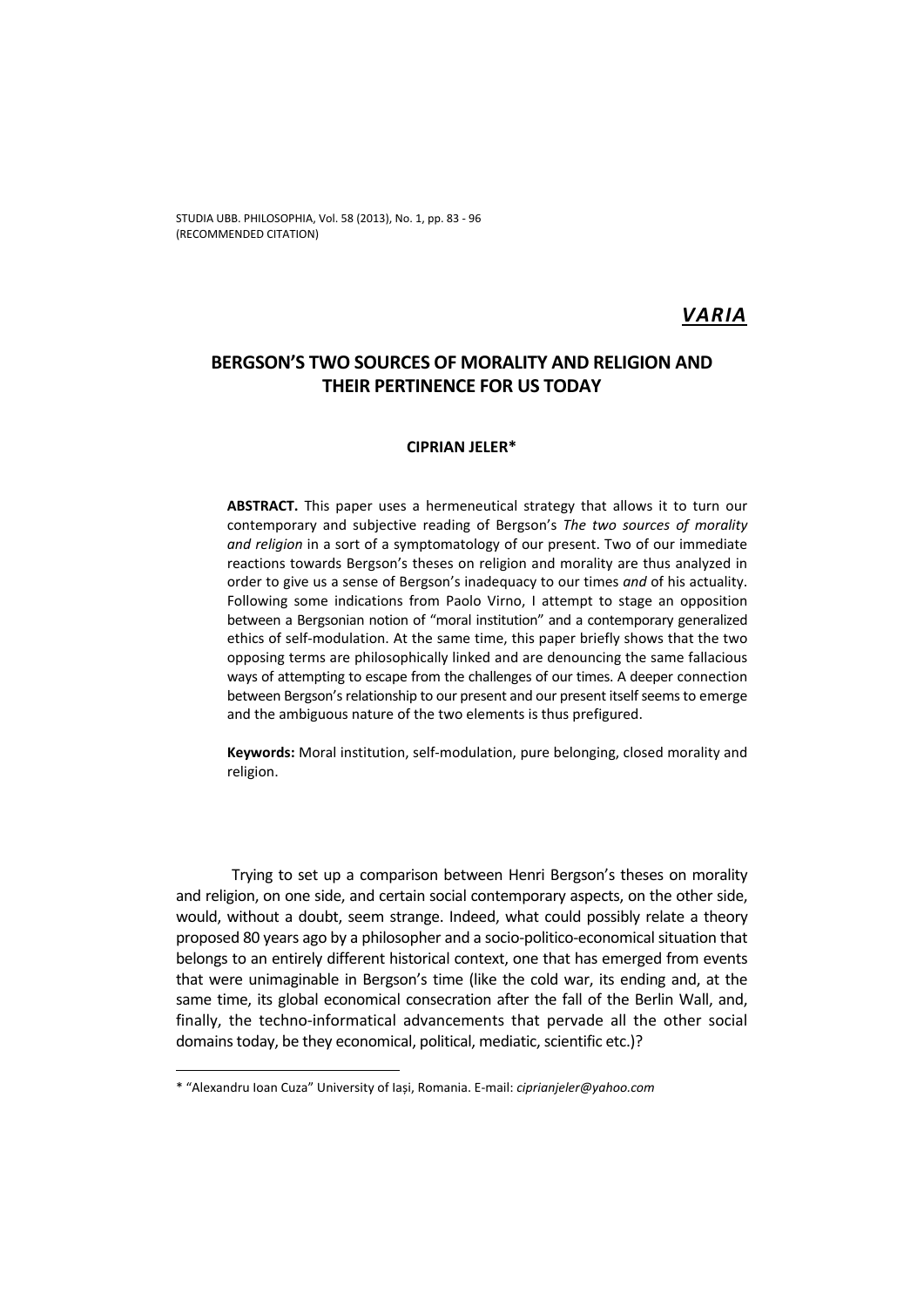*VARIA*

# BERGSON'S TWO SOURCES OF MORALITY AND RELIGION AND THEIR PERTINENCE FOR US TODAY

**CIPRIAN JELER***

**ABSTRACT.** This paper uses a hermeneutical strategy that allows it to turn our contemporary and subjective reading of Bergson's *The two sources of morality and religion* in a sort of a symptomatology of our present. Two of our immediate reactions towards Bergson's theses on religion and morality are thus analyzed in order to give us a sense of Bergson's inadequacy to our times *and* of his actuality. Following some indications from Paolo Virno, I attempt to stage an opposition between a Bergsonian notion of "moral institution" and a contemporary generalized ethics of self-modulation. At the same time, this paper briefly shows that the two opposing terms are philosophically linked and are denouncing the same fallacious ways of attempting to escape from the challenges of our times. A deeper connection between Bergson's relationship to our present and our present itself seems to emerge and the ambiguous nature of the two elements is thus prefigured.

**Keywords:** Moral institution, self-modulation, pure belonging, closed morality and religion.

Trying to set up a comparison between Henri Bergson's theses on morality and religion, on one side, and certain social contemporary aspects, on the other side, would, without a doubt, seem strange. Indeed, what could possibly relate a theory proposed 80 years ago by a philosopher and a socio-politico-economical situation that belongs to an entirely different historical context, one that has emerged from events that were unimaginable in Bergson's time (like the cold war, its ending and, at the same time, its global economical consecration after the fall of the Berlin Wall, and, finally, the techno-informatical advancements that pervade all the other social domains today, be they economical, political, mediatic, scientific etc.)?

* "Alexandru Ioan Cuza" University of Iași, Romania. E-mail: *ciprianjeler@yahoo.com*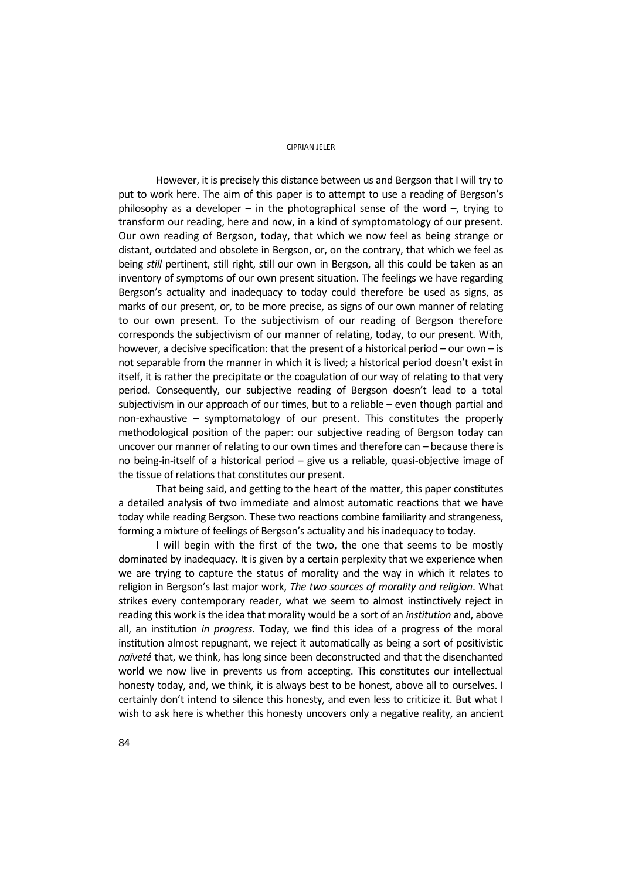However, it is precisely this distance between us and Bergson that I will try to put to work here. The aim of this paper is to attempt to use a reading of Bergson's philosophy as a developer – in the photographical sense of the word –, trying to transform our reading, here and now, in a kind of symptomatology of our present. Our own reading of Bergson, today, that which we now feel as being strange or distant, outdated and obsolete in Bergson, or, on the contrary, that which we feel as being *still* pertinent, still right, still our own in Bergson, all this could be taken as an inventory of symptoms of our own present situation. The feelings we have regarding Bergson's actuality and inadequacy to today could therefore be used as signs, as marks of our present, or, to be more precise, as signs of our own manner of relating to our own present. To the subjectivism of our reading of Bergson therefore corresponds the subjectivism of our manner of relating, today, to our present. With, however, a decisive specification: that the present of a historical period – our own – is not separable from the manner in which it is lived; a historical period doesn't exist in itself, it is rather the precipitate or the coagulation of our way of relating to that very period. Consequently, our subjective reading of Bergson doesn't lead to a total subjectivism in our approach of our times, but to a reliable – even though partial and non-exhaustive – symptomatology of our present. This constitutes the properly methodological position of the paper: our subjective reading of Bergson today can uncover our manner of relating to our own times and therefore can – because there is no being-in-itself of a historical period – give us a reliable, quasi-objective image of the tissue of relations that constitutes our present.

That being said, and getting to the heart of the matter, this paper constitutes a detailed analysis of two immediate and almost automatic reactions that we have today while reading Bergson. These two reactions combine familiarity and strangeness, forming a mixture of feelings of Bergson's actuality and his inadequacy to today.

I will begin with the first of the two, the one that seems to be mostly dominated by inadequacy. It is given by a certain perplexity that we experience when we are trying to capture the status of morality and the way in which it relates to religion in Bergson's last major work, *The two sources of morality and religion*. What strikes every contemporary reader, what we seem to almost instinctively reject in reading this work is the idea that morality would be a sort of an *institution* and, above all, an institution *in progress*. Today, we find this idea of a progress of the moral institution almost repugnant, we reject it automatically as being a sort of positivistic *naïveté* that, we think, has long since been deconstructed and that the disenchanted world we now live in prevents us from accepting. This constitutes our intellectual honesty today, and, we think, it is always best to be honest, above all to ourselves. I certainly don't intend to silence this honesty, and even less to criticize it. But what I wish to ask here is whether this honesty uncovers only a negative reality, an ancient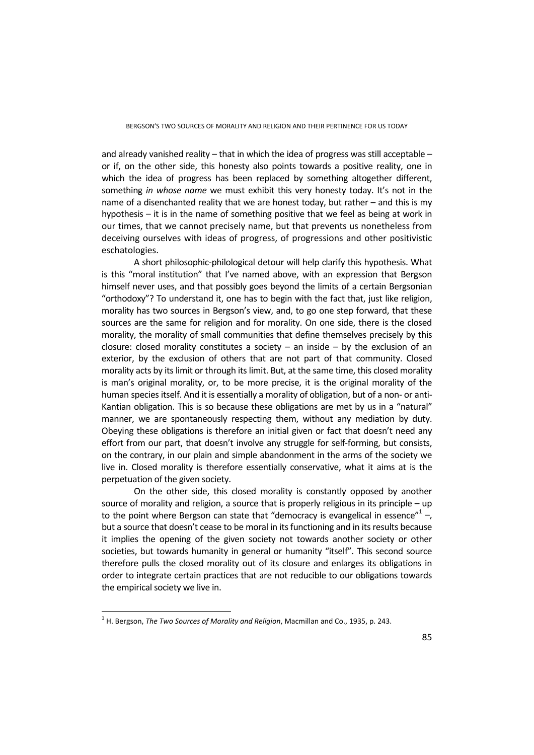and already vanished reality – that in which the idea of progress was still acceptable – or if, on the other side, this honesty also points towards a positive reality, one in which the idea of progress has been replaced by something altogether different, something *in whose name* we must exhibit this very honesty today. It's not in the name of a disenchanted reality that we are honest today, but rather – and this is my hypothesis – it is in the name of something positive that we feel as being at work in our times, that we cannot precisely name, but that prevents us nonetheless from deceiving ourselves with ideas of progress, of progressions and other positivistic eschatologies.

A short philosophic-philological detour will help clarify this hypothesis. What is this "moral institution" that I've named above, with an expression that Bergson himself never uses, and that possibly goes beyond the limits of a certain Bergsonian "orthodoxy"? To understand it, one has to begin with the fact that, just like religion, morality has two sources in Bergson's view, and, to go one step forward, that these sources are the same for religion and for morality. On one side, there is the closed morality, the morality of small communities that define themselves precisely by this closure: closed morality constitutes a society – an inside – by the exclusion of an exterior, by the exclusion of others that are not part of that community. Closed morality acts by its limit or through its limit. But, at the same time, this closed morality is man's original morality, or, to be more precise, it is the original morality of the human species itself. And it is essentially a morality of obligation, but of a non- or anti-Kantian obligation. This is so because these obligations are met by us in a "natural" manner, we are spontaneously respecting them, without any mediation by duty. Obeying these obligations is therefore an initial given or fact that doesn't need any effort from our part, that doesn't involve any struggle for self-forming, but consists, on the contrary, in our plain and simple abandonment in the arms of the society we live in. Closed morality is therefore essentially conservative, what it aims at is the perpetuation of the given society.

On the other side, this closed morality is constantly opposed by another source of morality and religion, a source that is properly religious in its principle – up to the point where Bergson can state that "democracy is evangelical in essence"[1] –, but a source that doesn't cease to be moral in its functioning and in its results because it implies the opening of the given society not towards another society or other societies, but towards humanity in general or humanity "itself". This second source therefore pulls the closed morality out of its closure and enlarges its obligations in order to integrate certain practices that are not reducible to our obligations towards the empirical society we live in.

---

[1] H. Bergson, *The Two Sources of Morality and Religion*, Macmillan and Co., 1935, p. 243.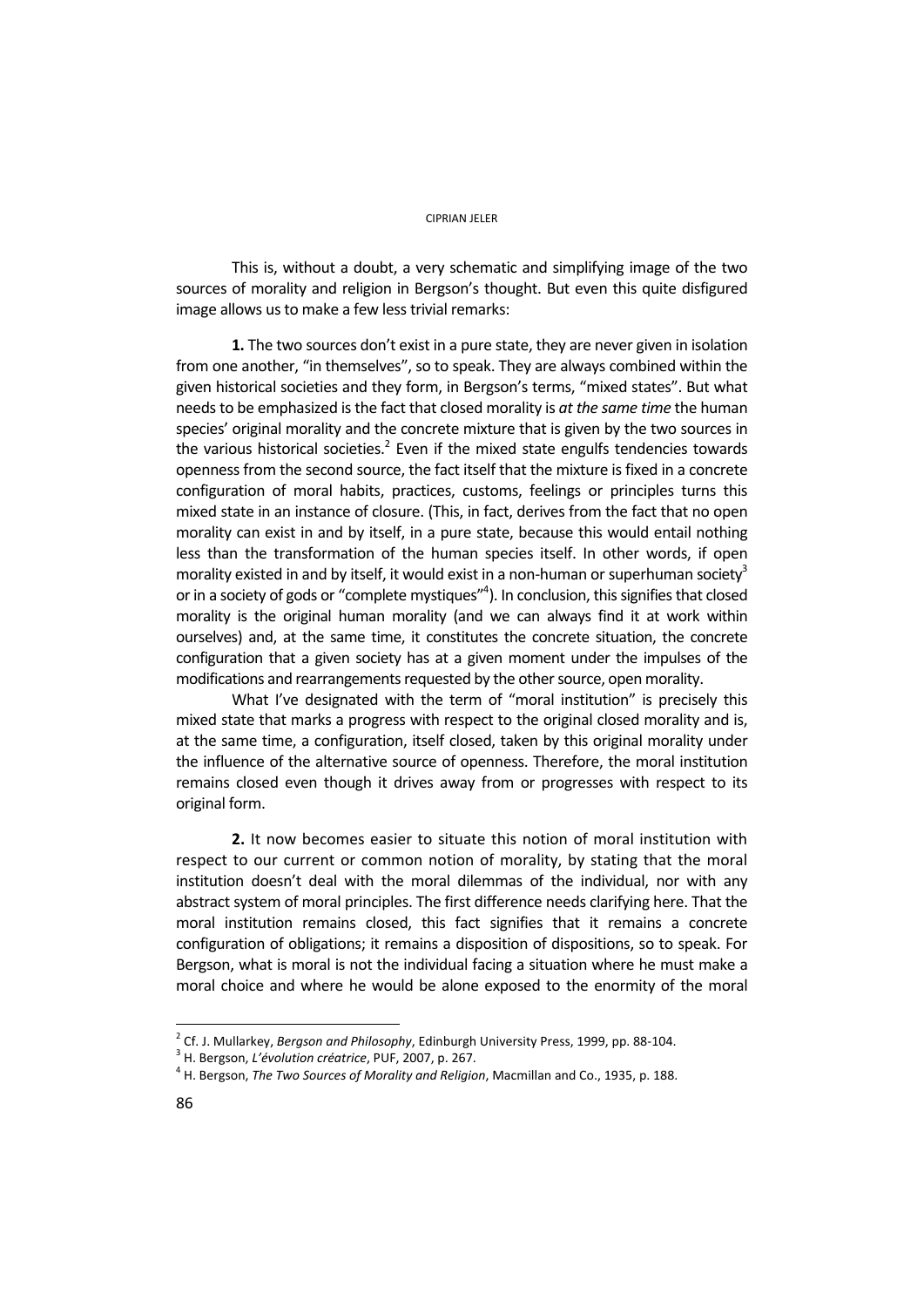This is, without a doubt, a very schematic and simplifying image of the two sources of morality and religion in Bergson's thought. But even this quite disfigured image allows us to make a few less trivial remarks:

**1.** The two sources don't exist in a pure state, they are never given in isolation from one another, "in themselves", so to speak. They are always combined within the given historical societies and they form, in Bergson's terms, "mixed states". But what needs to be emphasized is the fact that closed morality is *at the same time* the human species' original morality and the concrete mixture that is given by the two sources in the various historical societies.[2] Even if the mixed state engulfs tendencies towards openness from the second source, the fact itself that the mixture is fixed in a concrete configuration of moral habits, practices, customs, feelings or principles turns this mixed state in an instance of closure. (This, in fact, derives from the fact that no open morality can exist in and by itself, in a pure state, because this would entail nothing less than the transformation of the human species itself. In other words, if open morality existed in and by itself, it would exist in a non-human or superhuman society[3] or in a society of gods or "complete mystiques"[4]). In conclusion, this signifies that closed morality is the original human morality (and we can always find it at work within ourselves) and, at the same time, it constitutes the concrete situation, the concrete configuration that a given society has at a given moment under the impulses of the modifications and rearrangements requested by the other source, open morality.

What I've designated with the term of "moral institution" is precisely this mixed state that marks a progress with respect to the original closed morality and is, at the same time, a configuration, itself closed, taken by this original morality under the influence of the alternative source of openness. Therefore, the moral institution remains closed even though it drives away from or progresses with respect to its original form.

**2.** It now becomes easier to situate this notion of moral institution with respect to our current or common notion of morality, by stating that the moral institution doesn't deal with the moral dilemmas of the individual, nor with any abstract system of moral principles. The first difference needs clarifying here. That the moral institution remains closed, this fact signifies that it remains a concrete configuration of obligations; it remains a disposition of dispositions, so to speak. For Bergson, what is moral is not the individual facing a situation where he must make a moral choice and where he would be alone exposed to the enormity of the moral

---

[2] Cf. J. Mullarkey, *Bergson and Philosophy*, Edinburgh University Press, 1999, pp. 88-104.

[3] H. Bergson, *L'évolution créatrice*, PUF, 2007, p. 267.

[4] H. Bergson, *The Two Sources of Morality and Religion*, Macmillan and Co., 1935, p. 188.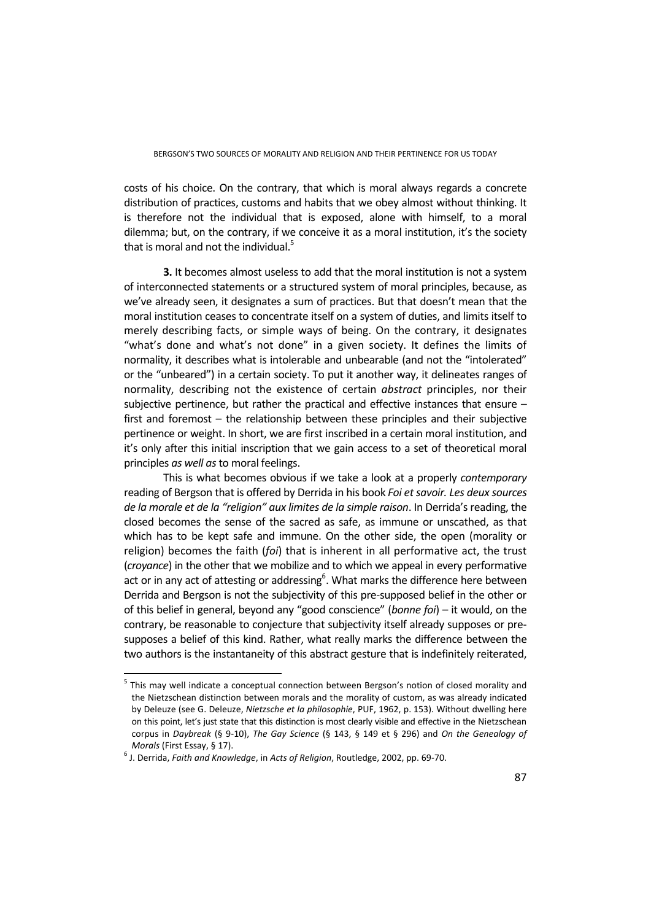costs of his choice. On the contrary, that which is moral always regards a concrete distribution of practices, customs and habits that we obey almost without thinking. It is therefore not the individual that is exposed, alone with himself, to a moral dilemma; but, on the contrary, if we conceive it as a moral institution, it's the society that is moral and not the individual.[5]

**3.** It becomes almost useless to add that the moral institution is not a system of interconnected statements or a structured system of moral principles, because, as we've already seen, it designates a sum of practices. But that doesn't mean that the moral institution ceases to concentrate itself on a system of duties, and limits itself to merely describing facts, or simple ways of being. On the contrary, it designates "what's done and what's not done" in a given society. It defines the limits of normality, it describes what is intolerable and unbearable (and not the "intolerated" or the "unbeared") in a certain society. To put it another way, it delineates ranges of normality, describing not the existence of certain *abstract* principles, nor their subjective pertinence, but rather the practical and effective instances that ensure – first and foremost – the relationship between these principles and their subjective pertinence or weight. In short, we are first inscribed in a certain moral institution, and it's only after this initial inscription that we gain access to a set of theoretical moral principles *as well as* to moral feelings.

This is what becomes obvious if we take a look at a properly *contemporary* reading of Bergson that is offered by Derrida in his book *Foi et savoir. Les deux sources de la morale et de la "religion" aux limites de la simple raison*. In Derrida's reading, the closed becomes the sense of the sacred as safe, as immune or unscathed, as that which has to be kept safe and immune. On the other side, the open (morality or religion) becomes the faith (*foi*) that is inherent in all performative act, the trust (*croyance*) in the other that we mobilize and to which we appeal in every performative act or in any act of attesting or addressing[6]. What marks the difference here between Derrida and Bergson is not the subjectivity of this pre-supposed belief in the other or of this belief in general, beyond any "good conscience" (*bonne foi*) – it would, on the contrary, be reasonable to conjecture that subjectivity itself already supposes or pre-supposes a belief of this kind. Rather, what really marks the difference between the two authors is the instantaneity of this abstract gesture that is indefinitely reiterated,

[5] This may well indicate a conceptual connection between Bergson's notion of closed morality and the Nietzschean distinction between morals and the morality of custom, as was already indicated by Deleuze (see G. Deleuze, *Nietzsche et la philosophie*, PUF, 1962, p. 153). Without dwelling here on this point, let's just state that this distinction is most clearly visible and effective in the Nietzschean corpus in *Daybreak* (§ 9-10), *The Gay Science* (§ 143, § 149 et § 296) and *On the Genealogy of Morals* (First Essay, § 17).

[6] J. Derrida, *Faith and Knowledge*, in *Acts of Religion*, Routledge, 2002, pp. 69-70.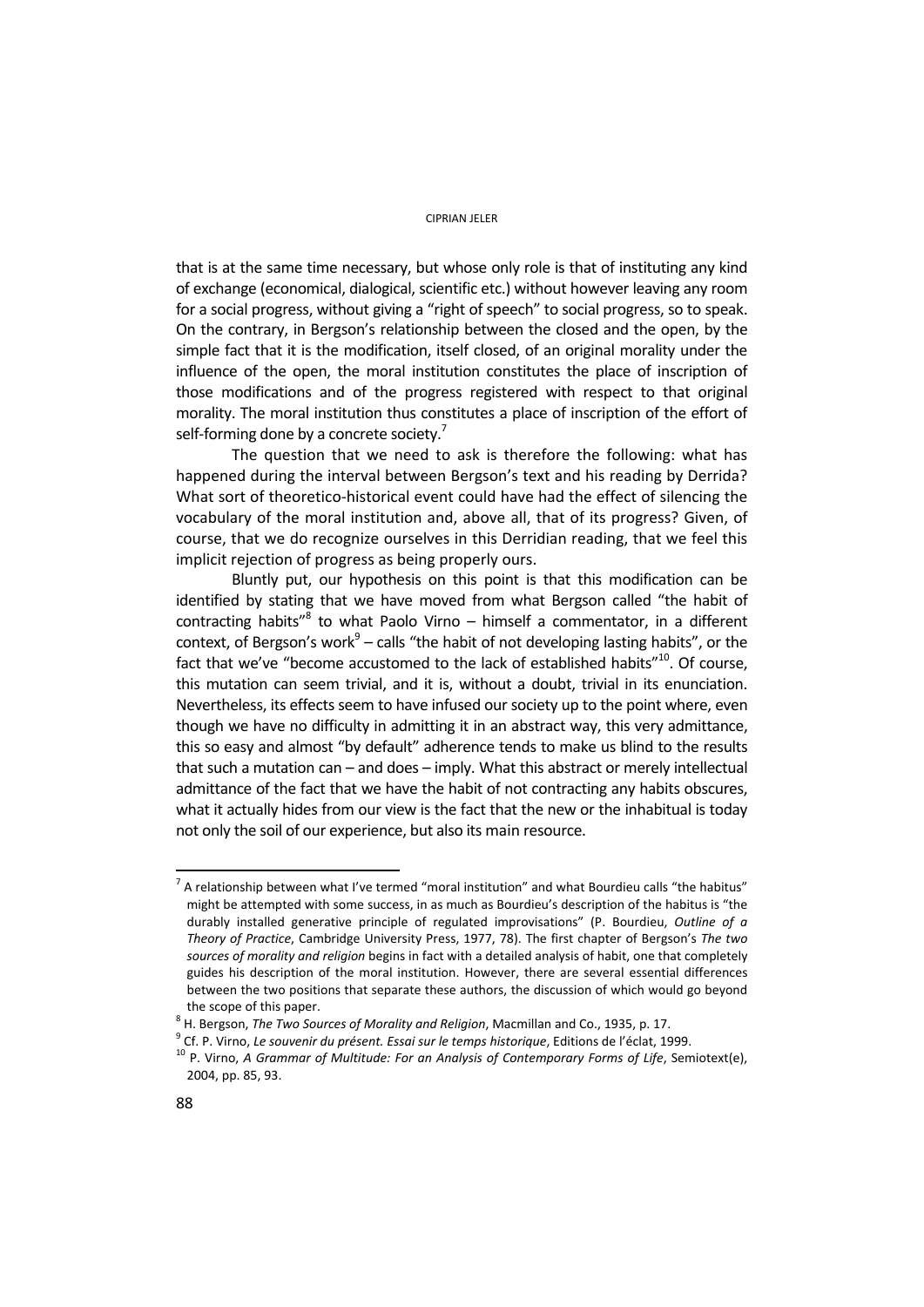that is at the same time necessary, but whose only role is that of instituting any kind of exchange (economical, dialogical, scientific etc.) without however leaving any room for a social progress, without giving a "right of speech" to social progress, so to speak. On the contrary, in Bergson's relationship between the closed and the open, by the simple fact that it is the modification, itself closed, of an original morality under the influence of the open, the moral institution constitutes the place of inscription of those modifications and of the progress registered with respect to that original morality. The moral institution thus constitutes a place of inscription of the effort of self-forming done by a concrete society.[7]

The question that we need to ask is therefore the following: what has happened during the interval between Bergson's text and his reading by Derrida? What sort of theoretico-historical event could have had the effect of silencing the vocabulary of the moral institution and, above all, that of its progress? Given, of course, that we do recognize ourselves in this Derridian reading, that we feel this implicit rejection of progress as being properly ours.

Bluntly put, our hypothesis on this point is that this modification can be identified by stating that we have moved from what Bergson called "the habit of contracting habits"[8] to what Paolo Virno – himself a commentator, in a different context, of Bergson's work[9] – calls "the habit of not developing lasting habits", or the fact that we've "become accustomed to the lack of established habits"[10]. Of course, this mutation can seem trivial, and it is, without a doubt, trivial in its enunciation. Nevertheless, its effects seem to have infused our society up to the point where, even though we have no difficulty in admitting it in an abstract way, this very admittance, this so easy and almost "by default" adherence tends to make us blind to the results that such a mutation can – and does – imply. What this abstract or merely intellectual admittance of the fact that we have the habit of not contracting any habits obscures, what it actually hides from our view is the fact that the new or the inhabitual is today not only the soil of our experience, but also its main resource.

---

[7] A relationship between what I've termed "moral institution" and what Bourdieu calls "the habitus" might be attempted with some success, in as much as Bourdieu's description of the habitus is "the durably installed generative principle of regulated improvisations" (P. Bourdieu, *Outline of a Theory of Practice*, Cambridge University Press, 1977, 78). The first chapter of Bergson's *The two sources of morality and religion* begins in fact with a detailed analysis of habit, one that completely guides his description of the moral institution. However, there are several essential differences between the two positions that separate these authors, the discussion of which would go beyond the scope of this paper.

[8] H. Bergson, *The Two Sources of Morality and Religion*, Macmillan and Co., 1935, p. 17.

[9] Cf. P. Virno, *Le souvenir du présent. Essai sur le temps historique*, Editions de l'éclat, 1999.

[10] P. Virno, *A Grammar of Multitude: For an Analysis of Contemporary Forms of Life*, Semiotext(e), 2004, pp. 85, 93.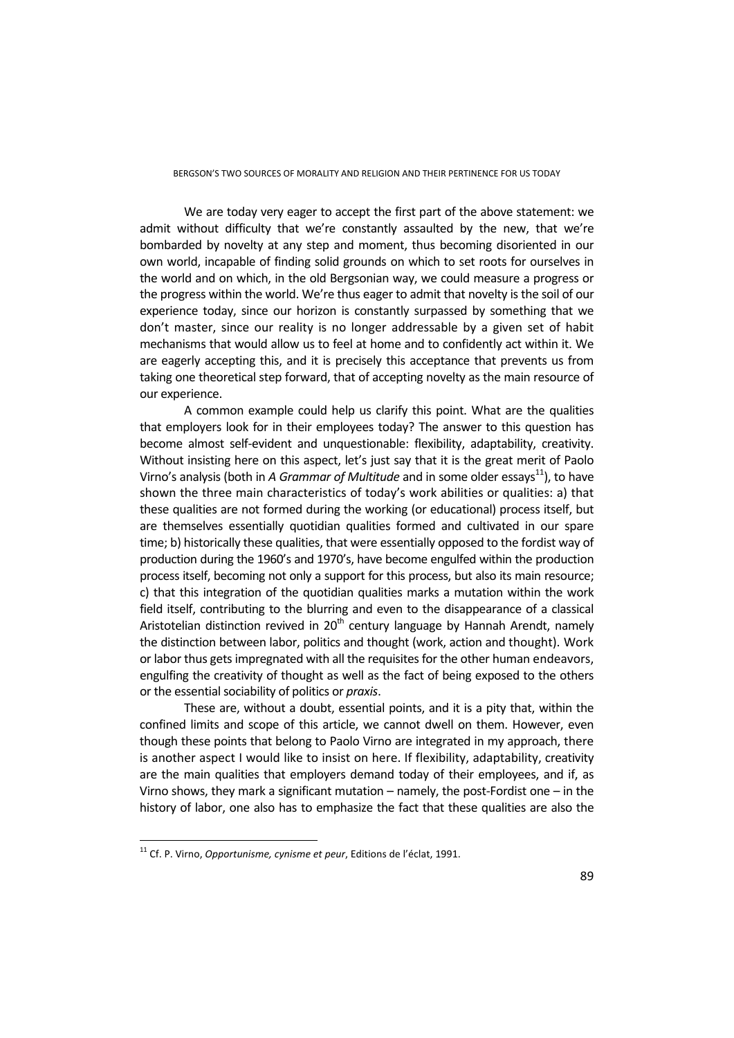We are today very eager to accept the first part of the above statement: we admit without difficulty that we're constantly assaulted by the new, that we're bombarded by novelty at any step and moment, thus becoming disoriented in our own world, incapable of finding solid grounds on which to set roots for ourselves in the world and on which, in the old Bergsonian way, we could measure a progress or the progress within the world. We're thus eager to admit that novelty is the soil of our experience today, since our horizon is constantly surpassed by something that we don't master, since our reality is no longer addressable by a given set of habit mechanisms that would allow us to feel at home and to confidently act within it. We are eagerly accepting this, and it is precisely this acceptance that prevents us from taking one theoretical step forward, that of accepting novelty as the main resource of our experience.

A common example could help us clarify this point. What are the qualities that employers look for in their employees today? The answer to this question has become almost self-evident and unquestionable: flexibility, adaptability, creativity. Without insisting here on this aspect, let's just say that it is the great merit of Paolo Virno's analysis (both in *A Grammar of Multitude* and in some older essays[11]), to have shown the three main characteristics of today's work abilities or qualities: a) that these qualities are not formed during the working (or educational) process itself, but are themselves essentially quotidian qualities formed and cultivated in our spare time; b) historically these qualities, that were essentially opposed to the fordist way of production during the 1960's and 1970's, have become engulfed within the production process itself, becoming not only a support for this process, but also its main resource; c) that this integration of the quotidian qualities marks a mutation within the work field itself, contributing to the blurring and even to the disappearance of a classical Aristotelian distinction revived in 20$^{th}$ century language by Hannah Arendt, namely the distinction between labor, politics and thought (work, action and thought). Work or labor thus gets impregnated with all the requisites for the other human endeavors, engulfing the creativity of thought as well as the fact of being exposed to the others or the essential sociability of politics or *praxis*.

These are, without a doubt, essential points, and it is a pity that, within the confined limits and scope of this article, we cannot dwell on them. However, even though these points that belong to Paolo Virno are integrated in my approach, there is another aspect I would like to insist on here. If flexibility, adaptability, creativity are the main qualities that employers demand today of their employees, and if, as Virno shows, they mark a significant mutation – namely, the post-Fordist one – in the history of labor, one also has to emphasize the fact that these qualities are also the

[11] Cf. P. Virno, *Opportunisme, cynisme et peur*, Editions de l'éclat, 1991.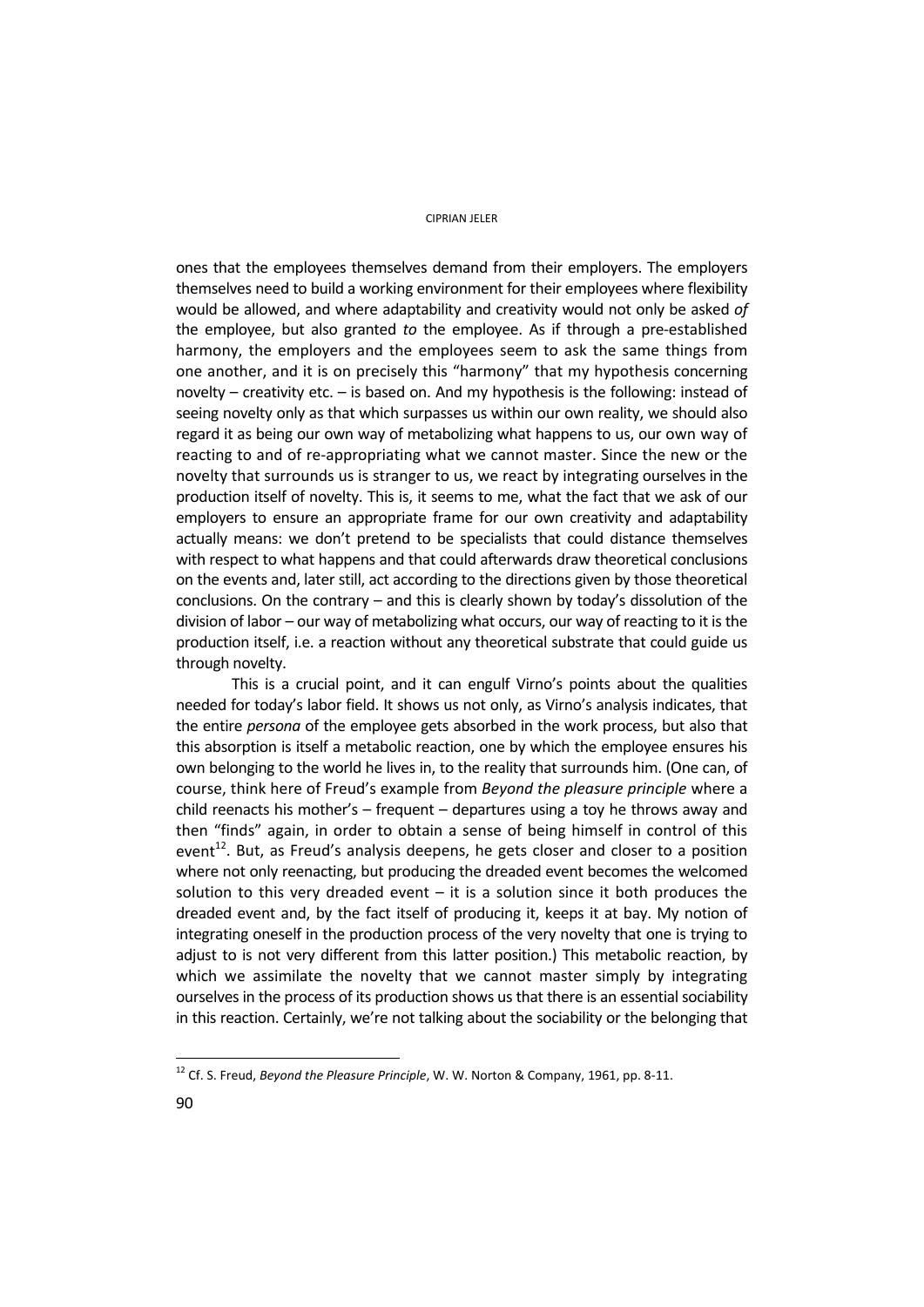ones that the employees themselves demand from their employers. The employers themselves need to build a working environment for their employees where flexibility would be allowed, and where adaptability and creativity would not only be asked *of* the employee, but also granted *to* the employee. As if through a pre-established harmony, the employers and the employees seem to ask the same things from one another, and it is on precisely this "harmony" that my hypothesis concerning novelty – creativity etc. – is based on. And my hypothesis is the following: instead of seeing novelty only as that which surpasses us within our own reality, we should also regard it as being our own way of metabolizing what happens to us, our own way of reacting to and of re-appropriating what we cannot master. Since the new or the novelty that surrounds us is stranger to us, we react by integrating ourselves in the production itself of novelty. This is, it seems to me, what the fact that we ask of our employers to ensure an appropriate frame for our own creativity and adaptability actually means: we don't pretend to be specialists that could distance themselves with respect to what happens and that could afterwards draw theoretical conclusions on the events and, later still, act according to the directions given by those theoretical conclusions. On the contrary – and this is clearly shown by today's dissolution of the division of labor – our way of metabolizing what occurs, our way of reacting to it is the production itself, i.e. a reaction without any theoretical substrate that could guide us through novelty.

This is a crucial point, and it can engulf Virno's points about the qualities needed for today's labor field. It shows us not only, as Virno's analysis indicates, that the entire *persona* of the employee gets absorbed in the work process, but also that this absorption is itself a metabolic reaction, one by which the employee ensures his own belonging to the world he lives in, to the reality that surrounds him. (One can, of course, think here of Freud's example from *Beyond the pleasure principle* where a child reenacts his mother's – frequent – departures using a toy he throws away and then "finds" again, in order to obtain a sense of being himself in control of this event[12]. But, as Freud's analysis deepens, he gets closer and closer to a position where not only reenacting, but producing the dreaded event becomes the welcomed solution to this very dreaded event – it is a solution since it both produces the dreaded event and, by the fact itself of producing it, keeps it at bay. My notion of integrating oneself in the production process of the very novelty that one is trying to adjust to is not very different from this latter position.) This metabolic reaction, by which we assimilate the novelty that we cannot master simply by integrating ourselves in the process of its production shows us that there is an essential sociability in this reaction. Certainly, we're not talking about the sociability or the belonging that

[12] Cf. S. Freud, *Beyond the Pleasure Principle*, W. W. Norton & Company, 1961, pp. 8-11.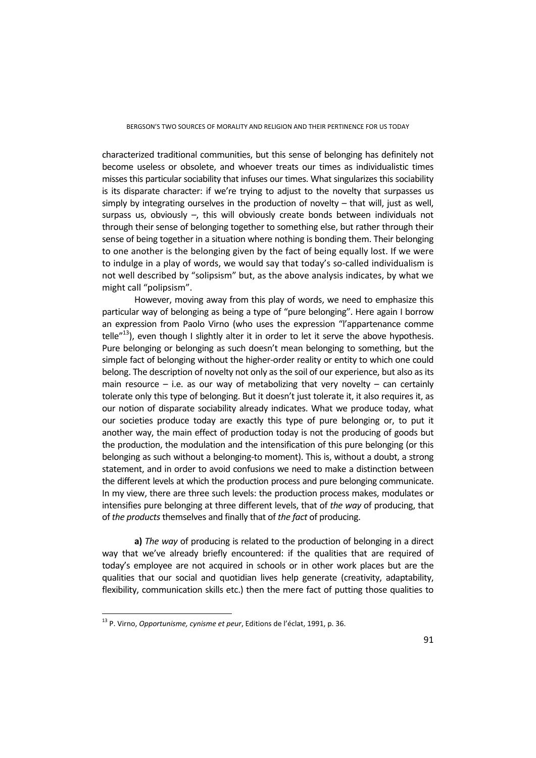characterized traditional communities, but this sense of belonging has definitely not become useless or obsolete, and whoever treats our times as individualistic times misses this particular sociability that infuses our times. What singularizes this sociability is its disparate character: if we're trying to adjust to the novelty that surpasses us simply by integrating ourselves in the production of novelty – that will, just as well, surpass us, obviously –, this will obviously create bonds between individuals not through their sense of belonging together to something else, but rather through their sense of being together in a situation where nothing is bonding them. Their belonging to one another is the belonging given by the fact of being equally lost. If we were to indulge in a play of words, we would say that today's so-called individualism is not well described by "solipsism" but, as the above analysis indicates, by what we might call "polipsism".

However, moving away from this play of words, we need to emphasize this particular way of belonging as being a type of "pure belonging". Here again I borrow an expression from Paolo Virno (who uses the expression "l'appartenance comme telle"[13]), even though I slightly alter it in order to let it serve the above hypothesis. Pure belonging or belonging as such doesn't mean belonging to something, but the simple fact of belonging without the higher-order reality or entity to which one could belong. The description of novelty not only as the soil of our experience, but also as its main resource – i.e. as our way of metabolizing that very novelty – can certainly tolerate only this type of belonging. But it doesn't just tolerate it, it also requires it, as our notion of disparate sociability already indicates. What we produce today, what our societies produce today are exactly this type of pure belonging or, to put it another way, the main effect of production today is not the producing of goods but the production, the modulation and the intensification of this pure belonging (or this belonging as such without a belonging-to moment). This is, without a doubt, a strong statement, and in order to avoid confusions we need to make a distinction between the different levels at which the production process and pure belonging communicate. In my view, there are three such levels: the production process makes, modulates or intensifies pure belonging at three different levels, that of *the way* of producing, that of *the products* themselves and finally that of *the fact* of producing.

**a)** *The way* of producing is related to the production of belonging in a direct way that we've already briefly encountered: if the qualities that are required of today's employee are not acquired in schools or in other work places but are the qualities that our social and quotidian lives help generate (creativity, adaptability, flexibility, communication skills etc.) then the mere fact of putting those qualities to

[13] P. Virno, *Opportunisme, cynisme et peur*, Editions de l'éclat, 1991, p. 36.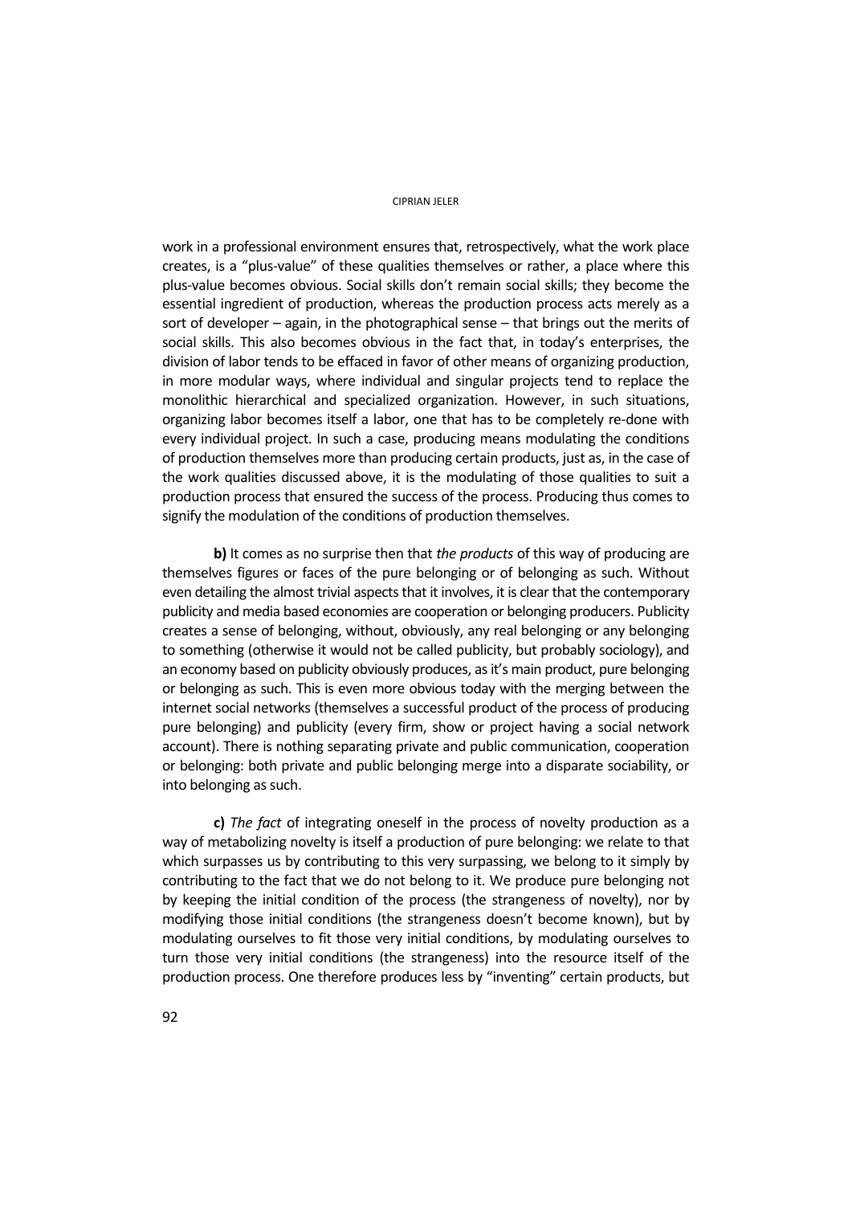work in a professional environment ensures that, retrospectively, what the work place creates, is a "plus-value" of these qualities themselves or rather, a place where this plus-value becomes obvious. Social skills don't remain social skills; they become the essential ingredient of production, whereas the production process acts merely as a sort of developer – again, in the photographical sense – that brings out the merits of social skills. This also becomes obvious in the fact that, in today's enterprises, the division of labor tends to be effaced in favor of other means of organizing production, in more modular ways, where individual and singular projects tend to replace the monolithic hierarchical and specialized organization. However, in such situations, organizing labor becomes itself a labor, one that has to be completely re-done with every individual project. In such a case, producing means modulating the conditions of production themselves more than producing certain products, just as, in the case of the work qualities discussed above, it is the modulating of those qualities to suit a production process that ensured the success of the process. Producing thus comes to signify the modulation of the conditions of production themselves.

**b)** It comes as no surprise then that *the products* of this way of producing are themselves figures or faces of the pure belonging or of belonging as such. Without even detailing the almost trivial aspects that it involves, it is clear that the contemporary publicity and media based economies are cooperation or belonging producers. Publicity creates a sense of belonging, without, obviously, any real belonging or any belonging to something (otherwise it would not be called publicity, but probably sociology), and an economy based on publicity obviously produces, as it's main product, pure belonging or belonging as such. This is even more obvious today with the merging between the internet social networks (themselves a successful product of the process of producing pure belonging) and publicity (every firm, show or project having a social network account). There is nothing separating private and public communication, cooperation or belonging: both private and public belonging merge into a disparate sociability, or into belonging as such.

**c)** *The fact* of integrating oneself in the process of novelty production as a way of metabolizing novelty is itself a production of pure belonging: we relate to that which surpasses us by contributing to this very surpassing, we belong to it simply by contributing to the fact that we do not belong to it. We produce pure belonging not by keeping the initial condition of the process (the strangeness of novelty), nor by modifying those initial conditions (the strangeness doesn't become known), but by modulating ourselves to fit those very initial conditions, by modulating ourselves to turn those very initial conditions (the strangeness) into the resource itself of the production process. One therefore produces less by "inventing" certain products, but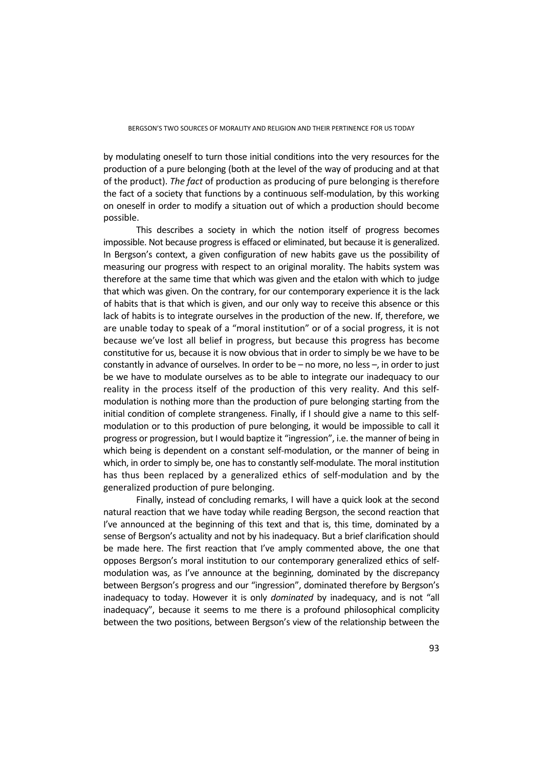by modulating oneself to turn those initial conditions into the very resources for the production of a pure belonging (both at the level of the way of producing and at that of the product). *The fact* of production as producing of pure belonging is therefore the fact of a society that functions by a continuous self-modulation, by this working on oneself in order to modify a situation out of which a production should become possible.

This describes a society in which the notion itself of progress becomes impossible. Not because progress is effaced or eliminated, but because it is generalized. In Bergson's context, a given configuration of new habits gave us the possibility of measuring our progress with respect to an original morality. The habits system was therefore at the same time that which was given and the etalon with which to judge that which was given. On the contrary, for our contemporary experience it is the lack of habits that is that which is given, and our only way to receive this absence or this lack of habits is to integrate ourselves in the production of the new. If, therefore, we are unable today to speak of a "moral institution" or of a social progress, it is not because we've lost all belief in progress, but because this progress has become constitutive for us, because it is now obvious that in order to simply be we have to be constantly in advance of ourselves. In order to be – no more, no less –, in order to just be we have to modulate ourselves as to be able to integrate our inadequacy to our reality in the process itself of the production of this very reality. And this self-modulation is nothing more than the production of pure belonging starting from the initial condition of complete strangeness. Finally, if I should give a name to this self-modulation or to this production of pure belonging, it would be impossible to call it progress or progression, but I would baptize it "ingression", i.e. the manner of being in which being is dependent on a constant self-modulation, or the manner of being in which, in order to simply be, one has to constantly self-modulate. The moral institution has thus been replaced by a generalized ethics of self-modulation and by the generalized production of pure belonging.

Finally, instead of concluding remarks, I will have a quick look at the second natural reaction that we have today while reading Bergson, the second reaction that I've announced at the beginning of this text and that is, this time, dominated by a sense of Bergson's actuality and not by his inadequacy. But a brief clarification should be made here. The first reaction that I've amply commented above, the one that opposes Bergson's moral institution to our contemporary generalized ethics of self-modulation was, as I've announce at the beginning, dominated by the discrepancy between Bergson's progress and our "ingression", dominated therefore by Bergson's inadequacy to today. However it is only *dominated* by inadequacy, and is not "all inadequacy", because it seems to me there is a profound philosophical complicity between the two positions, between Bergson's view of the relationship between the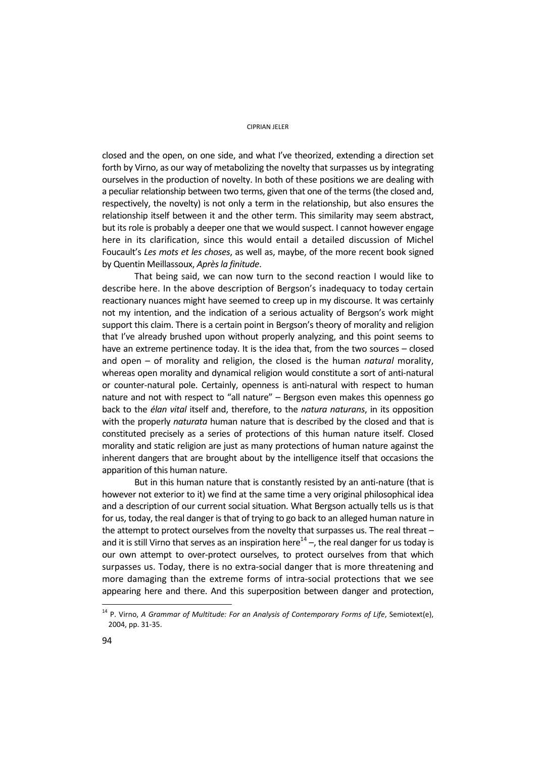closed and the open, on one side, and what I've theorized, extending a direction set forth by Virno, as our way of metabolizing the novelty that surpasses us by integrating ourselves in the production of novelty. In both of these positions we are dealing with a peculiar relationship between two terms, given that one of the terms (the closed and, respectively, the novelty) is not only a term in the relationship, but also ensures the relationship itself between it and the other term. This similarity may seem abstract, but its role is probably a deeper one that we would suspect. I cannot however engage here in its clarification, since this would entail a detailed discussion of Michel Foucault's *Les mots et les choses*, as well as, maybe, of the more recent book signed by Quentin Meillassoux, *Après la finitude*.

That being said, we can now turn to the second reaction I would like to describe here. In the above description of Bergson's inadequacy to today certain reactionary nuances might have seemed to creep up in my discourse. It was certainly not my intention, and the indication of a serious actuality of Bergson's work might support this claim. There is a certain point in Bergson's theory of morality and religion that I've already brushed upon without properly analyzing, and this point seems to have an extreme pertinence today. It is the idea that, from the two sources – closed and open – of morality and religion, the closed is the human *natural* morality, whereas open morality and dynamical religion would constitute a sort of anti-natural or counter-natural pole. Certainly, openness is anti-natural with respect to human nature and not with respect to "all nature" – Bergson even makes this openness go back to the *élan vital* itself and, therefore, to the *natura naturans*, in its opposition with the properly *naturata* human nature that is described by the closed and that is constituted precisely as a series of protections of this human nature itself. Closed morality and static religion are just as many protections of human nature against the inherent dangers that are brought about by the intelligence itself that occasions the apparition of this human nature.

But in this human nature that is constantly resisted by an anti-nature (that is however not exterior to it) we find at the same time a very original philosophical idea and a description of our current social situation. What Bergson actually tells us is that for us, today, the real danger is that of trying to go back to an alleged human nature in the attempt to protect ourselves from the novelty that surpasses us. The real threat – and it is still Virno that serves as an inspiration here[14] –, the real danger for us today is our own attempt to over-protect ourselves, to protect ourselves from that which surpasses us. Today, there is no extra-social danger that is more threatening and more damaging than the extreme forms of intra-social protections that we see appearing here and there. And this superposition between danger and protection,

[14] P. Virno, *A Grammar of Multitude: For an Analysis of Contemporary Forms of Life*, Semiotext(e), 2004, pp. 31-35.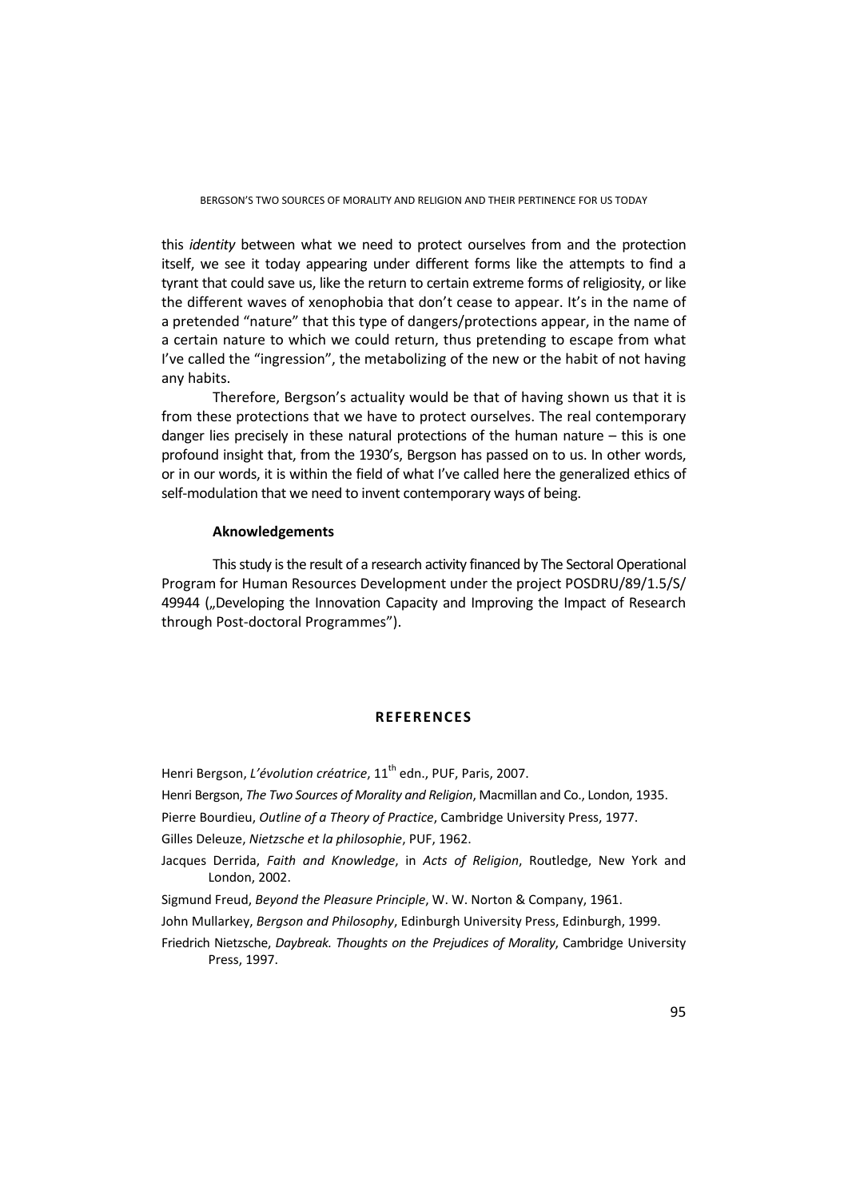this *identity* between what we need to protect ourselves from and the protection itself, we see it today appearing under different forms like the attempts to find a tyrant that could save us, like the return to certain extreme forms of religiosity, or like the different waves of xenophobia that don't cease to appear. It's in the name of a pretended "nature" that this type of dangers/protections appear, in the name of a certain nature to which we could return, thus pretending to escape from what I've called the "ingression", the metabolizing of the new or the habit of not having any habits.

Therefore, Bergson's actuality would be that of having shown us that it is from these protections that we have to protect ourselves. The real contemporary danger lies precisely in these natural protections of the human nature – this is one profound insight that, from the 1930's, Bergson has passed on to us. In other words, or in our words, it is within the field of what I've called here the generalized ethics of self-modulation that we need to invent contemporary ways of being.

### Aknowledgements

This study is the result of a research activity financed by The Sectoral Operational Program for Human Resources Development under the project POSDRU/89/1.5/S/ 49944 („Developing the Innovation Capacity and Improving the Impact of Research through Post-doctoral Programmes").

## REFERENCES

Henri Bergson, *L'évolution créatrice*, 11th edn., PUF, Paris, 2007.

Henri Bergson, *The Two Sources of Morality and Religion*, Macmillan and Co., London, 1935.

Pierre Bourdieu, *Outline of a Theory of Practice*, Cambridge University Press, 1977.

Gilles Deleuze, *Nietzsche et la philosophie*, PUF, 1962.

Jacques Derrida, *Faith and Knowledge*, in *Acts of Religion*, Routledge, New York and London, 2002.

Sigmund Freud, *Beyond the Pleasure Principle*, W. W. Norton & Company, 1961.

John Mullarkey, *Bergson and Philosophy*, Edinburgh University Press, Edinburgh, 1999.

Friedrich Nietzsche, *Daybreak. Thoughts on the Prejudices of Morality*, Cambridge University Press, 1997.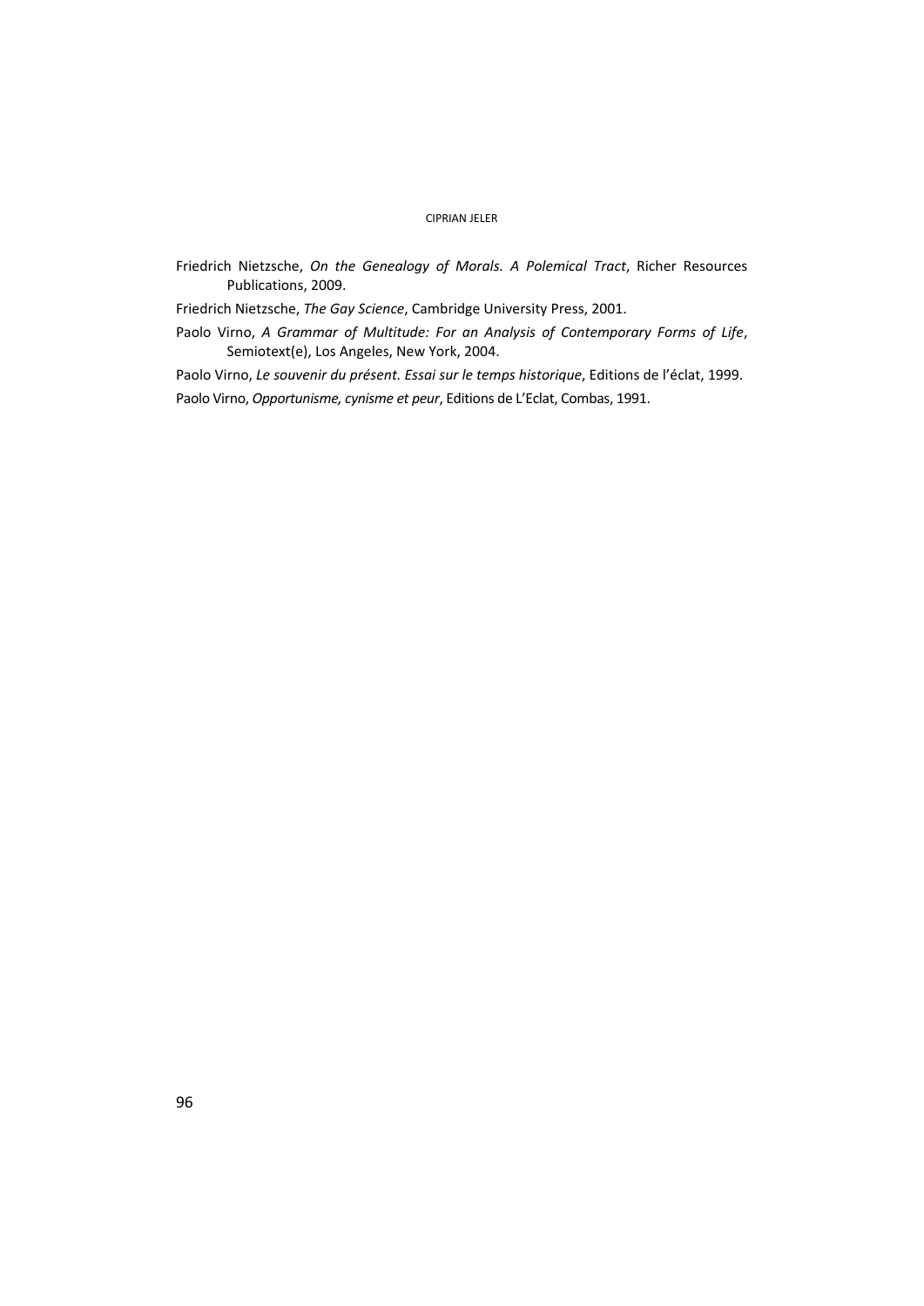Friedrich Nietzsche, *On the Genealogy of Morals. A Polemical Tract*, Richer Resources Publications, 2009.

Friedrich Nietzsche, *The Gay Science*, Cambridge University Press, 2001.

Paolo Virno, *A Grammar of Multitude: For an Analysis of Contemporary Forms of Life*, Semiotext(e), Los Angeles, New York, 2004.

Paolo Virno, *Le souvenir du présent. Essai sur le temps historique*, Editions de l'éclat, 1999.

Paolo Virno, *Opportunisme, cynisme et peur*, Editions de L'Eclat, Combas, 1991.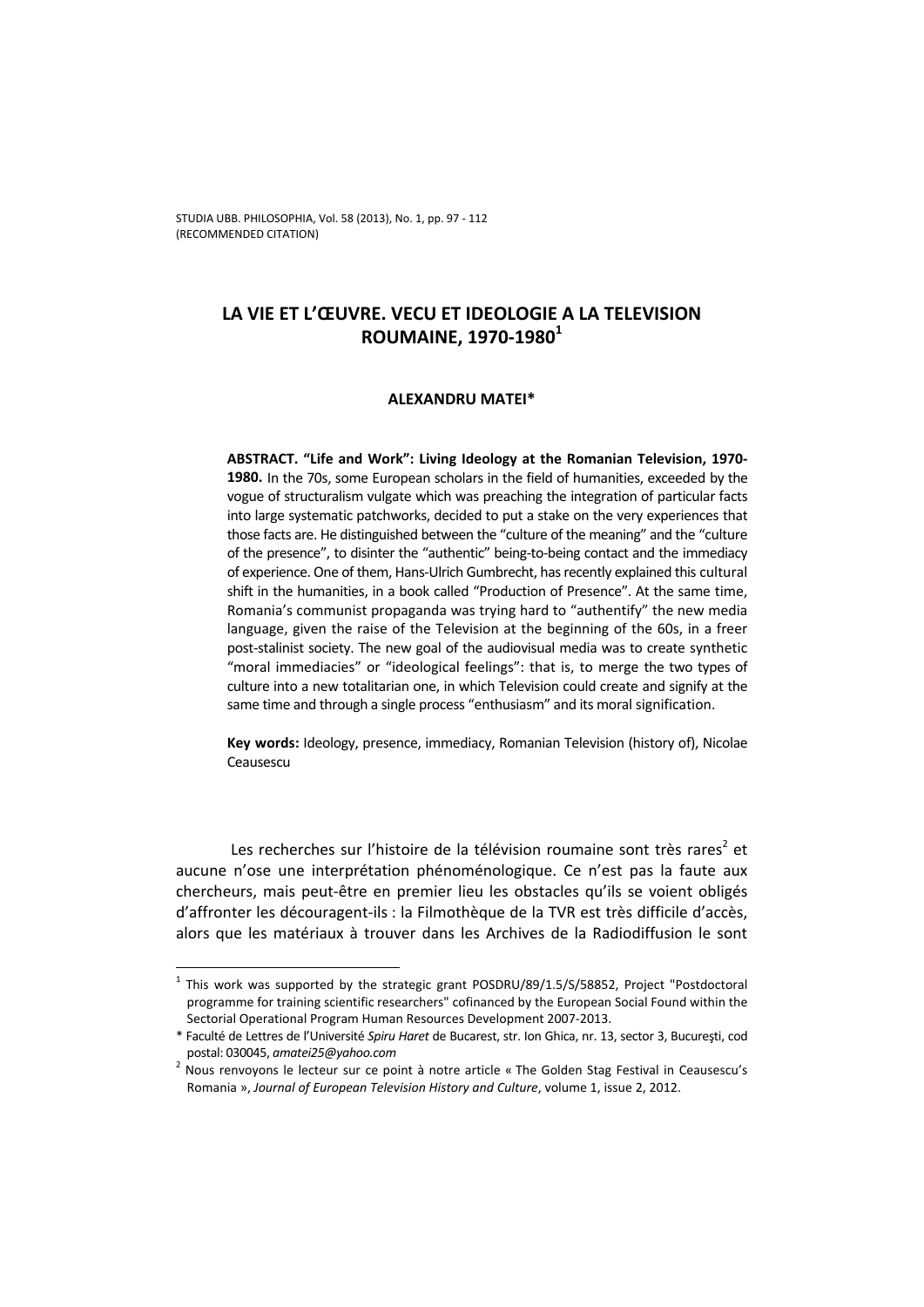# LA VIE ET L'ŒUVRE. VECU ET IDEOLOGIE A LA TELEVISION ROUMAINE, 1970-1980[1]

**ALEXANDRU MATEI***

**ABSTRACT. "Life and Work": Living Ideology at the Romanian Television, 1970-1980.** In the 70s, some European scholars in the field of humanities, exceeded by the vogue of structuralism vulgate which was preaching the integration of particular facts into large systematic patchworks, decided to put a stake on the very experiences that those facts are. He distinguished between the "culture of the meaning" and the "culture of the presence", to disinter the "authentic" being-to-being contact and the immediacy of experience. One of them, Hans-Ulrich Gumbrecht, has recently explained this cultural shift in the humanities, in a book called "Production of Presence". At the same time, Romania's communist propaganda was trying hard to "authentify" the new media language, given the raise of the Television at the beginning of the 60s, in a freer post-stalinist society. The new goal of the audiovisual media was to create synthetic "moral immediacies" or "ideological feelings": that is, to merge the two types of culture into a new totalitarian one, in which Television could create and signify at the same time and through a single process "enthusiasm" and its moral signification.

**Key words:** Ideology, presence, immediacy, Romanian Television (history of), Nicolae Ceausescu

Les recherches sur l'histoire de la télévision roumaine sont très rares[2] et aucune n'ose une interprétation phénoménologique. Ce n'est pas la faute aux chercheurs, mais peut-être en premier lieu les obstacles qu'ils se voient obligés d'affronter les découragent-ils : la Filmothèque de la TVR est très difficile d'accès, alors que les matériaux à trouver dans les Archives de la Radiodiffusion le sont

---

[1] This work was supported by the strategic grant POSDRU/89/1.5/S/58852, Project "Postdoctoral programme for training scientific researchers" cofinanced by the European Social Found within the Sectorial Operational Program Human Resources Development 2007-2013.

* Faculté de Lettres de l'Université *Spiru Haret* de Bucarest, str. Ion Ghica, nr. 13, sector 3, Bucureşti, cod postal: 030045, *amatei25@yahoo.com*

[2] Nous renvoyons le lecteur sur ce point à notre article « The Golden Stag Festival in Ceausescu's Romania », *Journal of European Television History and Culture*, volume 1, issue 2, 2012.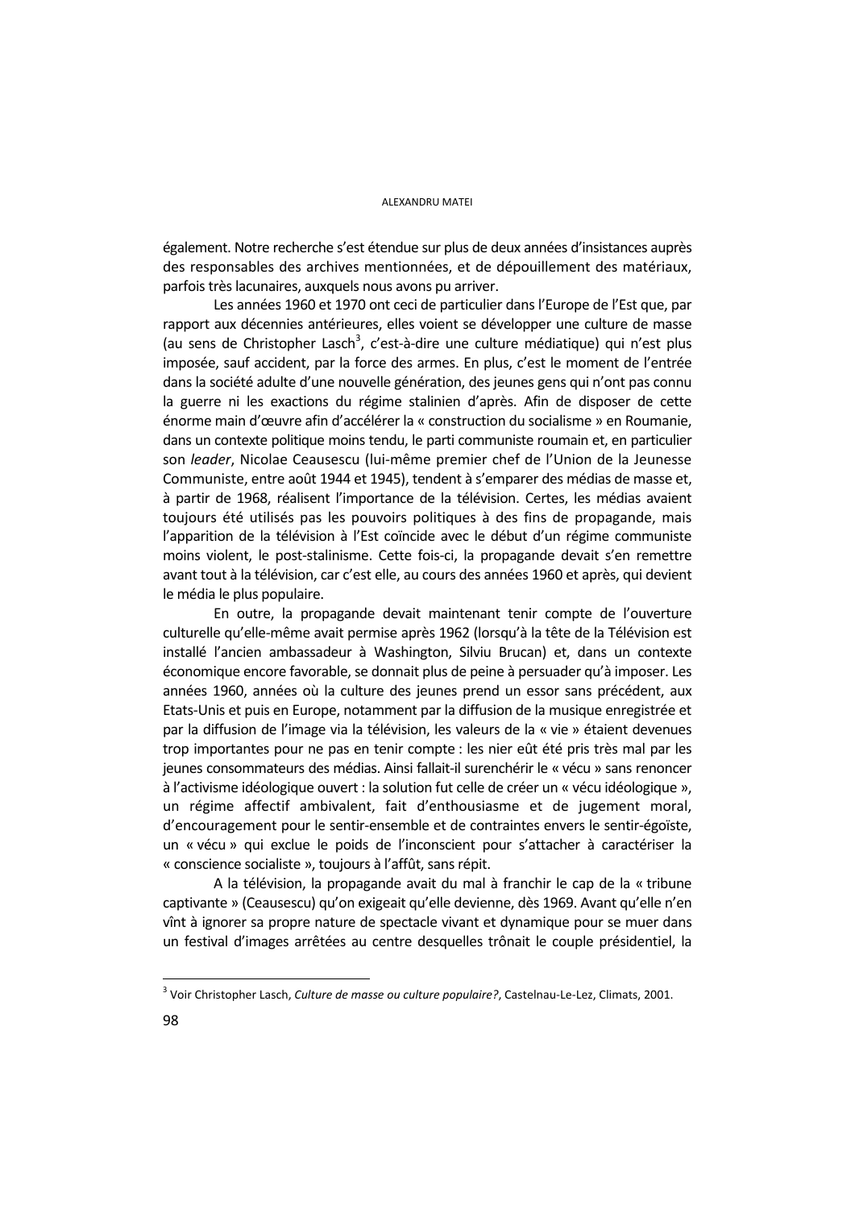également. Notre recherche s'est étendue sur plus de deux années d'insistances auprès des responsables des archives mentionnées, et de dépouillement des matériaux, parfois très lacunaires, auxquels nous avons pu arriver.

Les années 1960 et 1970 ont ceci de particulier dans l'Europe de l'Est que, par rapport aux décennies antérieures, elles voient se développer une culture de masse (au sens de Christopher Lasch[3], c'est-à-dire une culture médiatique) qui n'est plus imposée, sauf accident, par la force des armes. En plus, c'est le moment de l'entrée dans la société adulte d'une nouvelle génération, des jeunes gens qui n'ont pas connu la guerre ni les exactions du régime stalinien d'après. Afin de disposer de cette énorme main d'œuvre afin d'accélérer la « construction du socialisme » en Roumanie, dans un contexte politique moins tendu, le parti communiste roumain et, en particulier son *leader*, Nicolae Ceausescu (lui-même premier chef de l'Union de la Jeunesse Communiste, entre août 1944 et 1945), tendent à s'emparer des médias de masse et, à partir de 1968, réalisent l'importance de la télévision. Certes, les médias avaient toujours été utilisés pas les pouvoirs politiques à des fins de propagande, mais l'apparition de la télévision à l'Est coïncide avec le début d'un régime communiste moins violent, le post-stalinisme. Cette fois-ci, la propagande devait s'en remettre avant tout à la télévision, car c'est elle, au cours des années 1960 et après, qui devient le média le plus populaire.

En outre, la propagande devait maintenant tenir compte de l'ouverture culturelle qu'elle-même avait permise après 1962 (lorsqu'à la tête de la Télévision est installé l'ancien ambassadeur à Washington, Silviu Brucan) et, dans un contexte économique encore favorable, se donnait plus de peine à persuader qu'à imposer. Les années 1960, années où la culture des jeunes prend un essor sans précédent, aux Etats-Unis et puis en Europe, notamment par la diffusion de la musique enregistrée et par la diffusion de l'image via la télévision, les valeurs de la « vie » étaient devenues trop importantes pour ne pas en tenir compte : les nier eût été pris très mal par les jeunes consommateurs des médias. Ainsi fallait-il surenchérir le « vécu » sans renoncer à l'activisme idéologique ouvert : la solution fut celle de créer un « vécu idéologique », un régime affectif ambivalent, fait d'enthousiasme et de jugement moral, d'encouragement pour le sentir-ensemble et de contraintes envers le sentir-égoïste, un « vécu » qui exclue le poids de l'inconscient pour s'attacher à caractériser la « conscience socialiste », toujours à l'affût, sans répit.

A la télévision, la propagande avait du mal à franchir le cap de la « tribune captivante » (Ceausescu) qu'on exigeait qu'elle devienne, dès 1969. Avant qu'elle n'en vînt à ignorer sa propre nature de spectacle vivant et dynamique pour se muer dans un festival d'images arrêtées au centre desquelles trônait le couple présidentiel, la

---

[3] Voir Christopher Lasch, *Culture de masse ou culture populaire?*, Castelnau-Le-Lez, Climats, 2001.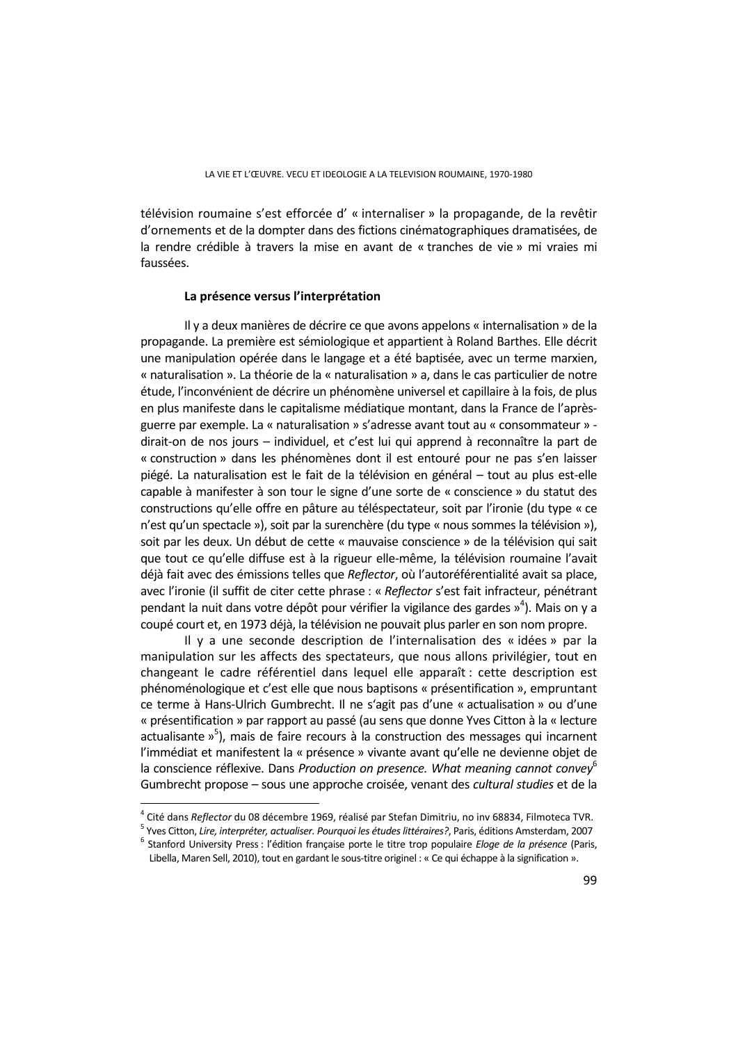télévision roumaine s'est efforcée d' « internaliser » la propagande, de la revêtir d'ornements et de la dompter dans des fictions cinématographiques dramatisées, de la rendre crédible à travers la mise en avant de « tranches de vie » mi vraies mi faussées.

### La présence versus l'interprétation

Il y a deux manières de décrire ce que avons appelons « internalisation » de la propagande. La première est sémiologique et appartient à Roland Barthes. Elle décrit une manipulation opérée dans le langage et a été baptisée, avec un terme marxien, « naturalisation ». La théorie de la « naturalisation » a, dans le cas particulier de notre étude, l'inconvénient de décrire un phénomène universel et capillaire à la fois, de plus en plus manifeste dans le capitalisme médiatique montant, dans la France de l'après-guerre par exemple. La « naturalisation » s'adresse avant tout au « consommateur » - dirait-on de nos jours – individuel, et c'est lui qui apprend à reconnaître la part de « construction » dans les phénomènes dont il est entouré pour ne pas s'en laisser piégé. La naturalisation est le fait de la télévision en général – tout au plus est-elle capable à manifester à son tour le signe d'une sorte de « conscience » du statut des constructions qu'elle offre en pâture au téléspectateur, soit par l'ironie (du type « ce n'est qu'un spectacle »), soit par la surenchère (du type « nous sommes la télévision »), soit par les deux. Un début de cette « mauvaise conscience » de la télévision qui sait que tout ce qu'elle diffuse est à la rigueur elle-même, la télévision roumaine l'avait déjà fait avec des émissions telles que *Reflector*, où l'autoréférentialité avait sa place, avec l'ironie (il suffit de citer cette phrase : « *Reflector* s'est fait infracteur, pénétrant pendant la nuit dans votre dépôt pour vérifier la vigilance des gardes »[4]). Mais on y a coupé court et, en 1973 déjà, la télévision ne pouvait plus parler en son nom propre.

Il y a une seconde description de l'internalisation des « idées » par la manipulation sur les affects des spectateurs, que nous allons privilégier, tout en changeant le cadre référentiel dans lequel elle apparaît : cette description est phénoménologique et c'est elle que nous baptisons « présentification », empruntant ce terme à Hans-Ulrich Gumbrecht. Il ne s'agit pas d'une « actualisation » ou d'une « présentification » par rapport au passé (au sens que donne Yves Citton à la « lecture actualisante »[5]), mais de faire recours à la construction des messages qui incarnent l'immédiat et manifestent la « présence » vivante avant qu'elle ne devienne objet de la conscience réflexive. Dans *Production on presence. What meaning cannot convey*[6] Gumbrecht propose – sous une approche croisée, venant des *cultural studies* et de la

---

[4] Cité dans *Reflector* du 08 décembre 1969, réalisé par Stefan Dimitriu, no inv 68834, Filmoteca TVR.

[5] Yves Citton, *Lire, interpréter, actualiser. Pourquoi les études littéraires?*, Paris, éditions Amsterdam, 2007

[6] Stanford University Press : l'édition française porte le titre trop populaire *Eloge de la présence* (Paris, Libella, Maren Sell, 2010), tout en gardant le sous-titre originel : « Ce qui échappe à la signification ».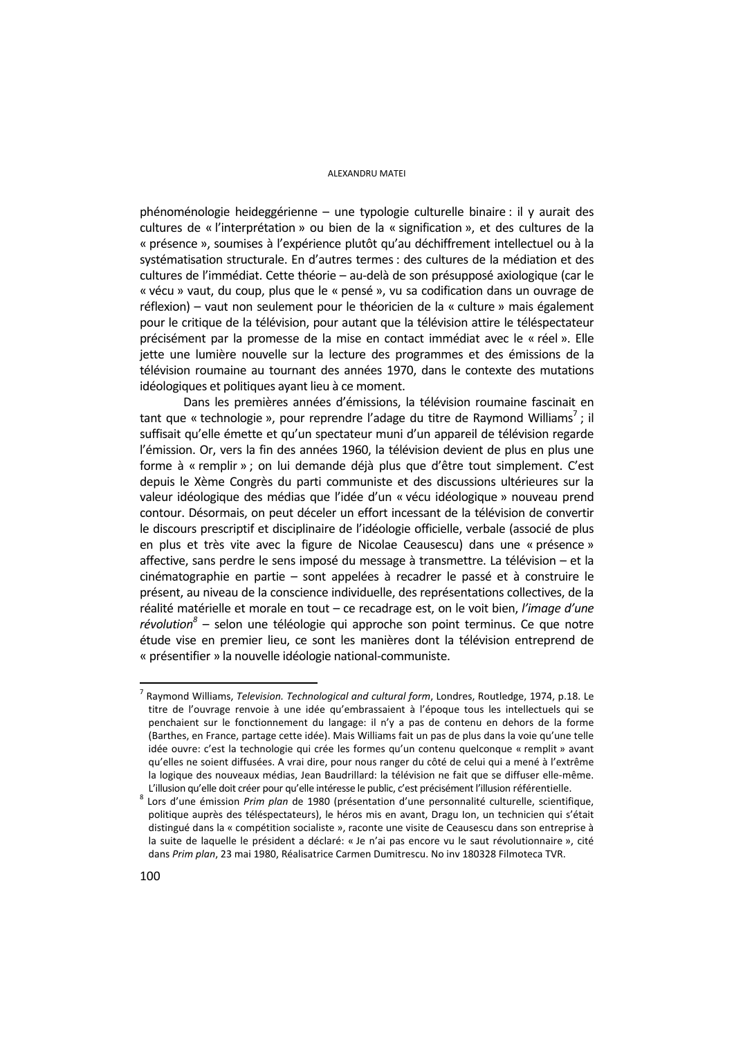phénoménologie heideggérienne – une typologie culturelle binaire : il y aurait des cultures de « l'interprétation » ou bien de la « signification », et des cultures de la « présence », soumises à l'expérience plutôt qu'au déchiffrement intellectuel ou à la systématisation structurale. En d'autres termes : des cultures de la médiation et des cultures de l'immédiat. Cette théorie – au-delà de son présupposé axiologique (car le « vécu » vaut, du coup, plus que le « pensé », vu sa codification dans un ouvrage de réflexion) – vaut non seulement pour le théoricien de la « culture » mais également pour le critique de la télévision, pour autant que la télévision attire le téléspectateur précisément par la promesse de la mise en contact immédiat avec le « réel ». Elle jette une lumière nouvelle sur la lecture des programmes et des émissions de la télévision roumaine au tournant des années 1970, dans le contexte des mutations idéologiques et politiques ayant lieu à ce moment.

Dans les premières années d'émissions, la télévision roumaine fascinait en tant que « technologie », pour reprendre l'adage du titre de Raymond Williams[7] ; il suffisait qu'elle émette et qu'un spectateur muni d'un appareil de télévision regarde l'émission. Or, vers la fin des années 1960, la télévision devient de plus en plus une forme à « remplir » ; on lui demande déjà plus que d'être tout simplement. C'est depuis le Xème Congrès du parti communiste et des discussions ultérieures sur la valeur idéologique des médias que l'idée d'un « vécu idéologique » nouveau prend contour. Désormais, on peut déceler un effort incessant de la télévision de convertir le discours prescriptif et disciplinaire de l'idéologie officielle, verbale (associé de plus en plus et très vite avec la figure de Nicolae Ceausescu) dans une « présence » affective, sans perdre le sens imposé du message à transmettre. La télévision – et la cinématographie en partie – sont appelées à recadrer le passé et à construire le présent, au niveau de la conscience individuelle, des représentations collectives, de la réalité matérielle et morale en tout – ce recadrage est, on le voit bien, *l'image d'une révolution*[8] – selon une téléologie qui approche son point terminus. Ce que notre étude vise en premier lieu, ce sont les manières dont la télévision entreprend de « présentifier » la nouvelle idéologie national-communiste.

---

[7] Raymond Williams, *Television. Technological and cultural form*, Londres, Routledge, 1974, p.18. Le titre de l'ouvrage renvoie à une idée qu'embrassaient à l'époque tous les intellectuels qui se penchaient sur le fonctionnement du langage: il n'y a pas de contenu en dehors de la forme (Barthes, en France, partage cette idée). Mais Williams fait un pas de plus dans la voie qu'une telle idée ouvre: c'est la technologie qui crée les formes qu'un contenu quelconque « remplit » avant qu'elles ne soient diffusées. A vrai dire, pour nous ranger du côté de celui qui a mené à l'extrême la logique des nouveaux médias, Jean Baudrillard: la télévision ne fait que se diffuser elle-même. L'illusion qu'elle doit créer pour qu'elle intéresse le public, c'est précisément l'illusion référentielle.

[8] Lors d'une émission *Prim plan* de 1980 (présentation d'une personnalité culturelle, scientifique, politique auprès des téléspectateurs), le héros mis en avant, Dragu Ion, un technicien qui s'était distingué dans la « compétition socialiste », raconte une visite de Ceausescu dans son entreprise à la suite de laquelle le président a déclaré: « Je n'ai pas encore vu le saut révolutionnaire », cité dans *Prim plan*, 23 mai 1980, Réalisatrice Carmen Dumitrescu. No inv 180328 Filmoteca TVR.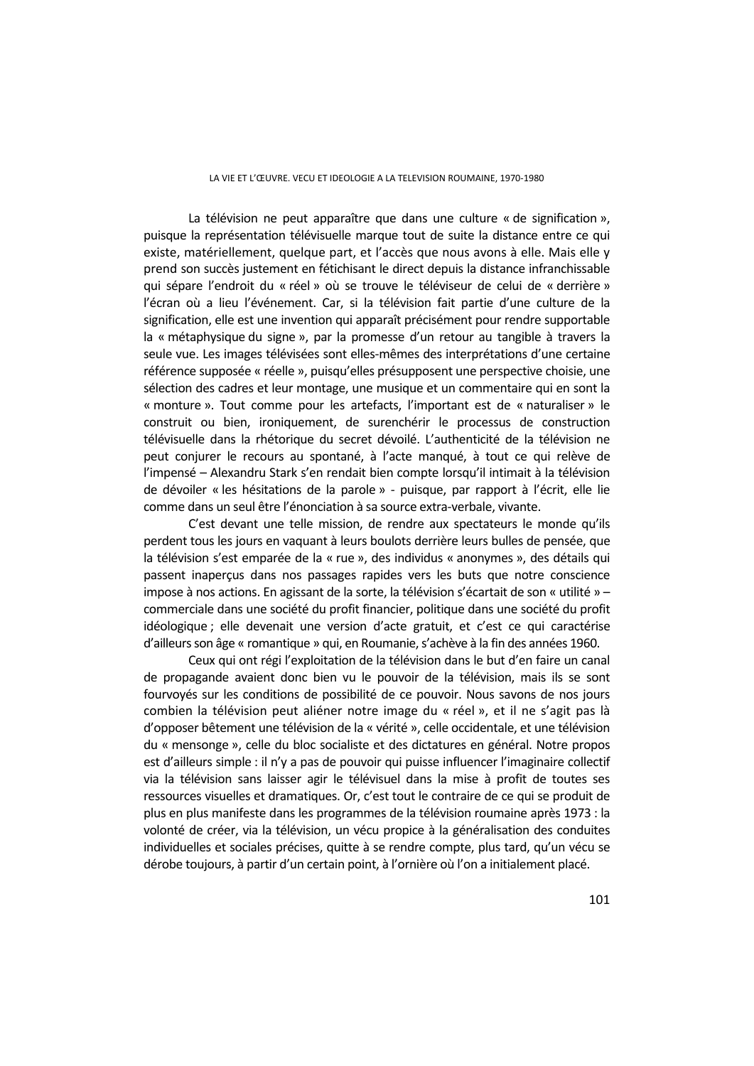La télévision ne peut apparaître que dans une culture « de signification », puisque la représentation télévisuelle marque tout de suite la distance entre ce qui existe, matériellement, quelque part, et l'accès que nous avons à elle. Mais elle y prend son succès justement en fétichisant le direct depuis la distance infranchissable qui sépare l'endroit du « réel » où se trouve le téléviseur de celui de « derrière » l'écran où a lieu l'événement. Car, si la télévision fait partie d'une culture de la signification, elle est une invention qui apparaît précisément pour rendre supportable la « métaphysique du signe », par la promesse d'un retour au tangible à travers la seule vue. Les images télévisées sont elles-mêmes des interprétations d'une certaine référence supposée « réelle », puisqu'elles présupposent une perspective choisie, une sélection des cadres et leur montage, une musique et un commentaire qui en sont la « monture ». Tout comme pour les artefacts, l'important est de « naturaliser » le construit ou bien, ironiquement, de surenchérir le processus de construction télévisuelle dans la rhétorique du secret dévoilé. L'authenticité de la télévision ne peut conjurer le recours au spontané, à l'acte manqué, à tout ce qui relève de l'impensé – Alexandru Stark s'en rendait bien compte lorsqu'il intimait à la télévision de dévoiler « les hésitations de la parole » - puisque, par rapport à l'écrit, elle lie comme dans un seul être l'énonciation à sa source extra-verbale, vivante.

C'est devant une telle mission, de rendre aux spectateurs le monde qu'ils perdent tous les jours en vaquant à leurs boulots derrière leurs bulles de pensée, que la télévision s'est emparée de la « rue », des individus « anonymes », des détails qui passent inaperçus dans nos passages rapides vers les buts que notre conscience impose à nos actions. En agissant de la sorte, la télévision s'écartait de son « utilité » – commerciale dans une société du profit financier, politique dans une société du profit idéologique ; elle devenait une version d'acte gratuit, et c'est ce qui caractérise d'ailleurs son âge « romantique » qui, en Roumanie, s'achève à la fin des années 1960.

Ceux qui ont régi l'exploitation de la télévision dans le but d'en faire un canal de propagande avaient donc bien vu le pouvoir de la télévision, mais ils se sont fourvoyés sur les conditions de possibilité de ce pouvoir. Nous savons de nos jours combien la télévision peut aliéner notre image du « réel », et il ne s'agit pas là d'opposer bêtement une télévision de la « vérité », celle occidentale, et une télévision du « mensonge », celle du bloc socialiste et des dictatures en général. Notre propos est d'ailleurs simple : il n'y a pas de pouvoir qui puisse influencer l'imaginaire collectif via la télévision sans laisser agir le télévisuel dans la mise à profit de toutes ses ressources visuelles et dramatiques. Or, c'est tout le contraire de ce qui se produit de plus en plus manifeste dans les programmes de la télévision roumaine après 1973 : la volonté de créer, via la télévision, un vécu propice à la généralisation des conduites individuelles et sociales précises, quitte à se rendre compte, plus tard, qu'un vécu se dérobe toujours, à partir d'un certain point, à l'ornière où l'on a initialement placé.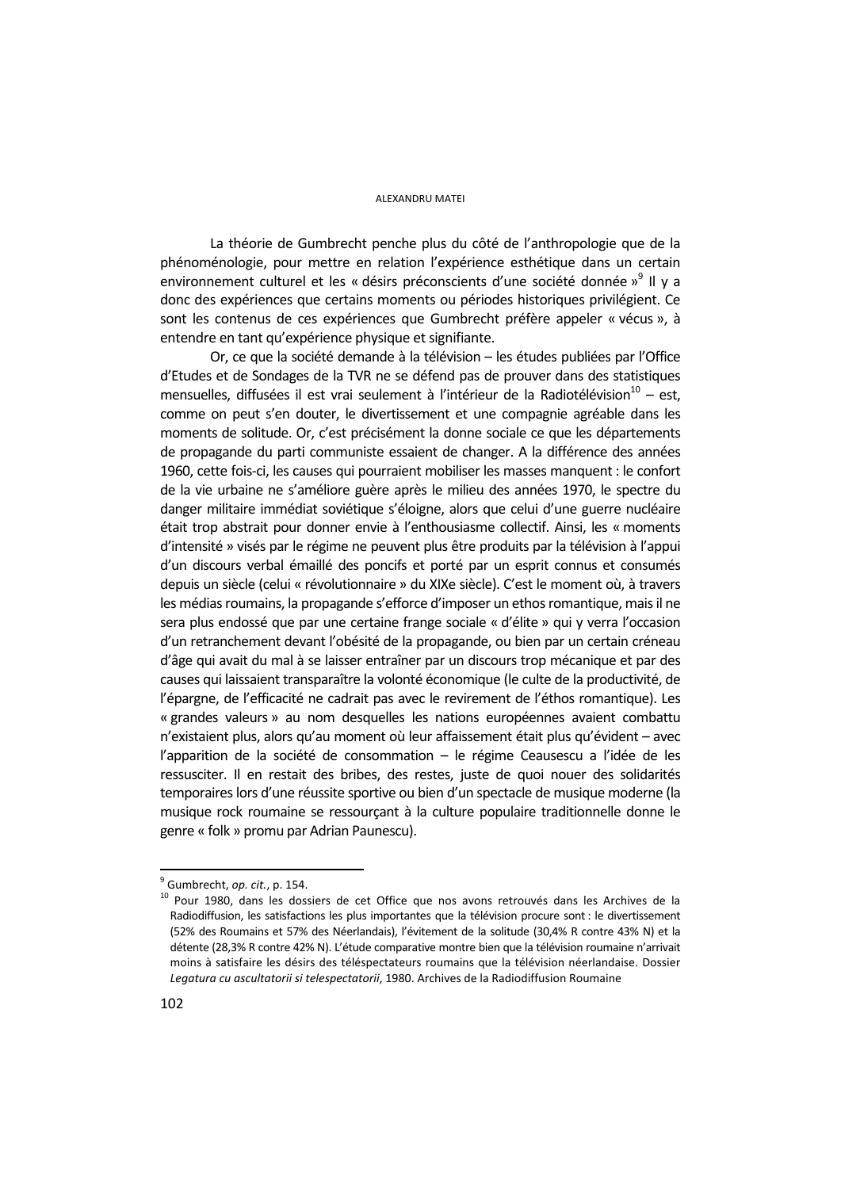La théorie de Gumbrecht penche plus du côté de l'anthropologie que de la phénoménologie, pour mettre en relation l'expérience esthétique dans un certain environnement culturel et les « désirs préconscients d'une société donnée »[9] Il y a donc des expériences que certains moments ou périodes historiques privilégient. Ce sont les contenus de ces expériences que Gumbrecht préfère appeler « vécus », à entendre en tant qu'expérience physique et signifiante.

Or, ce que la société demande à la télévision – les études publiées par l'Office d'Etudes et de Sondages de la TVR ne se défend pas de prouver dans des statistiques mensuelles, diffusées il est vrai seulement à l'intérieur de la Radiotélévision[10] – est, comme on peut s'en douter, le divertissement et une compagnie agréable dans les moments de solitude. Or, c'est précisément la donne sociale ce que les départements de propagande du parti communiste essaient de changer. A la différence des années 1960, cette fois-ci, les causes qui pourraient mobiliser les masses manquent : le confort de la vie urbaine ne s'améliore guère après le milieu des années 1970, le spectre du danger militaire immédiat soviétique s'éloigne, alors que celui d'une guerre nucléaire était trop abstrait pour donner envie à l'enthousiasme collectif. Ainsi, les « moments d'intensité » visés par le régime ne peuvent plus être produits par la télévision à l'appui d'un discours verbal émaillé des poncifs et porté par un esprit connus et consumés depuis un siècle (celui « révolutionnaire » du XIXe siècle). C'est le moment où, à travers les médias roumains, la propagande s'efforce d'imposer un ethos romantique, mais il ne sera plus endossé que par une certaine frange sociale « d'élite » qui y verra l'occasion d'un retranchement devant l'obésité de la propagande, ou bien par un certain créneau d'âge qui avait du mal à se laisser entraîner par un discours trop mécanique et par des causes qui laissaient transparaître la volonté économique (le culte de la productivité, de l'épargne, de l'efficacité ne cadrait pas avec le revirement de l'éthos romantique). Les « grandes valeurs » au nom desquelles les nations européennes avaient combattu n'existaient plus, alors qu'au moment où leur affaissement était plus qu'évident – avec l'apparition de la société de consommation – le régime Ceausescu a l'idée de les ressusciter. Il en restait des bribes, des restes, juste de quoi nouer des solidarités temporaires lors d'une réussite sportive ou bien d'un spectacle de musique moderne (la musique rock roumaine se ressourçant à la culture populaire traditionnelle donne le genre « folk » promu par Adrian Paunescu).

---

[9] Gumbrecht, *op. cit.*, p. 154.

[10] Pour 1980, dans les dossiers de cet Office que nos avons retrouvés dans les Archives de la Radiodiffusion, les satisfactions les plus importantes que la télévision procure sont : le divertissement (52% des Roumains et 57% des Néerlandais), l'évitement de la solitude (30,4% R contre 43% N) et la détente (28,3% R contre 42% N). L'étude comparative montre bien que la télévision roumaine n'arrivait moins à satisfaire les désirs des téléspectateurs roumains que la télévision néerlandaise. Dossier *Legatura cu ascultatorii si telespectatorii*, 1980. Archives de la Radiodiffusion Roumaine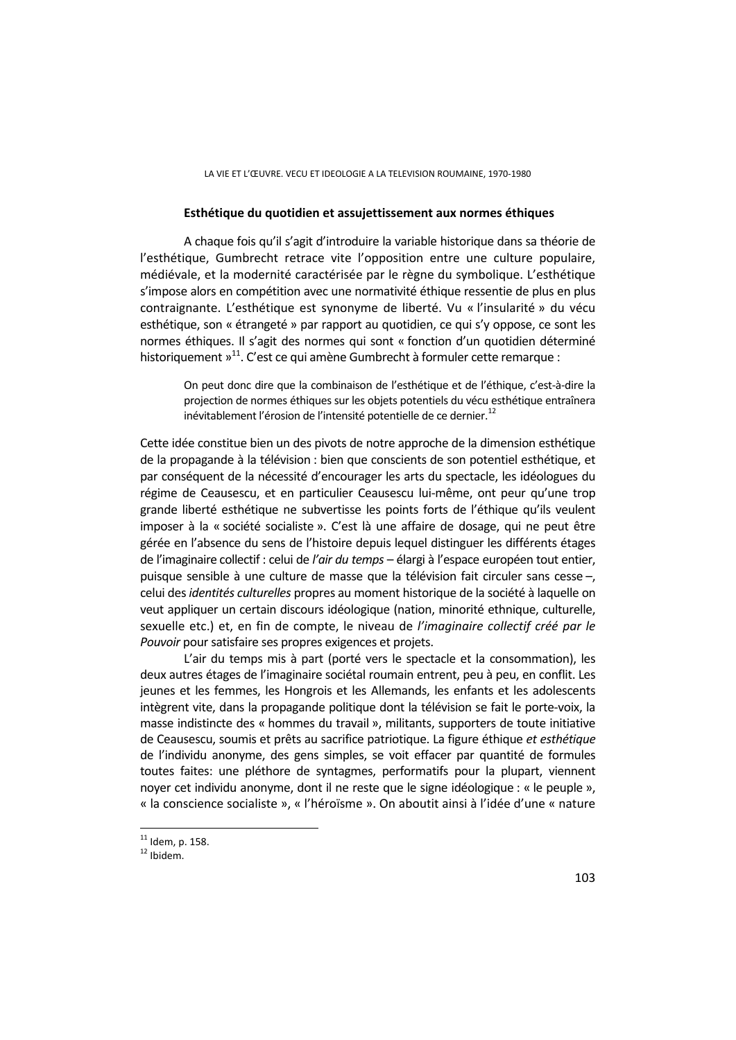### Esthétique du quotidien et assujettissement aux normes éthiques

A chaque fois qu'il s'agit d'introduire la variable historique dans sa théorie de l'esthétique, Gumbrecht retrace vite l'opposition entre une culture populaire, médiévale, et la modernité caractérisée par le règne du symbolique. L'esthétique s'impose alors en compétition avec une normativité éthique ressentie de plus en plus contraignante. L'esthétique est synonyme de liberté. Vu « l'insularité » du vécu esthétique, son « étrangeté » par rapport au quotidien, ce qui s'y oppose, ce sont les normes éthiques. Il s'agit des normes qui sont « fonction d'un quotidien déterminé historiquement »[11]. C'est ce qui amène Gumbrecht à formuler cette remarque :

> On peut donc dire que la combinaison de l'esthétique et de l'éthique, c'est-à-dire la projection de normes éthiques sur les objets potentiels du vécu esthétique entraînera inévitablement l'érosion de l'intensité potentielle de ce dernier.[12]

Cette idée constitue bien un des pivots de notre approche de la dimension esthétique de la propagande à la télévision : bien que conscients de son potentiel esthétique, et par conséquent de la nécessité d'encourager les arts du spectacle, les idéologues du régime de Ceausescu, et en particulier Ceausescu lui-même, ont peur qu'une trop grande liberté esthétique ne subvertisse les points forts de l'éthique qu'ils veulent imposer à la « société socialiste ». C'est là une affaire de dosage, qui ne peut être gérée en l'absence du sens de l'histoire depuis lequel distinguer les différents étages de l'imaginaire collectif : celui de *l'air du temps* – élargi à l'espace européen tout entier, puisque sensible à une culture de masse que la télévision fait circuler sans cesse –, celui des *identités culturelles* propres au moment historique de la société à laquelle on veut appliquer un certain discours idéologique (nation, minorité ethnique, culturelle, sexuelle etc.) et, en fin de compte, le niveau de *l'imaginaire collectif créé par le Pouvoir* pour satisfaire ses propres exigences et projets.

L'air du temps mis à part (porté vers le spectacle et la consommation), les deux autres étages de l'imaginaire sociétal roumain entrent, peu à peu, en conflit. Les jeunes et les femmes, les Hongrois et les Allemands, les enfants et les adolescents intègrent vite, dans la propagande politique dont la télévision se fait le porte-voix, la masse indistincte des « hommes du travail », militants, supporters de toute initiative de Ceausescu, soumis et prêts au sacrifice patriotique. La figure éthique *et esthétique* de l'individu anonyme, des gens simples, se voit effacer par quantité de formules toutes faites: une pléthore de syntagmes, performatifs pour la plupart, viennent noyer cet individu anonyme, dont il ne reste que le signe idéologique : « le peuple », « la conscience socialiste », « l'héroïsme ». On aboutit ainsi à l'idée d'une « nature

---

[11] Idem, p. 158.

[12] Ibidem.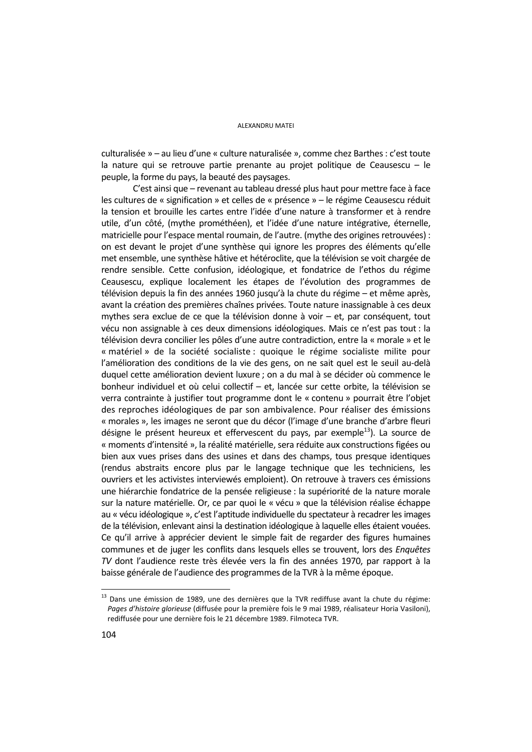culturalisée » – au lieu d'une « culture naturalisée », comme chez Barthes : c'est toute la nature qui se retrouve partie prenante au projet politique de Ceausescu – le peuple, la forme du pays, la beauté des paysages.

C'est ainsi que – revenant au tableau dressé plus haut pour mettre face à face les cultures de « signification » et celles de « présence » – le régime Ceausescu réduit la tension et brouille les cartes entre l'idée d'une nature à transformer et à rendre utile, d'un côté, (mythe prométhéen), et l'idée d'une nature intégrative, éternelle, matricielle pour l'espace mental roumain, de l'autre. (mythe des origines retrouvées) : on est devant le projet d'une synthèse qui ignore les propres des éléments qu'elle met ensemble, une synthèse hâtive et hétéroclite, que la télévision se voit chargée de rendre sensible. Cette confusion, idéologique, et fondatrice de l'ethos du régime Ceausescu, explique localement les étapes de l'évolution des programmes de télévision depuis la fin des années 1960 jusqu'à la chute du régime – et même après, avant la création des premières chaînes privées. Toute nature inassignable à ces deux mythes sera exclue de ce que la télévision donne à voir – et, par conséquent, tout vécu non assignable à ces deux dimensions idéologiques. Mais ce n'est pas tout : la télévision devra concilier les pôles d'une autre contradiction, entre la « morale » et le « matériel » de la société socialiste : quoique le régime socialiste milite pour l'amélioration des conditions de la vie des gens, on ne sait quel est le seuil au-delà duquel cette amélioration devient luxure ; on a du mal à se décider où commence le bonheur individuel et où celui collectif – et, lancée sur cette orbite, la télévision se verra contrainte à justifier tout programme dont le « contenu » pourrait être l'objet des reproches idéologiques de par son ambivalence. Pour réaliser des émissions « morales », les images ne seront que du décor (l'image d'une branche d'arbre fleuri désigne le présent heureux et effervescent du pays, par exemple[13]). La source de « moments d'intensité », la réalité matérielle, sera réduite aux constructions figées ou bien aux vues prises dans des usines et dans des champs, tous presque identiques (rendus abstraits encore plus par le langage technique que les techniciens, les ouvriers et les activistes interviewés emploient). On retrouve à travers ces émissions une hiérarchie fondatrice de la pensée religieuse : la supériorité de la nature morale sur la nature matérielle. Or, ce par quoi le « vécu » que la télévision réalise échappe au « vécu idéologique », c'est l'aptitude individuelle du spectateur à recadrer les images de la télévision, enlevant ainsi la destination idéologique à laquelle elles étaient vouées. Ce qu'il arrive à apprécier devient le simple fait de regarder des figures humaines communes et de juger les conflits dans lesquels elles se trouvent, lors des *Enquêtes TV* dont l'audience reste très élevée vers la fin des années 1970, par rapport à la baisse générale de l'audience des programmes de la TVR à la même époque.

---

[13] Dans une émission de 1989, une des dernières que la TVR rediffuse avant la chute du régime: *Pages d'histoire glorieuse* (diffusée pour la première fois le 9 mai 1989, réalisateur Horia Vasiloni), rediffusée pour une dernière fois le 21 décembre 1989. Filmoteca TVR.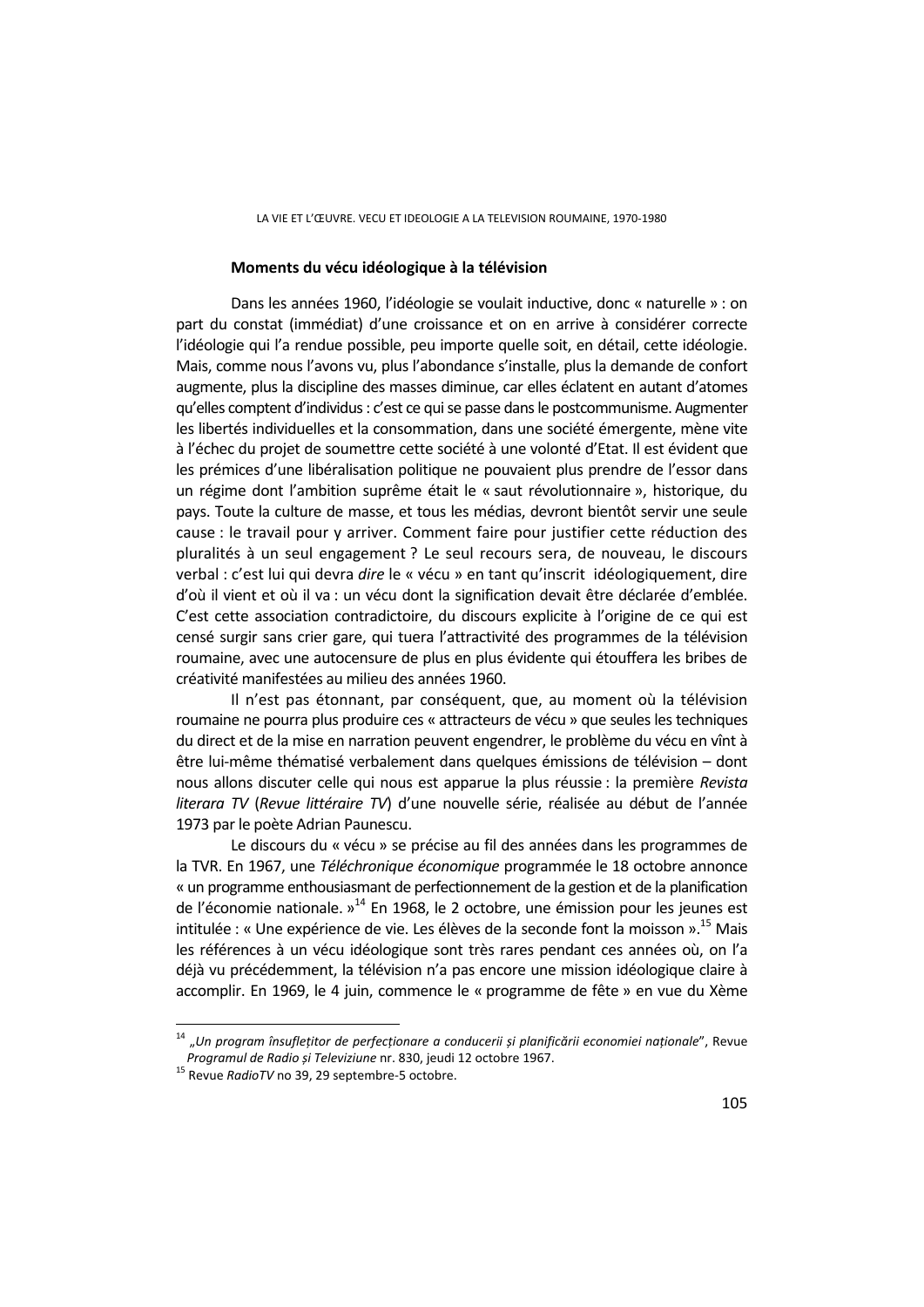### Moments du vécu idéologique à la télévision

Dans les années 1960, l'idéologie se voulait inductive, donc « naturelle » : on part du constat (immédiat) d'une croissance et on en arrive à considérer correcte l'idéologie qui l'a rendue possible, peu importe quelle soit, en détail, cette idéologie. Mais, comme nous l'avons vu, plus l'abondance s'installe, plus la demande de confort augmente, plus la discipline des masses diminue, car elles éclatent en autant d'atomes qu'elles comptent d'individus : c'est ce qui se passe dans le postcommunisme. Augmenter les libertés individuelles et la consommation, dans une société émergente, mène vite à l'échec du projet de soumettre cette société à une volonté d'Etat. Il est évident que les prémices d'une libéralisation politique ne pouvaient plus prendre de l'essor dans un régime dont l'ambition suprême était le « saut révolutionnaire », historique, du pays. Toute la culture de masse, et tous les médias, devront bientôt servir une seule cause : le travail pour y arriver. Comment faire pour justifier cette réduction des pluralités à un seul engagement ? Le seul recours sera, de nouveau, le discours verbal : c'est lui qui devra *dire* le « vécu » en tant qu'inscrit idéologiquement, dire d'où il vient et où il va : un vécu dont la signification devait être déclarée d'emblée. C'est cette association contradictoire, du discours explicite à l'origine de ce qui est censé surgir sans crier gare, qui tuera l'attractivité des programmes de la télévision roumaine, avec une autocensure de plus en plus évidente qui étouffera les bribes de créativité manifestées au milieu des années 1960.

Il n'est pas étonnant, par conséquent, que, au moment où la télévision roumaine ne pourra plus produire ces « attracteurs de vécu » que seules les techniques du direct et de la mise en narration peuvent engendrer, le problème du vécu en vînt à être lui-même thématisé verbalement dans quelques émissions de télévision – dont nous allons discuter celle qui nous est apparue la plus réussie : la première *Revista literara TV* (*Revue littéraire TV*) d'une nouvelle série, réalisée au début de l'année 1973 par le poète Adrian Paunescu.

Le discours du « vécu » se précise au fil des années dans les programmes de la TVR. En 1967, une *Téléchronique économique* programmée le 18 octobre annonce « un programme enthousiasmant de perfectionnement de la gestion et de la planification de l'économie nationale. »[14] En 1968, le 2 octobre, une émission pour les jeunes est intitulée : « Une expérience de vie. Les élèves de la seconde font la moisson ».[15] Mais les références à un vécu idéologique sont très rares pendant ces années où, on l'a déjà vu précédemment, la télévision n'a pas encore une mission idéologique claire à accomplir. En 1969, le 4 juin, commence le « programme de fête » en vue du Xème

---

[14] „*Un program însuflețitor de perfecționare a conducerii și planificării economiei naționale*", Revue *Programul de Radio și Televiziune* nr. 830, jeudi 12 octobre 1967.

[15] Revue *RadioTV* no 39, 29 septembre-5 octobre.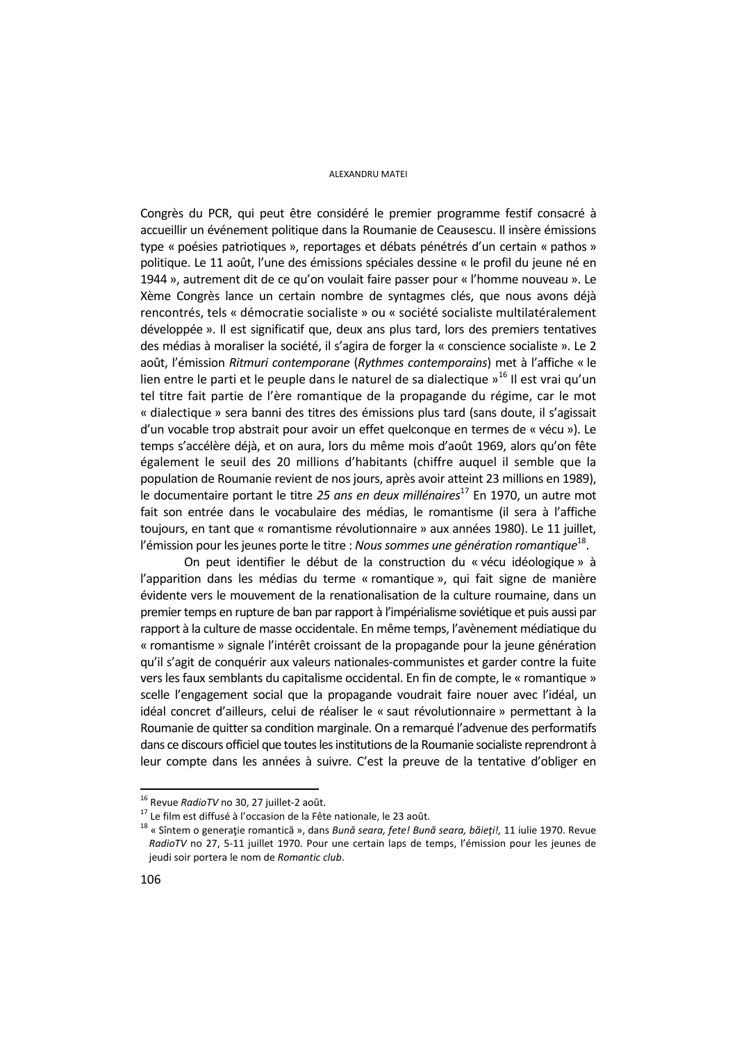Congrès du PCR, qui peut être considéré le premier programme festif consacré à accueillir un événement politique dans la Roumanie de Ceausescu. Il insère émissions type « poésies patriotiques », reportages et débats pénétrés d'un certain « pathos » politique. Le 11 août, l'une des émissions spéciales dessine « le profil du jeune né en 1944 », autrement dit de ce qu'on voulait faire passer pour « l'homme nouveau ». Le Xème Congrès lance un certain nombre de syntagmes clés, que nous avons déjà rencontrés, tels « démocratie socialiste » ou « société socialiste multilatéralement développée ». Il est significatif que, deux ans plus tard, lors des premiers tentatives des médias à moraliser la société, il s'agira de forger la « conscience socialiste ». Le 2 août, l'émission *Ritmuri contemporane* (*Rythmes contemporains*) met à l'affiche « le lien entre le parti et le peuple dans le naturel de sa dialectique »[16] Il est vrai qu'un tel titre fait partie de l'ère romantique de la propagande du régime, car le mot « dialectique » sera banni des titres des émissions plus tard (sans doute, il s'agissait d'un vocable trop abstrait pour avoir un effet quelconque en termes de « vécu »). Le temps s'accélère déjà, et on aura, lors du même mois d'août 1969, alors qu'on fête également le seuil des 20 millions d'habitants (chiffre auquel il semble que la population de Roumanie revient de nos jours, après avoir atteint 23 millions en 1989), le documentaire portant le titre *25 ans en deux millénaires*[17] En 1970, un autre mot fait son entrée dans le vocabulaire des médias, le romantisme (il sera à l'affiche toujours, en tant que « romantisme révolutionnaire » aux années 1980). Le 11 juillet, l'émission pour les jeunes porte le titre : *Nous sommes une génération romantique*[18].

On peut identifier le début de la construction du « vécu idéologique » à l'apparition dans les médias du terme « romantique », qui fait signe de manière évidente vers le mouvement de la renationalisation de la culture roumaine, dans un premier temps en rupture de ban par rapport à l'impérialisme soviétique et puis aussi par rapport à la culture de masse occidentale. En même temps, l'avènement médiatique du « romantisme » signale l'intérêt croissant de la propagande pour la jeune génération qu'il s'agit de conquérir aux valeurs nationales-communistes et garder contre la fuite vers les faux semblants du capitalisme occidental. En fin de compte, le « romantique » scelle l'engagement social que la propagande voudrait faire nouer avec l'idéal, un idéal concret d'ailleurs, celui de réaliser le « saut révolutionnaire » permettant à la Roumanie de quitter sa condition marginale. On a remarqué l'advenue des performatifs dans ce discours officiel que toutes les institutions de la Roumanie socialiste reprendront à leur compte dans les années à suivre. C'est la preuve de la tentative d'obliger en

---

[16] Revue *RadioTV* no 30, 27 juillet-2 août.

[17] Le film est diffusé à l'occasion de la Fête nationale, le 23 août.

[18] « Sîntem o generaţie romantică », dans *Bună seara, fete! Bună seara, băieţi!,* 11 iulie 1970. Revue *RadioTV* no 27, 5-11 juillet 1970. Pour une certain laps de temps, l'émission pour les jeunes de jeudi soir portera le nom de *Romantic club*.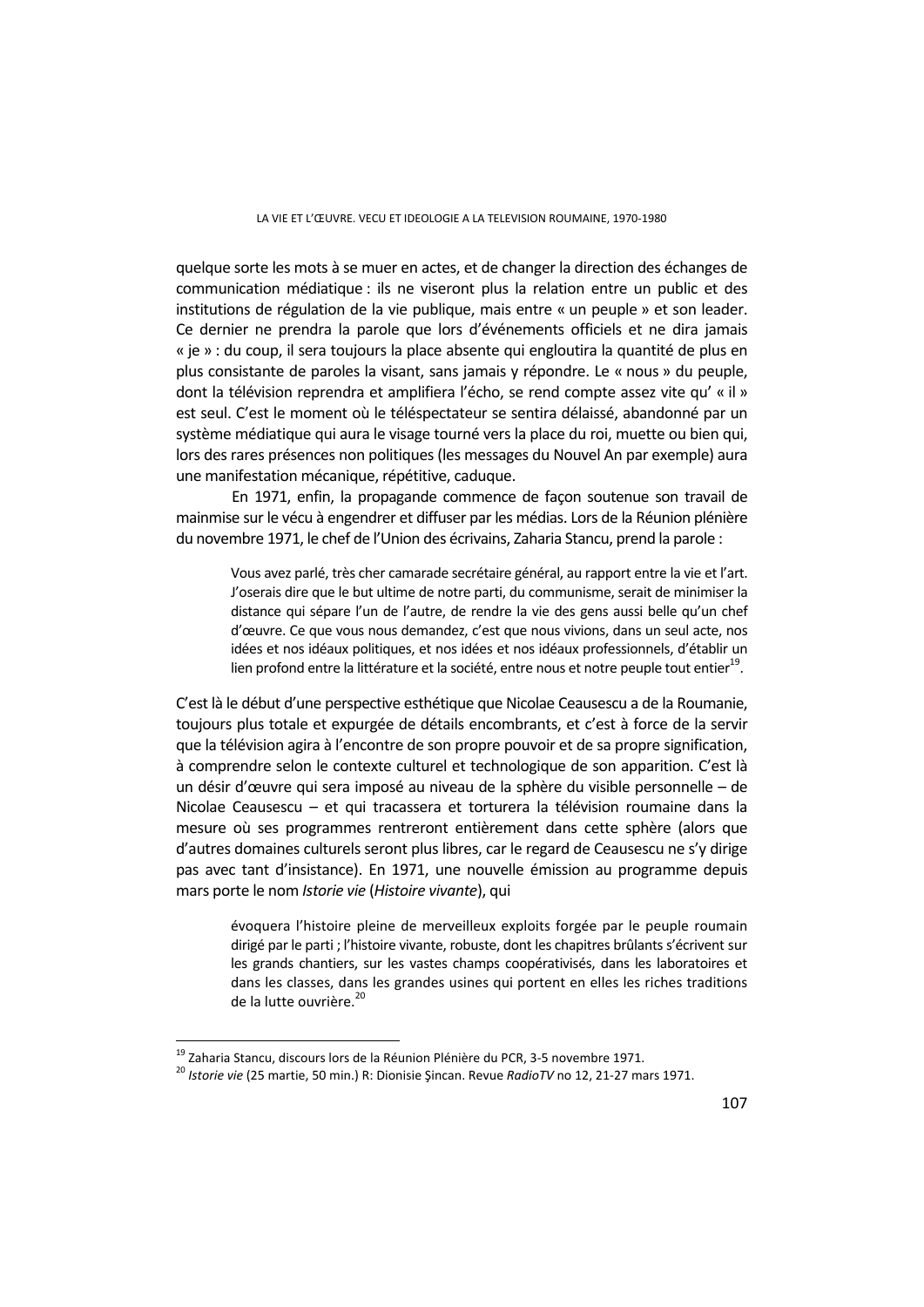quelque sorte les mots à se muer en actes, et de changer la direction des échanges de communication médiatique : ils ne viseront plus la relation entre un public et des institutions de régulation de la vie publique, mais entre « un peuple » et son leader. Ce dernier ne prendra la parole que lors d'événements officiels et ne dira jamais « je » : du coup, il sera toujours la place absente qui engloutira la quantité de plus en plus consistante de paroles la visant, sans jamais y répondre. Le « nous » du peuple, dont la télévision reprendra et amplifiera l'écho, se rend compte assez vite qu' « il » est seul. C'est le moment où le téléspectateur se sentira délaissé, abandonné par un système médiatique qui aura le visage tourné vers la place du roi, muette ou bien qui, lors des rares présences non politiques (les messages du Nouvel An par exemple) aura une manifestation mécanique, répétitive, caduque.

En 1971, enfin, la propagande commence de façon soutenue son travail de mainmise sur le vécu à engendrer et diffuser par les médias. Lors de la Réunion plénière du novembre 1971, le chef de l'Union des écrivains, Zaharia Stancu, prend la parole :

> Vous avez parlé, très cher camarade secrétaire général, au rapport entre la vie et l'art. J'oserais dire que le but ultime de notre parti, du communisme, serait de minimiser la distance qui sépare l'un de l'autre, de rendre la vie des gens aussi belle qu'un chef d'œuvre. Ce que vous nous demandez, c'est que nous vivions, dans un seul acte, nos idées et nos idéaux politiques, et nos idées et nos idéaux professionnels, d'établir un lien profond entre la littérature et la société, entre nous et notre peuple tout entier[19].

C'est là le début d'une perspective esthétique que Nicolae Ceausescu a de la Roumanie, toujours plus totale et expurgée de détails encombrants, et c'est à force de la servir que la télévision agira à l'encontre de son propre pouvoir et de sa propre signification, à comprendre selon le contexte culturel et technologique de son apparition. C'est là un désir d'œuvre qui sera imposé au niveau de la sphère du visible personnelle – de Nicolae Ceausescu – et qui tracassera et torturera la télévision roumaine dans la mesure où ses programmes rentreront entièrement dans cette sphère (alors que d'autres domaines culturels seront plus libres, car le regard de Ceausescu ne s'y dirige pas avec tant d'insistance). En 1971, une nouvelle émission au programme depuis mars porte le nom *Istorie vie* (*Histoire vivante*), qui

> évoquera l'histoire pleine de merveilleux exploits forgée par le peuple roumain dirigé par le parti ; l'histoire vivante, robuste, dont les chapitres brûlants s'écrivent sur les grands chantiers, sur les vastes champs coopérativisés, dans les laboratoires et dans les classes, dans les grandes usines qui portent en elles les riches traditions de la lutte ouvrière.[20]

---

[19] Zaharia Stancu, discours lors de la Réunion Plénière du PCR, 3-5 novembre 1971.

[20] *Istorie vie* (25 martie, 50 min.) R: Dionisie Şincan. Revue *RadioTV* no 12, 21-27 mars 1971.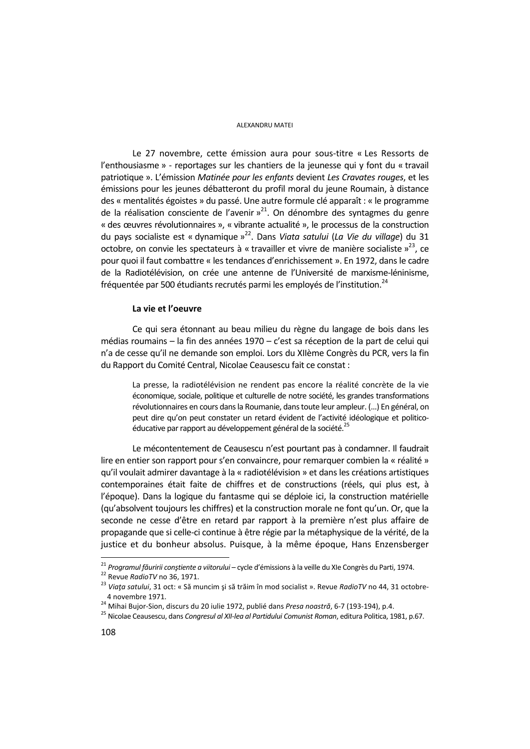Le 27 novembre, cette émission aura pour sous-titre « Les Ressorts de l'enthousiasme » - reportages sur les chantiers de la jeunesse qui y font du « travail patriotique ». L'émission *Matinée pour les enfants* devient *Les Cravates rouges*, et les émissions pour les jeunes débatteront du profil moral du jeune Roumain, à distance des « mentalités égoïstes » du passé. Une autre formule clé apparaît : « le programme de la réalisation consciente de l'avenir »[21]. On dénombre des syntagmes du genre « des œuvres révolutionnaires », « vibrante actualité », le processus de la construction du pays socialiste est « dynamique »[22]. Dans *Viata satului* (*La Vie du village*) du 31 octobre, on convie les spectateurs à « travailler et vivre de manière socialiste »[23], ce pour quoi il faut combattre « les tendances d'enrichissement ». En 1972, dans le cadre de la Radiotélévision, on crée une antenne de l'Université de marxisme-léninisme, fréquentée par 500 étudiants recrutés parmi les employés de l'institution.[24]

### La vie et l'oeuvre

Ce qui sera étonnant au beau milieu du règne du langage de bois dans les médias roumains – la fin des années 1970 – c'est sa réception de la part de celui qui n'a de cesse qu'il ne demande son emploi. Lors du XIIème Congrès du PCR, vers la fin du Rapport du Comité Central, Nicolae Ceausescu fait ce constat :

> La presse, la radiotélévision ne rendent pas encore la réalité concrète de la vie économique, sociale, politique et culturelle de notre société, les grandes transformations révolutionnaires en cours dans la Roumanie, dans toute leur ampleur. (…) En général, on peut dire qu'on peut constater un retard évident de l'activité idéologique et politico-éducative par rapport au développement général de la société.[25]

Le mécontentement de Ceausescu n'est pourtant pas à condamner. Il faudrait lire en entier son rapport pour s'en convaincre, pour remarquer combien la « réalité » qu'il voulait admirer davantage à la « radiotélévision » et dans les créations artistiques contemporaines était faite de chiffres et de constructions (réels, qui plus est, à l'époque). Dans la logique du fantasme qui se déploie ici, la construction matérielle (qu'absolvent toujours les chiffres) et la construction morale ne font qu'un. Or, que la seconde ne cesse d'être en retard par rapport à la première n'est plus affaire de propagande que si celle-ci continue à être régie par la métaphysique de la vérité, de la justice et du bonheur absolus. Puisque, à la même époque, Hans Enzensberger

---

[21] *Programul făuririi conştiente a viitorului* – cycle d'émissions à la veille du XIe Congrès du Parti, 1974.

[22] Revue *RadioTV* no 36, 1971.

[23] *Viaţa satului*, 31 oct: « Să muncim şi să trăim în mod socialist ». Revue *RadioTV* no 44, 31 octobre-4 novembre 1971.

[24] Mihai Bujor-Sion, discurs du 20 iulie 1972, publié dans *Presa noastră*, 6-7 (193-194), p.4.

[25] Nicolae Ceausescu, dans *Congresul al XII-lea al Partidului Comunist Roman*, editura Politica, 1981, p.67.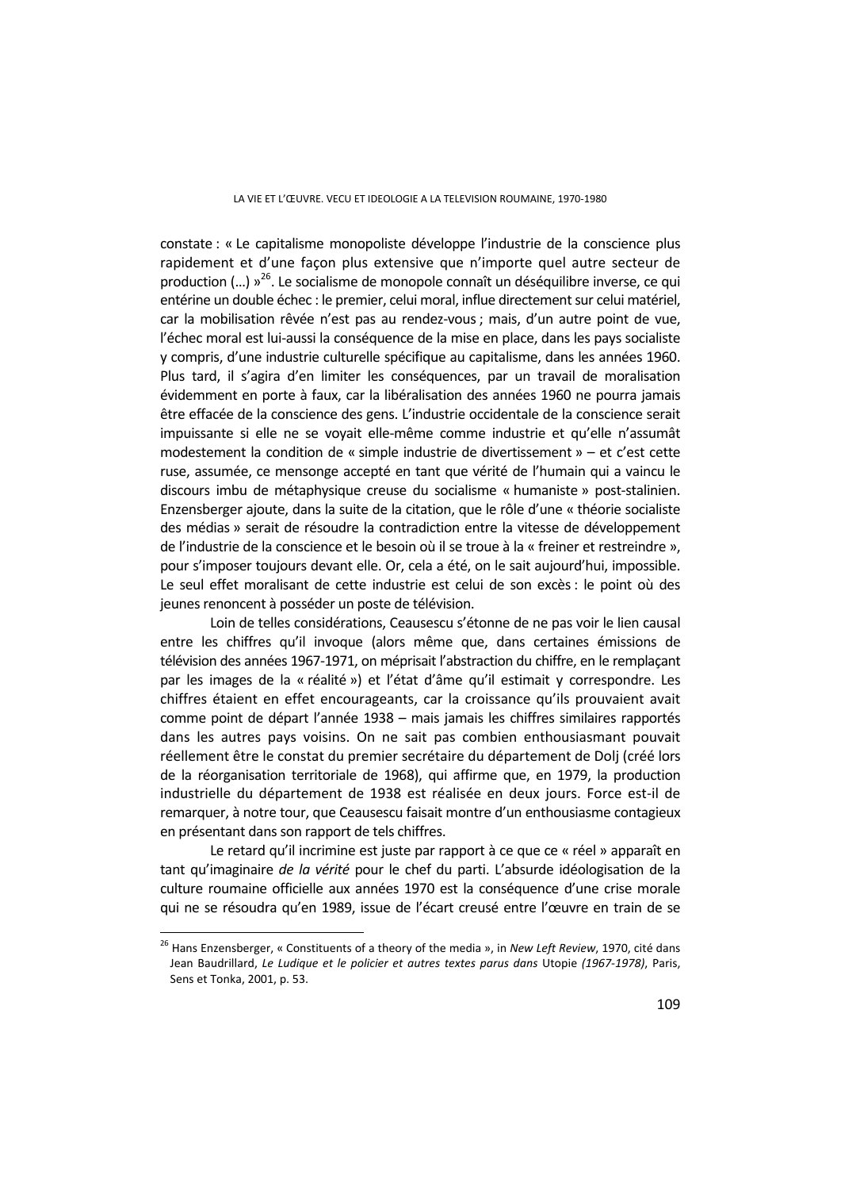constate : « Le capitalisme monopoliste développe l'industrie de la conscience plus rapidement et d'une façon plus extensive que n'importe quel autre secteur de production (…) »[26]. Le socialisme de monopole connaît un déséquilibre inverse, ce qui entérine un double échec : le premier, celui moral, influe directement sur celui matériel, car la mobilisation rêvée n'est pas au rendez-vous ; mais, d'un autre point de vue, l'échec moral est lui-aussi la conséquence de la mise en place, dans les pays socialiste y compris, d'une industrie culturelle spécifique au capitalisme, dans les années 1960. Plus tard, il s'agira d'en limiter les conséquences, par un travail de moralisation évidemment en porte à faux, car la libéralisation des années 1960 ne pourra jamais être effacée de la conscience des gens. L'industrie occidentale de la conscience serait impuissante si elle ne se voyait elle-même comme industrie et qu'elle n'assumât modestement la condition de « simple industrie de divertissement » – et c'est cette ruse, assumée, ce mensonge accepté en tant que vérité de l'humain qui a vaincu le discours imbu de métaphysique creuse du socialisme « humaniste » post-stalinien. Enzensberger ajoute, dans la suite de la citation, que le rôle d'une « théorie socialiste des médias » serait de résoudre la contradiction entre la vitesse de développement de l'industrie de la conscience et le besoin où il se troue à la « freiner et restreindre », pour s'imposer toujours devant elle. Or, cela a été, on le sait aujourd'hui, impossible. Le seul effet moralisant de cette industrie est celui de son excès : le point où des jeunes renoncent à posséder un poste de télévision.

Loin de telles considérations, Ceausescu s'étonne de ne pas voir le lien causal entre les chiffres qu'il invoque (alors même que, dans certaines émissions de télévision des années 1967-1971, on méprisait l'abstraction du chiffre, en le remplaçant par les images de la « réalité ») et l'état d'âme qu'il estimait y correspondre. Les chiffres étaient en effet encourageants, car la croissance qu'ils prouvaient avait comme point de départ l'année 1938 – mais jamais les chiffres similaires rapportés dans les autres pays voisins. On ne sait pas combien enthousiasmant pouvait réellement être le constat du premier secrétaire du département de Dolj (créé lors de la réorganisation territoriale de 1968), qui affirme que, en 1979, la production industrielle du département de 1938 est réalisée en deux jours. Force est-il de remarquer, à notre tour, que Ceausescu faisait montre d'un enthousiasme contagieux en présentant dans son rapport de tels chiffres.

Le retard qu'il incrimine est juste par rapport à ce que ce « réel » apparaît en tant qu'imaginaire *de la vérité* pour le chef du parti. L'absurde idéologisation de la culture roumaine officielle aux années 1970 est la conséquence d'une crise morale qui ne se résoudra qu'en 1989, issue de l'écart creusé entre l'œuvre en train de se

---

[26] Hans Enzensberger, « Constituents of a theory of the media », in *New Left Review*, 1970, cité dans Jean Baudrillard, *Le Ludique et le policier et autres textes parus dans* Utopie *(1967-1978)*, Paris, Sens et Tonka, 2001, p. 53.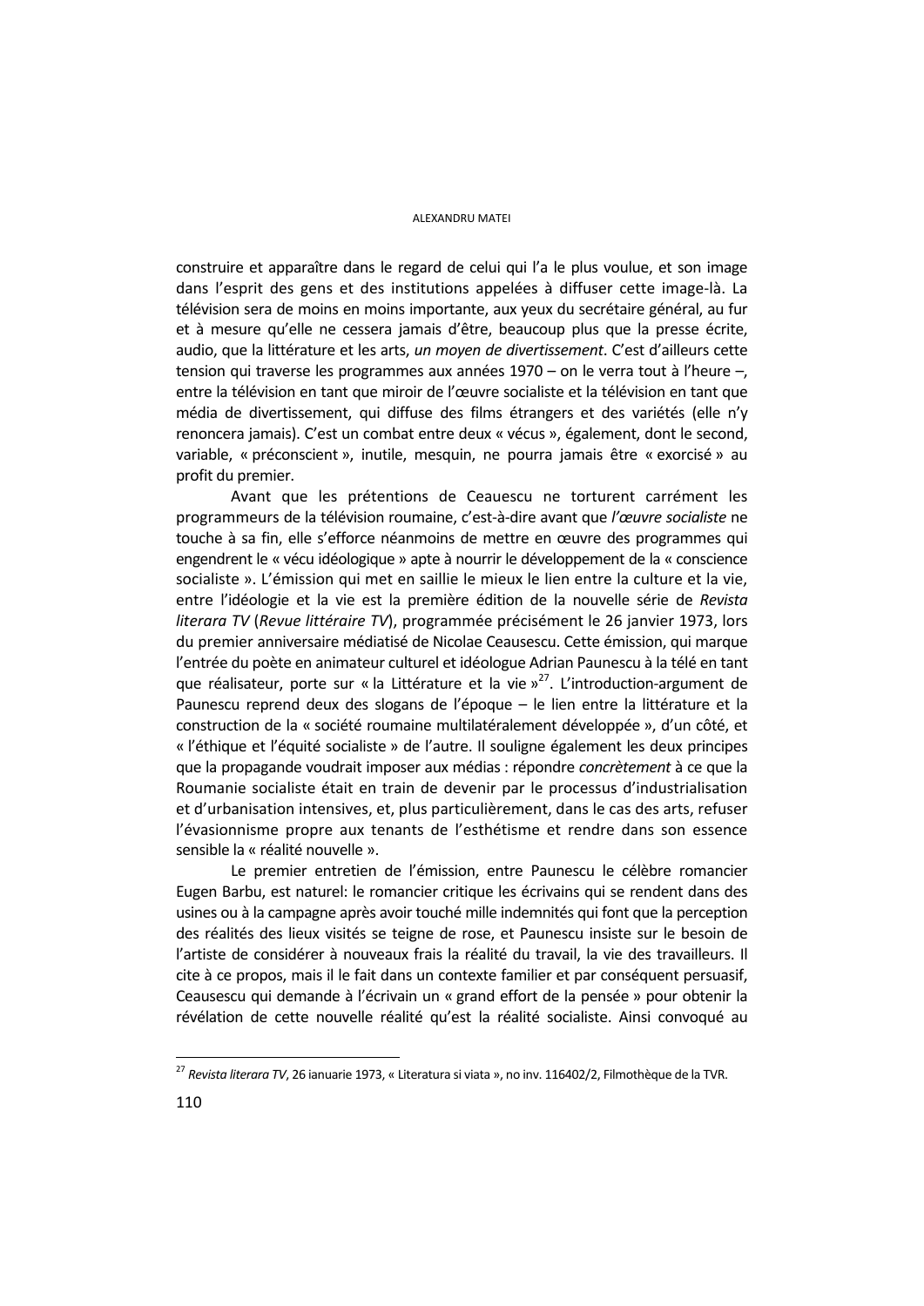construire et apparaître dans le regard de celui qui l'a le plus voulue, et son image dans l'esprit des gens et des institutions appelées à diffuser cette image-là. La télévision sera de moins en moins importante, aux yeux du secrétaire général, au fur et à mesure qu'elle ne cessera jamais d'être, beaucoup plus que la presse écrite, audio, que la littérature et les arts, *un moyen de divertissement*. C'est d'ailleurs cette tension qui traverse les programmes aux années 1970 – on le verra tout à l'heure –, entre la télévision en tant que miroir de l'œuvre socialiste et la télévision en tant que média de divertissement, qui diffuse des films étrangers et des variétés (elle n'y renoncera jamais). C'est un combat entre deux « vécus », également, dont le second, variable, « préconscient », inutile, mesquin, ne pourra jamais être « exorcisé » au profit du premier.

Avant que les prétentions de Ceauescu ne torturent carrément les programmeurs de la télévision roumaine, c'est-à-dire avant que *l'œuvre socialiste* ne touche à sa fin, elle s'efforce néanmoins de mettre en œuvre des programmes qui engendrent le « vécu idéologique » apte à nourrir le développement de la « conscience socialiste ». L'émission qui met en saillie le mieux le lien entre la culture et la vie, entre l'idéologie et la vie est la première édition de la nouvelle série de *Revista literara TV* (*Revue littéraire TV*), programmée précisément le 26 janvier 1973, lors du premier anniversaire médiatisé de Nicolae Ceausescu. Cette émission, qui marque l'entrée du poète en animateur culturel et idéologue Adrian Paunescu à la télé en tant que réalisateur, porte sur « la Littérature et la vie »[27]. L'introduction-argument de Paunescu reprend deux des slogans de l'époque – le lien entre la littérature et la construction de la « société roumaine multilatéralement développée », d'un côté, et « l'éthique et l'équité socialiste » de l'autre. Il souligne également les deux principes que la propagande voudrait imposer aux médias : répondre *concrètement* à ce que la Roumanie socialiste était en train de devenir par le processus d'industrialisation et d'urbanisation intensives, et, plus particulièrement, dans le cas des arts, refuser l'évasionnisme propre aux tenants de l'esthétisme et rendre dans son essence sensible la « réalité nouvelle ».

Le premier entretien de l'émission, entre Paunescu le célèbre romancier Eugen Barbu, est naturel: le romancier critique les écrivains qui se rendent dans des usines ou à la campagne après avoir touché mille indemnités qui font que la perception des réalités des lieux visités se teigne de rose, et Paunescu insiste sur le besoin de l'artiste de considérer à nouveaux frais la réalité du travail, la vie des travailleurs. Il cite à ce propos, mais il le fait dans un contexte familier et par conséquent persuasif, Ceausescu qui demande à l'écrivain un « grand effort de la pensée » pour obtenir la révélation de cette nouvelle réalité qu'est la réalité socialiste. Ainsi convoqué au

---

[27] *Revista literara TV*, 26 ianuarie 1973, « Literatura si viata », no inv. 116402/2, Filmothèque de la TVR.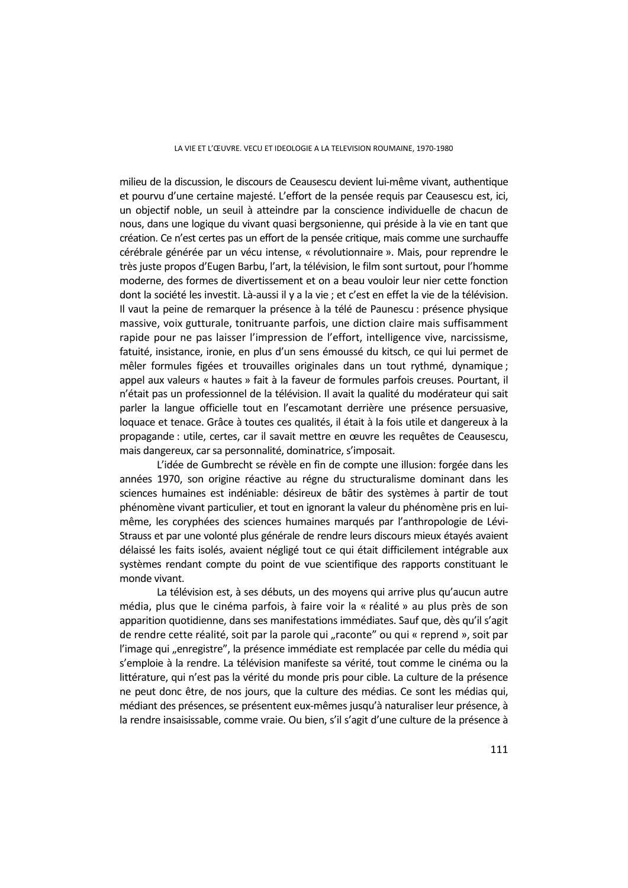milieu de la discussion, le discours de Ceausescu devient lui-même vivant, authentique et pourvu d'une certaine majesté. L'effort de la pensée requis par Ceausescu est, ici, un objectif noble, un seuil à atteindre par la conscience individuelle de chacun de nous, dans une logique du vivant quasi bergsonienne, qui préside à la vie en tant que création. Ce n'est certes pas un effort de la pensée critique, mais comme une surchauffe cérébrale générée par un vécu intense, « révolutionnaire ». Mais, pour reprendre le très juste propos d'Eugen Barbu, l'art, la télévision, le film sont surtout, pour l'homme moderne, des formes de divertissement et on a beau vouloir leur nier cette fonction dont la société les investit. Là-aussi il y a la vie ; et c'est en effet la vie de la télévision. Il vaut la peine de remarquer la présence à la télé de Paunescu : présence physique massive, voix gutturale, tonitruante parfois, une diction claire mais suffisamment rapide pour ne pas laisser l'impression de l'effort, intelligence vive, narcissisme, fatuité, insistance, ironie, en plus d'un sens émoussé du kitsch, ce qui lui permet de mêler formules figées et trouvailles originales dans un tout rythmé, dynamique ; appel aux valeurs « hautes » fait à la faveur de formules parfois creuses. Pourtant, il n'était pas un professionnel de la télévision. Il avait la qualité du modérateur qui sait parler la langue officielle tout en l'escamotant derrière une présence persuasive, loquace et tenace. Grâce à toutes ces qualités, il était à la fois utile et dangereux à la propagande : utile, certes, car il savait mettre en œuvre les requêtes de Ceausescu, mais dangereux, car sa personnalité, dominatrice, s'imposait.

L'idée de Gumbrecht se révèle en fin de compte une illusion: forgée dans les années 1970, son origine réactive au régne du structuralisme dominant dans les sciences humaines est indéniable: désireux de bâtir des systèmes à partir de tout phénomène vivant particulier, et tout en ignorant la valeur du phénomène pris en lui-même, les coryphées des sciences humaines marqués par l'anthropologie de Lévi-Strauss et par une volonté plus générale de rendre leurs discours mieux étayés avaient délaissé les faits isolés, avaient négligé tout ce qui était difficilement intégrable aux systèmes rendant compte du point de vue scientifique des rapports constituant le monde vivant.

La télévision est, à ses débuts, un des moyens qui arrive plus qu'aucun autre média, plus que le cinéma parfois, à faire voir la « réalité » au plus près de son apparition quotidienne, dans ses manifestations immédiates. Sauf que, dès qu'il s'agit de rendre cette réalité, soit par la parole qui „raconte" ou qui « reprend », soit par l'image qui „enregistre", la présence immédiate est remplacée par celle du média qui s'emploie à la rendre. La télévision manifeste sa vérité, tout comme le cinéma ou la littérature, qui n'est pas la vérité du monde pris pour cible. La culture de la présence ne peut donc être, de nos jours, que la culture des médias. Ce sont les médias qui, médiant des présences, se présentent eux-mêmes jusqu'à naturaliser leur présence, à la rendre insaisissable, comme vraie. Ou bien, s'il s'agit d'une culture de la présence à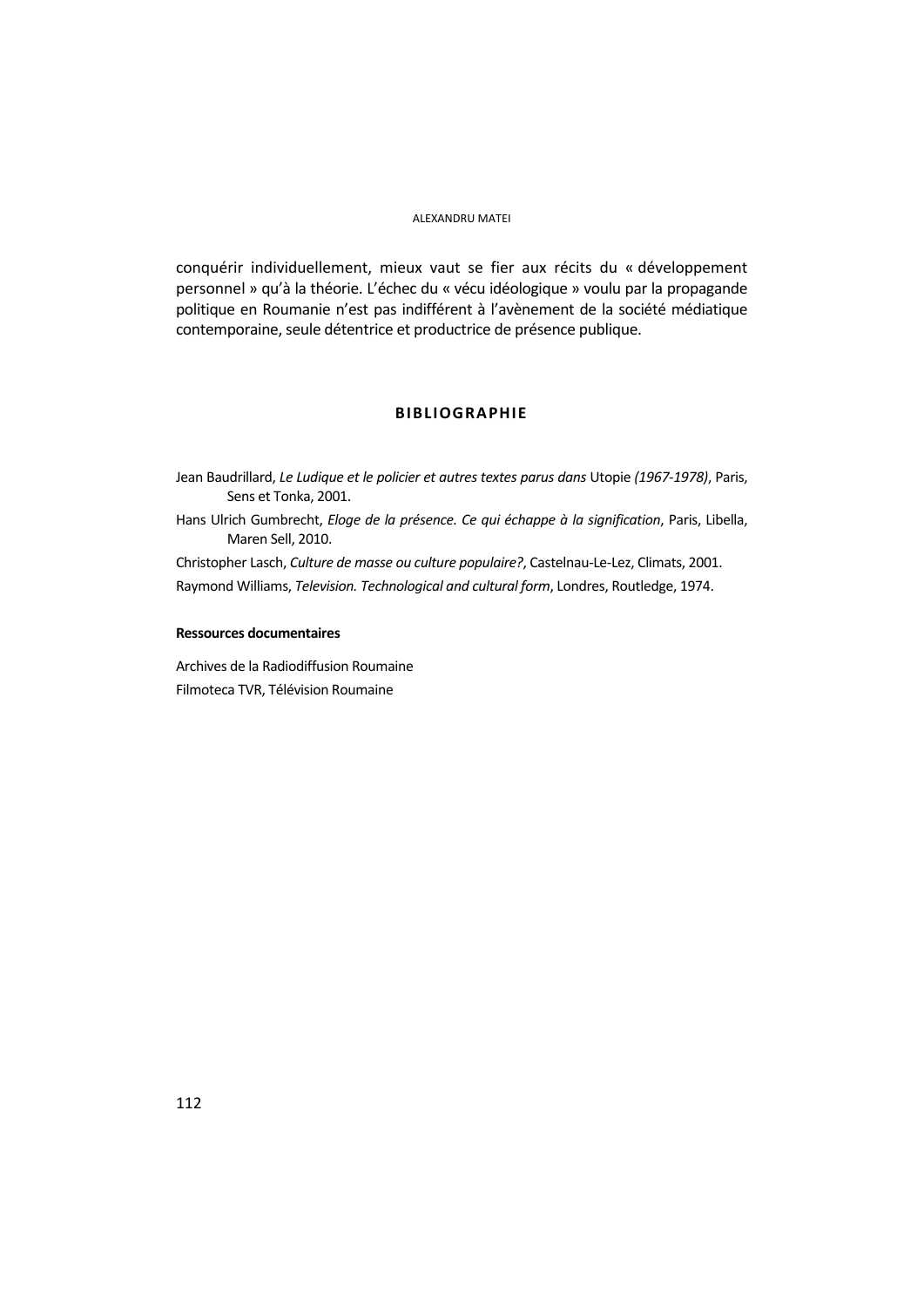conquérir individuellement, mieux vaut se fier aux récits du « développement personnel » qu'à la théorie. L'échec du « vécu idéologique » voulu par la propagande politique en Roumanie n'est pas indifférent à l'avènement de la société médiatique contemporaine, seule détentrice et productrice de présence publique.

## BIBLIOGRAPHIE

Jean Baudrillard, *Le Ludique et le policier et autres textes parus dans* Utopie *(1967-1978)*, Paris, Sens et Tonka, 2001.

Hans Ulrich Gumbrecht, *Eloge de la présence. Ce qui échappe à la signification*, Paris, Libella, Maren Sell, 2010.

Christopher Lasch, *Culture de masse ou culture populaire?*, Castelnau-Le-Lez, Climats, 2001.

Raymond Williams, *Television. Technological and cultural form*, Londres, Routledge, 1974.

**Ressources documentaires**

Archives de la Radiodiffusion Roumaine

Filmoteca TVR, Télévision Roumaine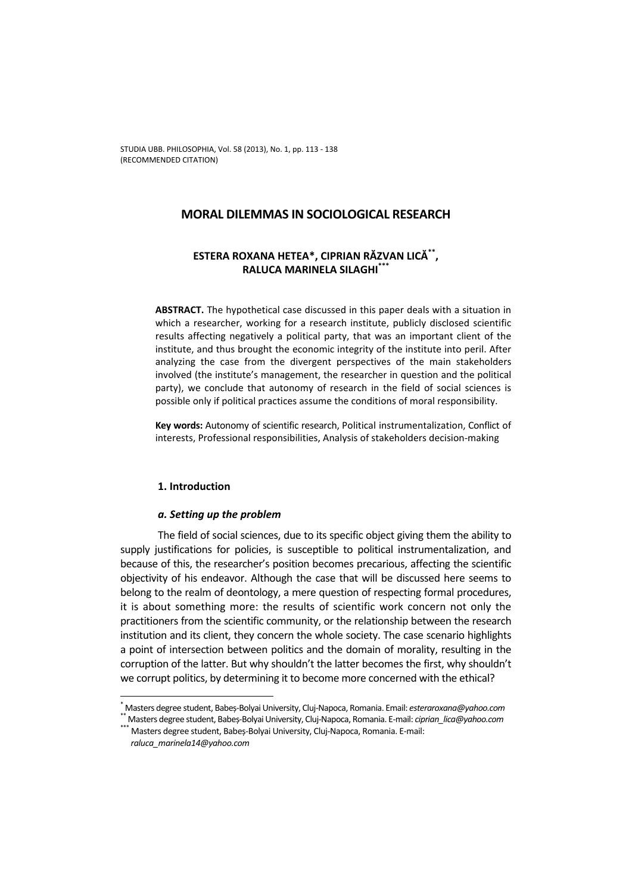# MORAL DILEMMAS IN SOCIOLOGICAL RESEARCH

**ESTERA ROXANA HETEA*, CIPRIAN RĂZVAN LICĂ**, RALUCA MARINELA SILAGHI*****

**ABSTRACT.** The hypothetical case discussed in this paper deals with a situation in which a researcher, working for a research institute, publicly disclosed scientific results affecting negatively a political party, that was an important client of the institute, and thus brought the economic integrity of the institute into peril. After analyzing the case from the divergent perspectives of the main stakeholders involved (the institute's management, the researcher in question and the political party), we conclude that autonomy of research in the field of social sciences is possible only if political practices assume the conditions of moral responsibility.

**Key words:** Autonomy of scientific research, Political instrumentalization, Conflict of interests, Professional responsibilities, Analysis of stakeholders decision-making

## 1. Introduction

### *a. Setting up the problem*

The field of social sciences, due to its specific object giving them the ability to supply justifications for policies, is susceptible to political instrumentalization, and because of this, the researcher's position becomes precarious, affecting the scientific objectivity of his endeavor. Although the case that will be discussed here seems to belong to the realm of deontology, a mere question of respecting formal procedures, it is about something more: the results of scientific work concern not only the practitioners from the scientific community, or the relationship between the research institution and its client, they concern the whole society. The case scenario highlights a point of intersection between politics and the domain of morality, resulting in the corruption of the latter. But why shouldn't the latter becomes the first, why shouldn't we corrupt politics, by determining it to become more concerned with the ethical?

---

\* Masters degree student, Babeș-Bolyai University, Cluj-Napoca, Romania. Email: *esteraroxana@yahoo.com*

\** Masters degree student, Babeș-Bolyai University, Cluj-Napoca, Romania. E-mail: *ciprian_lica@yahoo.com*

\*** Masters degree student, Babeș-Bolyai University, Cluj-Napoca, Romania. E-mail: *raluca_marinela14@yahoo.com*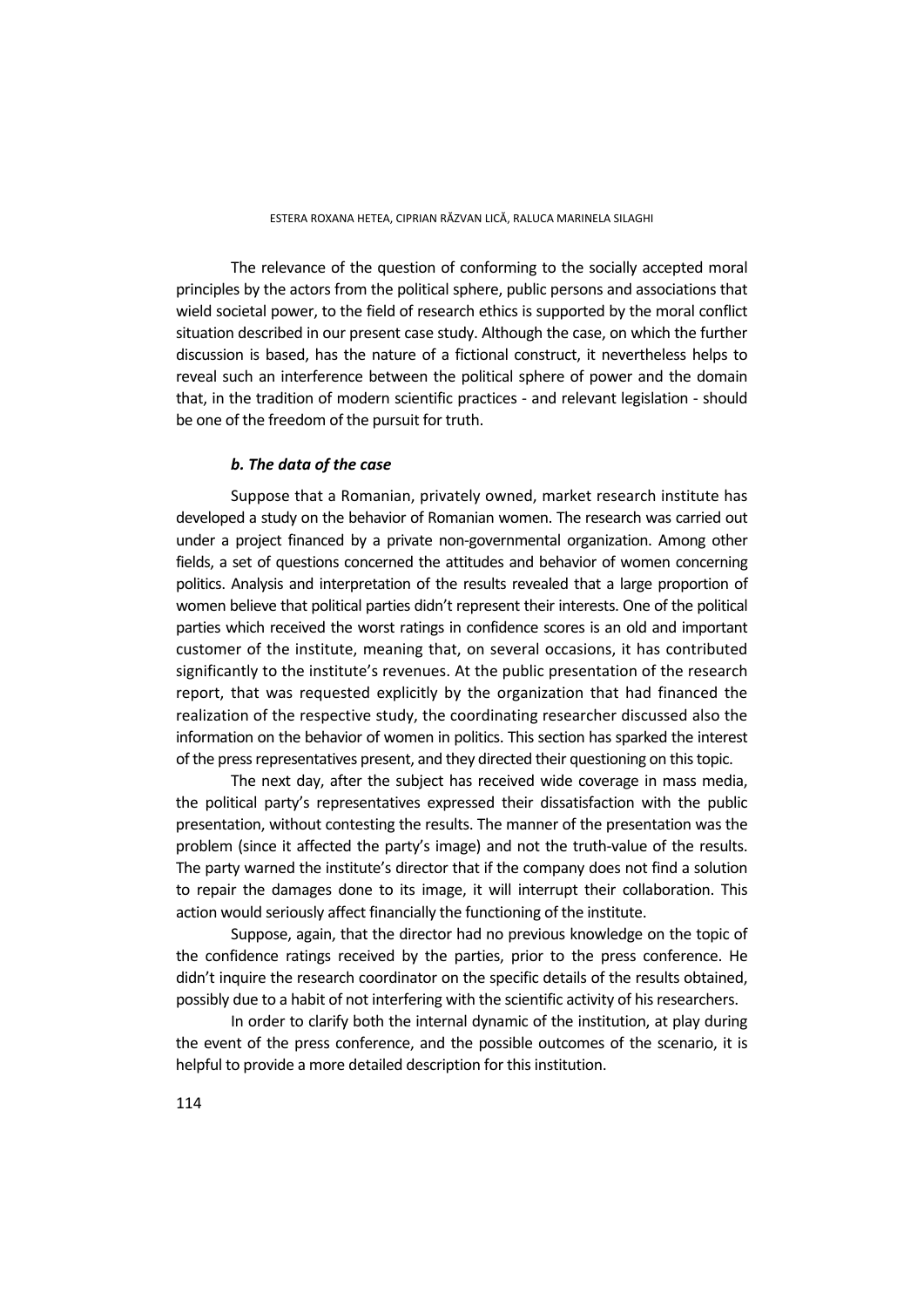The relevance of the question of conforming to the socially accepted moral principles by the actors from the political sphere, public persons and associations that wield societal power, to the field of research ethics is supported by the moral conflict situation described in our present case study. Although the case, on which the further discussion is based, has the nature of a fictional construct, it nevertheless helps to reveal such an interference between the political sphere of power and the domain that, in the tradition of modern scientific practices - and relevant legislation - should be one of the freedom of the pursuit for truth.

### *b. The data of the case*

Suppose that a Romanian, privately owned, market research institute has developed a study on the behavior of Romanian women. The research was carried out under a project financed by a private non-governmental organization. Among other fields, a set of questions concerned the attitudes and behavior of women concerning politics. Analysis and interpretation of the results revealed that a large proportion of women believe that political parties didn't represent their interests. One of the political parties which received the worst ratings in confidence scores is an old and important customer of the institute, meaning that, on several occasions, it has contributed significantly to the institute's revenues. At the public presentation of the research report, that was requested explicitly by the organization that had financed the realization of the respective study, the coordinating researcher discussed also the information on the behavior of women in politics. This section has sparked the interest of the press representatives present, and they directed their questioning on this topic.

The next day, after the subject has received wide coverage in mass media, the political party's representatives expressed their dissatisfaction with the public presentation, without contesting the results. The manner of the presentation was the problem (since it affected the party's image) and not the truth-value of the results. The party warned the institute's director that if the company does not find a solution to repair the damages done to its image, it will interrupt their collaboration. This action would seriously affect financially the functioning of the institute.

Suppose, again, that the director had no previous knowledge on the topic of the confidence ratings received by the parties, prior to the press conference. He didn't inquire the research coordinator on the specific details of the results obtained, possibly due to a habit of not interfering with the scientific activity of his researchers.

In order to clarify both the internal dynamic of the institution, at play during the event of the press conference, and the possible outcomes of the scenario, it is helpful to provide a more detailed description for this institution.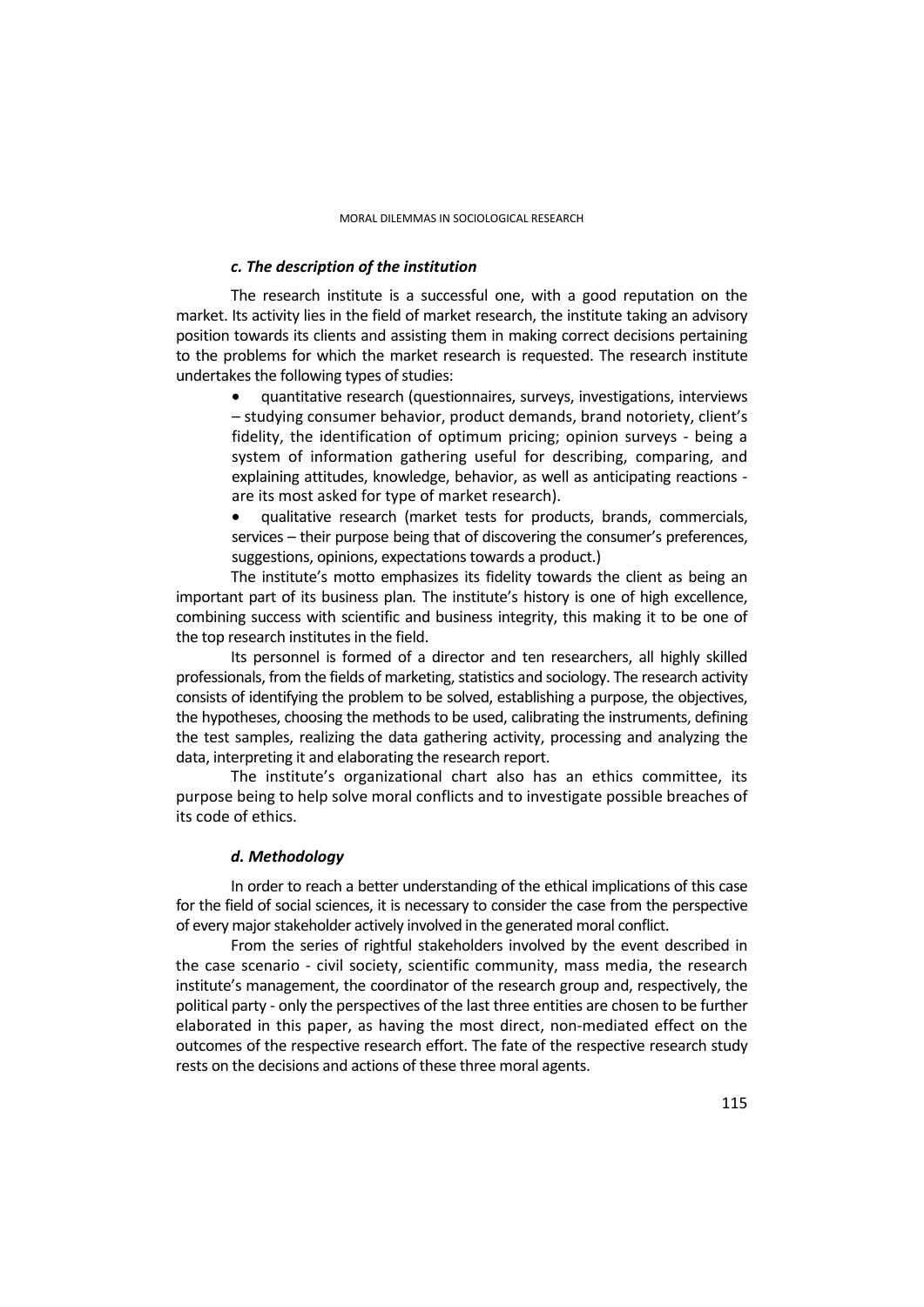### *c. The description of the institution*

The research institute is a successful one, with a good reputation on the market. Its activity lies in the field of market research, the institute taking an advisory position towards its clients and assisting them in making correct decisions pertaining to the problems for which the market research is requested. The research institute undertakes the following types of studies:

- quantitative research (questionnaires, surveys, investigations, interviews – studying consumer behavior, product demands, brand notoriety, client's fidelity, the identification of optimum pricing; opinion surveys - being a system of information gathering useful for describing, comparing, and explaining attitudes, knowledge, behavior, as well as anticipating reactions - are its most asked for type of market research).
- qualitative research (market tests for products, brands, commercials, services – their purpose being that of discovering the consumer's preferences, suggestions, opinions, expectations towards a product.)

The institute's motto emphasizes its fidelity towards the client as being an important part of its business plan. The institute's history is one of high excellence, combining success with scientific and business integrity, this making it to be one of the top research institutes in the field.

Its personnel is formed of a director and ten researchers, all highly skilled professionals, from the fields of marketing, statistics and sociology. The research activity consists of identifying the problem to be solved, establishing a purpose, the objectives, the hypotheses, choosing the methods to be used, calibrating the instruments, defining the test samples, realizing the data gathering activity, processing and analyzing the data, interpreting it and elaborating the research report.

The institute's organizational chart also has an ethics committee, its purpose being to help solve moral conflicts and to investigate possible breaches of its code of ethics.

### *d. Methodology*

In order to reach a better understanding of the ethical implications of this case for the field of social sciences, it is necessary to consider the case from the perspective of every major stakeholder actively involved in the generated moral conflict.

From the series of rightful stakeholders involved by the event described in the case scenario - civil society, scientific community, mass media, the research institute's management, the coordinator of the research group and, respectively, the political party - only the perspectives of the last three entities are chosen to be further elaborated in this paper, as having the most direct, non-mediated effect on the outcomes of the respective research effort. The fate of the respective research study rests on the decisions and actions of these three moral agents.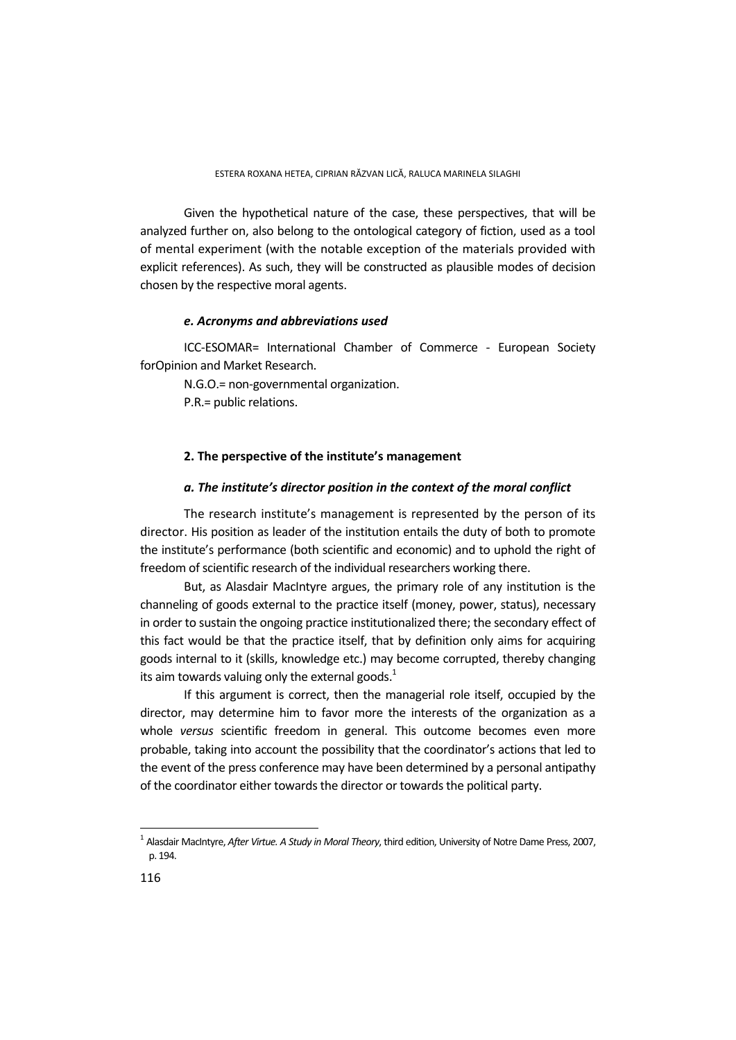Given the hypothetical nature of the case, these perspectives, that will be analyzed further on, also belong to the ontological category of fiction, used as a tool of mental experiment (with the notable exception of the materials provided with explicit references). As such, they will be constructed as plausible modes of decision chosen by the respective moral agents.

#### *e. Acronyms and abbreviations used*

ICC-ESOMAR= International Chamber of Commerce - European Society forOpinion and Market Research.

N.G.O.= non-governmental organization.

P.R.= public relations.

### 2. The perspective of the institute's management

#### *a. The institute's director position in the context of the moral conflict*

The research institute's management is represented by the person of its director. His position as leader of the institution entails the duty of both to promote the institute's performance (both scientific and economic) and to uphold the right of freedom of scientific research of the individual researchers working there.

But, as Alasdair MacIntyre argues, the primary role of any institution is the channeling of goods external to the practice itself (money, power, status), necessary in order to sustain the ongoing practice institutionalized there; the secondary effect of this fact would be that the practice itself, that by definition only aims for acquiring goods internal to it (skills, knowledge etc.) may become corrupted, thereby changing its aim towards valuing only the external goods.[1]

If this argument is correct, then the managerial role itself, occupied by the director, may determine him to favor more the interests of the organization as a whole *versus* scientific freedom in general. This outcome becomes even more probable, taking into account the possibility that the coordinator's actions that led to the event of the press conference may have been determined by a personal antipathy of the coordinator either towards the director or towards the political party.

---

[1] Alasdair MacIntyre, *After Virtue. A Study in Moral Theory*, third edition, University of Notre Dame Press, 2007, p. 194.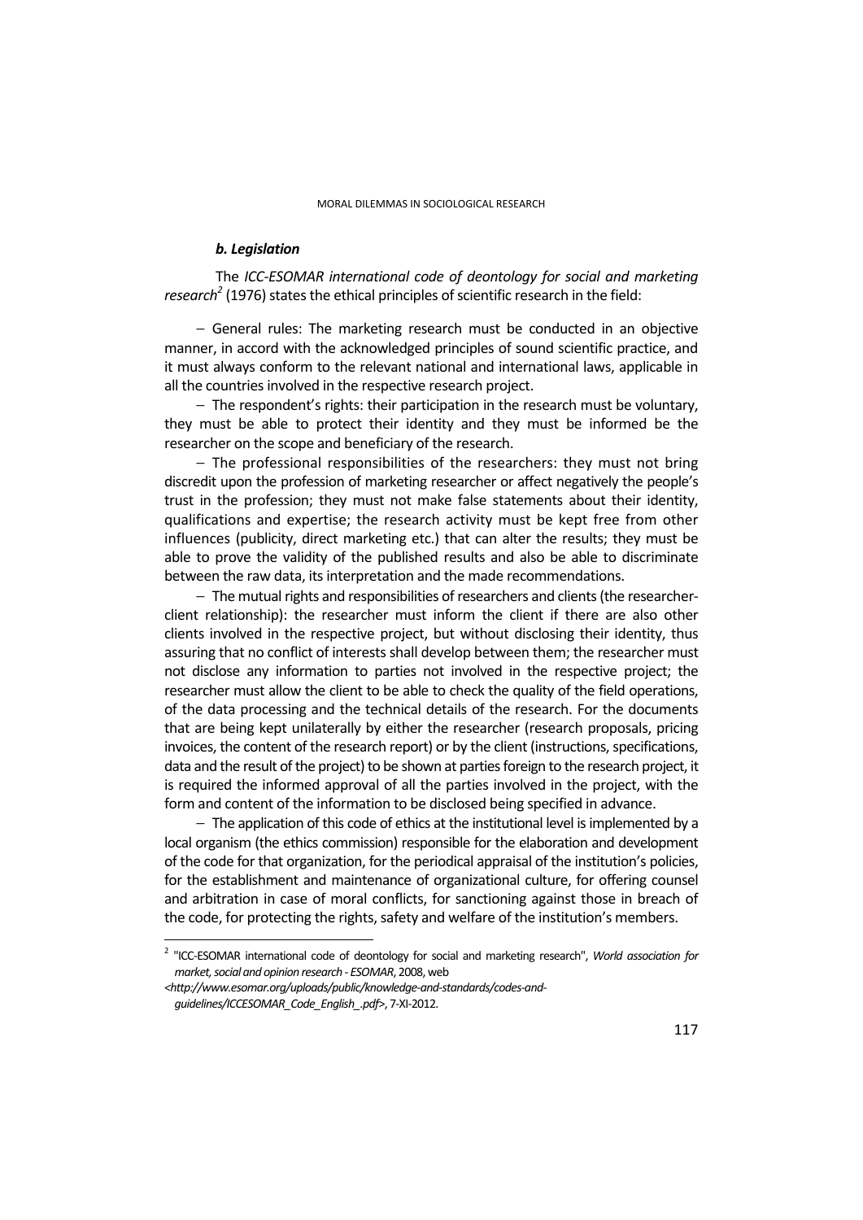#### *b. Legislation*

The *ICC-ESOMAR international code of deontology for social and marketing research*[2] (1976) states the ethical principles of scientific research in the field:

- General rules: The marketing research must be conducted in an objective manner, in accord with the acknowledged principles of sound scientific practice, and it must always conform to the relevant national and international laws, applicable in all the countries involved in the respective research project.
- The respondent's rights: their participation in the research must be voluntary, they must be able to protect their identity and they must be informed be the researcher on the scope and beneficiary of the research.
- The professional responsibilities of the researchers: they must not bring discredit upon the profession of marketing researcher or affect negatively the people's trust in the profession; they must not make false statements about their identity, qualifications and expertise; the research activity must be kept free from other influences (publicity, direct marketing etc.) that can alter the results; they must be able to prove the validity of the published results and also be able to discriminate between the raw data, its interpretation and the made recommendations.
- The mutual rights and responsibilities of researchers and clients (the researcher-client relationship): the researcher must inform the client if there are also other clients involved in the respective project, but without disclosing their identity, thus assuring that no conflict of interests shall develop between them; the researcher must not disclose any information to parties not involved in the respective project; the researcher must allow the client to be able to check the quality of the field operations, of the data processing and the technical details of the research. For the documents that are being kept unilaterally by either the researcher (research proposals, pricing invoices, the content of the research report) or by the client (instructions, specifications, data and the result of the project) to be shown at parties foreign to the research project, it is required the informed approval of all the parties involved in the project, with the form and content of the information to be disclosed being specified in advance.
- The application of this code of ethics at the institutional level is implemented by a local organism (the ethics commission) responsible for the elaboration and development of the code for that organization, for the periodical appraisal of the institution's policies, for the establishment and maintenance of organizational culture, for offering counsel and arbitration in case of moral conflicts, for sanctioning against those in breach of the code, for protecting the rights, safety and welfare of the institution's members.

---

[2] "ICC-ESOMAR international code of deontology for social and marketing research", *World association for market, social and opinion research - ESOMAR*, 2008, web <*http://www.esomar.org/uploads/public/knowledge-and-standards/codes-and-guidelines/ICCESOMAR_Code_English_.pdf*>, 7-XI-2012.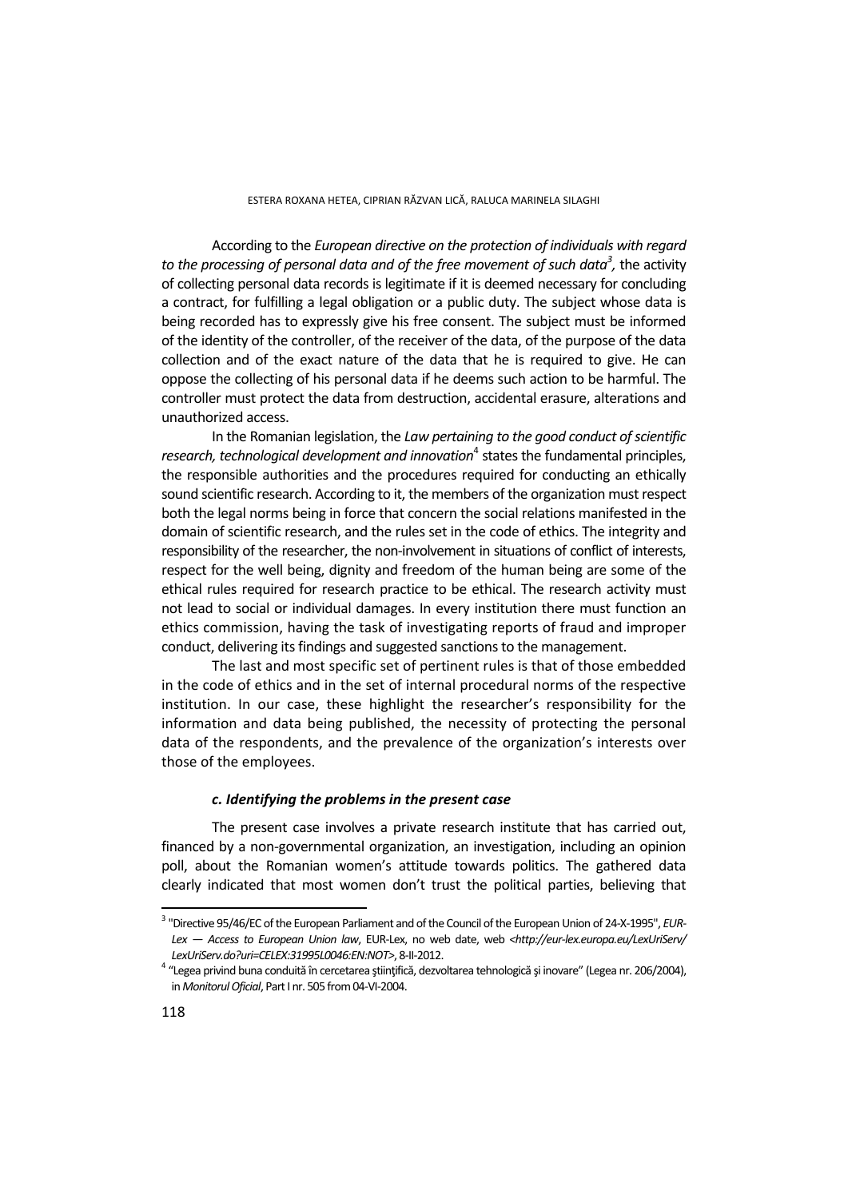According to the *European directive on the protection of individuals with regard to the processing of personal data and of the free movement of such data*[3], the activity of collecting personal data records is legitimate if it is deemed necessary for concluding a contract, for fulfilling a legal obligation or a public duty. The subject whose data is being recorded has to expressly give his free consent. The subject must be informed of the identity of the controller, of the receiver of the data, of the purpose of the data collection and of the exact nature of the data that he is required to give. He can oppose the collecting of his personal data if he deems such action to be harmful. The controller must protect the data from destruction, accidental erasure, alterations and unauthorized access.

In the Romanian legislation, the *Law pertaining to the good conduct of scientific research, technological development and innovation*[4] states the fundamental principles, the responsible authorities and the procedures required for conducting an ethically sound scientific research. According to it, the members of the organization must respect both the legal norms being in force that concern the social relations manifested in the domain of scientific research, and the rules set in the code of ethics. The integrity and responsibility of the researcher, the non-involvement in situations of conflict of interests, respect for the well being, dignity and freedom of the human being are some of the ethical rules required for research practice to be ethical. The research activity must not lead to social or individual damages. In every institution there must function an ethics commission, having the task of investigating reports of fraud and improper conduct, delivering its findings and suggested sanctions to the management.

The last and most specific set of pertinent rules is that of those embedded in the code of ethics and in the set of internal procedural norms of the respective institution. In our case, these highlight the researcher's responsibility for the information and data being published, the necessity of protecting the personal data of the respondents, and the prevalence of the organization's interests over those of the employees.

### *c. Identifying the problems in the present case*

The present case involves a private research institute that has carried out, financed by a non-governmental organization, an investigation, including an opinion poll, about the Romanian women's attitude towards politics. The gathered data clearly indicated that most women don't trust the political parties, believing that

---

[3] "Directive 95/46/EC of the European Parliament and of the Council of the European Union of 24-X-1995", *EUR-Lex — Access to European Union law*, EUR-Lex, no web date, web <*http://eur-lex.europa.eu/LexUriServ/LexUriServ.do?uri=CELEX:31995L0046:EN:NOT*>, 8-II-2012.

[4] "Legea privind buna conduită în cercetarea ştiinţifică, dezvoltarea tehnologică şi inovare" (Legea nr. 206/2004), in *Monitorul Oficial*, Part I nr. 505 from 04-VI-2004.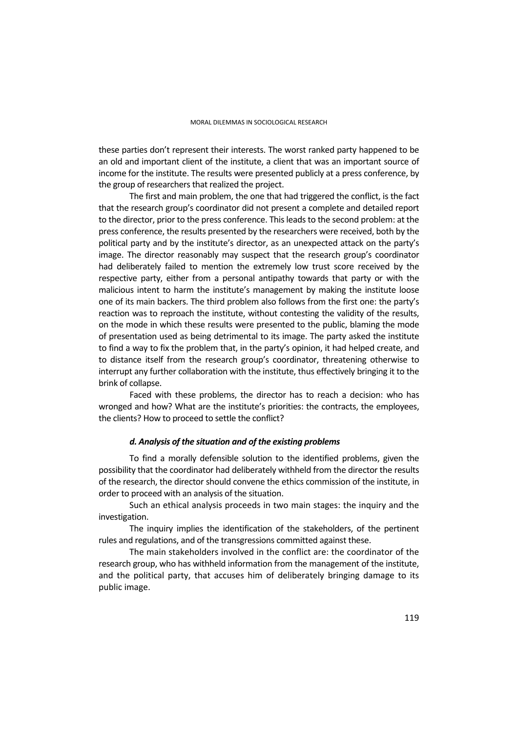these parties don't represent their interests. The worst ranked party happened to be an old and important client of the institute, a client that was an important source of income for the institute. The results were presented publicly at a press conference, by the group of researchers that realized the project.

The first and main problem, the one that had triggered the conflict, is the fact that the research group's coordinator did not present a complete and detailed report to the director, prior to the press conference. This leads to the second problem: at the press conference, the results presented by the researchers were received, both by the political party and by the institute's director, as an unexpected attack on the party's image. The director reasonably may suspect that the research group's coordinator had deliberately failed to mention the extremely low trust score received by the respective party, either from a personal antipathy towards that party or with the malicious intent to harm the institute's management by making the institute loose one of its main backers. The third problem also follows from the first one: the party's reaction was to reproach the institute, without contesting the validity of the results, on the mode in which these results were presented to the public, blaming the mode of presentation used as being detrimental to its image. The party asked the institute to find a way to fix the problem that, in the party's opinion, it had helped create, and to distance itself from the research group's coordinator, threatening otherwise to interrupt any further collaboration with the institute, thus effectively bringing it to the brink of collapse.

Faced with these problems, the director has to reach a decision: who has wronged and how? What are the institute's priorities: the contracts, the employees, the clients? How to proceed to settle the conflict?

#### *d. Analysis of the situation and of the existing problems*

To find a morally defensible solution to the identified problems, given the possibility that the coordinator had deliberately withheld from the director the results of the research, the director should convene the ethics commission of the institute, in order to proceed with an analysis of the situation.

Such an ethical analysis proceeds in two main stages: the inquiry and the investigation.

The inquiry implies the identification of the stakeholders, of the pertinent rules and regulations, and of the transgressions committed against these.

The main stakeholders involved in the conflict are: the coordinator of the research group, who has withheld information from the management of the institute, and the political party, that accuses him of deliberately bringing damage to its public image.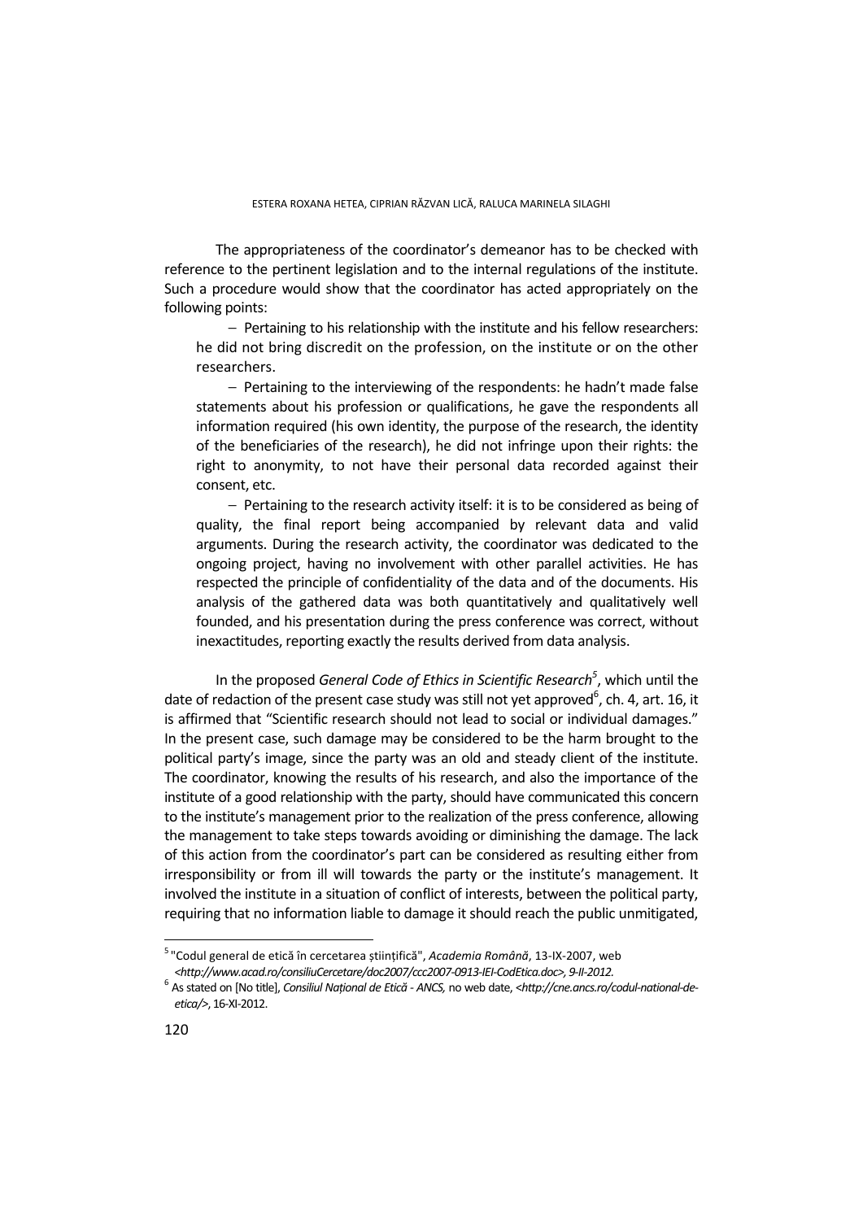The appropriateness of the coordinator's demeanor has to be checked with reference to the pertinent legislation and to the internal regulations of the institute. Such a procedure would show that the coordinator has acted appropriately on the following points:

- Pertaining to his relationship with the institute and his fellow researchers: he did not bring discredit on the profession, on the institute or on the other researchers.
- Pertaining to the interviewing of the respondents: he hadn't made false statements about his profession or qualifications, he gave the respondents all information required (his own identity, the purpose of the research, the identity of the beneficiaries of the research), he did not infringe upon their rights: the right to anonymity, to not have their personal data recorded against their consent, etc.
- Pertaining to the research activity itself: it is to be considered as being of quality, the final report being accompanied by relevant data and valid arguments. During the research activity, the coordinator was dedicated to the ongoing project, having no involvement with other parallel activities. He has respected the principle of confidentiality of the data and of the documents. His analysis of the gathered data was both quantitatively and qualitatively well founded, and his presentation during the press conference was correct, without inexactitudes, reporting exactly the results derived from data analysis.

In the proposed *General Code of Ethics in Scientific Research*[5], which until the date of redaction of the present case study was still not yet approved[6], ch. 4, art. 16, it is affirmed that "Scientific research should not lead to social or individual damages." In the present case, such damage may be considered to be the harm brought to the political party's image, since the party was an old and steady client of the institute. The coordinator, knowing the results of his research, and also the importance of the institute of a good relationship with the party, should have communicated this concern to the institute's management prior to the realization of the press conference, allowing the management to take steps towards avoiding or diminishing the damage. The lack of this action from the coordinator's part can be considered as resulting either from irresponsibility or from ill will towards the party or the institute's management. It involved the institute in a situation of conflict of interests, between the political party, requiring that no information liable to damage it should reach the public unmitigated,

---

[5] "Codul general de etică în cercetarea științifică", *Academia Română*, 13-IX-2007, web *<http://www.acad.ro/consiliuCercetare/doc2007/ccc2007-0913-IEI-CodEtica.doc>, 9-II-2012.*

[6] As stated on [No title], *Consiliul Național de Etică - ANCS,* no web date, *<http://cne.ancs.ro/codul-national-de-etica/>*, 16-XI-2012.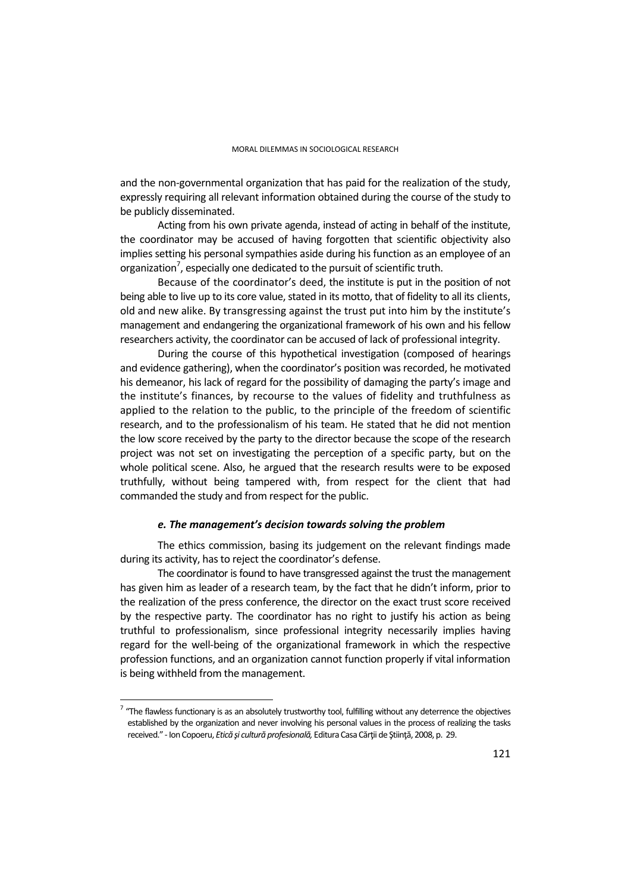and the non-governmental organization that has paid for the realization of the study, expressly requiring all relevant information obtained during the course of the study to be publicly disseminated.

Acting from his own private agenda, instead of acting in behalf of the institute, the coordinator may be accused of having forgotten that scientific objectivity also implies setting his personal sympathies aside during his function as an employee of an organization[7], especially one dedicated to the pursuit of scientific truth.

Because of the coordinator's deed, the institute is put in the position of not being able to live up to its core value, stated in its motto, that of fidelity to all its clients, old and new alike. By transgressing against the trust put into him by the institute's management and endangering the organizational framework of his own and his fellow researchers activity, the coordinator can be accused of lack of professional integrity.

During the course of this hypothetical investigation (composed of hearings and evidence gathering), when the coordinator's position was recorded, he motivated his demeanor, his lack of regard for the possibility of damaging the party's image and the institute's finances, by recourse to the values of fidelity and truthfulness as applied to the relation to the public, to the principle of the freedom of scientific research, and to the professionalism of his team. He stated that he did not mention the low score received by the party to the director because the scope of the research project was not set on investigating the perception of a specific party, but on the whole political scene. Also, he argued that the research results were to be exposed truthfully, without being tampered with, from respect for the client that had commanded the study and from respect for the public.

#### *e. The management's decision towards solving the problem*

The ethics commission, basing its judgement on the relevant findings made during its activity, has to reject the coordinator's defense.

The coordinator is found to have transgressed against the trust the management has given him as leader of a research team, by the fact that he didn't inform, prior to the realization of the press conference, the director on the exact trust score received by the respective party. The coordinator has no right to justify his action as being truthful to professionalism, since professional integrity necessarily implies having regard for the well-being of the organizational framework in which the respective profession functions, and an organization cannot function properly if vital information is being withheld from the management.

---

[7] "The flawless functionary is as an absolutely trustworthy tool, fulfilling without any deterrence the objectives established by the organization and never involving his personal values in the process of realizing the tasks received." - Ion Copoeru, *Etică şi cultură profesională,* Editura Casa Cărţii de Ştiinţă, 2008, p. 29.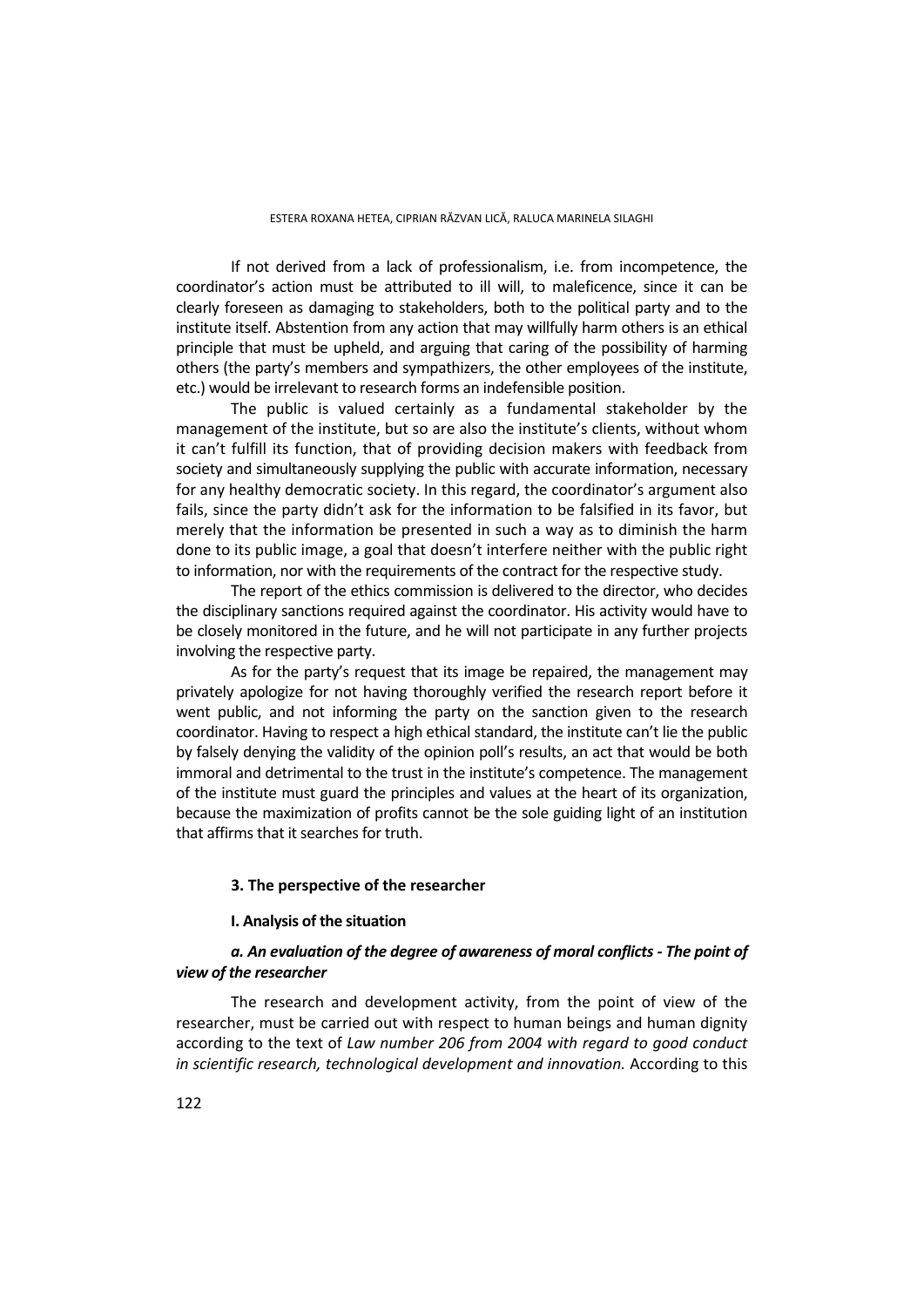If not derived from a lack of professionalism, i.e. from incompetence, the coordinator's action must be attributed to ill will, to maleficence, since it can be clearly foreseen as damaging to stakeholders, both to the political party and to the institute itself. Abstention from any action that may willfully harm others is an ethical principle that must be upheld, and arguing that caring of the possibility of harming others (the party's members and sympathizers, the other employees of the institute, etc.) would be irrelevant to research forms an indefensible position.

The public is valued certainly as a fundamental stakeholder by the management of the institute, but so are also the institute's clients, without whom it can't fulfill its function, that of providing decision makers with feedback from society and simultaneously supplying the public with accurate information, necessary for any healthy democratic society. In this regard, the coordinator's argument also fails, since the party didn't ask for the information to be falsified in its favor, but merely that the information be presented in such a way as to diminish the harm done to its public image, a goal that doesn't interfere neither with the public right to information, nor with the requirements of the contract for the respective study.

The report of the ethics commission is delivered to the director, who decides the disciplinary sanctions required against the coordinator. His activity would have to be closely monitored in the future, and he will not participate in any further projects involving the respective party.

As for the party's request that its image be repaired, the management may privately apologize for not having thoroughly verified the research report before it went public, and not informing the party on the sanction given to the research coordinator. Having to respect a high ethical standard, the institute can't lie the public by falsely denying the validity of the opinion poll's results, an act that would be both immoral and detrimental to the trust in the institute's competence. The management of the institute must guard the principles and values at the heart of its organization, because the maximization of profits cannot be the sole guiding light of an institution that affirms that it searches for truth.

### 3. The perspective of the researcher

#### I. Analysis of the situation

##### *a. An evaluation of the degree of awareness of moral conflicts - The point of view of the researcher*

The research and development activity, from the point of view of the researcher, must be carried out with respect to human beings and human dignity according to the text of *Law number 206 from 2004 with regard to good conduct in scientific research, technological development and innovation.* According to this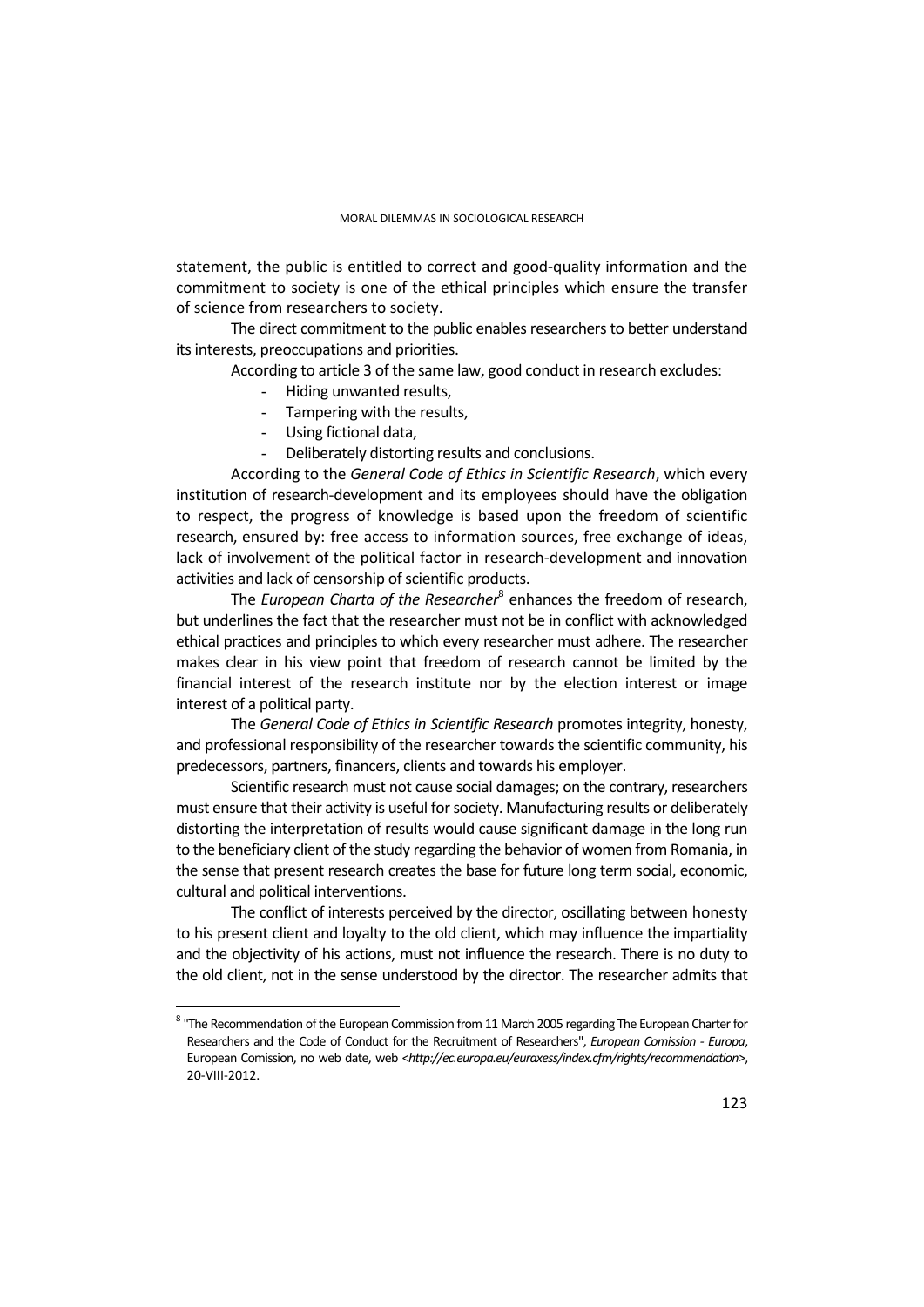statement, the public is entitled to correct and good-quality information and the commitment to society is one of the ethical principles which ensure the transfer of science from researchers to society.

The direct commitment to the public enables researchers to better understand its interests, preoccupations and priorities.

According to article 3 of the same law, good conduct in research excludes:

- Hiding unwanted results,
- Tampering with the results,
- Using fictional data,
- Deliberately distorting results and conclusions.

According to the *General Code of Ethics in Scientific Research*, which every institution of research-development and its employees should have the obligation to respect, the progress of knowledge is based upon the freedom of scientific research, ensured by: free access to information sources, free exchange of ideas, lack of involvement of the political factor in research-development and innovation activities and lack of censorship of scientific products.

The *European Charta of the Researcher*[8] enhances the freedom of research, but underlines the fact that the researcher must not be in conflict with acknowledged ethical practices and principles to which every researcher must adhere. The researcher makes clear in his view point that freedom of research cannot be limited by the financial interest of the research institute nor by the election interest or image interest of a political party.

The *General Code of Ethics in Scientific Research* promotes integrity, honesty, and professional responsibility of the researcher towards the scientific community, his predecessors, partners, financers, clients and towards his employer.

Scientific research must not cause social damages; on the contrary, researchers must ensure that their activity is useful for society. Manufacturing results or deliberately distorting the interpretation of results would cause significant damage in the long run to the beneficiary client of the study regarding the behavior of women from Romania, in the sense that present research creates the base for future long term social, economic, cultural and political interventions.

The conflict of interests perceived by the director, oscillating between honesty to his present client and loyalty to the old client, which may influence the impartiality and the objectivity of his actions, must not influence the research. There is no duty to the old client, not in the sense understood by the director. The researcher admits that

[8] "The Recommendation of the European Commission from 11 March 2005 regarding The European Charter for Researchers and the Code of Conduct for the Recruitment of Researchers", *European Comission - Europa*, European Comission, no web date, web <*http://ec.europa.eu/euraxess/index.cfm/rights/recommendation*>, 20-VIII-2012.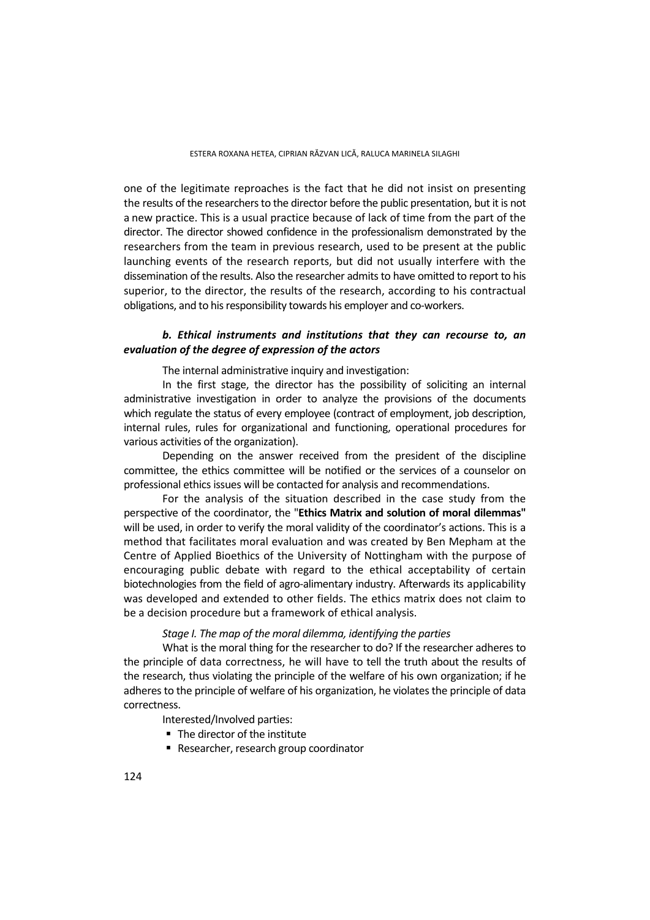one of the legitimate reproaches is the fact that he did not insist on presenting the results of the researchers to the director before the public presentation, but it is not a new practice. This is a usual practice because of lack of time from the part of the director. The director showed confidence in the professionalism demonstrated by the researchers from the team in previous research, used to be present at the public launching events of the research reports, but did not usually interfere with the dissemination of the results. Also the researcher admits to have omitted to report to his superior, to the director, the results of the research, according to his contractual obligations, and to his responsibility towards his employer and co-workers.

### *b. Ethical instruments and institutions that they can recourse to, an evaluation of the degree of expression of the actors*

The internal administrative inquiry and investigation:

In the first stage, the director has the possibility of soliciting an internal administrative investigation in order to analyze the provisions of the documents which regulate the status of every employee (contract of employment, job description, internal rules, rules for organizational and functioning, operational procedures for various activities of the organization).

Depending on the answer received from the president of the discipline committee, the ethics committee will be notified or the services of a counselor on professional ethics issues will be contacted for analysis and recommendations.

For the analysis of the situation described in the case study from the perspective of the coordinator, the "**Ethics Matrix and solution of moral dilemmas"** will be used, in order to verify the moral validity of the coordinator's actions. This is a method that facilitates moral evaluation and was created by Ben Mepham at the Centre of Applied Bioethics of the University of Nottingham with the purpose of encouraging public debate with regard to the ethical acceptability of certain biotechnologies from the field of agro-alimentary industry. Afterwards its applicability was developed and extended to other fields. The ethics matrix does not claim to be a decision procedure but a framework of ethical analysis.

*Stage I. The map of the moral dilemma, identifying the parties*

What is the moral thing for the researcher to do? If the researcher adheres to the principle of data correctness, he will have to tell the truth about the results of the research, thus violating the principle of the welfare of his own organization; if he adheres to the principle of welfare of his organization, he violates the principle of data correctness.

Interested/Involved parties:

- The director of the institute
- Researcher, research group coordinator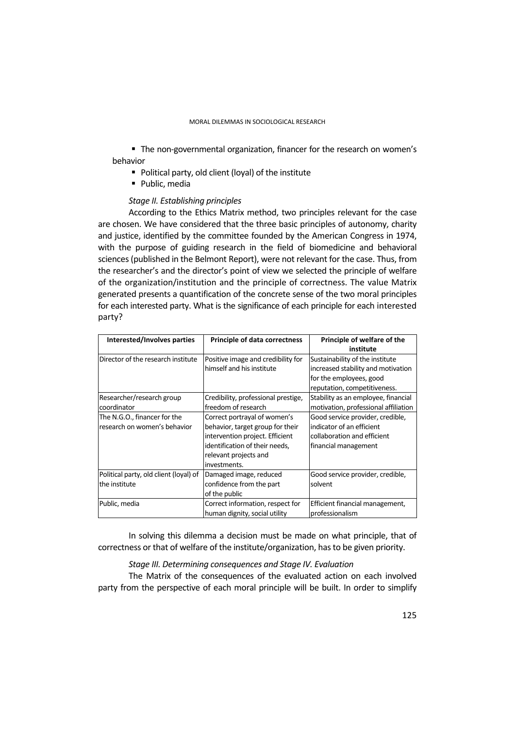- The non-governmental organization, financer for the research on women's behavior
- Political party, old client (loyal) of the institute
- Public, media

*Stage II. Establishing principles*

According to the Ethics Matrix method, two principles relevant for the case are chosen. We have considered that the three basic principles of autonomy, charity and justice, identified by the committee founded by the American Congress in 1974, with the purpose of guiding research in the field of biomedicine and behavioral sciences (published in the Belmont Report), were not relevant for the case. Thus, from the researcher's and the director's point of view we selected the principle of welfare of the organization/institution and the principle of correctness. The value Matrix generated presents a quantification of the concrete sense of the two moral principles for each interested party. What is the significance of each principle for each interested party?

| Interested/Involves parties | Principle of data correctness | Principle of welfare of the institute |
|---|---|---|
| Director of the research institute | Positive image and credibility for himself and his institute | Sustainability of the institute increased stability and motivation for the employees, good reputation, competitiveness. |
| Researcher/research group coordinator | Credibility, professional prestige, freedom of research | Stability as an employee, financial motivation, professional affiliation |
| The N.G.O., financer for the research on women's behavior | Correct portrayal of women's behavior, target group for their intervention project. Efficient identification of their needs, relevant projects and investments. | Good service provider, credible, indicator of an efficient collaboration and efficient financial management |
| Political party, old client (loyal) of the institute | Damaged image, reduced confidence from the part of the public | Good service provider, credible, solvent |
| Public, media | Correct information, respect for human dignity, social utility | Efficient financial management, professionalism |

In solving this dilemma a decision must be made on what principle, that of correctness or that of welfare of the institute/organization, has to be given priority.

*Stage III. Determining consequences and Stage IV. Evaluation*

The Matrix of the consequences of the evaluated action on each involved party from the perspective of each moral principle will be built. In order to simplify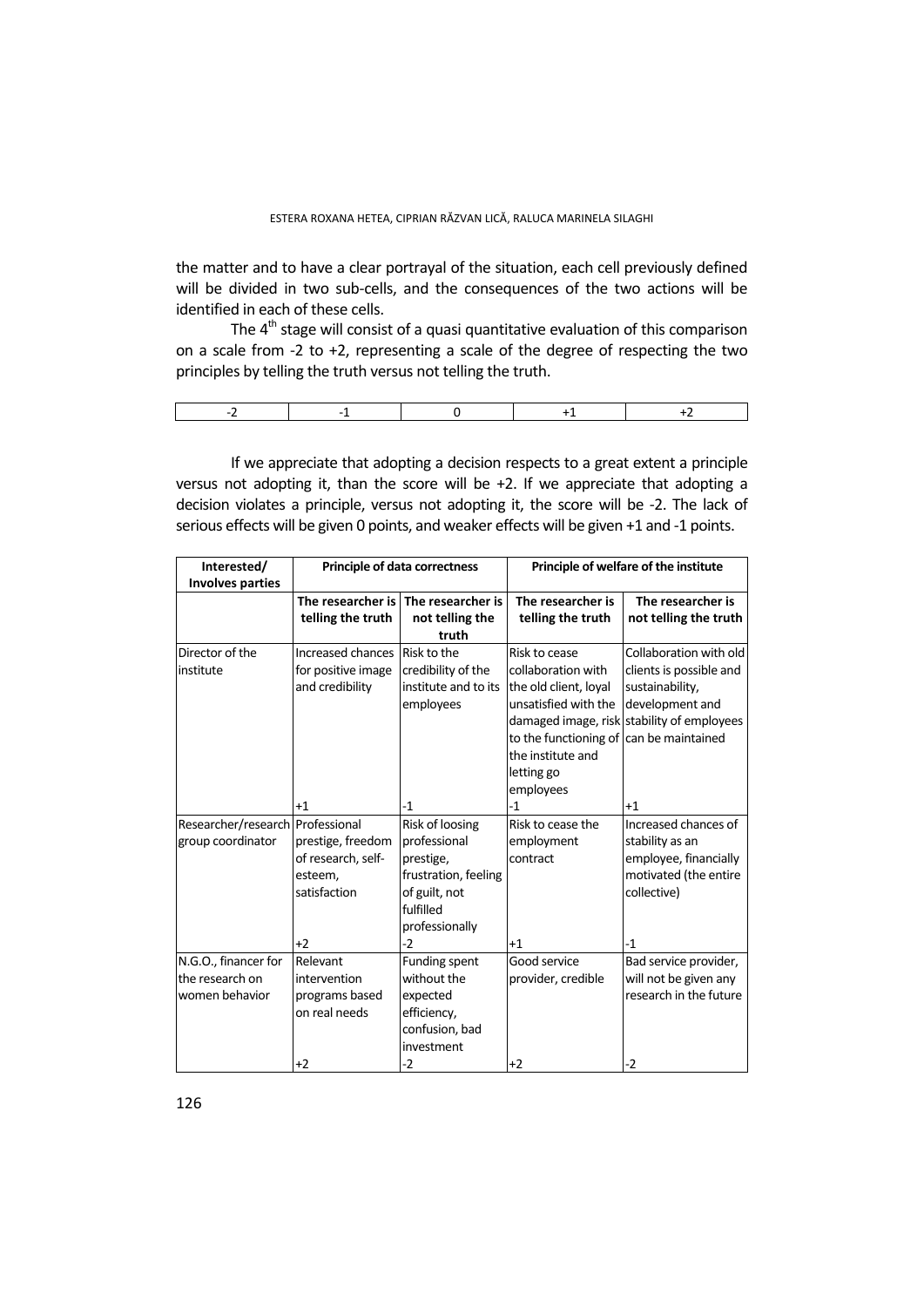the matter and to have a clear portrayal of the situation, each cell previously defined will be divided in two sub-cells, and the consequences of the two actions will be identified in each of these cells.

The 4th stage will consist of a quasi quantitative evaluation of this comparison on a scale from -2 to +2, representing a scale of the degree of respecting the two principles by telling the truth versus not telling the truth.

| -2 | -1 | 0 | +1 | +2 |
|---|---|---|---|---|

If we appreciate that adopting a decision respects to a great extent a principle versus not adopting it, than the score will be +2. If we appreciate that adopting a decision violates a principle, versus not adopting it, the score will be -2. The lack of serious effects will be given 0 points, and weaker effects will be given +1 and -1 points.

| Interested/ Involves parties | Principle of data correctness | | Principle of welfare of the institute | |
|---|---|---|---|---|
| | **The researcher is telling the truth** | **The researcher is not telling the truth** | **The researcher is telling the truth** | **The researcher is not telling the truth** |
| Director of the institute | Increased chances for positive image and credibility<br>+1 | Risk to the credibility of the institute and to its employees<br>-1 | Risk to cease collaboration with the old client, loyal unsatisfied with the damaged image, risk to the functioning of the institute and letting go employees<br>-1 | Collaboration with old clients is possible and sustainability, development and stability of employees can be maintained<br>+1 |
| Researcher/research group coordinator | Professional prestige, freedom of research, self-esteem, satisfaction<br>+2 | Risk of loosing professional prestige, frustration, feeling of guilt, not fulfilled professionally<br>-2 | Risk to cease the employment contract<br>+1 | Increased chances of stability as an employee, financially motivated (the entire collective)<br>-1 |
| N.G.O., financer for the research on women behavior | Relevant intervention programs based on real needs<br>+2 | Funding spent without the expected efficiency, confusion, bad investment<br>-2 | Good service provider, credible<br>+2 | Bad service provider, will not be given any research in the future<br>-2 |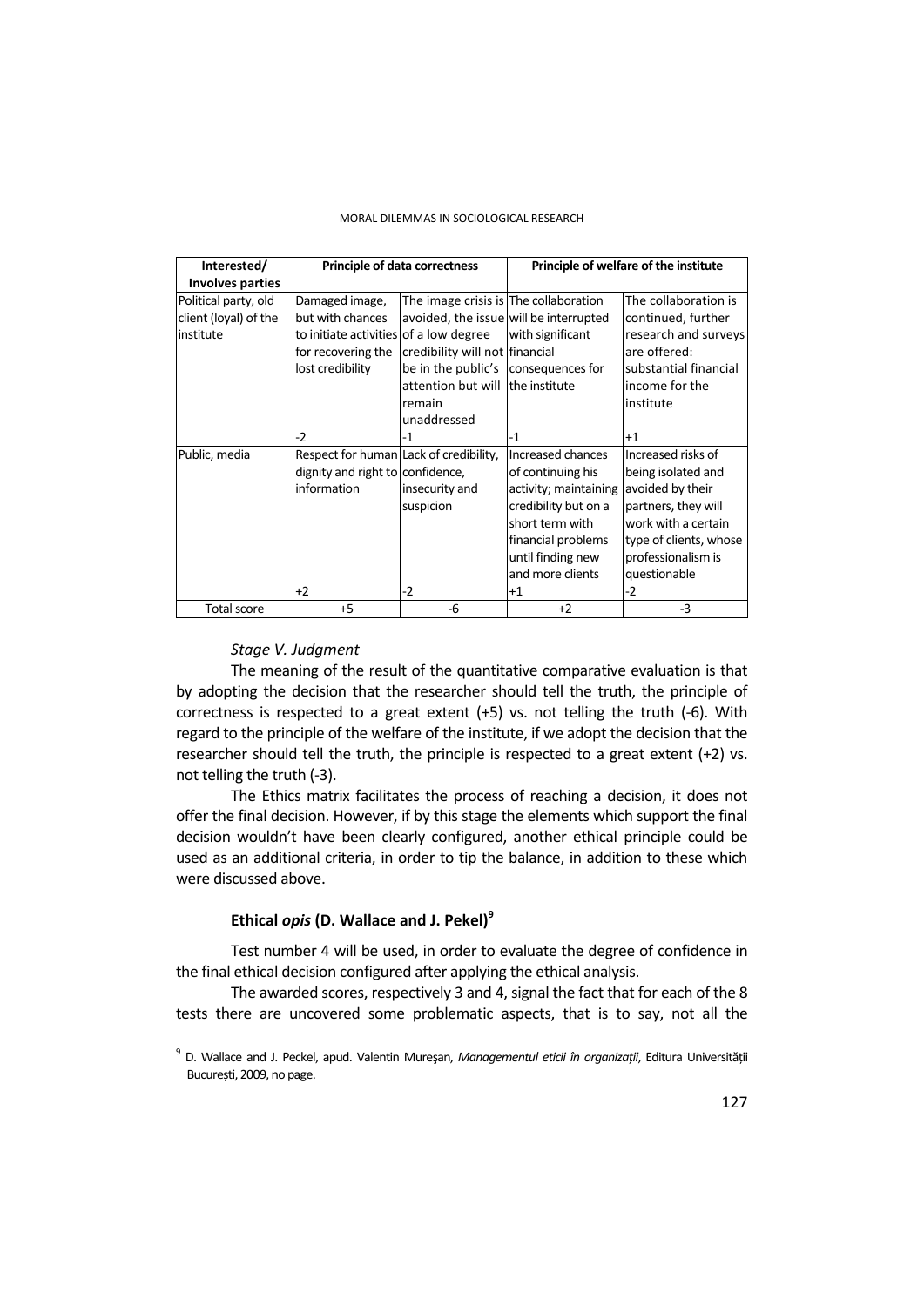| Interested/ Involves parties | Principle of data correctness | | Principle of welfare of the institute | |
|---|---|---|---|---|
| Political party, old client (loyal) of the institute | Damaged image, but with chances to initiate activities for recovering the lost credibility<br><br>-2 | The image crisis is avoided, the issue of a low degree credibility will not be in the public's attention but will remain unaddressed<br>-1 | The collaboration will be interrupted with significant financial consequences for the institute<br><br>-1 | The collaboration is continued, further research and surveys are offered: substantial financial income for the institute<br><br>+1 |
| Public, media | Respect for human dignity and right to information<br><br>+2 | Lack of credibility, confidence, insecurity and suspicion<br><br>-2 | Increased chances of continuing his activity; maintaining credibility but on a short term with financial problems until finding new and more clients<br>+1 | Increased risks of being isolated and avoided by their partners, they will work with a certain type of clients, whose professionalism is questionable<br>-2 |
| Total score | +5 | -6 | +2 | -3 |

*Stage V. Judgment*

The meaning of the result of the quantitative comparative evaluation is that by adopting the decision that the researcher should tell the truth, the principle of correctness is respected to a great extent (+5) vs. not telling the truth (-6). With regard to the principle of the welfare of the institute, if we adopt the decision that the researcher should tell the truth, the principle is respected to a great extent (+2) vs. not telling the truth (-3).

The Ethics matrix facilitates the process of reaching a decision, it does not offer the final decision. However, if by this stage the elements which support the final decision wouldn't have been clearly configured, another ethical principle could be used as an additional criteria, in order to tip the balance, in addition to these which were discussed above.

### Ethical *opis* (D. Wallace and J. Pekel)[9]

Test number 4 will be used, in order to evaluate the degree of confidence in the final ethical decision configured after applying the ethical analysis.

The awarded scores, respectively 3 and 4, signal the fact that for each of the 8 tests there are uncovered some problematic aspects, that is to say, not all the

[9] D. Wallace and J. Peckel, apud. Valentin Mureşan, *Managementul eticii în organizații*, Editura Universității București, 2009, no page.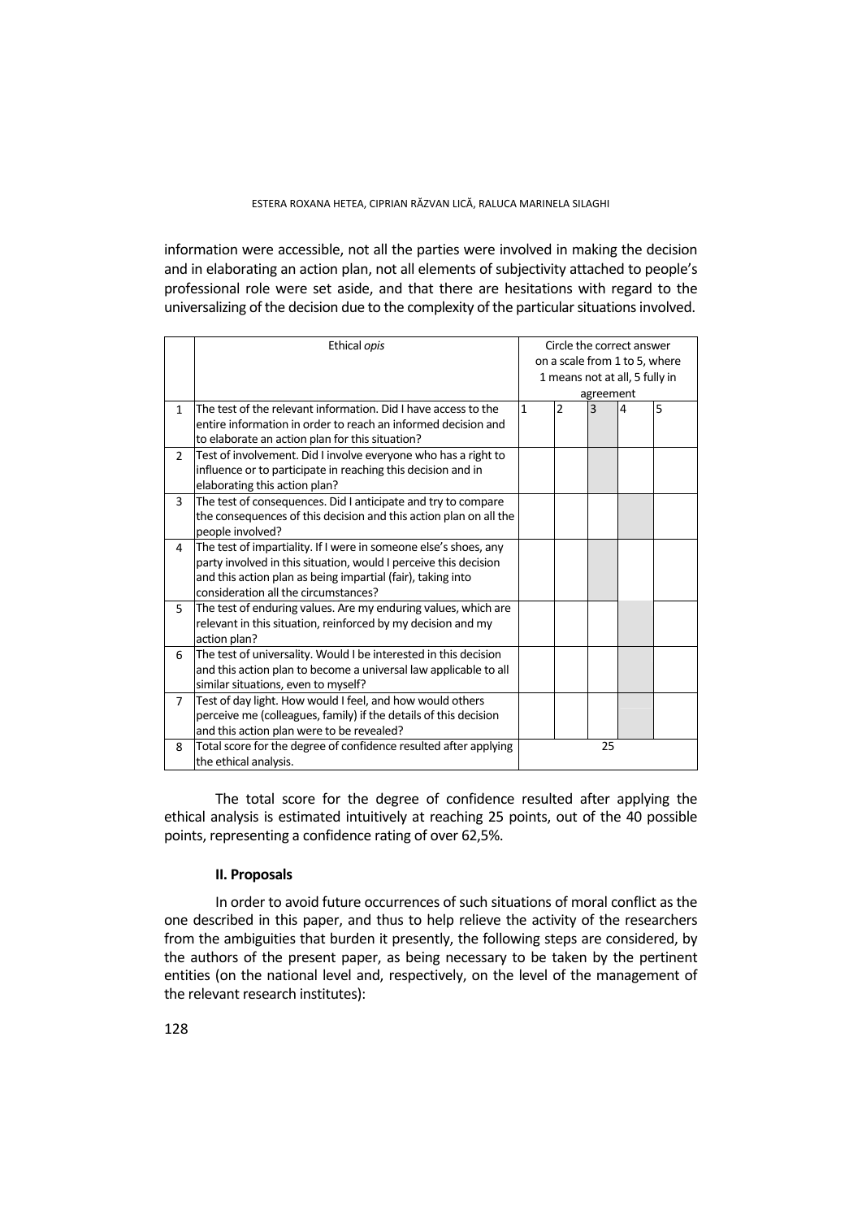information were accessible, not all the parties were involved in making the decision and in elaborating an action plan, not all elements of subjectivity attached to people's professional role were set aside, and that there are hesitations with regard to the universalizing of the decision due to the complexity of the particular situations involved.

| | Ethical *opis* | Circle the correct answer on a scale from 1 to 5, where 1 means not at all, 5 fully in agreement | | | | |
|---|---|---|---|---|---|---|
| | | 1 | 2 | 3 | 4 | 5 |
| 1 | The test of the relevant information. Did I have access to the entire information in order to reach an informed decision and to elaborate an action plan for this situation? | | | | | |
| 2 | Test of involvement. Did I involve everyone who has a right to influence or to participate in reaching this decision and in elaborating this action plan? | | | | | |
| 3 | The test of consequences. Did I anticipate and try to compare the consequences of this decision and this action plan on all the people involved? | | | | | |
| 4 | The test of impartiality. If I were in someone else's shoes, any party involved in this situation, would I perceive this decision and this action plan as being impartial (fair), taking into consideration all the circumstances? | | | | | |
| 5 | The test of enduring values. Are my enduring values, which are relevant in this situation, reinforced by my decision and my action plan? | | | | | |
| 6 | The test of universality. Would I be interested in this decision and this action plan to become a universal law applicable to all similar situations, even to myself? | | | | | |
| 7 | Test of day light. How would I feel, and how would others perceive me (colleagues, family) if the details of this decision and this action plan were to be revealed? | | | | | |
| 8 | Total score for the degree of confidence resulted after applying the ethical analysis. | 25 | | | | |

The total score for the degree of confidence resulted after applying the ethical analysis is estimated intuitively at reaching 25 points, out of the 40 possible points, representing a confidence rating of over 62,5%.

## II. Proposals

In order to avoid future occurrences of such situations of moral conflict as the one described in this paper, and thus to help relieve the activity of the researchers from the ambiguities that burden it presently, the following steps are considered, by the authors of the present paper, as being necessary to be taken by the pertinent entities (on the national level and, respectively, on the level of the management of the relevant research institutes):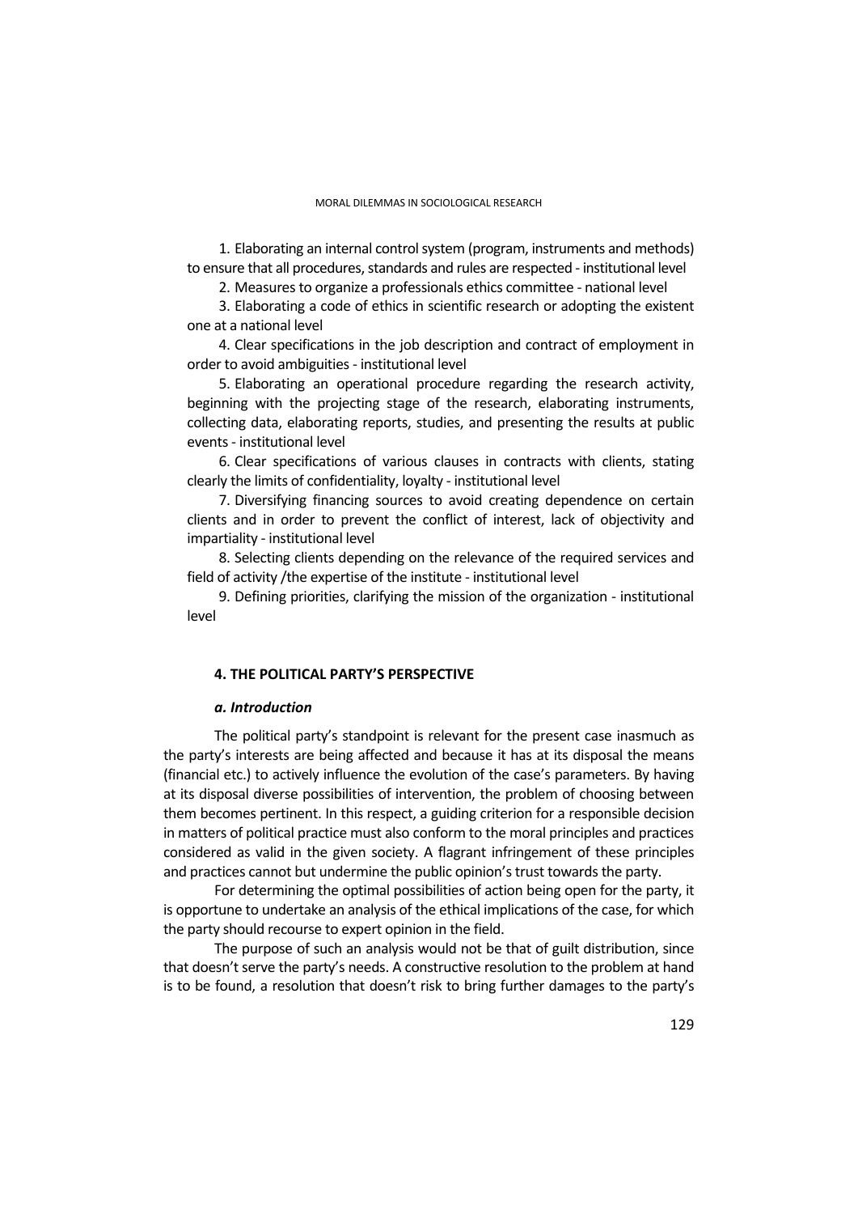1. Elaborating an internal control system (program, instruments and methods) to ensure that all procedures, standards and rules are respected - institutional level

2. Measures to organize a professionals ethics committee - national level

3. Elaborating a code of ethics in scientific research or adopting the existent one at a national level

4. Clear specifications in the job description and contract of employment in order to avoid ambiguities - institutional level

5. Elaborating an operational procedure regarding the research activity, beginning with the projecting stage of the research, elaborating instruments, collecting data, elaborating reports, studies, and presenting the results at public events - institutional level

6. Clear specifications of various clauses in contracts with clients, stating clearly the limits of confidentiality, loyalty - institutional level

7. Diversifying financing sources to avoid creating dependence on certain clients and in order to prevent the conflict of interest, lack of objectivity and impartiality - institutional level

8. Selecting clients depending on the relevance of the required services and field of activity /the expertise of the institute - institutional level

9. Defining priorities, clarifying the mission of the organization - institutional level

## 4. THE POLITICAL PARTY'S PERSPECTIVE

### *a. Introduction*

The political party's standpoint is relevant for the present case inasmuch as the party's interests are being affected and because it has at its disposal the means (financial etc.) to actively influence the evolution of the case's parameters. By having at its disposal diverse possibilities of intervention, the problem of choosing between them becomes pertinent. In this respect, a guiding criterion for a responsible decision in matters of political practice must also conform to the moral principles and practices considered as valid in the given society. A flagrant infringement of these principles and practices cannot but undermine the public opinion's trust towards the party.

For determining the optimal possibilities of action being open for the party, it is opportune to undertake an analysis of the ethical implications of the case, for which the party should recourse to expert opinion in the field.

The purpose of such an analysis would not be that of guilt distribution, since that doesn't serve the party's needs. A constructive resolution to the problem at hand is to be found, a resolution that doesn't risk to bring further damages to the party's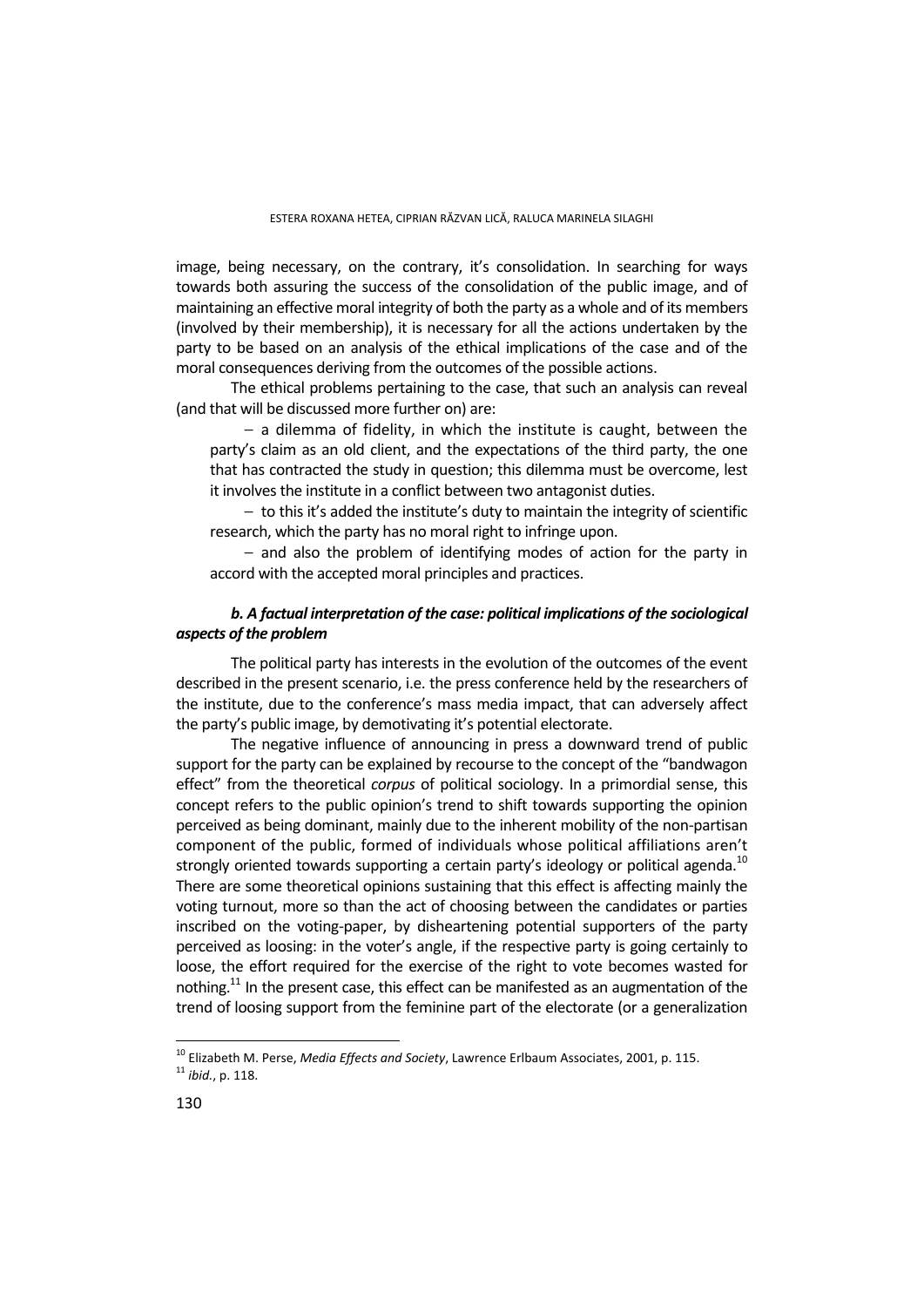image, being necessary, on the contrary, it's consolidation. In searching for ways towards both assuring the success of the consolidation of the public image, and of maintaining an effective moral integrity of both the party as a whole and of its members (involved by their membership), it is necessary for all the actions undertaken by the party to be based on an analysis of the ethical implications of the case and of the moral consequences deriving from the outcomes of the possible actions.

The ethical problems pertaining to the case, that such an analysis can reveal (and that will be discussed more further on) are:

- a dilemma of fidelity, in which the institute is caught, between the party's claim as an old client, and the expectations of the third party, the one that has contracted the study in question; this dilemma must be overcome, lest it involves the institute in a conflict between two antagonist duties.
- to this it's added the institute's duty to maintain the integrity of scientific research, which the party has no moral right to infringe upon.
- and also the problem of identifying modes of action for the party in accord with the accepted moral principles and practices.

***b. A factual interpretation of the case: political implications of the sociological aspects of the problem***

The political party has interests in the evolution of the outcomes of the event described in the present scenario, i.e. the press conference held by the researchers of the institute, due to the conference's mass media impact, that can adversely affect the party's public image, by demotivating it's potential electorate.

The negative influence of announcing in press a downward trend of public support for the party can be explained by recourse to the concept of the "bandwagon effect" from the theoretical *corpus* of political sociology. In a primordial sense, this concept refers to the public opinion's trend to shift towards supporting the opinion perceived as being dominant, mainly due to the inherent mobility of the non-partisan component of the public, formed of individuals whose political affiliations aren't strongly oriented towards supporting a certain party's ideology or political agenda.[10] There are some theoretical opinions sustaining that this effect is affecting mainly the voting turnout, more so than the act of choosing between the candidates or parties inscribed on the voting-paper, by disheartening potential supporters of the party perceived as loosing: in the voter's angle, if the respective party is going certainly to loose, the effort required for the exercise of the right to vote becomes wasted for nothing.[11] In the present case, this effect can be manifested as an augmentation of the trend of loosing support from the feminine part of the electorate (or a generalization

---

[10] Elizabeth M. Perse, *Media Effects and Society*, Lawrence Erlbaum Associates, 2001, p. 115.

[11] *ibid.*, p. 118.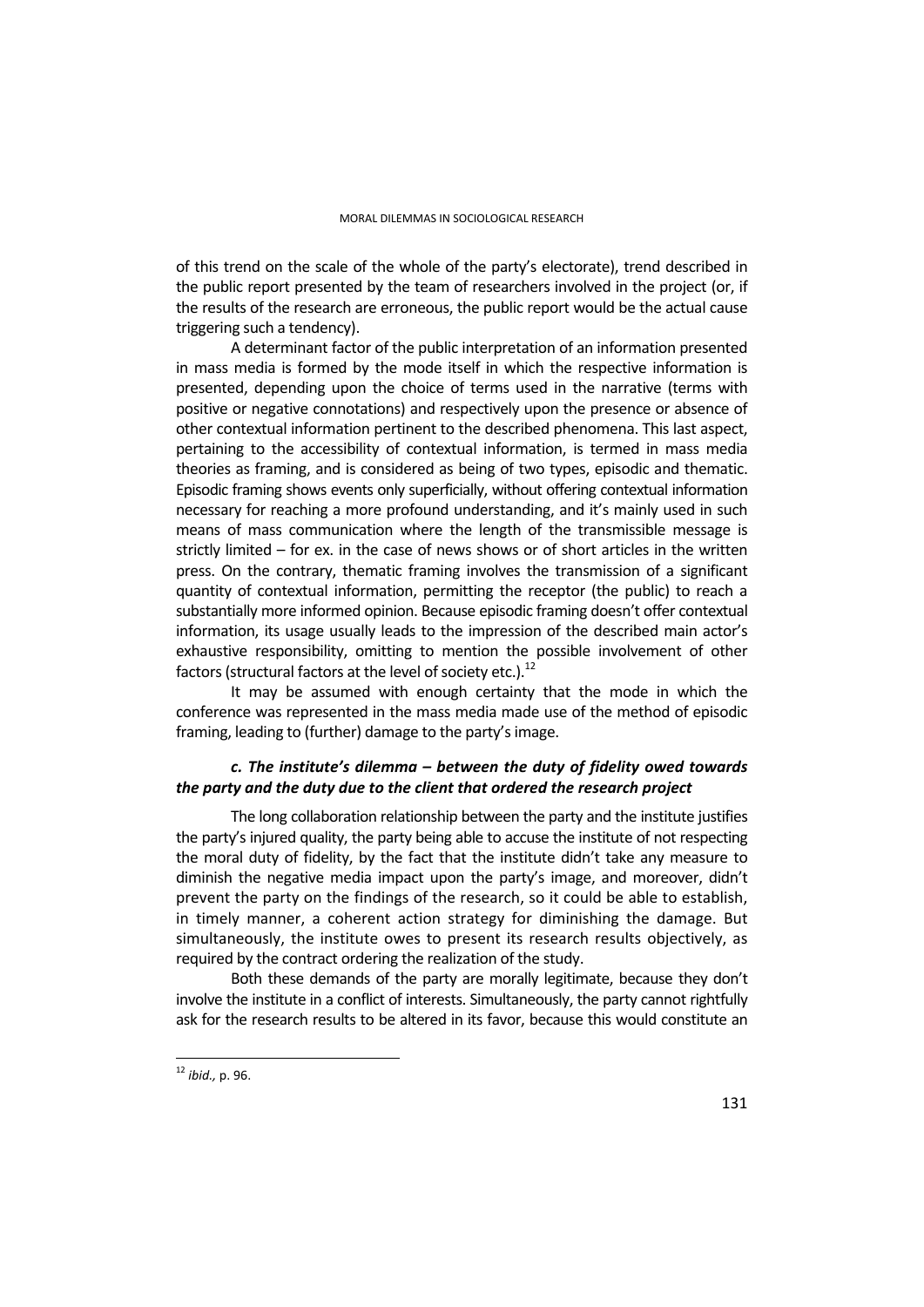of this trend on the scale of the whole of the party's electorate), trend described in the public report presented by the team of researchers involved in the project (or, if the results of the research are erroneous, the public report would be the actual cause triggering such a tendency).

A determinant factor of the public interpretation of an information presented in mass media is formed by the mode itself in which the respective information is presented, depending upon the choice of terms used in the narrative (terms with positive or negative connotations) and respectively upon the presence or absence of other contextual information pertinent to the described phenomena. This last aspect, pertaining to the accessibility of contextual information, is termed in mass media theories as framing, and is considered as being of two types, episodic and thematic. Episodic framing shows events only superficially, without offering contextual information necessary for reaching a more profound understanding, and it's mainly used in such means of mass communication where the length of the transmissible message is strictly limited – for ex. in the case of news shows or of short articles in the written press. On the contrary, thematic framing involves the transmission of a significant quantity of contextual information, permitting the receptor (the public) to reach a substantially more informed opinion. Because episodic framing doesn't offer contextual information, its usage usually leads to the impression of the described main actor's exhaustive responsibility, omitting to mention the possible involvement of other factors (structural factors at the level of society etc.).[12]

It may be assumed with enough certainty that the mode in which the conference was represented in the mass media made use of the method of episodic framing, leading to (further) damage to the party's image.

### *c. The institute's dilemma – between the duty of fidelity owed towards the party and the duty due to the client that ordered the research project*

The long collaboration relationship between the party and the institute justifies the party's injured quality, the party being able to accuse the institute of not respecting the moral duty of fidelity, by the fact that the institute didn't take any measure to diminish the negative media impact upon the party's image, and moreover, didn't prevent the party on the findings of the research, so it could be able to establish, in timely manner, a coherent action strategy for diminishing the damage. But simultaneously, the institute owes to present its research results objectively, as required by the contract ordering the realization of the study.

Both these demands of the party are morally legitimate, because they don't involve the institute in a conflict of interests. Simultaneously, the party cannot rightfully ask for the research results to be altered in its favor, because this would constitute an

---

[12] *ibid.,* p. 96.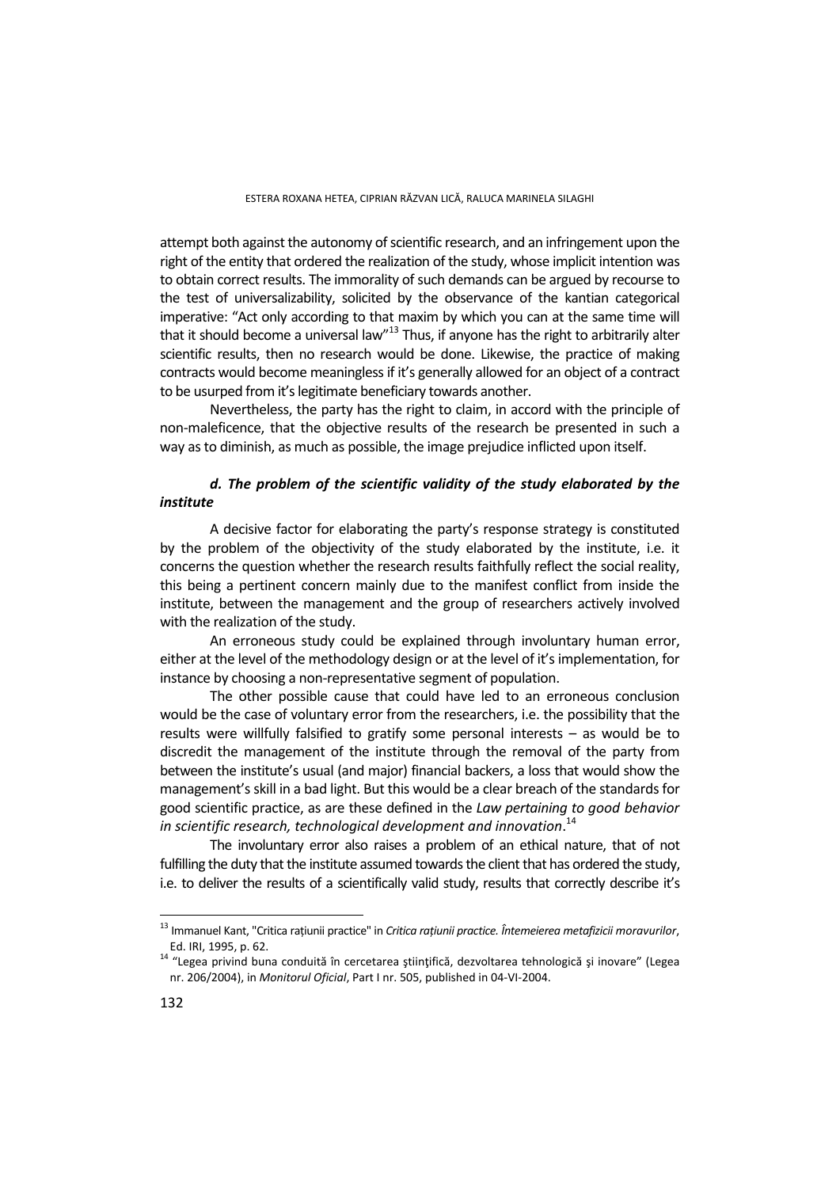attempt both against the autonomy of scientific research, and an infringement upon the right of the entity that ordered the realization of the study, whose implicit intention was to obtain correct results. The immorality of such demands can be argued by recourse to the test of universalizability, solicited by the observance of the kantian categorical imperative: "Act only according to that maxim by which you can at the same time will that it should become a universal law"[13] Thus, if anyone has the right to arbitrarily alter scientific results, then no research would be done. Likewise, the practice of making contracts would become meaningless if it's generally allowed for an object of a contract to be usurped from it's legitimate beneficiary towards another.

Nevertheless, the party has the right to claim, in accord with the principle of non-maleficence, that the objective results of the research be presented in such a way as to diminish, as much as possible, the image prejudice inflicted upon itself.

### *d. The problem of the scientific validity of the study elaborated by the institute*

A decisive factor for elaborating the party's response strategy is constituted by the problem of the objectivity of the study elaborated by the institute, i.e. it concerns the question whether the research results faithfully reflect the social reality, this being a pertinent concern mainly due to the manifest conflict from inside the institute, between the management and the group of researchers actively involved with the realization of the study.

An erroneous study could be explained through involuntary human error, either at the level of the methodology design or at the level of it's implementation, for instance by choosing a non-representative segment of population.

The other possible cause that could have led to an erroneous conclusion would be the case of voluntary error from the researchers, i.e. the possibility that the results were willfully falsified to gratify some personal interests – as would be to discredit the management of the institute through the removal of the party from between the institute's usual (and major) financial backers, a loss that would show the management's skill in a bad light. But this would be a clear breach of the standards for good scientific practice, as are these defined in the *Law pertaining to good behavior in scientific research, technological development and innovation*.[14]

The involuntary error also raises a problem of an ethical nature, that of not fulfilling the duty that the institute assumed towards the client that has ordered the study, i.e. to deliver the results of a scientifically valid study, results that correctly describe it's

---

[13] Immanuel Kant, "Critica rațiunii practice" in *Critica rațiunii practice. Întemeierea metafizicii moravurilor*, Ed. IRI, 1995, p. 62.

[14] "Legea privind buna conduită în cercetarea ştiinţifică, dezvoltarea tehnologică şi inovare" (Legea nr. 206/2004), in *Monitorul Oficial*, Part I nr. 505, published in 04-VI-2004.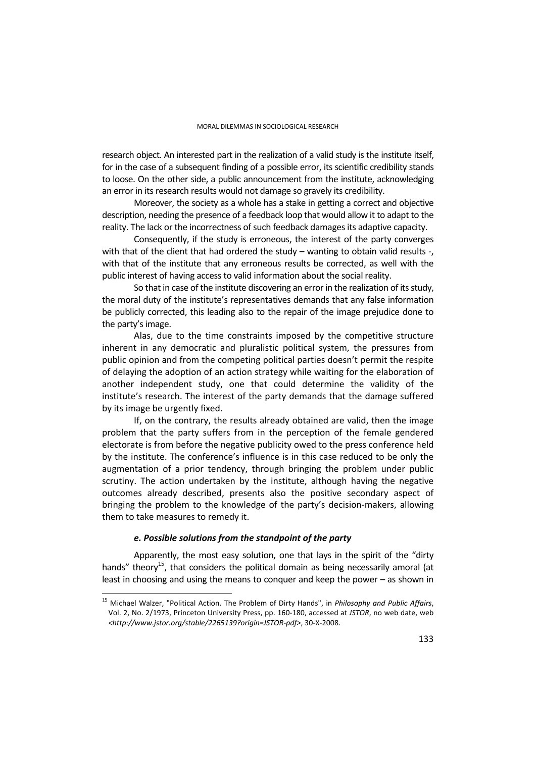research object. An interested part in the realization of a valid study is the institute itself, for in the case of a subsequent finding of a possible error, its scientific credibility stands to loose. On the other side, a public announcement from the institute, acknowledging an error in its research results would not damage so gravely its credibility.

Moreover, the society as a whole has a stake in getting a correct and objective description, needing the presence of a feedback loop that would allow it to adapt to the reality. The lack or the incorrectness of such feedback damages its adaptive capacity.

Consequently, if the study is erroneous, the interest of the party converges with that of the client that had ordered the study – wanting to obtain valid results -, with that of the institute that any erroneous results be corrected, as well with the public interest of having access to valid information about the social reality.

So that in case of the institute discovering an error in the realization of its study, the moral duty of the institute's representatives demands that any false information be publicly corrected, this leading also to the repair of the image prejudice done to the party's image.

Alas, due to the time constraints imposed by the competitive structure inherent in any democratic and pluralistic political system, the pressures from public opinion and from the competing political parties doesn't permit the respite of delaying the adoption of an action strategy while waiting for the elaboration of another independent study, one that could determine the validity of the institute's research. The interest of the party demands that the damage suffered by its image be urgently fixed.

If, on the contrary, the results already obtained are valid, then the image problem that the party suffers from in the perception of the female gendered electorate is from before the negative publicity owed to the press conference held by the institute. The conference's influence is in this case reduced to be only the augmentation of a prior tendency, through bringing the problem under public scrutiny. The action undertaken by the institute, although having the negative outcomes already described, presents also the positive secondary aspect of bringing the problem to the knowledge of the party's decision-makers, allowing them to take measures to remedy it.

### *e. Possible solutions from the standpoint of the party*

Apparently, the most easy solution, one that lays in the spirit of the "dirty hands" theory[15], that considers the political domain as being necessarily amoral (at least in choosing and using the means to conquer and keep the power – as shown in

[15] Michael Walzer, "Political Action. The Problem of Dirty Hands", in *Philosophy and Public Affairs*, Vol. 2, No. 2/1973, Princeton University Press, pp. 160-180, accessed at *JSTOR*, no web date, web <*http://www.jstor.org/stable/2265139?origin=JSTOR-pdf*>, 30-X-2008.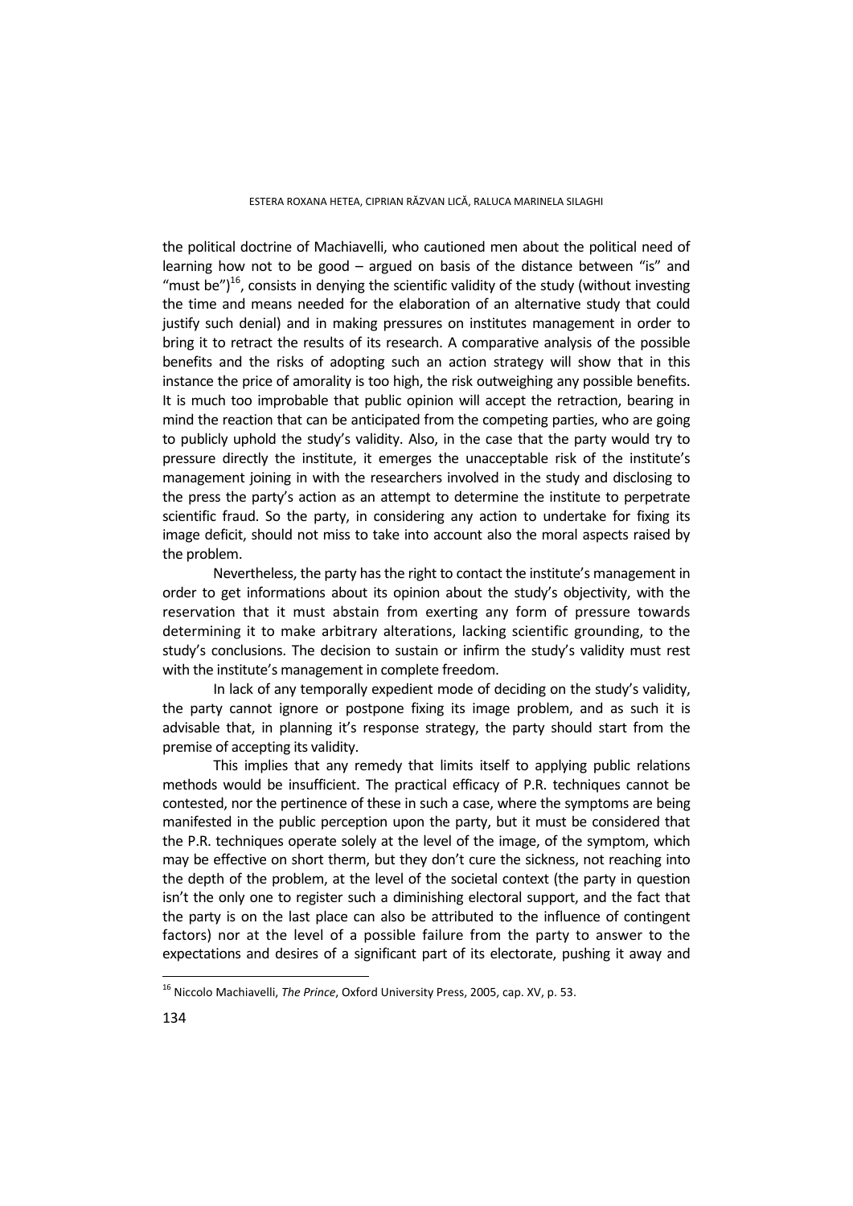the political doctrine of Machiavelli, who cautioned men about the political need of learning how not to be good – argued on basis of the distance between "is" and "must be")[16], consists in denying the scientific validity of the study (without investing the time and means needed for the elaboration of an alternative study that could justify such denial) and in making pressures on institutes management in order to bring it to retract the results of its research. A comparative analysis of the possible benefits and the risks of adopting such an action strategy will show that in this instance the price of amorality is too high, the risk outweighing any possible benefits. It is much too improbable that public opinion will accept the retraction, bearing in mind the reaction that can be anticipated from the competing parties, who are going to publicly uphold the study's validity. Also, in the case that the party would try to pressure directly the institute, it emerges the unacceptable risk of the institute's management joining in with the researchers involved in the study and disclosing to the press the party's action as an attempt to determine the institute to perpetrate scientific fraud. So the party, in considering any action to undertake for fixing its image deficit, should not miss to take into account also the moral aspects raised by the problem.

Nevertheless, the party has the right to contact the institute's management in order to get informations about its opinion about the study's objectivity, with the reservation that it must abstain from exerting any form of pressure towards determining it to make arbitrary alterations, lacking scientific grounding, to the study's conclusions. The decision to sustain or infirm the study's validity must rest with the institute's management in complete freedom.

In lack of any temporally expedient mode of deciding on the study's validity, the party cannot ignore or postpone fixing its image problem, and as such it is advisable that, in planning it's response strategy, the party should start from the premise of accepting its validity.

This implies that any remedy that limits itself to applying public relations methods would be insufficient. The practical efficacy of P.R. techniques cannot be contested, nor the pertinence of these in such a case, where the symptoms are being manifested in the public perception upon the party, but it must be considered that the P.R. techniques operate solely at the level of the image, of the symptom, which may be effective on short therm, but they don't cure the sickness, not reaching into the depth of the problem, at the level of the societal context (the party in question isn't the only one to register such a diminishing electoral support, and the fact that the party is on the last place can also be attributed to the influence of contingent factors) nor at the level of a possible failure from the party to answer to the expectations and desires of a significant part of its electorate, pushing it away and

---

[16] Niccolo Machiavelli, *The Prince*, Oxford University Press, 2005, cap. XV, p. 53.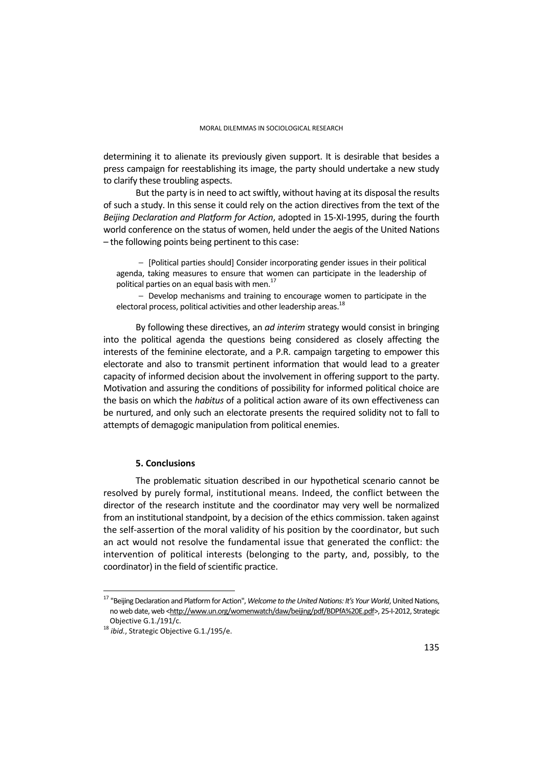determining it to alienate its previously given support. It is desirable that besides a press campaign for reestablishing its image, the party should undertake a new study to clarify these troubling aspects.

But the party is in need to act swiftly, without having at its disposal the results of such a study. In this sense it could rely on the action directives from the text of the *Beijing Declaration and Platform for Action*, adopted in 15-XI-1995, during the fourth world conference on the status of women, held under the aegis of the United Nations – the following points being pertinent to this case:

> – [Political parties should] Consider incorporating gender issues in their political agenda, taking measures to ensure that women can participate in the leadership of political parties on an equal basis with men.[17]
>
> – Develop mechanisms and training to encourage women to participate in the electoral process, political activities and other leadership areas.[18]

By following these directives, an *ad interim* strategy would consist in bringing into the political agenda the questions being considered as closely affecting the interests of the feminine electorate, and a P.R. campaign targeting to empower this electorate and also to transmit pertinent information that would lead to a greater capacity of informed decision about the involvement in offering support to the party. Motivation and assuring the conditions of possibility for informed political choice are the basis on which the *habitus* of a political action aware of its own effectiveness can be nurtured, and only such an electorate presents the required solidity not to fall to attempts of demagogic manipulation from political enemies.

### 5. Conclusions

The problematic situation described in our hypothetical scenario cannot be resolved by purely formal, institutional means. Indeed, the conflict between the director of the research institute and the coordinator may very well be normalized from an institutional standpoint, by a decision of the ethics commission. taken against the self-assertion of the moral validity of his position by the coordinator, but such an act would not resolve the fundamental issue that generated the conflict: the intervention of political interests (belonging to the party, and, possibly, to the coordinator) in the field of scientific practice.

---

[17] "Beijing Declaration and Platform for Action", *Welcome to the United Nations: It's Your World*, United Nations, no web date, web <http://www.un.org/womenwatch/daw/beijing/pdf/BDPfA%20E.pdf>, 25-I-2012, Strategic Objective G.1./191/c.

[18] *ibid.*, Strategic Objective G.1./195/e.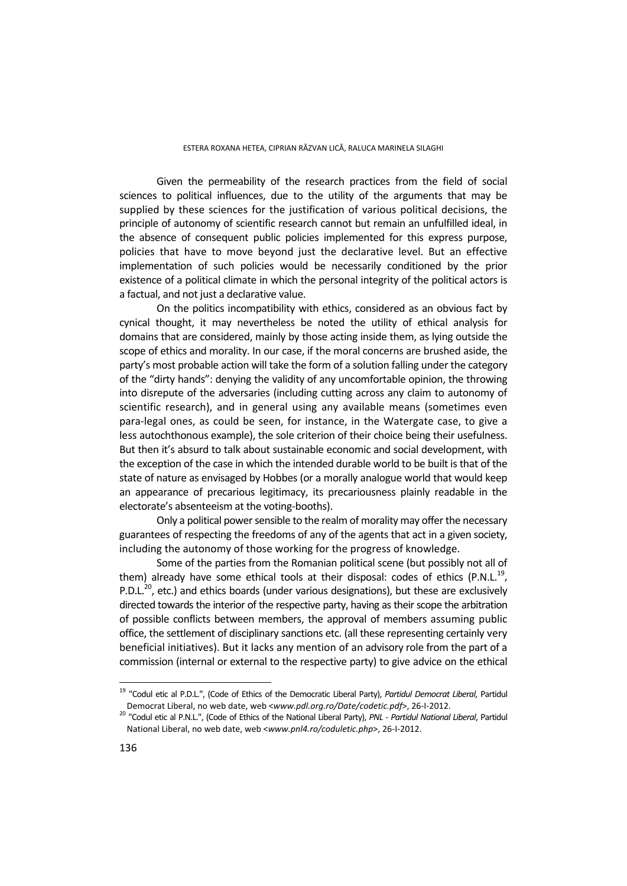Given the permeability of the research practices from the field of social sciences to political influences, due to the utility of the arguments that may be supplied by these sciences for the justification of various political decisions, the principle of autonomy of scientific research cannot but remain an unfulfilled ideal, in the absence of consequent public policies implemented for this express purpose, policies that have to move beyond just the declarative level. But an effective implementation of such policies would be necessarily conditioned by the prior existence of a political climate in which the personal integrity of the political actors is a factual, and not just a declarative value.

On the politics incompatibility with ethics, considered as an obvious fact by cynical thought, it may nevertheless be noted the utility of ethical analysis for domains that are considered, mainly by those acting inside them, as lying outside the scope of ethics and morality. In our case, if the moral concerns are brushed aside, the party's most probable action will take the form of a solution falling under the category of the "dirty hands": denying the validity of any uncomfortable opinion, the throwing into disrepute of the adversaries (including cutting across any claim to autonomy of scientific research), and in general using any available means (sometimes even para-legal ones, as could be seen, for instance, in the Watergate case, to give a less autochthonous example), the sole criterion of their choice being their usefulness. But then it's absurd to talk about sustainable economic and social development, with the exception of the case in which the intended durable world to be built is that of the state of nature as envisaged by Hobbes (or a morally analogue world that would keep an appearance of precarious legitimacy, its precariousness plainly readable in the electorate's absenteeism at the voting-booths).

Only a political power sensible to the realm of morality may offer the necessary guarantees of respecting the freedoms of any of the agents that act in a given society, including the autonomy of those working for the progress of knowledge.

Some of the parties from the Romanian political scene (but possibly not all of them) already have some ethical tools at their disposal: codes of ethics (P.N.L.[19], P.D.L.[20], etc.) and ethics boards (under various designations), but these are exclusively directed towards the interior of the respective party, having as their scope the arbitration of possible conflicts between members, the approval of members assuming public office, the settlement of disciplinary sanctions etc. (all these representing certainly very beneficial initiatives). But it lacks any mention of an advisory role from the part of a commission (internal or external to the respective party) to give advice on the ethical

---

[19] "Codul etic al P.D.L.", (Code of Ethics of the Democratic Liberal Party), *Partidul Democrat Liberal*, Partidul Democrat Liberal, no web date, web <*www.pdl.org.ro/Date/codetic.pdf*>, 26-I-2012.

[20] "Codul etic al P.N.L.", (Code of Ethics of the National Liberal Party), *PNL - Partidul National Liberal*, Partidul National Liberal, no web date, web <*www.pnl4.ro/coduletic.php*>, 26-I-2012.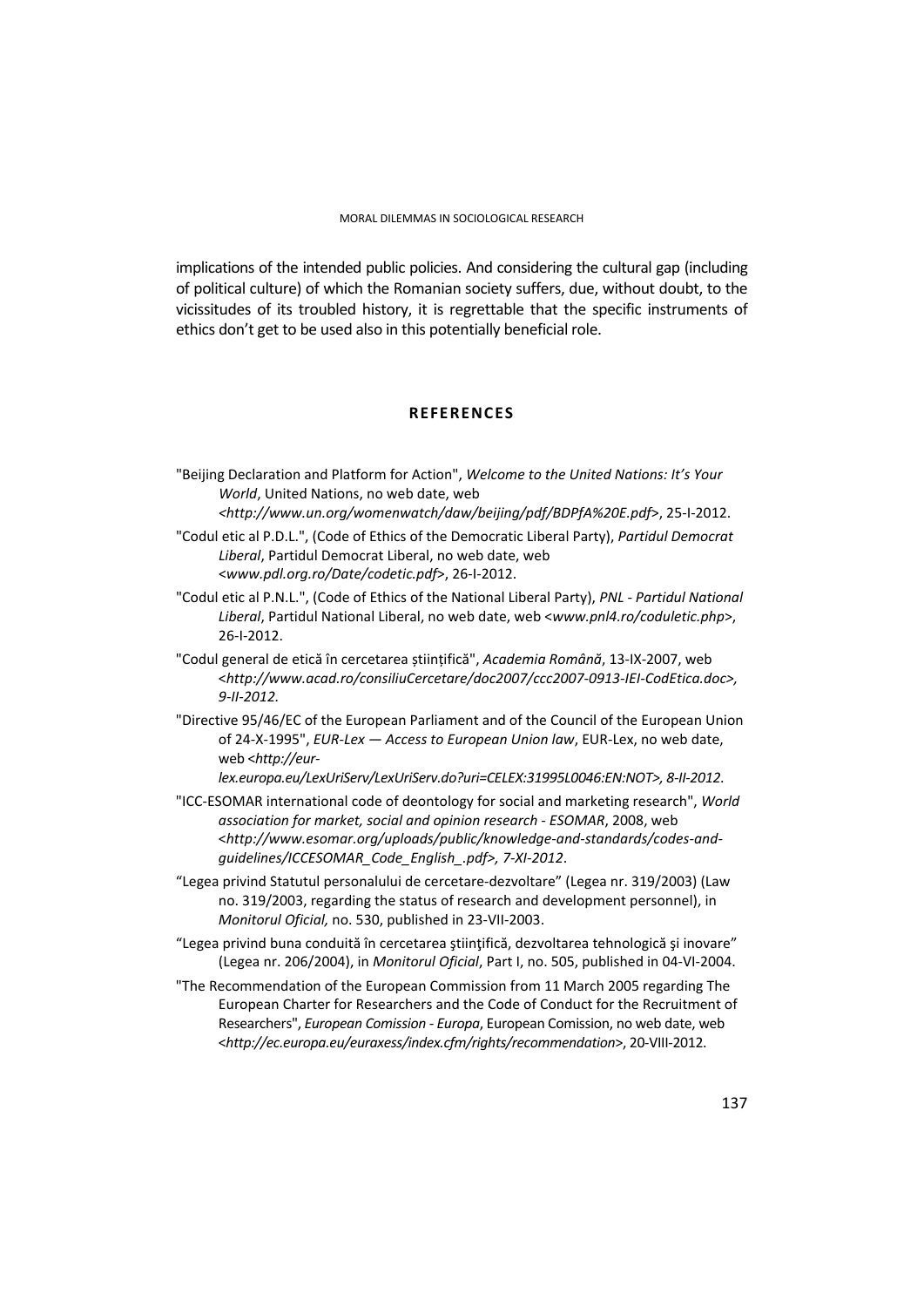implications of the intended public policies. And considering the cultural gap (including of political culture) of which the Romanian society suffers, due, without doubt, to the vicissitudes of its troubled history, it is regrettable that the specific instruments of ethics don't get to be used also in this potentially beneficial role.

## REFERENCES

"Beijing Declaration and Platform for Action", *Welcome to the United Nations: It's Your World*, United Nations, no web date, web <*http://www.un.org/womenwatch/daw/beijing/pdf/BDPfA%20E.pdf*>, 25-I-2012.

"Codul etic al P.D.L.", (Code of Ethics of the Democratic Liberal Party), *Partidul Democrat Liberal*, Partidul Democrat Liberal, no web date, web <*www.pdl.org.ro/Date/codetic.pdf*>, 26-I-2012.

"Codul etic al P.N.L.", (Code of Ethics of the National Liberal Party), *PNL - Partidul National Liberal*, Partidul National Liberal, no web date, web <*www.pnl4.ro/coduletic.php*>, 26-I-2012.

"Codul general de etică în cercetarea științifică", *Academia Română*, 13-IX-2007, web <*http://www.acad.ro/consiliuCercetare/doc2007/ccc2007-0913-IEI-CodEtica.doc>, 9-II-2012.*

"Directive 95/46/EC of the European Parliament and of the Council of the European Union of 24-X-1995", *EUR-Lex — Access to European Union law*, EUR-Lex, no web date, web <*http://eur-lex.europa.eu/LexUriServ/LexUriServ.do?uri=CELEX:31995L0046:EN:NOT>, 8-II-2012*.

"ICC-ESOMAR international code of deontology for social and marketing research", *World association for market, social and opinion research - ESOMAR*, 2008, web <*http://www.esomar.org/uploads/public/knowledge-and-standards/codes-and-guidelines/ICCESOMAR_Code_English_.pdf>, 7-XI-2012*.

"Legea privind Statutul personalului de cercetare-dezvoltare" (Legea nr. 319/2003) (Law no. 319/2003, regarding the status of research and development personnel), in *Monitorul Oficial,* no. 530, published in 23-VII-2003.

"Legea privind buna conduită în cercetarea ştiinţifică, dezvoltarea tehnologică şi inovare" (Legea nr. 206/2004), in *Monitorul Oficial*, Part I, no. 505, published in 04-VI-2004.

"The Recommendation of the European Commission from 11 March 2005 regarding The European Charter for Researchers and the Code of Conduct for the Recruitment of Researchers", *European Comission - Europa*, European Comission, no web date, web <*http://ec.europa.eu/euraxess/index.cfm/rights/recommendation*>, 20-VIII-2012.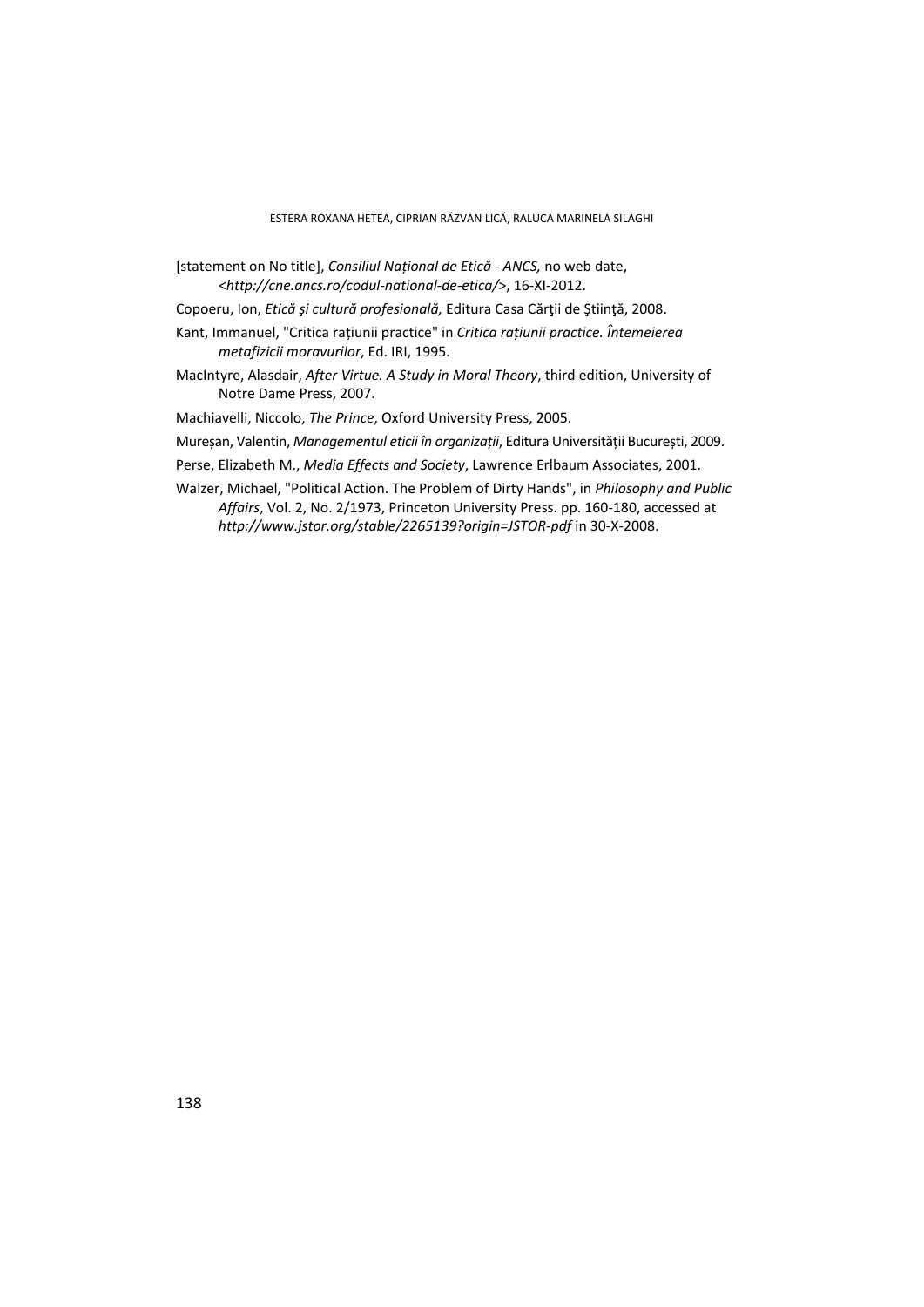[statement on No title], *Consiliul Național de Etică - ANCS,* no web date, <*http://cne.ancs.ro/codul-national-de-etica/*>, 16-XI-2012.

Copoeru, Ion, *Etică şi cultură profesională,* Editura Casa Cărţii de Ştiinţă, 2008.

Kant, Immanuel, "Critica rațiunii practice" in *Critica rațiunii practice. Întemeierea metafizicii moravurilor*, Ed. IRI, 1995.

MacIntyre, Alasdair, *After Virtue. A Study in Moral Theory*, third edition, University of Notre Dame Press, 2007.

Machiavelli, Niccolo, *The Prince*, Oxford University Press, 2005.

Mureșan, Valentin, *Managementul eticii în organizații*, Editura Universității București, 2009.

Perse, Elizabeth M., *Media Effects and Society*, Lawrence Erlbaum Associates, 2001.

Walzer, Michael, "Political Action. The Problem of Dirty Hands", in *Philosophy and Public Affairs*, Vol. 2, No. 2/1973, Princeton University Press. pp. 160-180, accessed at *http://www.jstor.org/stable/2265139?origin=JSTOR-pdf* in 30-X-2008.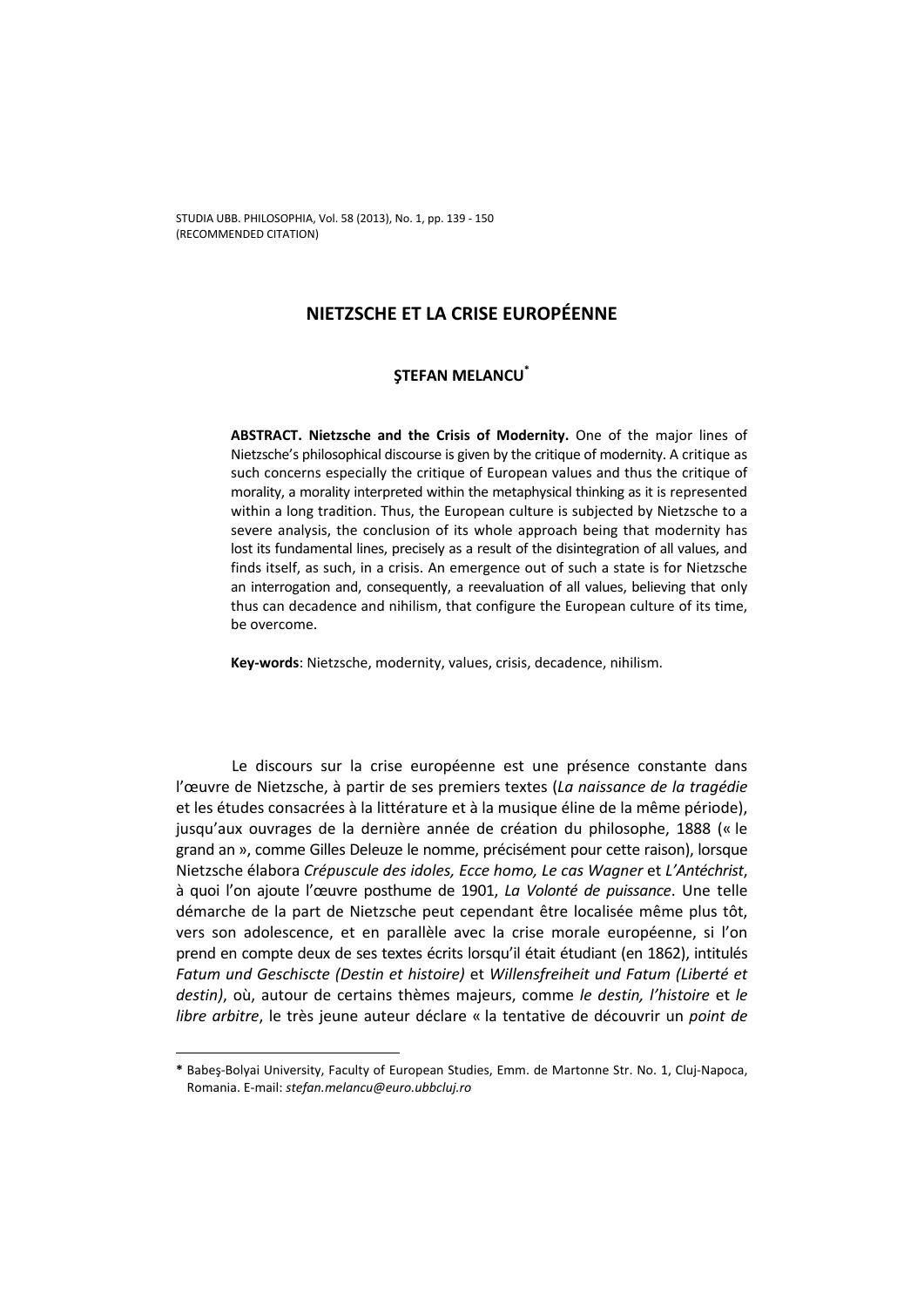# NIETZSCHE ET LA CRISE EUROPÉENNE

**ŞTEFAN MELANCU***

**ABSTRACT. Nietzsche and the Crisis of Modernity.** One of the major lines of Nietzsche's philosophical discourse is given by the critique of modernity. A critique as such concerns especially the critique of European values and thus the critique of morality, a morality interpreted within the metaphysical thinking as it is represented within a long tradition. Thus, the European culture is subjected by Nietzsche to a severe analysis, the conclusion of its whole approach being that modernity has lost its fundamental lines, precisely as a result of the disintegration of all values, and finds itself, as such, in a crisis. An emergence out of such a state is for Nietzsche an interrogation and, consequently, a reevaluation of all values, believing that only thus can decadence and nihilism, that configure the European culture of its time, be overcome.

**Key-words**: Nietzsche, modernity, values, crisis, decadence, nihilism.

Le discours sur la crise européenne est une présence constante dans l'œuvre de Nietzsche, à partir de ses premiers textes (*La naissance de la tragédie* et les études consacrées à la littérature et à la musique éline de la même période), jusqu'aux ouvrages de la dernière année de création du philosophe, 1888 (« le grand an », comme Gilles Deleuze le nomme, précisément pour cette raison), lorsque Nietzsche élabora *Crépuscule des idoles, Ecce homo, Le cas Wagner* et *L'Antéchrist*, à quoi l'on ajoute l'œuvre posthume de 1901, *La Volonté de puissance*. Une telle démarche de la part de Nietzsche peut cependant être localisée même plus tôt, vers son adolescence, et en parallèle avec la crise morale européenne, si l'on prend en compte deux de ses textes écrits lorsqu'il était étudiant (en 1862), intitulés *Fatum und Geschiscte (Destin et histoire)* et *Willensfreiheit und Fatum (Liberté et destin)*, où, autour de certains thèmes majeurs, comme *le destin, l'histoire* et *le libre arbitre*, le très jeune auteur déclare « la tentative de découvrir un *point de*

---

\* Babeş-Bolyai University, Faculty of European Studies, Emm. de Martonne Str. No. 1, Cluj-Napoca, Romania. E-mail: *stefan.melancu@euro.ubbcluj.ro*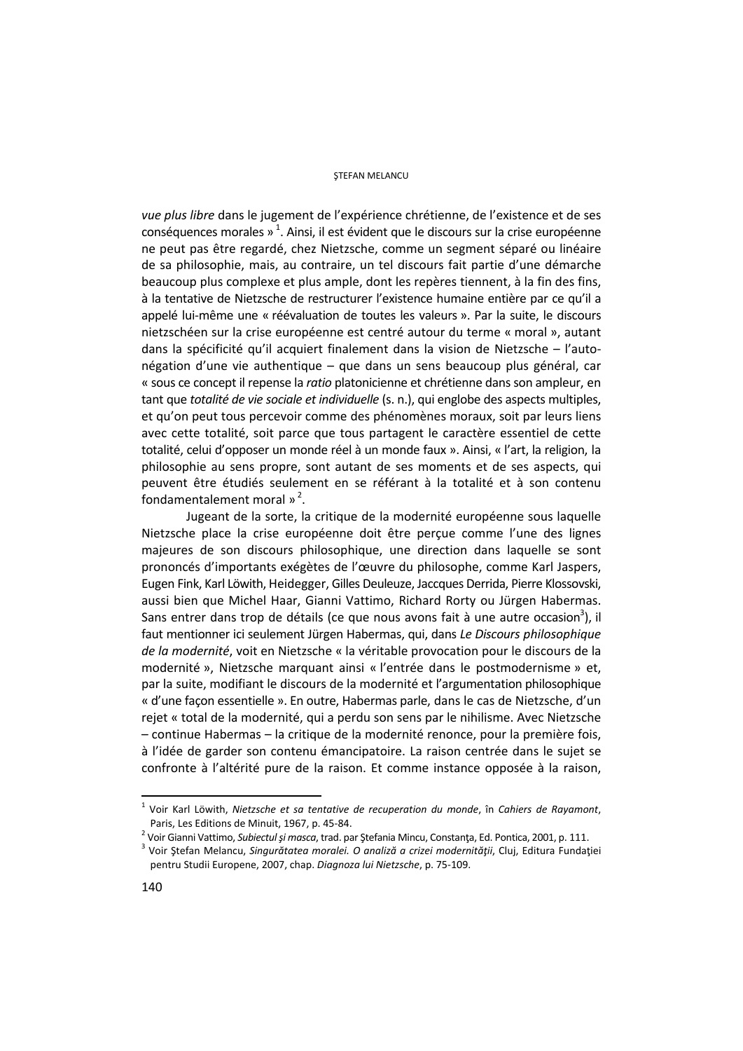*vue plus libre* dans le jugement de l'expérience chrétienne, de l'existence et de ses conséquences morales »[1]. Ainsi, il est évident que le discours sur la crise européenne ne peut pas être regardé, chez Nietzsche, comme un segment séparé ou linéaire de sa philosophie, mais, au contraire, un tel discours fait partie d'une démarche beaucoup plus complexe et plus ample, dont les repères tiennent, à la fin des fins, à la tentative de Nietzsche de restructurer l'existence humaine entière par ce qu'il a appelé lui-même une « réévaluation de toutes les valeurs ». Par la suite, le discours nietzschéen sur la crise européenne est centré autour du terme « moral », autant dans la spécificité qu'il acquiert finalement dans la vision de Nietzsche – l'auto-négation d'une vie authentique – que dans un sens beaucoup plus général, car « sous ce concept il repense la *ratio* platonicienne et chrétienne dans son ampleur, en tant que *totalité de vie sociale et individuelle* (s. n.), qui englobe des aspects multiples, et qu'on peut tous percevoir comme des phénomènes moraux, soit par leurs liens avec cette totalité, soit parce que tous partagent le caractère essentiel de cette totalité, celui d'opposer un monde réel à un monde faux ». Ainsi, « l'art, la religion, la philosophie au sens propre, sont autant de ses moments et de ses aspects, qui peuvent être étudiés seulement en se référant à la totalité et à son contenu fondamentalement moral »[2].

Jugeant de la sorte, la critique de la modernité européenne sous laquelle Nietzsche place la crise européenne doit être perçue comme l'une des lignes majeures de son discours philosophique, une direction dans laquelle se sont prononcés d'importants exégètes de l'œuvre du philosophe, comme Karl Jaspers, Eugen Fink, Karl Löwith, Heidegger, Gilles Deuleuze, Jaccques Derrida, Pierre Klossovski, aussi bien que Michel Haar, Gianni Vattimo, Richard Rorty ou Jürgen Habermas. Sans entrer dans trop de détails (ce que nous avons fait à une autre occasion[3]), il faut mentionner ici seulement Jürgen Habermas, qui, dans *Le Discours philosophique de la modernité*, voit en Nietzsche « la véritable provocation pour le discours de la modernité », Nietzsche marquant ainsi « l'entrée dans le postmodernisme » et, par la suite, modifiant le discours de la modernité et l'argumentation philosophique « d'une façon essentielle ». En outre, Habermas parle, dans le cas de Nietzsche, d'un rejet « total de la modernité, qui a perdu son sens par le nihilisme. Avec Nietzsche – continue Habermas – la critique de la modernité renonce, pour la première fois, à l'idée de garder son contenu émancipatoire. La raison centrée dans le sujet se confronte à l'altérité pure de la raison. Et comme instance opposée à la raison,

---

[1] Voir Karl Löwith, *Nietzsche et sa tentative de recuperation du monde*, în *Cahiers de Rayamont*, Paris, Les Editions de Minuit, 1967, p. 45-84.

[2] Voir Gianni Vattimo, *Subiectul şi masca*, trad. par Ştefania Mincu, Constanţa, Ed. Pontica, 2001, p. 111.

[3] Voir Ştefan Melancu, *Singurătatea moralei. O analiză a crizei modernităţii*, Cluj, Editura Fundaţiei pentru Studii Europene, 2007, chap. *Diagnoza lui Nietzsche*, p. 75-109.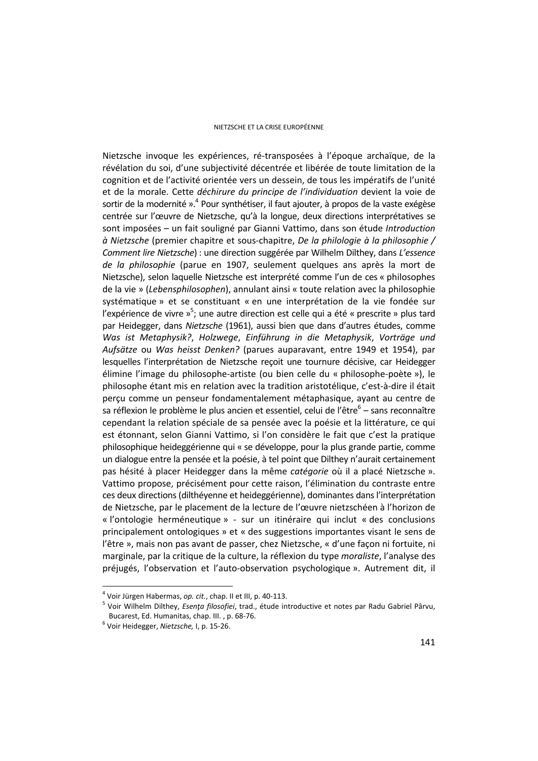Nietzsche invoque les expériences, ré-transposées à l'époque archaïque, de la révélation du soi, d'une subjectivité décentrée et libérée de toute limitation de la cognition et de l'activité orientée vers un dessein, de tous les impératifs de l'unité et de la morale. Cette *déchirure du principe de l'individuation* devient la voie de sortir de la modernité ».[4] Pour synthétiser, il faut ajouter, à propos de la vaste exégèse centrée sur l'œuvre de Nietzsche, qu'à la longue, deux directions interprétatives se sont imposées – un fait souligné par Gianni Vattimo, dans son étude *Introduction à Nietzsche* (premier chapitre et sous-chapitre, *De la philologie à la philosophie / Comment lire Nietzsche*) : une direction suggérée par Wilhelm Dilthey, dans *L'essence de la philosophie* (parue en 1907, seulement quelques ans après la mort de Nietzsche), selon laquelle Nietzsche est interprété comme l'un de ces « philosophes de la vie » (*Lebensphilosophen*), annulant ainsi « toute relation avec la philosophie systématique » et se constituant « en une interprétation de la vie fondée sur l'expérience de vivre »[5]; une autre direction est celle qui a été « prescrite » plus tard par Heidegger, dans *Nietzsche* (1961), aussi bien que dans d'autres études, comme *Was ist Metaphysik?*, *Holzwege*, *Einführung in die Metaphysik*, *Vorträge und Aufsätze* ou *Was heisst Denken?* (parues auparavant, entre 1949 et 1954), par lesquelles l'interprétation de Nietzsche reçoit une tournure décisive, car Heidegger élimine l'image du philosophe-artiste (ou bien celle du « philosophe-poète »), le philosophe étant mis en relation avec la tradition aristotélique, c'est-à-dire il était perçu comme un penseur fondamentalement métaphasique, ayant au centre de sa réflexion le problème le plus ancien et essentiel, celui de l'être[6] – sans reconnaître cependant la relation spéciale de sa pensée avec la poésie et la littérature, ce qui est étonnant, selon Gianni Vattimo, si l'on considère le fait que c'est la pratique philosophique heideggérienne qui « se développe, pour la plus grande partie, comme un dialogue entre la pensée et la poésie, à tel point que Dilthey n'aurait certainement pas hésité à placer Heidegger dans la même *catégorie* où il a placé Nietzsche ». Vattimo propose, précisément pour cette raison, l'élimination du contraste entre ces deux directions (dilthéyenne et heideggérienne), dominantes dans l'interprétation de Nietzsche, par le placement de la lecture de l'œuvre nietzschéen à l'horizon de « l'ontologie herméneutique » - sur un itinéraire qui inclut « des conclusions principalement ontologiques » et « des suggestions importantes visant le sens de l'être », mais non pas avant de passer, chez Nietzsche, « d'une façon ni fortuite, ni marginale, par la critique de la culture, la réflexion du type *moraliste*, l'analyse des préjugés, l'observation et l'auto-observation psychologique ». Autrement dit, il

---

[4] Voir Jürgen Habermas, *op. cit.*, chap. II et III, p. 40-113.

[5] Voir Wilhelm Dilthey, *Esenţa filosofiei*, trad., étude introductive et notes par Radu Gabriel Pârvu, Bucarest, Ed. Humanitas, chap. III. , p. 68-76.

[6] Voir Heidegger, *Nietzsche,* I, p. 15-26.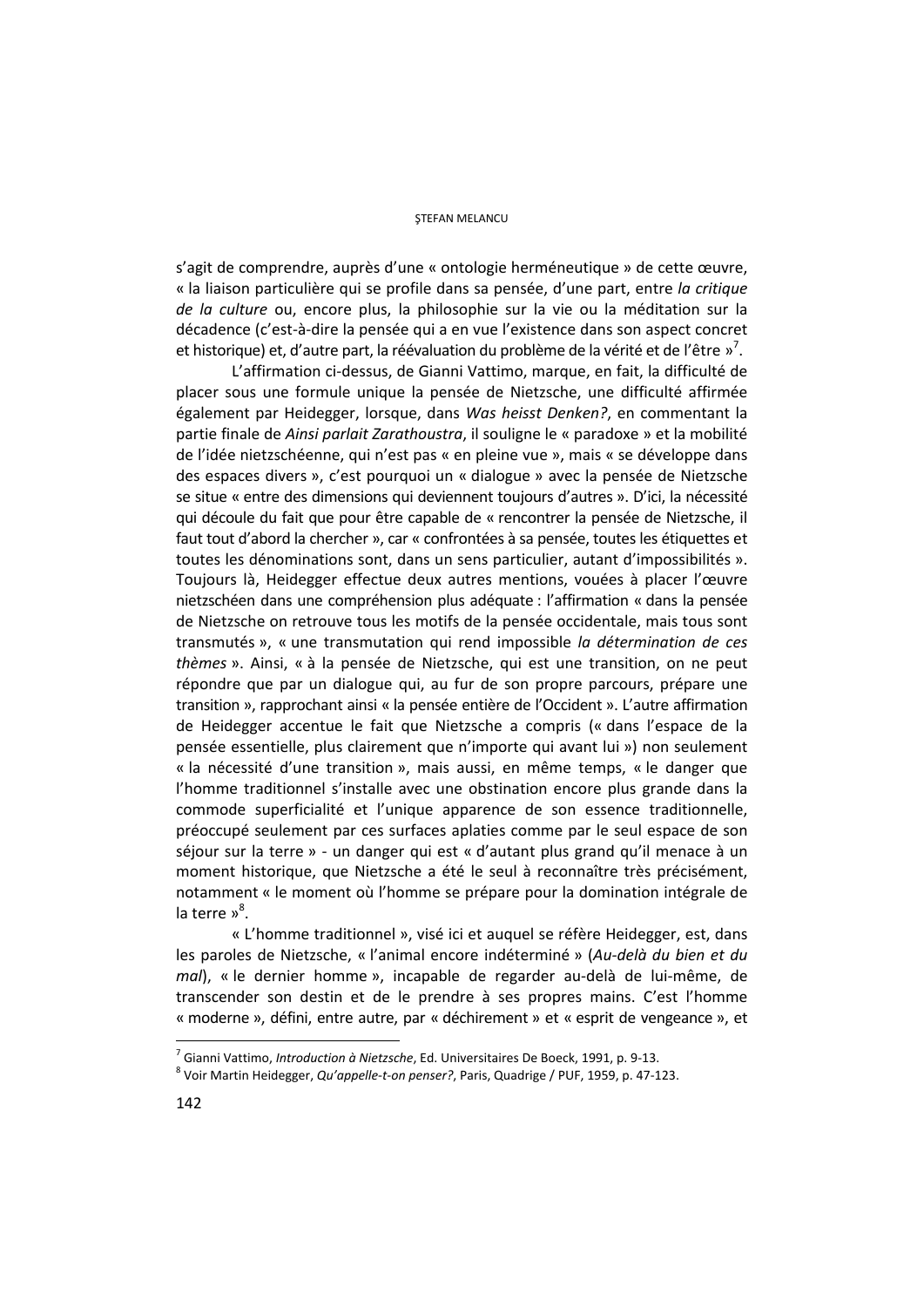s'agit de comprendre, auprès d'une « ontologie herméneutique » de cette œuvre, « la liaison particulière qui se profile dans sa pensée, d'une part, entre *la critique de la culture* ou, encore plus, la philosophie sur la vie ou la méditation sur la décadence (c'est-à-dire la pensée qui a en vue l'existence dans son aspect concret et historique) et, d'autre part, la réévaluation du problème de la vérité et de l'être »[7].

L'affirmation ci-dessus, de Gianni Vattimo, marque, en fait, la difficulté de placer sous une formule unique la pensée de Nietzsche, une difficulté affirmée également par Heidegger, lorsque, dans *Was heisst Denken?*, en commentant la partie finale de *Ainsi parlait Zarathoustra*, il souligne le « paradoxe » et la mobilité de l'idée nietzschéenne, qui n'est pas « en pleine vue », mais « se développe dans des espaces divers », c'est pourquoi un « dialogue » avec la pensée de Nietzsche se situe « entre des dimensions qui deviennent toujours d'autres ». D'ici, la nécessité qui découle du fait que pour être capable de « rencontrer la pensée de Nietzsche, il faut tout d'abord la chercher », car « confrontées à sa pensée, toutes les étiquettes et toutes les dénominations sont, dans un sens particulier, autant d'impossibilités ». Toujours là, Heidegger effectue deux autres mentions, vouées à placer l'œuvre nietzschéen dans une compréhension plus adéquate : l'affirmation « dans la pensée de Nietzsche on retrouve tous les motifs de la pensée occidentale, mais tous sont transmutés », « une transmutation qui rend impossible *la détermination de ces thèmes* ». Ainsi, « à la pensée de Nietzsche, qui est une transition, on ne peut répondre que par un dialogue qui, au fur de son propre parcours, prépare une transition », rapprochant ainsi « la pensée entière de l'Occident ». L'autre affirmation de Heidegger accentue le fait que Nietzsche a compris (« dans l'espace de la pensée essentielle, plus clairement que n'importe qui avant lui ») non seulement « la nécessité d'une transition », mais aussi, en même temps, « le danger que l'homme traditionnel s'installe avec une obstination encore plus grande dans la commode superficialité et l'unique apparence de son essence traditionnelle, préoccupé seulement par ces surfaces aplaties comme par le seul espace de son séjour sur la terre » - un danger qui est « d'autant plus grand qu'il menace à un moment historique, que Nietzsche a été le seul à reconnaître très précisément, notamment « le moment où l'homme se prépare pour la domination intégrale de la terre »[8].

« L'homme traditionnel », visé ici et auquel se réfère Heidegger, est, dans les paroles de Nietzsche, « l'animal encore indéterminé » (*Au-delà du bien et du mal*), « le dernier homme », incapable de regarder au-delà de lui-même, de transcender son destin et de le prendre à ses propres mains. C'est l'homme « moderne », défini, entre autre, par « déchirement » et « esprit de vengeance », et

---

[7] Gianni Vattimo, *Introduction à Nietzsche*, Ed. Universitaires De Boeck, 1991, p. 9-13.

[8] Voir Martin Heidegger, *Qu'appelle-t-on penser?*, Paris, Quadrige / PUF, 1959, p. 47-123.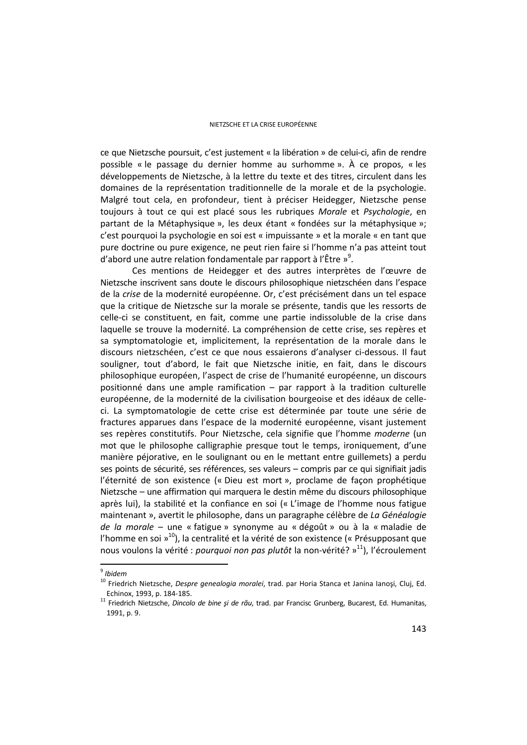ce que Nietzsche poursuit, c'est justement « la libération » de celui-ci, afin de rendre possible « le passage du dernier homme au surhomme ». À ce propos, « les développements de Nietzsche, à la lettre du texte et des titres, circulent dans les domaines de la représentation traditionnelle de la morale et de la psychologie. Malgré tout cela, en profondeur, tient à préciser Heidegger, Nietzsche pense toujours à tout ce qui est placé sous les rubriques *Morale* et *Psychologie*, en partant de la Métaphysique », les deux étant « fondées sur la métaphysique »; c'est pourquoi la psychologie en soi est « impuissante » et la morale « en tant que pure doctrine ou pure exigence, ne peut rien faire si l'homme n'a pas atteint tout d'abord une autre relation fondamentale par rapport à l'Être »[9].

Ces mentions de Heidegger et des autres interprètes de l'œuvre de Nietzsche inscrivent sans doute le discours philosophique nietzschéen dans l'espace de la *crise* de la modernité européenne. Or, c'est précisément dans un tel espace que la critique de Nietzsche sur la morale se présente, tandis que les ressorts de celle-ci se constituent, en fait, comme une partie indissoluble de la crise dans laquelle se trouve la modernité. La compréhension de cette crise, ses repères et sa symptomatologie et, implicitement, la représentation de la morale dans le discours nietzschéen, c'est ce que nous essaierons d'analyser ci-dessous. Il faut souligner, tout d'abord, le fait que Nietzsche initie, en fait, dans le discours philosophique européen, l'aspect de crise de l'humanité européenne, un discours positionné dans une ample ramification – par rapport à la tradition culturelle européenne, de la modernité de la civilisation bourgeoise et des idéaux de celle-ci. La symptomatologie de cette crise est déterminée par toute une série de fractures apparues dans l'espace de la modernité européenne, visant justement ses repères constitutifs. Pour Nietzsche, cela signifie que l'homme *moderne* (un mot que le philosophe calligraphie presque tout le temps, ironiquement, d'une manière péjorative, en le soulignant ou en le mettant entre guillemets) a perdu ses points de sécurité, ses références, ses valeurs – compris par ce qui signifiait jadis l'éternité de son existence (« Dieu est mort », proclame de façon prophétique Nietzsche – une affirmation qui marquera le destin même du discours philosophique après lui), la stabilité et la confiance en soi (« L'image de l'homme nous fatigue maintenant », avertit le philosophe, dans un paragraphe célèbre de *La Généalogie de la morale* – une « fatigue » synonyme au « dégoût » ou à la « maladie de l'homme en soi »[10]), la centralité et la vérité de son existence (« Présupposant que nous voulons la vérité : *pourquoi non pas plutôt* la non-vérité? »[11]), l'écroulement

---

[9] *Ibidem*

[10] Friedrich Nietzsche, *Despre genealogia moralei*, trad. par Horia Stanca et Janina Ianoşi, Cluj, Ed. Echinox, 1993, p. 184-185.

[11] Friedrich Nietzsche, *Dincolo de bine şi de rău*, trad. par Francisc Grunberg, Bucarest, Ed. Humanitas, 1991, p. 9.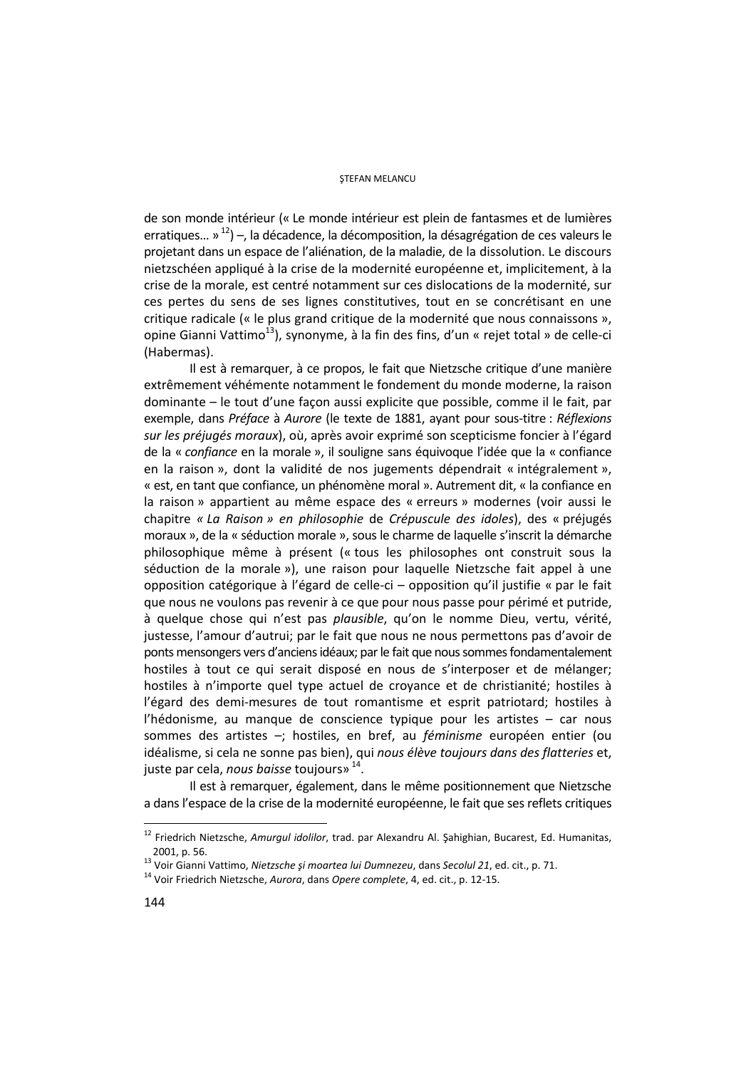de son monde intérieur (« Le monde intérieur est plein de fantasmes et de lumières erratiques… » [12]) –, la décadence, la décomposition, la désagrégation de ces valeurs le projetant dans un espace de l'aliénation, de la maladie, de la dissolution. Le discours nietzschéen appliqué à la crise de la modernité européenne et, implicitement, à la crise de la morale, est centré notamment sur ces dislocations de la modernité, sur ces pertes du sens de ses lignes constitutives, tout en se concrétisant en une critique radicale (« le plus grand critique de la modernité que nous connaissons », opine Gianni Vattimo[13]), synonyme, à la fin des fins, d'un « rejet total » de celle-ci (Habermas).

Il est à remarquer, à ce propos, le fait que Nietzsche critique d'une manière extrêmement véhémente notamment le fondement du monde moderne, la raison dominante – le tout d'une façon aussi explicite que possible, comme il le fait, par exemple, dans *Préface* à *Aurore* (le texte de 1881, ayant pour sous-titre : *Réflexions sur les préjugés moraux*), où, après avoir exprimé son scepticisme foncier à l'égard de la « *confiance* en la morale », il souligne sans équivoque l'idée que la « confiance en la raison », dont la validité de nos jugements dépendrait « intégralement », « est, en tant que confiance, un phénomène moral ». Autrement dit, « la confiance en la raison » appartient au même espace des « erreurs » modernes (voir aussi le chapitre *« La Raison » en philosophie* de *Crépuscule des idoles*), des « préjugés moraux », de la « séduction morale », sous le charme de laquelle s'inscrit la démarche philosophique même à présent (« tous les philosophes ont construit sous la séduction de la morale »), une raison pour laquelle Nietzsche fait appel à une opposition catégorique à l'égard de celle-ci – opposition qu'il justifie « par le fait que nous ne voulons pas revenir à ce que pour nous passe pour périmé et putride, à quelque chose qui n'est pas *plausible*, qu'on le nomme Dieu, vertu, vérité, justesse, l'amour d'autrui; par le fait que nous ne nous permettons pas d'avoir de ponts mensongers vers d'anciens idéaux; par le fait que nous sommes fondamentalement hostiles à tout ce qui serait disposé en nous de s'interposer et de mélanger; hostiles à n'importe quel type actuel de croyance et de christianité; hostiles à l'égard des demi-mesures de tout romantisme et esprit patriotard; hostiles à l'hédonisme, au manque de conscience typique pour les artistes – car nous sommes des artistes –; hostiles, en bref, au *féminisme* européen entier (ou idéalisme, si cela ne sonne pas bien), qui *nous élève toujours dans des flatteries* et, juste par cela, *nous baisse* toujours» [14].

Il est à remarquer, également, dans le même positionnement que Nietzsche a dans l'espace de la crise de la modernité européenne, le fait que ses reflets critiques

---

[12] Friedrich Nietzsche, *Amurgul idolilor*, trad. par Alexandru Al. Şahighian, Bucarest, Ed. Humanitas, 2001, p. 56.

[13] Voir Gianni Vattimo, *Nietzsche şi moartea lui Dumnezeu*, dans *Secolul 21*, ed. cit., p. 71.

[14] Voir Friedrich Nietzsche, *Aurora*, dans *Opere complete*, 4, ed. cit., p. 12-15.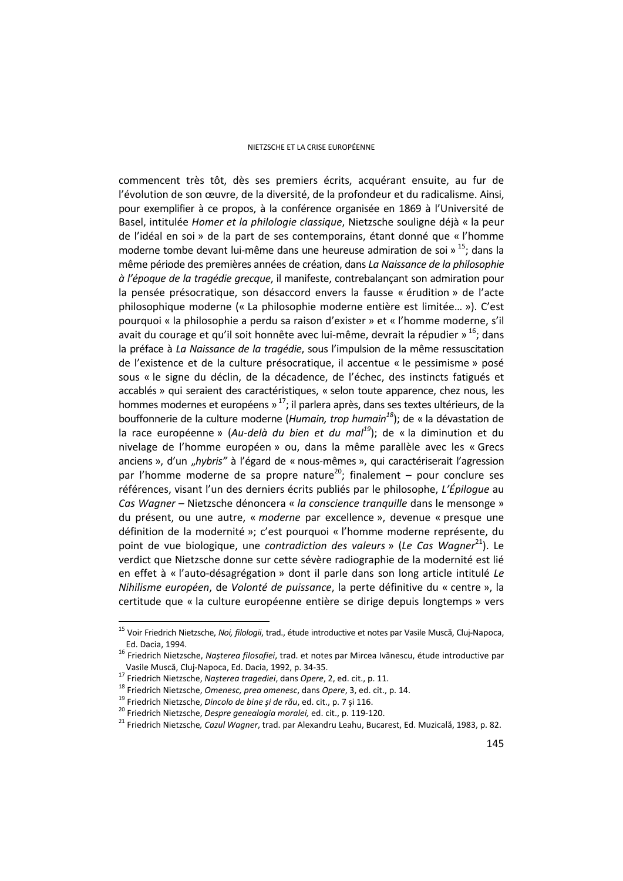commencent très tôt, dès ses premiers écrits, acquérant ensuite, au fur de l'évolution de son œuvre, de la diversité, de la profondeur et du radicalisme. Ainsi, pour exemplifier à ce propos, à la conférence organisée en 1869 à l'Université de Basel, intitulée *Homer et la philologie classique*, Nietzsche souligne déjà « la peur de l'idéal en soi » de la part de ses contemporains, étant donné que « l'homme moderne tombe devant lui-même dans une heureuse admiration de soi » [15]; dans la même période des premières années de création, dans *La Naissance de la philosophie à l'époque de la tragédie grecque*, il manifeste, contrebalançant son admiration pour la pensée présocratique, son désaccord envers la fausse « érudition » de l'acte philosophique moderne (« La philosophie moderne entière est limitée… »). C'est pourquoi « la philosophie a perdu sa raison d'exister » et « l'homme moderne, s'il avait du courage et qu'il soit honnête avec lui-même, devrait la répudier » [16]; dans la préface à *La Naissance de la tragédie*, sous l'impulsion de la même ressuscitation de l'existence et de la culture présocratique, il accentue « le pessimisme » posé sous « le signe du déclin, de la décadence, de l'échec, des instincts fatigués et accablés » qui seraient des caractéristiques, « selon toute apparence, chez nous, les hommes modernes et européens » [17]; il parlera après, dans ses textes ultérieurs, de la bouffonnerie de la culture moderne (*Humain, trop humain*[18]); de « la dévastation de la race européenne » (*Au-delà du bien et du mal*[19]); de « la diminution et du nivelage de l'homme européen » ou, dans la même parallèle avec les « Grecs anciens », d'un *„hybris"* à l'égard de « nous-mêmes », qui caractériserait l'agression par l'homme moderne de sa propre nature[20]; finalement – pour conclure ses références, visant l'un des derniers écrits publiés par le philosophe, *L'Épilogue* au *Cas Wagner* – Nietzsche dénoncera « *la conscience tranquille* dans le mensonge » du présent, ou une autre, « *moderne* par excellence », devenue « presque une définition de la modernité »; c'est pourquoi « l'homme moderne représente, du point de vue biologique, une *contradiction des valeurs* » (*Le Cas Wagner*[21]). Le verdict que Nietzsche donne sur cette sévère radiographie de la modernité est lié en effet à « l'auto-désagrégation » dont il parle dans son long article intitulé *Le Nihilisme européen*, de *Volonté de puissance*, la perte définitive du « centre », la certitude que « la culture européenne entière se dirige depuis longtemps » vers

---

[15] Voir Friedrich Nietzsche, *Noi, filologii*, trad., étude introductive et notes par Vasile Muscă, Cluj-Napoca, Ed. Dacia, 1994.

[16] Friedrich Nietzsche, *Naşterea filosofiei*, trad. et notes par Mircea Ivănescu, étude introductive par Vasile Muscă, Cluj-Napoca, Ed. Dacia, 1992, p. 34-35.

[17] Friedrich Nietzsche, *Naşterea tragediei*, dans *Opere*, 2, ed. cit., p. 11.

[18] Friedrich Nietzsche, *Omenesc, prea omenesc*, dans *Opere*, 3, ed. cit., p. 14.

[19] Friedrich Nietzsche, *Dincolo de bine şi de rău*, ed. cit., p. 7 şi 116.

[20] Friedrich Nietzsche, *Despre genealogia moralei,* ed. cit., p. 119-120.

[21] Friedrich Nietzsche*, Cazul Wagner*, trad. par Alexandru Leahu, Bucarest, Ed. Muzicală, 1983, p. 82.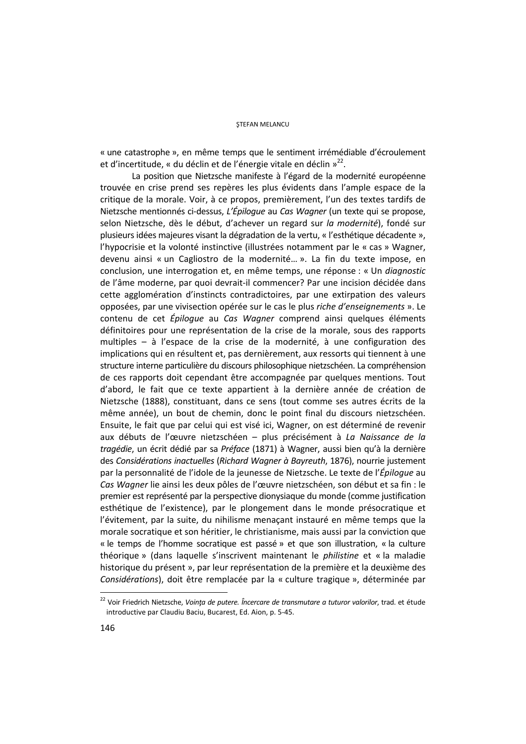« une catastrophe », en même temps que le sentiment irrémédiable d'écroulement et d'incertitude, « du déclin et de l'énergie vitale en déclin »[22].

La position que Nietzsche manifeste à l'égard de la modernité européenne trouvée en crise prend ses repères les plus évidents dans l'ample espace de la critique de la morale. Voir, à ce propos, premièrement, l'un des textes tardifs de Nietzsche mentionnés ci-dessus, *L'Épilogue* au *Cas Wagner* (un texte qui se propose, selon Nietzsche, dès le début, d'achever un regard sur *la modernité*), fondé sur plusieurs idées majeures visant la dégradation de la vertu, « l'esthétique décadente », l'hypocrisie et la volonté instinctive (illustrées notamment par le « cas » Wagner, devenu ainsi « un Cagliostro de la modernité… ». La fin du texte impose, en conclusion, une interrogation et, en même temps, une réponse : « Un *diagnostic* de l'âme moderne, par quoi devrait-il commencer? Par une incision décidée dans cette agglomération d'instincts contradictoires, par une extirpation des valeurs opposées, par une vivisection opérée sur le cas le plus *riche d'enseignements* ». Le contenu de cet *Épilogue* au *Cas Wagner* comprend ainsi quelques éléments définitoires pour une représentation de la crise de la morale, sous des rapports multiples – à l'espace de la crise de la modernité, à une configuration des implications qui en résultent et, pas dernièrement, aux ressorts qui tiennent à une structure interne particulière du discours philosophique nietzschéen. La compréhension de ces rapports doit cependant être accompagnée par quelques mentions. Tout d'abord, le fait que ce texte appartient à la dernière année de création de Nietzsche (1888), constituant, dans ce sens (tout comme ses autres écrits de la même année), un bout de chemin, donc le point final du discours nietzschéen. Ensuite, le fait que par celui qui est visé ici, Wagner, on est déterminé de revenir aux débuts de l'œuvre nietzschéen – plus précisément à *La Naissance de la tragédie*, un écrit dédié par sa *Préface* (1871) à Wagner, aussi bien qu'à la dernière des *Considérations inactuelles* (*Richard Wagner à Bayreuth*, 1876), nourrie justement par la personnalité de l'idole de la jeunesse de Nietzsche. Le texte de l'*Épilogue* au *Cas Wagner* lie ainsi les deux pôles de l'œuvre nietzschéen, son début et sa fin : le premier est représenté par la perspective dionysiaque du monde (comme justification esthétique de l'existence), par le plongement dans le monde présocratique et l'évitement, par la suite, du nihilisme menaçant instauré en même temps que la morale socratique et son héritier, le christianisme, mais aussi par la conviction que « le temps de l'homme socratique est passé » et que son illustration, « la culture théorique » (dans laquelle s'inscrivent maintenant le *philistine* et « la maladie historique du présent », par leur représentation de la première et la deuxième des *Considérations*), doit être remplacée par la « culture tragique », déterminée par

---

[22] Voir Friedrich Nietzsche, *Voinţa de putere. Încercare de transmutare a tuturor valorilor*, trad. et étude introductive par Claudiu Baciu, Bucarest, Ed. Aion, p. 5-45.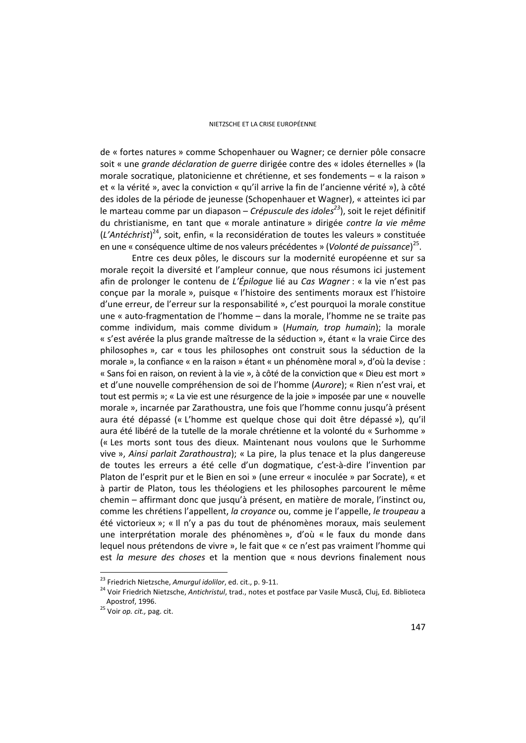de « fortes natures » comme Schopenhauer ou Wagner; ce dernier pôle consacre soit « une *grande déclaration de guerre* dirigée contre des « idoles éternelles » (la morale socratique, platonicienne et chrétienne, et ses fondements – « la raison » et « la vérité », avec la conviction « qu'il arrive la fin de l'ancienne vérité »), à côté des idoles de la période de jeunesse (Schopenhauer et Wagner), « atteintes ici par le marteau comme par un diapason – *Crépuscule des idoles*[23]), soit le rejet définitif du christianisme, en tant que « morale antinature » dirigée *contre la vie même* (*L'Antéchrist*)[24], soit, enfin, « la reconsidération de toutes les valeurs » constituée en une « conséquence ultime de nos valeurs précédentes » (*Volonté de puissance*)[25].

Entre ces deux pôles, le discours sur la modernité européenne et sur sa morale reçoit la diversité et l'ampleur connue, que nous résumons ici justement afin de prolonger le contenu de *L'Épilogue* lié au *Cas Wagner* : « la vie n'est pas conçue par la morale », puisque « l'histoire des sentiments moraux est l'histoire d'une erreur, de l'erreur sur la responsabilité », c'est pourquoi la morale constitue une « auto-fragmentation de l'homme – dans la morale, l'homme ne se traite pas comme individum, mais comme dividum » (*Humain, trop humain*); la morale « s'est avérée la plus grande maîtresse de la séduction », étant « la vraie Circe des philosophes », car « tous les philosophes ont construit sous la séduction de la morale », la confiance « en la raison » étant « un phénomène moral », d'où la devise : « Sans foi en raison, on revient à la vie », à côté de la conviction que « Dieu est mort » et d'une nouvelle compréhension de soi de l'homme (*Aurore*); « Rien n'est vrai, et tout est permis »; « La vie est une résurgence de la joie » imposée par une « nouvelle morale », incarnée par Zarathoustra, une fois que l'homme connu jusqu'à présent aura été dépassé (« L'homme est quelque chose qui doit être dépassé »), qu'il aura été libéré de la tutelle de la morale chrétienne et la volonté du « Surhomme » (« Les morts sont tous des dieux. Maintenant nous voulons que le Surhomme vive », *Ainsi parlait Zarathoustra*); « La pire, la plus tenace et la plus dangereuse de toutes les erreurs a été celle d'un dogmatique, c'est-à-dire l'invention par Platon de l'esprit pur et le Bien en soi » (une erreur « inoculée » par Socrate), « et à partir de Platon, tous les théologiens et les philosophes parcourent le même chemin – affirmant donc que jusqu'à présent, en matière de morale, l'instinct ou, comme les chrétiens l'appellent, *la croyance* ou, comme je l'appelle, *le troupeau* a été victorieux »; « Il n'y a pas du tout de phénomènes moraux, mais seulement une interprétation morale des phénomènes », d'où « le faux du monde dans lequel nous prétendons de vivre », le fait que « ce n'est pas vraiment l'homme qui est *la mesure des choses* et la mention que « nous devrions finalement nous

---

[23] Friedrich Nietzsche, *Amurgul idolilor*, ed. cit., p. 9-11.

[24] Voir Friedrich Nietzsche, *Antichristul*, trad., notes et postface par Vasile Muscă, Cluj, Ed. Biblioteca Apostrof, 1996.

[25] Voir *op. cit.,* pag. cit.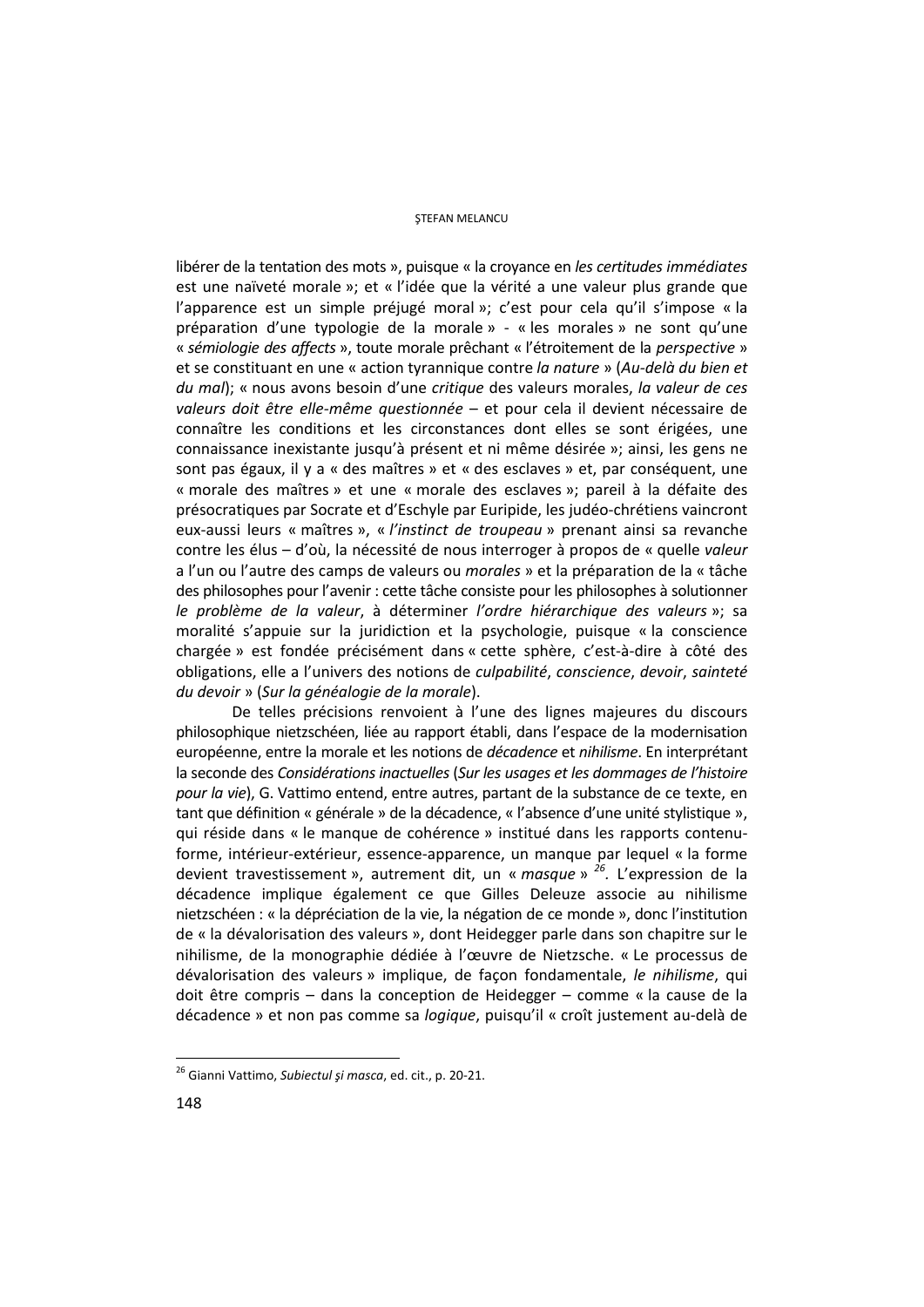libérer de la tentation des mots », puisque « la croyance en *les certitudes immédiates* est une naïveté morale »; et « l'idée que la vérité a une valeur plus grande que l'apparence est un simple préjugé moral »; c'est pour cela qu'il s'impose « la préparation d'une typologie de la morale » - « les morales » ne sont qu'une « *sémiologie des affects* », toute morale prêchant « l'étroitement de la *perspective* » et se constituant en une « action tyrannique contre *la nature* » (*Au-delà du bien et du mal*); « nous avons besoin d'une *critique* des valeurs morales, *la valeur de ces valeurs doit être elle-même questionnée* – et pour cela il devient nécessaire de connaître les conditions et les circonstances dont elles se sont érigées, une connaissance inexistante jusqu'à présent et ni même désirée »; ainsi, les gens ne sont pas égaux, il y a « des maîtres » et « des esclaves » et, par conséquent, une « morale des maîtres » et une « morale des esclaves »; pareil à la défaite des présocratiques par Socrate et d'Eschyle par Euripide, les judéo-chrétiens vaincront eux-aussi leurs « maîtres », « *l'instinct de troupeau* » prenant ainsi sa revanche contre les élus – d'où, la nécessité de nous interroger à propos de « quelle *valeur* a l'un ou l'autre des camps de valeurs ou *morales* » et la préparation de la « tâche des philosophes pour l'avenir : cette tâche consiste pour les philosophes à solutionner *le problème de la valeur*, à déterminer *l'ordre hiérarchique des valeurs* »; sa moralité s'appuie sur la juridiction et la psychologie, puisque « la conscience chargée » est fondée précisément dans « cette sphère, c'est-à-dire à côté des obligations, elle a l'univers des notions de *culpabilité*, *conscience*, *devoir*, *sainteté du devoir* » (*Sur la généalogie de la morale*).

De telles précisions renvoient à l'une des lignes majeures du discours philosophique nietzschéen, liée au rapport établi, dans l'espace de la modernisation européenne, entre la morale et les notions de *décadence* et *nihilisme*. En interprétant la seconde des *Considérations inactuelles* (*Sur les usages et les dommages de l'histoire pour la vie*), G. Vattimo entend, entre autres, partant de la substance de ce texte, en tant que définition « générale » de la décadence, « l'absence d'une unité stylistique », qui réside dans « le manque de cohérence » institué dans les rapports contenu-forme, intérieur-extérieur, essence-apparence, un manque par lequel « la forme devient travestissement », autrement dit, un « *masque* »[26]. L'expression de la décadence implique également ce que Gilles Deleuze associe au nihilisme nietzschéen : « la dépréciation de la vie, la négation de ce monde », donc l'institution de « la dévalorisation des valeurs », dont Heidegger parle dans son chapitre sur le nihilisme, de la monographie dédiée à l'œuvre de Nietzsche. « Le processus de dévalorisation des valeurs » implique, de façon fondamentale, *le nihilisme*, qui doit être compris – dans la conception de Heidegger – comme « la cause de la décadence » et non pas comme sa *logique*, puisqu'il « croît justement au-delà de

---

[26] Gianni Vattimo, *Subiectul şi masca*, ed. cit., p. 20-21.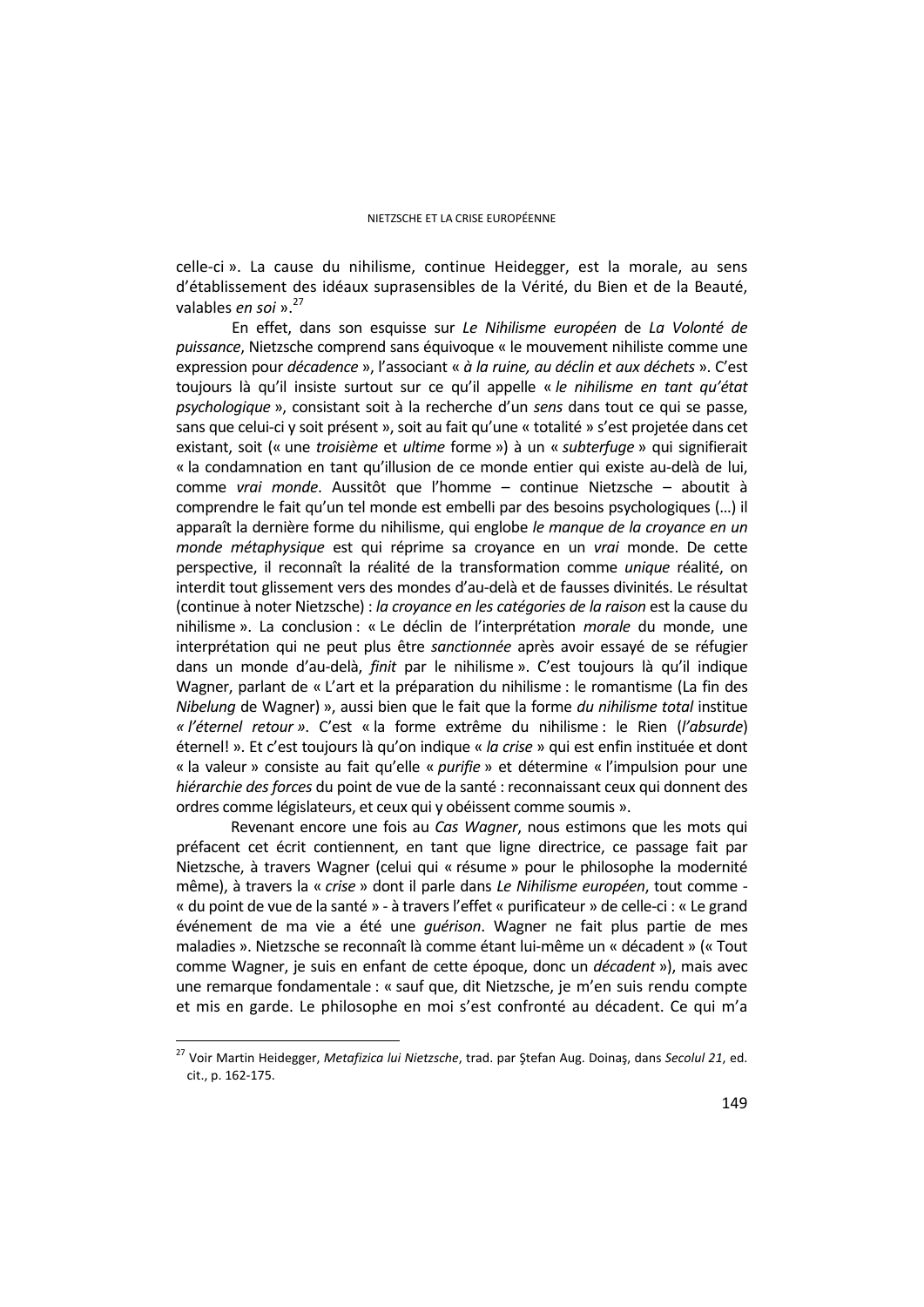celle-ci ». La cause du nihilisme, continue Heidegger, est la morale, au sens d'établissement des idéaux suprasensibles de la Vérité, du Bien et de la Beauté, valables *en soi* ».[27]

En effet, dans son esquisse sur *Le Nihilisme européen* de *La Volonté de puissance*, Nietzsche comprend sans équivoque « le mouvement nihiliste comme une expression pour *décadence* », l'associant « *à la ruine, au déclin et aux déchets* ». C'est toujours là qu'il insiste surtout sur ce qu'il appelle « *le nihilisme en tant qu'état psychologique* », consistant soit à la recherche d'un *sens* dans tout ce qui se passe, sans que celui-ci y soit présent », soit au fait qu'une « totalité » s'est projetée dans cet existant, soit (« une *troisième* et *ultime* forme ») à un « *subterfuge* » qui signifierait « la condamnation en tant qu'illusion de ce monde entier qui existe au-delà de lui, comme *vrai monde*. Aussitôt que l'homme – continue Nietzsche – aboutit à comprendre le fait qu'un tel monde est embelli par des besoins psychologiques (…) il apparaît la dernière forme du nihilisme, qui englobe *le manque de la croyance en un monde métaphysique* est qui réprime sa croyance en un *vrai* monde. De cette perspective, il reconnaît la réalité de la transformation comme *unique* réalité, on interdit tout glissement vers des mondes d'au-delà et de fausses divinités. Le résultat (continue à noter Nietzsche) : *la croyance en les catégories de la raison* est la cause du nihilisme ». La conclusion : « Le déclin de l'interprétation *morale* du monde, une interprétation qui ne peut plus être *sanctionnée* après avoir essayé de se réfugier dans un monde d'au-delà, *finit* par le nihilisme ». C'est toujours là qu'il indique Wagner, parlant de « L'art et la préparation du nihilisme : le romantisme (La fin des *Nibelung* de Wagner) », aussi bien que le fait que la forme *du nihilisme total* institue *« l'éternel retour »*. C'est « la forme extrême du nihilisme : le Rien (*l'absurde*) éternel! ». Et c'est toujours là qu'on indique « *la crise* » qui est enfin instituée et dont « la valeur » consiste au fait qu'elle « *purifie* » et détermine « l'impulsion pour une *hiérarchie des forces* du point de vue de la santé : reconnaissant ceux qui donnent des ordres comme législateurs, et ceux qui y obéissent comme soumis ».

Revenant encore une fois au *Cas Wagner*, nous estimons que les mots qui préfacent cet écrit contiennent, en tant que ligne directrice, ce passage fait par Nietzsche, à travers Wagner (celui qui « résume » pour le philosophe la modernité même), à travers la « *crise* » dont il parle dans *Le Nihilisme européen*, tout comme - « du point de vue de la santé » - à travers l'effet « purificateur » de celle-ci : « Le grand événement de ma vie a été une *guérison*. Wagner ne fait plus partie de mes maladies ». Nietzsche se reconnaît là comme étant lui-même un « décadent » (« Tout comme Wagner, je suis en enfant de cette époque, donc un *décadent* »), mais avec une remarque fondamentale : « sauf que, dit Nietzsche, je m'en suis rendu compte et mis en garde. Le philosophe en moi s'est confronté au décadent. Ce qui m'a

---

[27] Voir Martin Heidegger, *Metafizica lui Nietzsche*, trad. par Ştefan Aug. Doinaş, dans *Secolul 21*, ed. cit., p. 162-175.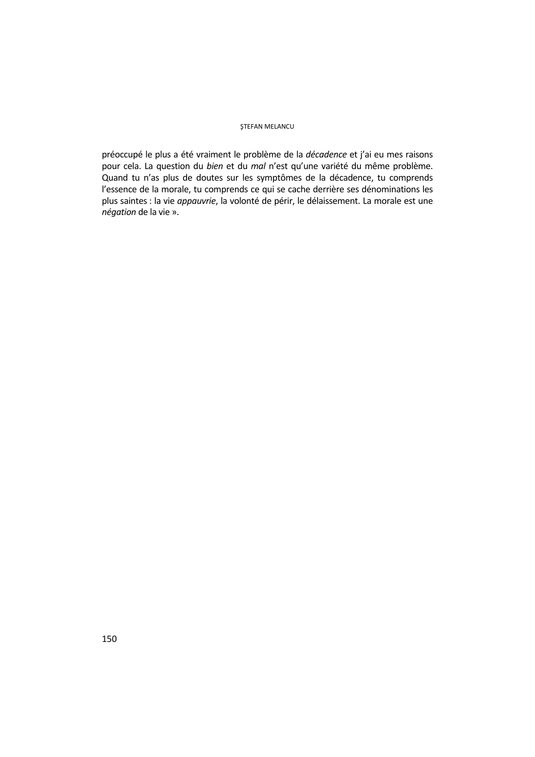préoccupé le plus a été vraiment le problème de la *décadence* et j'ai eu mes raisons pour cela. La question du *bien* et du *mal* n'est qu'une variété du même problème. Quand tu n'as plus de doutes sur les symptômes de la décadence, tu comprends l'essence de la morale, tu comprends ce qui se cache derrière ses dénominations les plus saintes : la vie *appauvrie*, la volonté de périr, le délaissement. La morale est une *négation* de la vie ».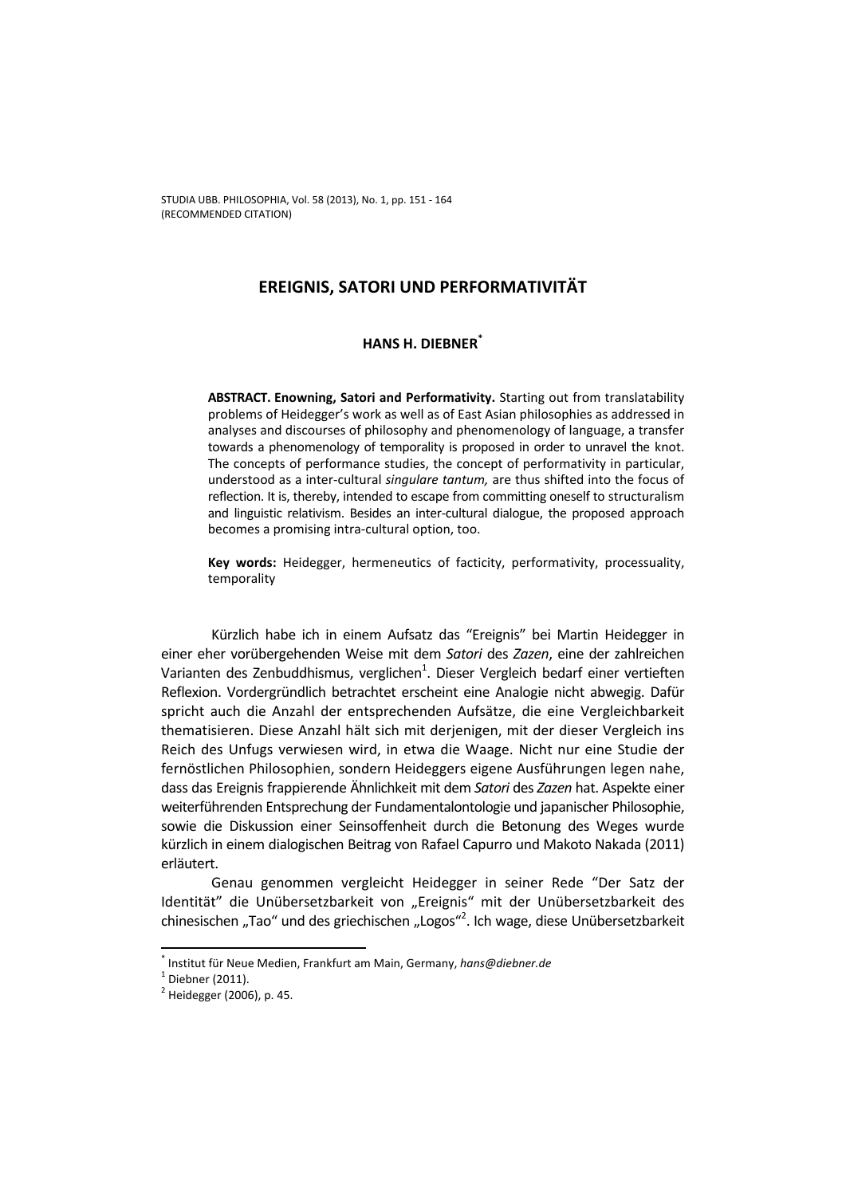STUDIA UBB. PHILOSOPHIA, Vol. 58 (2013), No. 1, pp. 151 - 164
(RECOMMENDED CITATION)

# EREIGNIS, SATORI UND PERFORMATIVITÄT

## HANS H. DIEBNER[*]

**ABSTRACT. Enowning, Satori and Performativity.** Starting out from translatability problems of Heidegger's work as well as of East Asian philosophies as addressed in analyses and discourses of philosophy and phenomenology of language, a transfer towards a phenomenology of temporality is proposed in order to unravel the knot. The concepts of performance studies, the concept of performativity in particular, understood as a inter-cultural *singulare tantum,* are thus shifted into the focus of reflection. It is, thereby, intended to escape from committing oneself to structuralism and linguistic relativism. Besides an inter-cultural dialogue, the proposed approach becomes a promising intra-cultural option, too.

**Key words:** Heidegger, hermeneutics of facticity, performativity, processuality, temporality

Kürzlich habe ich in einem Aufsatz das "Ereignis" bei Martin Heidegger in einer eher vorübergehenden Weise mit dem *Satori* des *Zazen*, eine der zahlreichen Varianten des Zenbuddhismus, verglichen[1]. Dieser Vergleich bedarf einer vertieften Reflexion. Vordergründlich betrachtet erscheint eine Analogie nicht abwegig. Dafür spricht auch die Anzahl der entsprechenden Aufsätze, die eine Vergleichbarkeit thematisieren. Diese Anzahl hält sich mit derjenigen, mit der dieser Vergleich ins Reich des Unfugs verwiesen wird, in etwa die Waage. Nicht nur eine Studie der fernöstlichen Philosophien, sondern Heideggers eigene Ausführungen legen nahe, dass das Ereignis frappierende Ähnlichkeit mit dem *Satori* des *Zazen* hat. Aspekte einer weiterführenden Entsprechung der Fundamentalontologie und japanischer Philosophie, sowie die Diskussion einer Seinsoffenheit durch die Betonung des Weges wurde kürzlich in einem dialogischen Beitrag von Rafael Capurro und Makoto Nakada (2011) erläutert.

Genau genommen vergleicht Heidegger in seiner Rede "Der Satz der Identität" die Unübersetzbarkeit von „Ereignis" mit der Unübersetzbarkeit des chinesischen „Tao" und des griechischen „Logos"[2]. Ich wage, diese Unübersetzbarkeit

[*] Institut für Neue Medien, Frankfurt am Main, Germany, *hans@diebner.de*

[1] Diebner (2011).

[2] Heidegger (2006), p. 45.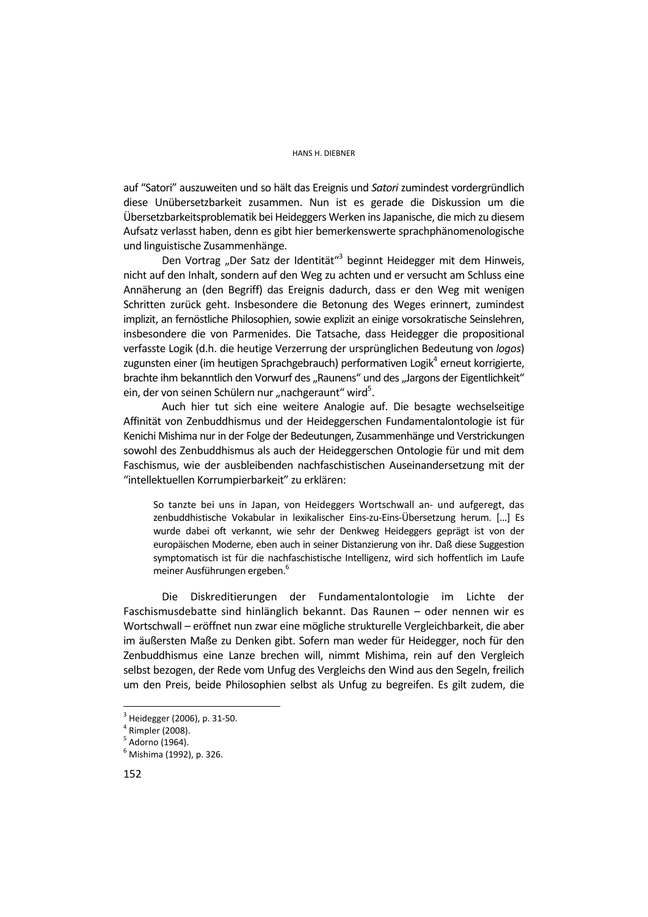auf “Satori” auszuweiten und so hält das Ereignis und *Satori* zumindest vordergründlich diese Unübersetzbarkeit zusammen. Nun ist es gerade die Diskussion um die Übersetzbarkeitsproblematik bei Heideggers Werken ins Japanische, die mich zu diesem Aufsatz verlasst haben, denn es gibt hier bemerkenswerte sprachphänomenologische und linguistische Zusammenhänge.

Den Vortrag „Der Satz der Identität“[3] beginnt Heidegger mit dem Hinweis, nicht auf den Inhalt, sondern auf den Weg zu achten und er versucht am Schluss eine Annäherung an (den Begriff) das Ereignis dadurch, dass er den Weg mit wenigen Schritten zurück geht. Insbesondere die Betonung des Weges erinnert, zumindest implizit, an fernöstliche Philosophien, sowie explizit an einige vorsokratische Seinslehren, insbesondere die von Parmenides. Die Tatsache, dass Heidegger die propositional verfasste Logik (d.h. die heutige Verzerrung der ursprünglichen Bedeutung von *logos*) zugunsten einer (im heutigen Sprachgebrauch) performativen Logik[4] erneut korrigierte, brachte ihm bekanntlich den Vorwurf des „Raunens“ und des „Jargons der Eigentlichkeit“ ein, der von seinen Schülern nur „nachgeraunt“ wird[5].

Auch hier tut sich eine weitere Analogie auf. Die besagte wechselseitige Affinität von Zenbuddhismus und der Heideggerschen Fundamentalontologie ist für Kenichi Mishima nur in der Folge der Bedeutungen, Zusammenhänge und Verstrickungen sowohl des Zenbuddhismus als auch der Heideggerschen Ontologie für und mit dem Faschismus, wie der ausbleibenden nachfaschistischen Auseinandersetzung mit der “intellektuellen Korrumpierbarkeit” zu erklären:

> So tanzte bei uns in Japan, von Heideggers Wortschwall an- und aufgeregt, das zenbuddhistische Vokabular in lexikalischer Eins-zu-Eins-Übersetzung herum. [...] Es wurde dabei oft verkannt, wie sehr der Denkweg Heideggers geprägt ist von der europäischen Moderne, eben auch in seiner Distanzierung von ihr. Daß diese Suggestion symptomatisch ist für die nachfaschistische Intelligenz, wird sich hoffentlich im Laufe meiner Ausführungen ergeben.[6]

Die Diskreditierungen der Fundamentalontologie im Lichte der Faschismusdebatte sind hinlänglich bekannt. Das Raunen – oder nennen wir es Wortschwall – eröffnet nun zwar eine mögliche strukturelle Vergleichbarkeit, die aber im äußersten Maße zu Denken gibt. Sofern man weder für Heidegger, noch für den Zenbuddhismus eine Lanze brechen will, nimmt Mishima, rein auf den Vergleich selbst bezogen, der Rede vom Unfug des Vergleichs den Wind aus den Segeln, freilich um den Preis, beide Philosophien selbst als Unfug zu begreifen. Es gilt zudem, die

---

[3] Heidegger (2006), p. 31-50.
[4] Rimpler (2008).
[5] Adorno (1964).
[6] Mishima (1992), p. 326.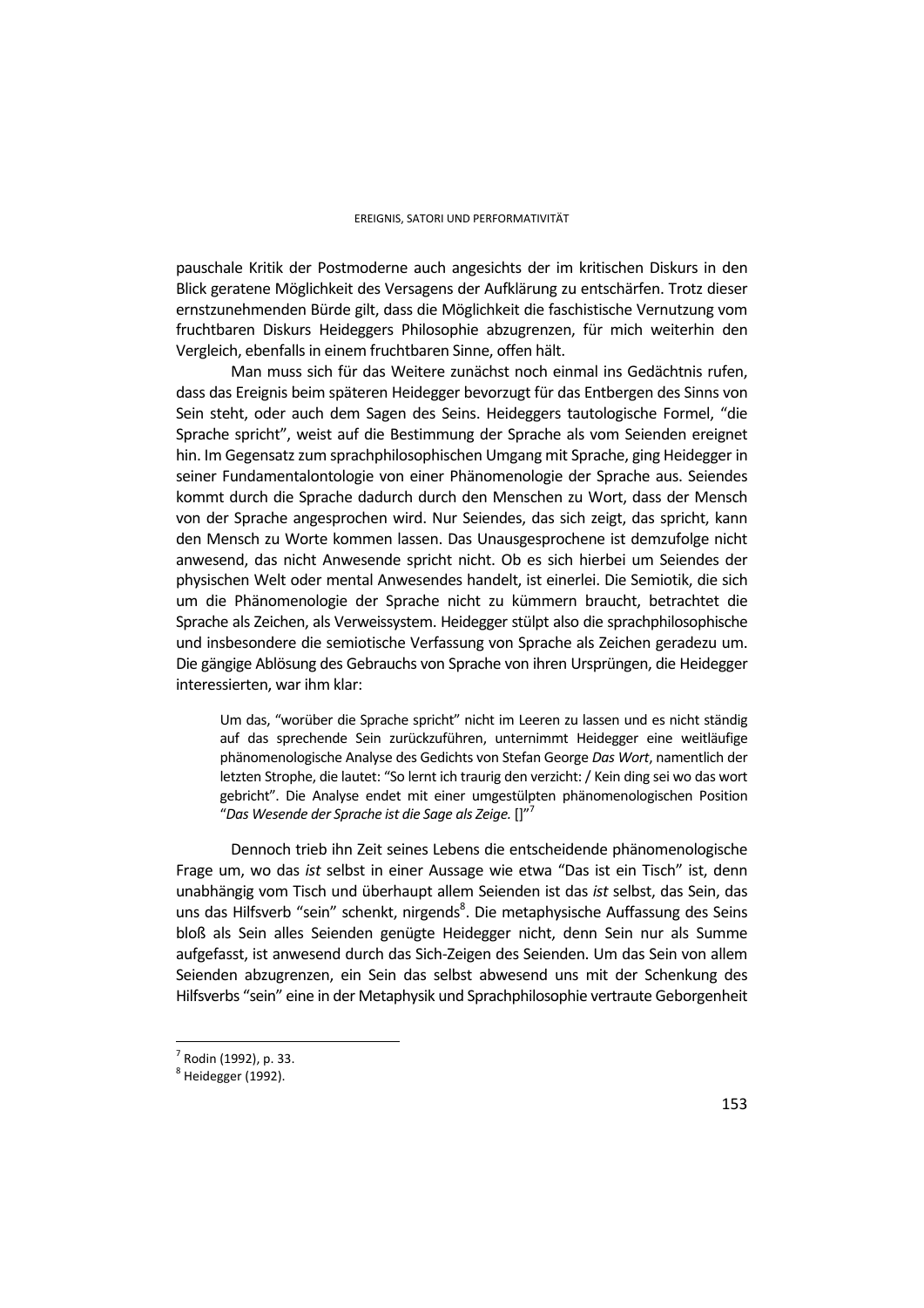pauschale Kritik der Postmoderne auch angesichts der im kritischen Diskurs in den Blick geratene Möglichkeit des Versagens der Aufklärung zu entschärfen. Trotz dieser ernstzunehmenden Bürde gilt, dass die Möglichkeit die faschistische Vernutzung vom fruchtbaren Diskurs Heideggers Philosophie abzugrenzen, für mich weiterhin den Vergleich, ebenfalls in einem fruchtbaren Sinne, offen hält.

Man muss sich für das Weitere zunächst noch einmal ins Gedächtnis rufen, dass das Ereignis beim späteren Heidegger bevorzugt für das Entbergen des Sinns von Sein steht, oder auch dem Sagen des Seins. Heideggers tautologische Formel, "die Sprache spricht", weist auf die Bestimmung der Sprache als vom Seienden ereignet hin. Im Gegensatz zum sprachphilosophischen Umgang mit Sprache, ging Heidegger in seiner Fundamentalontologie von einer Phänomenologie der Sprache aus. Seiendes kommt durch die Sprache dadurch durch den Menschen zu Wort, dass der Mensch von der Sprache angesprochen wird. Nur Seiendes, das sich zeigt, das spricht, kann den Mensch zu Worte kommen lassen. Das Unausgesprochene ist demzufolge nicht anwesend, das nicht Anwesende spricht nicht. Ob es sich hierbei um Seiendes der physischen Welt oder mental Anwesendes handelt, ist einerlei. Die Semiotik, die sich um die Phänomenologie der Sprache nicht zu kümmern braucht, betrachtet die Sprache als Zeichen, als Verweissystem. Heidegger stülpt also die sprachphilosophische und insbesondere die semiotische Verfassung von Sprache als Zeichen geradezu um. Die gängige Ablösung des Gebrauchs von Sprache von ihren Ursprüngen, die Heidegger interessierten, war ihm klar:

> Um das, "worüber die Sprache spricht" nicht im Leeren zu lassen und es nicht ständig auf das sprechende Sein zurückzuführen, unternimmt Heidegger eine weitläufige phänomenologische Analyse des Gedichts von Stefan George *Das Wort*, namentlich der letzten Strophe, die lautet: "So lernt ich traurig den verzicht: / Kein ding sei wo das wort gebricht". Die Analyse endet mit einer umgestülpten phänomenologischen Position "*Das Wesende der Sprache ist die Sage als Zeige.* []"[7]

Dennoch trieb ihn Zeit seines Lebens die entscheidende phänomenologische Frage um, wo das *ist* selbst in einer Aussage wie etwa "Das ist ein Tisch" ist, denn unabhängig vom Tisch und überhaupt allem Seienden ist das *ist* selbst, das Sein, das uns das Hilfsverb "sein" schenkt, nirgends[8]. Die metaphysische Auffassung des Seins bloß als Sein alles Seienden genügte Heidegger nicht, denn Sein nur als Summe aufgefasst, ist anwesend durch das Sich-Zeigen des Seienden. Um das Sein von allem Seienden abzugrenzen, ein Sein das selbst abwesend uns mit der Schenkung des Hilfsverbs "sein" eine in der Metaphysik und Sprachphilosophie vertraute Geborgenheit

---

[7] Rodin (1992), p. 33.

[8] Heidegger (1992).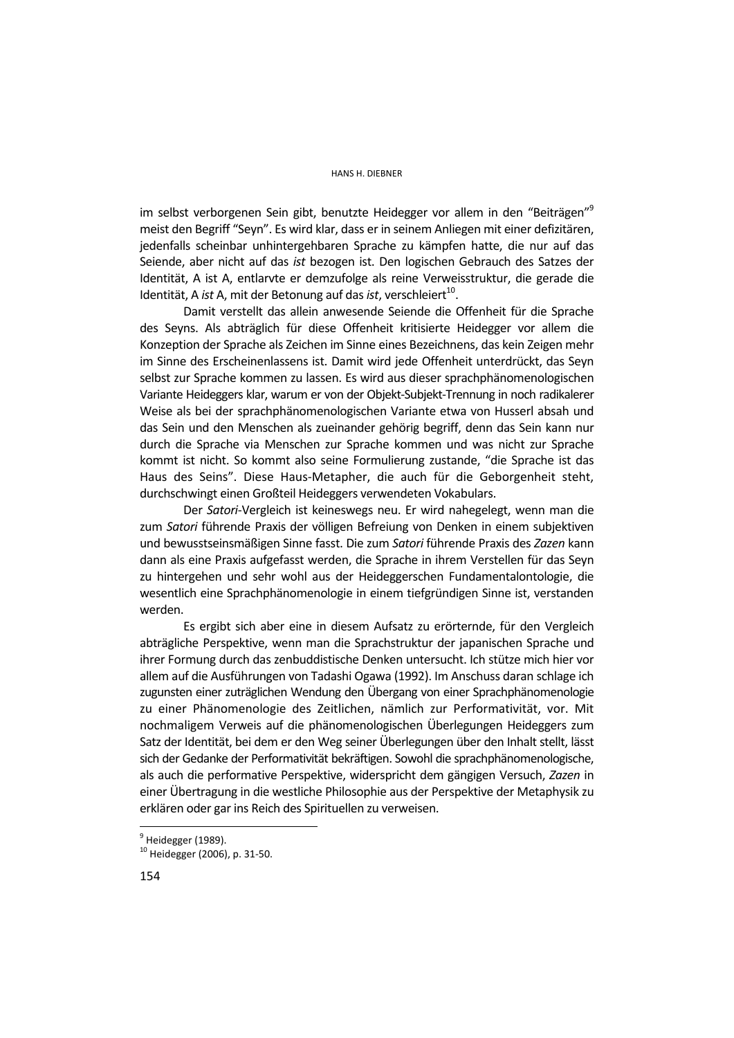im selbst verborgenen Sein gibt, benutzte Heidegger vor allem in den "Beiträgen"[9] meist den Begriff "Seyn". Es wird klar, dass er in seinem Anliegen mit einer defizitären, jedenfalls scheinbar unhintergehbaren Sprache zu kämpfen hatte, die nur auf das Seiende, aber nicht auf das *ist* bezogen ist. Den logischen Gebrauch des Satzes der Identität, A ist A, entlarvte er demzufolge als reine Verweisstruktur, die gerade die Identität, A *ist* A, mit der Betonung auf das *ist*, verschleiert[10].

Damit verstellt das allein anwesende Seiende die Offenheit für die Sprache des Seyns. Als abträglich für diese Offenheit kritisierte Heidegger vor allem die Konzeption der Sprache als Zeichen im Sinne eines Bezeichnens, das kein Zeigen mehr im Sinne des Erscheinenlassens ist. Damit wird jede Offenheit unterdrückt, das Seyn selbst zur Sprache kommen zu lassen. Es wird aus dieser sprachphänomenologischen Variante Heideggers klar, warum er von der Objekt-Subjekt-Trennung in noch radikalerer Weise als bei der sprachphänomenologischen Variante etwa von Husserl absah und das Sein und den Menschen als zueinander gehörig begriff, denn das Sein kann nur durch die Sprache via Menschen zur Sprache kommen und was nicht zur Sprache kommt ist nicht. So kommt also seine Formulierung zustande, "die Sprache ist das Haus des Seins". Diese Haus-Metapher, die auch für die Geborgenheit steht, durchschwingt einen Großteil Heideggers verwendeten Vokabulars.

Der *Satori*-Vergleich ist keineswegs neu. Er wird nahegelegt, wenn man die zum *Satori* führende Praxis der völligen Befreiung von Denken in einem subjektiven und bewusstseinsmäßigen Sinne fasst. Die zum *Satori* führende Praxis des *Zazen* kann dann als eine Praxis aufgefasst werden, die Sprache in ihrem Verstellen für das Seyn zu hintergehen und sehr wohl aus der Heideggerschen Fundamentalontologie, die wesentlich eine Sprachphänomenologie in einem tiefgründigen Sinne ist, verstanden werden.

Es ergibt sich aber eine in diesem Aufsatz zu erörternde, für den Vergleich abträgliche Perspektive, wenn man die Sprachstruktur der japanischen Sprache und ihrer Formung durch das zenbuddistische Denken untersucht. Ich stütze mich hier vor allem auf die Ausführungen von Tadashi Ogawa (1992). Im Anschuss daran schlage ich zugunsten einer zuträglichen Wendung den Übergang von einer Sprachphänomenologie zu einer Phänomenologie des Zeitlichen, nämlich zur Performativität, vor. Mit nochmaligem Verweis auf die phänomenologischen Überlegungen Heideggers zum Satz der Identität, bei dem er den Weg seiner Überlegungen über den Inhalt stellt, lässt sich der Gedanke der Performativität bekräftigen. Sowohl die sprachphänomenologische, als auch die performative Perspektive, widerspricht dem gängigen Versuch, *Zazen* in einer Übertragung in die westliche Philosophie aus der Perspektive der Metaphysik zu erklären oder gar ins Reich des Spirituellen zu verweisen.

---

[9] Heidegger (1989).

[10] Heidegger (2006), p. 31-50.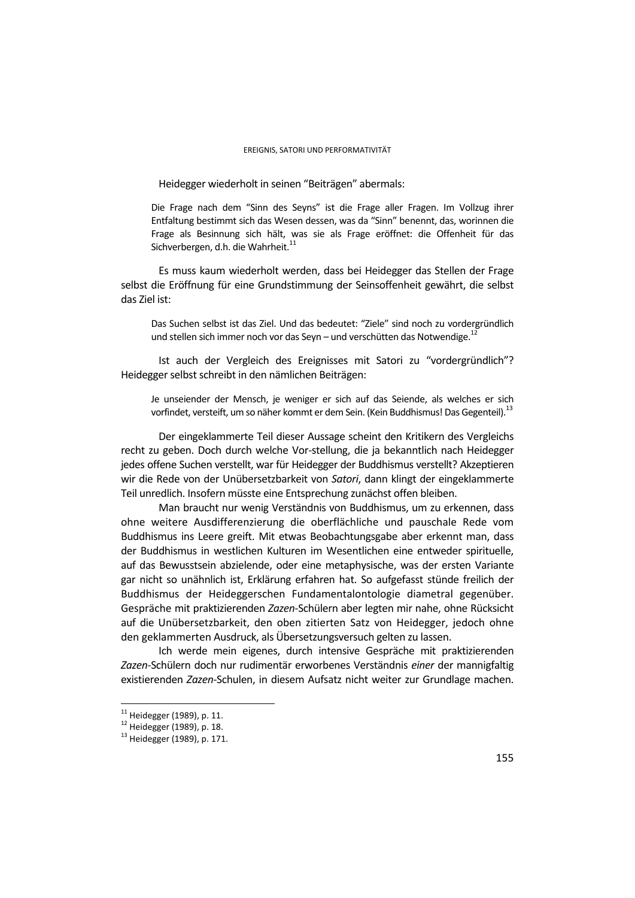Heidegger wiederholt in seinen "Beiträgen" abermals:

> Die Frage nach dem "Sinn des Seyns" ist die Frage aller Fragen. Im Vollzug ihrer Entfaltung bestimmt sich das Wesen dessen, was da "Sinn" benennt, das, worinnen die Frage als Besinnung sich hält, was sie als Frage eröffnet: die Offenheit für das Sichverbergen, d.h. die Wahrheit.[11]

Es muss kaum wiederholt werden, dass bei Heidegger das Stellen der Frage selbst die Eröffnung für eine Grundstimmung der Seinsoffenheit gewährt, die selbst das Ziel ist:

> Das Suchen selbst ist das Ziel. Und das bedeutet: "Ziele" sind noch zu vordergründlich und stellen sich immer noch vor das Seyn – und verschütten das Notwendige.[12]

Ist auch der Vergleich des Ereignisses mit Satori zu "vordergründlich"? Heidegger selbst schreibt in den nämlichen Beiträgen:

> Je unseiender der Mensch, je weniger er sich auf das Seiende, als welches er sich vorfindet, versteift, um so näher kommt er dem Sein. (Kein Buddhismus! Das Gegenteil).[13]

Der eingeklammerte Teil dieser Aussage scheint den Kritikern des Vergleichs recht zu geben. Doch durch welche Vor-stellung, die ja bekanntlich nach Heidegger jedes offene Suchen verstellt, war für Heidegger der Buddhismus verstellt? Akzeptieren wir die Rede von der Unübersetzbarkeit von *Satori*, dann klingt der eingeklammerte Teil unredlich. Insofern müsste eine Entsprechung zunächst offen bleiben.

Man braucht nur wenig Verständnis von Buddhismus, um zu erkennen, dass ohne weitere Ausdifferenzierung die oberflächliche und pauschale Rede vom Buddhismus ins Leere greift. Mit etwas Beobachtungsgabe aber erkennt man, dass der Buddhismus in westlichen Kulturen im Wesentlichen eine entweder spirituelle, auf das Bewusstsein abzielende, oder eine metaphysische, was der ersten Variante gar nicht so unähnlich ist, Erklärung erfahren hat. So aufgefasst stünde freilich der Buddhismus der Heideggerschen Fundamentalontologie diametral gegenüber. Gespräche mit praktizierenden *Zazen*-Schülern aber legten mir nahe, ohne Rücksicht auf die Unübersetzbarkeit, den oben zitierten Satz von Heidegger, jedoch ohne den geklammerten Ausdruck, als Übersetzungsversuch gelten zu lassen.

Ich werde mein eigenes, durch intensive Gespräche mit praktizierenden *Zazen*-Schülern doch nur rudimentär erworbenes Verständnis *einer* der mannigfaltig existierenden *Zazen*-Schulen, in diesem Aufsatz nicht weiter zur Grundlage machen.

---

[11] Heidegger (1989), p. 11.

[12] Heidegger (1989), p. 18.

[13] Heidegger (1989), p. 171.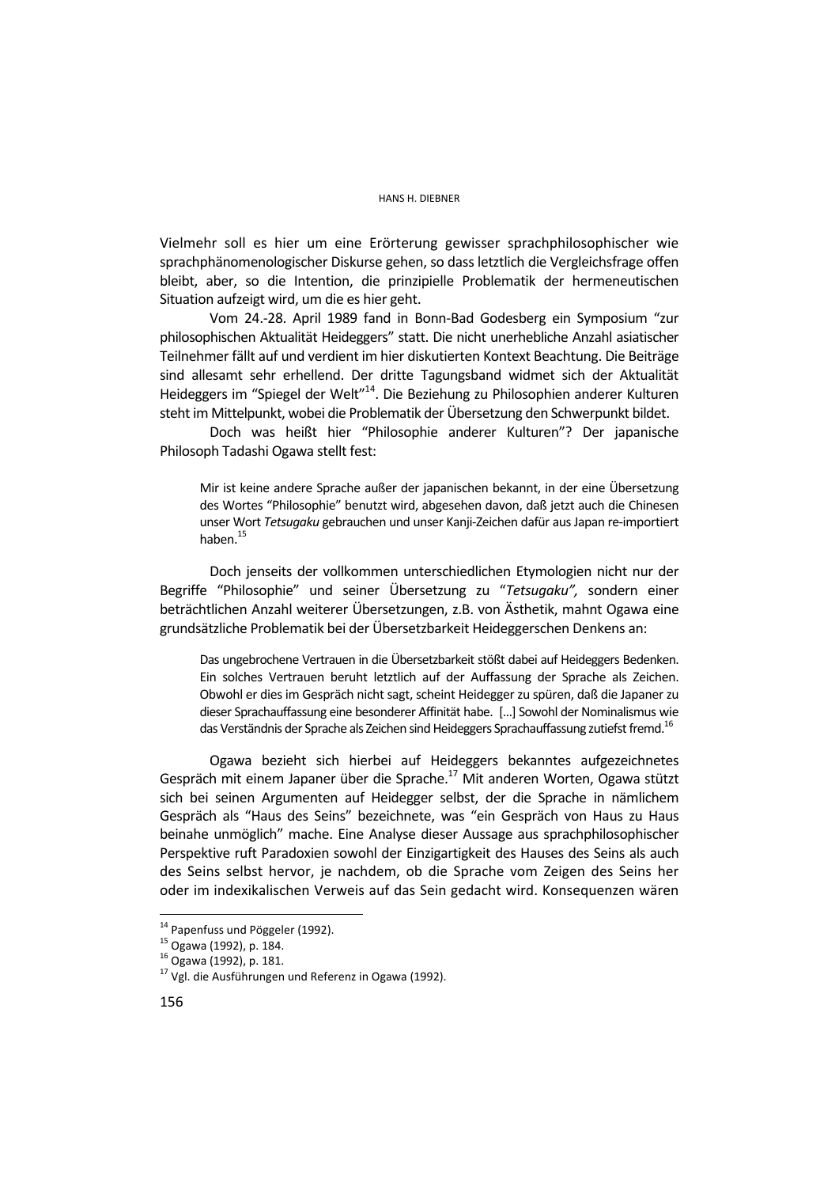Vielmehr soll es hier um eine Erörterung gewisser sprachphilosophischer wie sprachphänomenologischer Diskurse gehen, so dass letztlich die Vergleichsfrage offen bleibt, aber, so die Intention, die prinzipielle Problematik der hermeneutischen Situation aufzeigt wird, um die es hier geht.

Vom 24.-28. April 1989 fand in Bonn-Bad Godesberg ein Symposium "zur philosophischen Aktualität Heideggers" statt. Die nicht unerhebliche Anzahl asiatischer Teilnehmer fällt auf und verdient im hier diskutierten Kontext Beachtung. Die Beiträge sind allesamt sehr erhellend. Der dritte Tagungsband widmet sich der Aktualität Heideggers im "Spiegel der Welt"[14]. Die Beziehung zu Philosophien anderer Kulturen steht im Mittelpunkt, wobei die Problematik der Übersetzung den Schwerpunkt bildet.

Doch was heißt hier "Philosophie anderer Kulturen"? Der japanische Philosoph Tadashi Ogawa stellt fest:

> Mir ist keine andere Sprache außer der japanischen bekannt, in der eine Übersetzung des Wortes "Philosophie" benutzt wird, abgesehen davon, daß jetzt auch die Chinesen unser Wort *Tetsugaku* gebrauchen und unser Kanji-Zeichen dafür aus Japan re-importiert haben.[15]

Doch jenseits der vollkommen unterschiedlichen Etymologien nicht nur der Begriffe "Philosophie" und seiner Übersetzung zu "*Tetsugaku",* sondern einer beträchtlichen Anzahl weiterer Übersetzungen, z.B. von Ästhetik, mahnt Ogawa eine grundsätzliche Problematik bei der Übersetzbarkeit Heideggerschen Denkens an:

> Das ungebrochene Vertrauen in die Übersetzbarkeit stößt dabei auf Heideggers Bedenken. Ein solches Vertrauen beruht letztlich auf der Auffassung der Sprache als Zeichen. Obwohl er dies im Gespräch nicht sagt, scheint Heidegger zu spüren, daß die Japaner zu dieser Sprachauffassung eine besonderer Affinität habe. [...] Sowohl der Nominalismus wie das Verständnis der Sprache als Zeichen sind Heideggers Sprachauffassung zutiefst fremd.[16]

Ogawa bezieht sich hierbei auf Heideggers bekanntes aufgezeichnetes Gespräch mit einem Japaner über die Sprache.[17] Mit anderen Worten, Ogawa stützt sich bei seinen Argumenten auf Heidegger selbst, der die Sprache in nämlichem Gespräch als "Haus des Seins" bezeichnete, was "ein Gespräch von Haus zu Haus beinahe unmöglich" mache. Eine Analyse dieser Aussage aus sprachphilosophischer Perspektive ruft Paradoxien sowohl der Einzigartigkeit des Hauses des Seins als auch des Seins selbst hervor, je nachdem, ob die Sprache vom Zeigen des Seins her oder im indexikalischen Verweis auf das Sein gedacht wird. Konsequenzen wären

---

[14] Papenfuss und Pöggeler (1992).

[15] Ogawa (1992), p. 184.

[16] Ogawa (1992), p. 181.

[17] Vgl. die Ausführungen und Referenz in Ogawa (1992).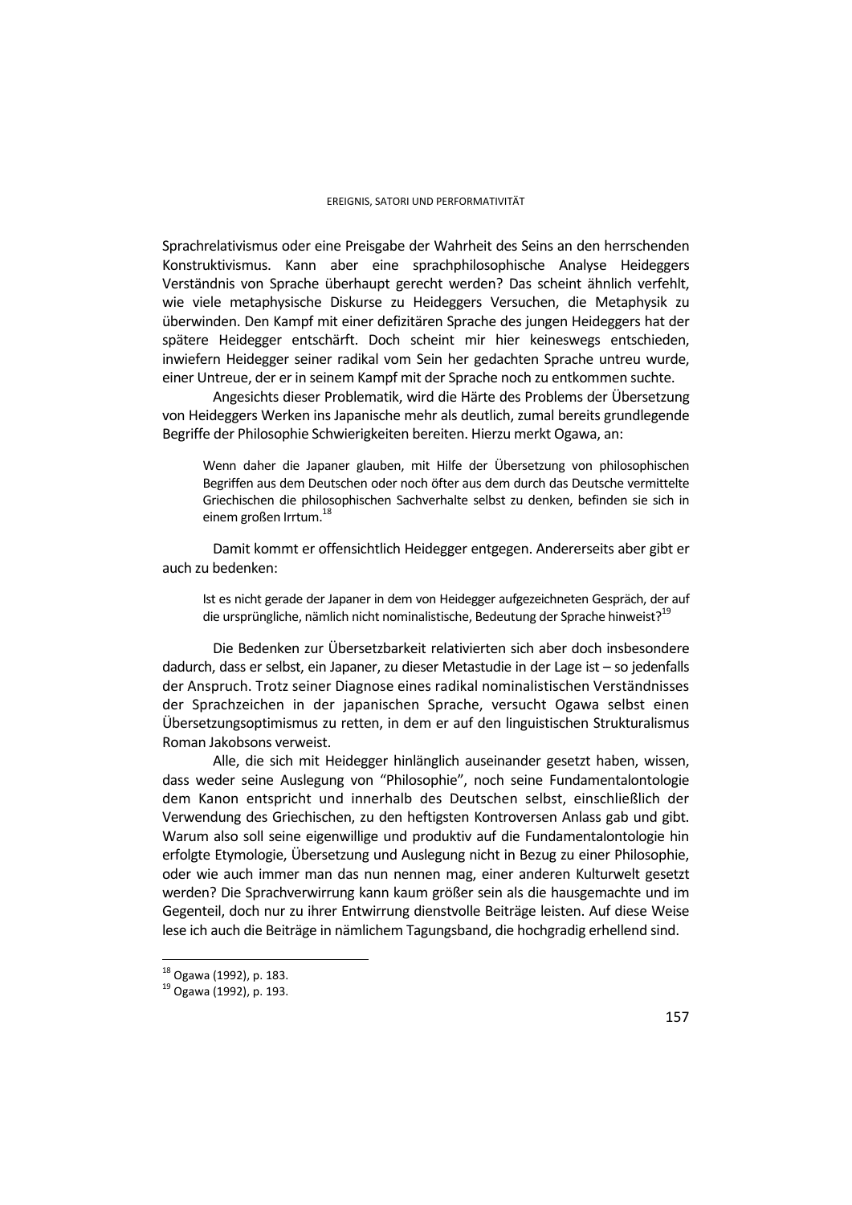Sprachrelativismus oder eine Preisgabe der Wahrheit des Seins an den herrschenden Konstruktivismus. Kann aber eine sprachphilosophische Analyse Heideggers Verständnis von Sprache überhaupt gerecht werden? Das scheint ähnlich verfehlt, wie viele metaphysische Diskurse zu Heideggers Versuchen, die Metaphysik zu überwinden. Den Kampf mit einer defizitären Sprache des jungen Heideggers hat der spätere Heidegger entschärft. Doch scheint mir hier keineswegs entschieden, inwiefern Heidegger seiner radikal vom Sein her gedachten Sprache untreu wurde, einer Untreue, der er in seinem Kampf mit der Sprache noch zu entkommen suchte.

Angesichts dieser Problematik, wird die Härte des Problems der Übersetzung von Heideggers Werken ins Japanische mehr als deutlich, zumal bereits grundlegende Begriffe der Philosophie Schwierigkeiten bereiten. Hierzu merkt Ogawa, an:

> Wenn daher die Japaner glauben, mit Hilfe der Übersetzung von philosophischen Begriffen aus dem Deutschen oder noch öfter aus dem durch das Deutsche vermittelte Griechischen die philosophischen Sachverhalte selbst zu denken, befinden sie sich in einem großen Irrtum.[18]

Damit kommt er offensichtlich Heidegger entgegen. Andererseits aber gibt er auch zu bedenken:

> Ist es nicht gerade der Japaner in dem von Heidegger aufgezeichneten Gespräch, der auf die ursprüngliche, nämlich nicht nominalistische, Bedeutung der Sprache hinweist?[19]

Die Bedenken zur Übersetzbarkeit relativierten sich aber doch insbesondere dadurch, dass er selbst, ein Japaner, zu dieser Metastudie in der Lage ist – so jedenfalls der Anspruch. Trotz seiner Diagnose eines radikal nominalistischen Verständnisses der Sprachzeichen in der japanischen Sprache, versucht Ogawa selbst einen Übersetzungsoptimismus zu retten, in dem er auf den linguistischen Strukturalismus Roman Jakobsons verweist.

Alle, die sich mit Heidegger hinlänglich auseinander gesetzt haben, wissen, dass weder seine Auslegung von "Philosophie", noch seine Fundamentalontologie dem Kanon entspricht und innerhalb des Deutschen selbst, einschließlich der Verwendung des Griechischen, zu den heftigsten Kontroversen Anlass gab und gibt. Warum also soll seine eigenwillige und produktiv auf die Fundamentalontologie hin erfolgte Etymologie, Übersetzung und Auslegung nicht in Bezug zu einer Philosophie, oder wie auch immer man das nun nennen mag, einer anderen Kulturwelt gesetzt werden? Die Sprachverwirrung kann kaum größer sein als die hausgemachte und im Gegenteil, doch nur zu ihrer Entwirrung dienstvolle Beiträge leisten. Auf diese Weise lese ich auch die Beiträge in nämlichem Tagungsband, die hochgradig erhellend sind.

---

[18] Ogawa (1992), p. 183.

[19] Ogawa (1992), p. 193.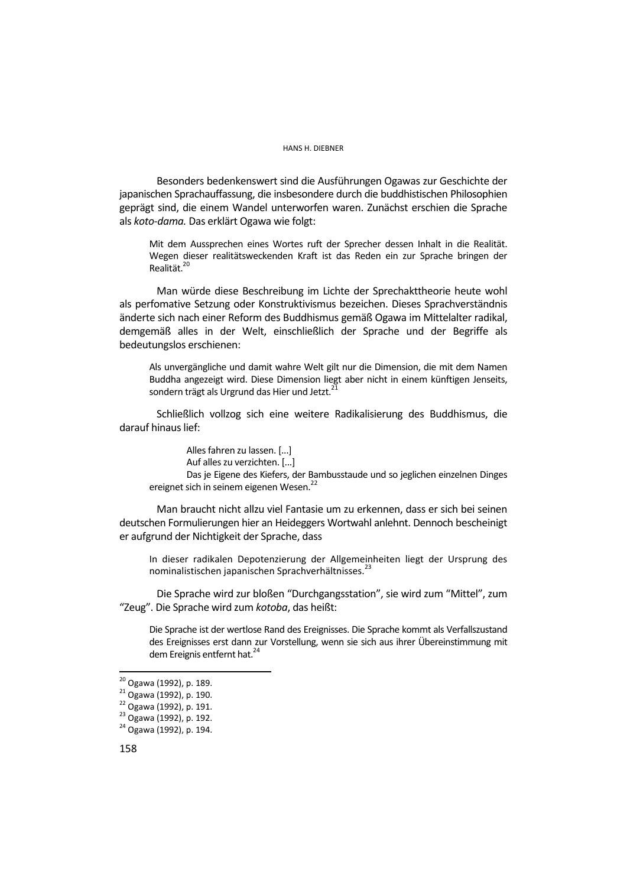Besonders bedenkenswert sind die Ausführungen Ogawas zur Geschichte der japanischen Sprachauffassung, die insbesondere durch die buddhistischen Philosophien geprägt sind, die einem Wandel unterworfen waren. Zunächst erschien die Sprache als *koto-dama.* Das erklärt Ogawa wie folgt:

> Mit dem Aussprechen eines Wortes ruft der Sprecher dessen Inhalt in die Realität. Wegen dieser realitätsweckenden Kraft ist das Reden ein zur Sprache bringen der Realität.[20]

Man würde diese Beschreibung im Lichte der Sprechakttheorie heute wohl als perfomative Setzung oder Konstruktivismus bezeichen. Dieses Sprachverständnis änderte sich nach einer Reform des Buddhismus gemäß Ogawa im Mittelalter radikal, demgemäß alles in der Welt, einschließlich der Sprache und der Begriffe als bedeutungslos erschienen:

> Als unvergängliche und damit wahre Welt gilt nur die Dimension, die mit dem Namen Buddha angezeigt wird. Diese Dimension liegt aber nicht in einem künftigen Jenseits, sondern trägt als Urgrund das Hier und Jetzt.[21]

Schließlich vollzog sich eine weitere Radikalisierung des Buddhismus, die darauf hinaus lief:

> Alles fahren zu lassen. [...]
> Auf alles zu verzichten. [...]
> Das je Eigene des Kiefers, der Bambusstaude und so jeglichen einzelnen Dinges ereignet sich in seinem eigenen Wesen.[22]

Man braucht nicht allzu viel Fantasie um zu erkennen, dass er sich bei seinen deutschen Formulierungen hier an Heideggers Wortwahl anlehnt. Dennoch bescheinigt er aufgrund der Nichtigkeit der Sprache, dass

> In dieser radikalen Depotenzierung der Allgemeinheiten liegt der Ursprung des nominalistischen japanischen Sprachverhältnisses.[23]

Die Sprache wird zur bloßen "Durchgangsstation", sie wird zum "Mittel", zum "Zeug". Die Sprache wird zum *kotoba*, das heißt:

> Die Sprache ist der wertlose Rand des Ereignisses. Die Sprache kommt als Verfallszustand des Ereignisses erst dann zur Vorstellung, wenn sie sich aus ihrer Übereinstimmung mit dem Ereignis entfernt hat.[24]

---

[20] Ogawa (1992), p. 189.
[21] Ogawa (1992), p. 190.
[22] Ogawa (1992), p. 191.
[23] Ogawa (1992), p. 192.
[24] Ogawa (1992), p. 194.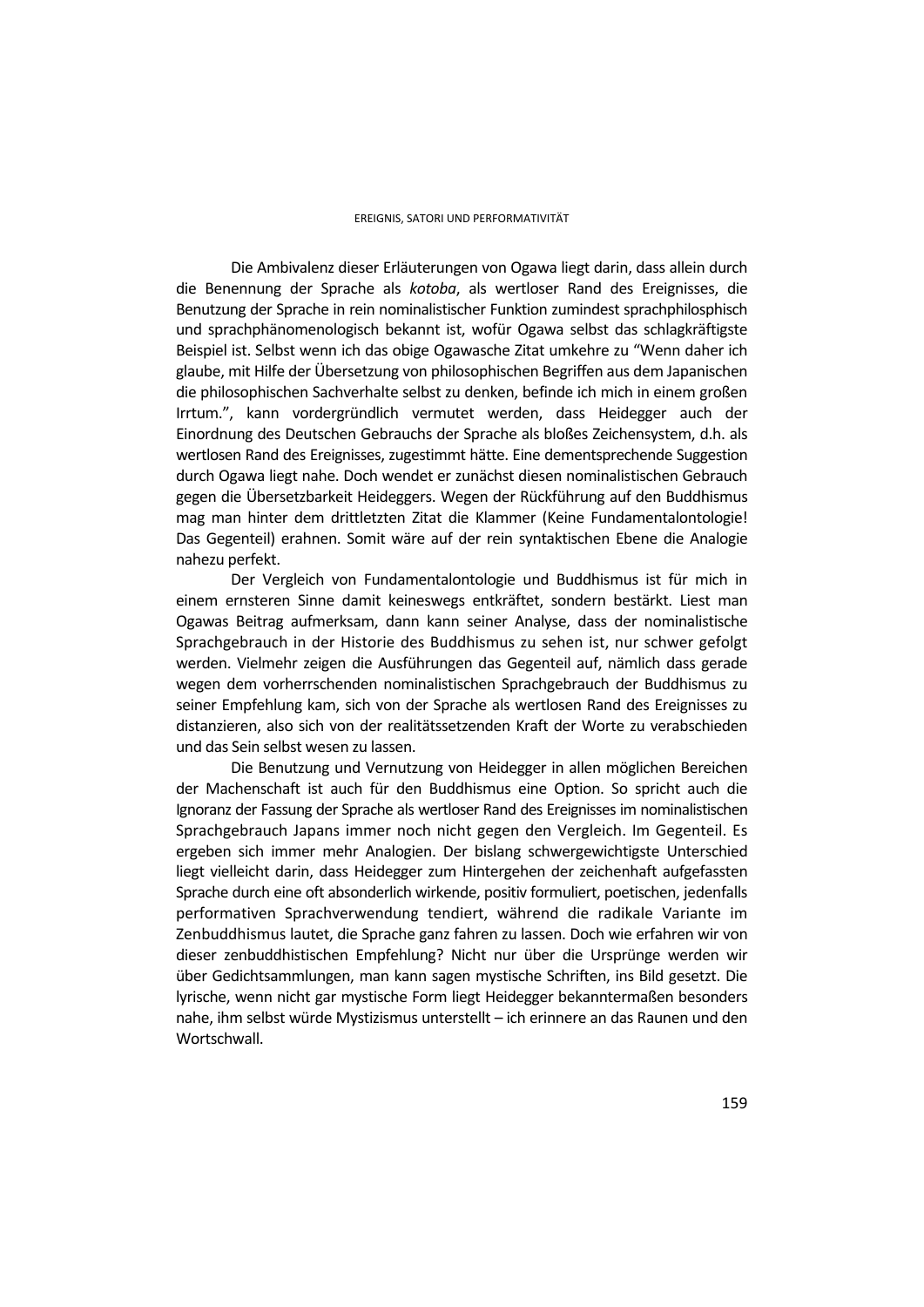Die Ambivalenz dieser Erläuterungen von Ogawa liegt darin, dass allein durch die Benennung der Sprache als *kotoba*, als wertloser Rand des Ereignisses, die Benutzung der Sprache in rein nominalistischer Funktion zumindest sprachphilosphisch und sprachphänomenologisch bekannt ist, wofür Ogawa selbst das schlagkräftigste Beispiel ist. Selbst wenn ich das obige Ogawasche Zitat umkehre zu "Wenn daher ich glaube, mit Hilfe der Übersetzung von philosophischen Begriffen aus dem Japanischen die philosophischen Sachverhalte selbst zu denken, befinde ich mich in einem großen Irrtum.", kann vordergründlich vermutet werden, dass Heidegger auch der Einordnung des Deutschen Gebrauchs der Sprache als bloßes Zeichensystem, d.h. als wertlosen Rand des Ereignisses, zugestimmt hätte. Eine dementsprechende Suggestion durch Ogawa liegt nahe. Doch wendet er zunächst diesen nominalistischen Gebrauch gegen die Übersetzbarkeit Heideggers. Wegen der Rückführung auf den Buddhismus mag man hinter dem drittletzten Zitat die Klammer (Keine Fundamentalontologie! Das Gegenteil) erahnen. Somit wäre auf der rein syntaktischen Ebene die Analogie nahezu perfekt.

Der Vergleich von Fundamentalontologie und Buddhismus ist für mich in einem ernsteren Sinne damit keineswegs entkräftet, sondern bestärkt. Liest man Ogawas Beitrag aufmerksam, dann kann seiner Analyse, dass der nominalistische Sprachgebrauch in der Historie des Buddhismus zu sehen ist, nur schwer gefolgt werden. Vielmehr zeigen die Ausführungen das Gegenteil auf, nämlich dass gerade wegen dem vorherrschenden nominalistischen Sprachgebrauch der Buddhismus zu seiner Empfehlung kam, sich von der Sprache als wertlosen Rand des Ereignisses zu distanzieren, also sich von der realitätssetzenden Kraft der Worte zu verabschieden und das Sein selbst wesen zu lassen.

Die Benutzung und Vernutzung von Heidegger in allen möglichen Bereichen der Machenschaft ist auch für den Buddhismus eine Option. So spricht auch die Ignoranz der Fassung der Sprache als wertloser Rand des Ereignisses im nominalistischen Sprachgebrauch Japans immer noch nicht gegen den Vergleich. Im Gegenteil. Es ergeben sich immer mehr Analogien. Der bislang schwergewichtigste Unterschied liegt vielleicht darin, dass Heidegger zum Hintergehen der zeichenhaft aufgefassten Sprache durch eine oft absonderlich wirkende, positiv formuliert, poetischen, jedenfalls performativen Sprachverwendung tendiert, während die radikale Variante im Zenbuddhismus lautet, die Sprache ganz fahren zu lassen. Doch wie erfahren wir von dieser zenbuddhistischen Empfehlung? Nicht nur über die Ursprünge werden wir über Gedichtsammlungen, man kann sagen mystische Schriften, ins Bild gesetzt. Die lyrische, wenn nicht gar mystische Form liegt Heidegger bekanntermaßen besonders nahe, ihm selbst würde Mystizismus unterstellt – ich erinnere an das Raunen und den Wortschwall.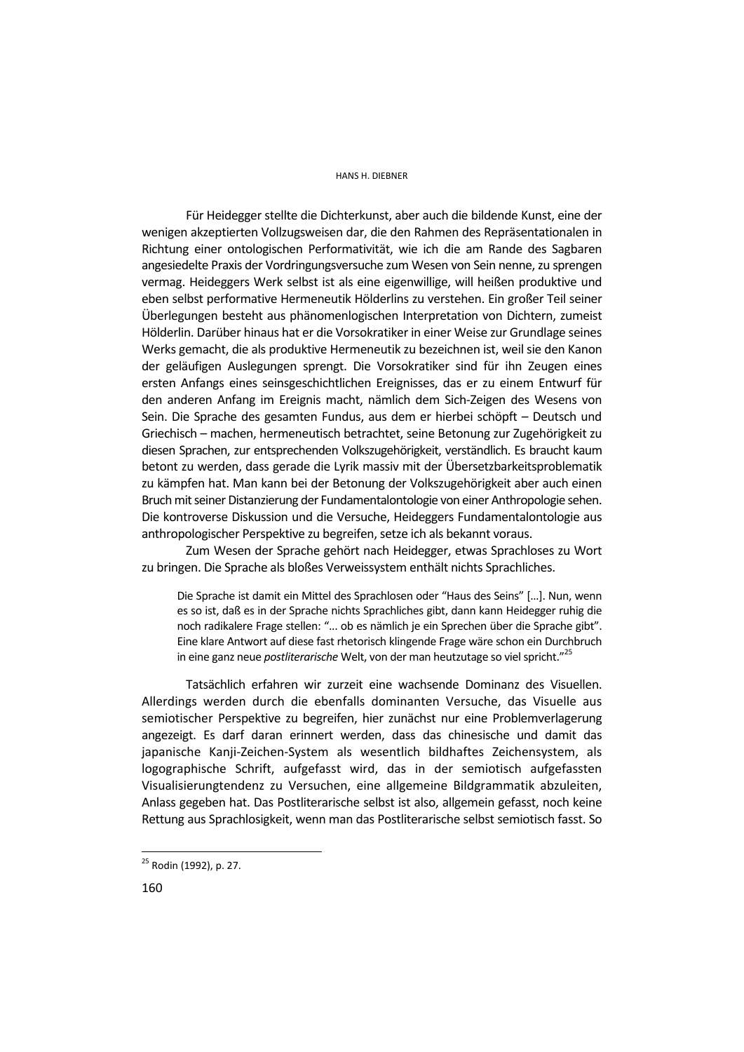Für Heidegger stellte die Dichterkunst, aber auch die bildende Kunst, eine der wenigen akzeptierten Vollzugsweisen dar, die den Rahmen des Repräsentationalen in Richtung einer ontologischen Performativität, wie ich die am Rande des Sagbaren angesiedelte Praxis der Vordringungsversuche zum Wesen von Sein nenne, zu sprengen vermag. Heideggers Werk selbst ist als eine eigenwillige, will heißen produktive und eben selbst performative Hermeneutik Hölderlins zu verstehen. Ein großer Teil seiner Überlegungen besteht aus phänomenlogischen Interpretation von Dichtern, zumeist Hölderlin. Darüber hinaus hat er die Vorsokratiker in einer Weise zur Grundlage seines Werks gemacht, die als produktive Hermeneutik zu bezeichnen ist, weil sie den Kanon der geläufigen Auslegungen sprengt. Die Vorsokratiker sind für ihn Zeugen eines ersten Anfangs eines seinsgeschichtlichen Ereignisses, das er zu einem Entwurf für den anderen Anfang im Ereignis macht, nämlich dem Sich-Zeigen des Wesens von Sein. Die Sprache des gesamten Fundus, aus dem er hierbei schöpft – Deutsch und Griechisch – machen, hermeneutisch betrachtet, seine Betonung zur Zugehörigkeit zu diesen Sprachen, zur entsprechenden Volkszugehörigkeit, verständlich. Es braucht kaum betont zu werden, dass gerade die Lyrik massiv mit der Übersetzbarkeitsproblematik zu kämpfen hat. Man kann bei der Betonung der Volkszugehörigkeit aber auch einen Bruch mit seiner Distanzierung der Fundamentalontologie von einer Anthropologie sehen. Die kontroverse Diskussion und die Versuche, Heideggers Fundamentalontologie aus anthropologischer Perspektive zu begreifen, setze ich als bekannt voraus.

Zum Wesen der Sprache gehört nach Heidegger, etwas Sprachloses zu Wort zu bringen. Die Sprache als bloßes Verweissystem enthält nichts Sprachliches.

> Die Sprache ist damit ein Mittel des Sprachlosen oder "Haus des Seins" […]. Nun, wenn es so ist, daß es in der Sprache nichts Sprachliches gibt, dann kann Heidegger ruhig die noch radikalere Frage stellen: "... ob es nämlich je ein Sprechen über die Sprache gibt". Eine klare Antwort auf diese fast rhetorisch klingende Frage wäre schon ein Durchbruch in eine ganz neue *postliterarische* Welt, von der man heutzutage so viel spricht."[25]

Tatsächlich erfahren wir zurzeit eine wachsende Dominanz des Visuellen. Allerdings werden durch die ebenfalls dominanten Versuche, das Visuelle aus semiotischer Perspektive zu begreifen, hier zunächst nur eine Problemverlagerung angezeigt. Es darf daran erinnert werden, dass das chinesische und damit das japanische Kanji-Zeichen-System als wesentlich bildhaftes Zeichensystem, als logographische Schrift, aufgefasst wird, das in der semiotisch aufgefassten Visualisierungtendenz zu Versuchen, eine allgemeine Bildgrammatik abzuleiten, Anlass gegeben hat. Das Postliterarische selbst ist also, allgemein gefasst, noch keine Rettung aus Sprachlosigkeit, wenn man das Postliterarische selbst semiotisch fasst. So

[25] Rodin (1992), p. 27.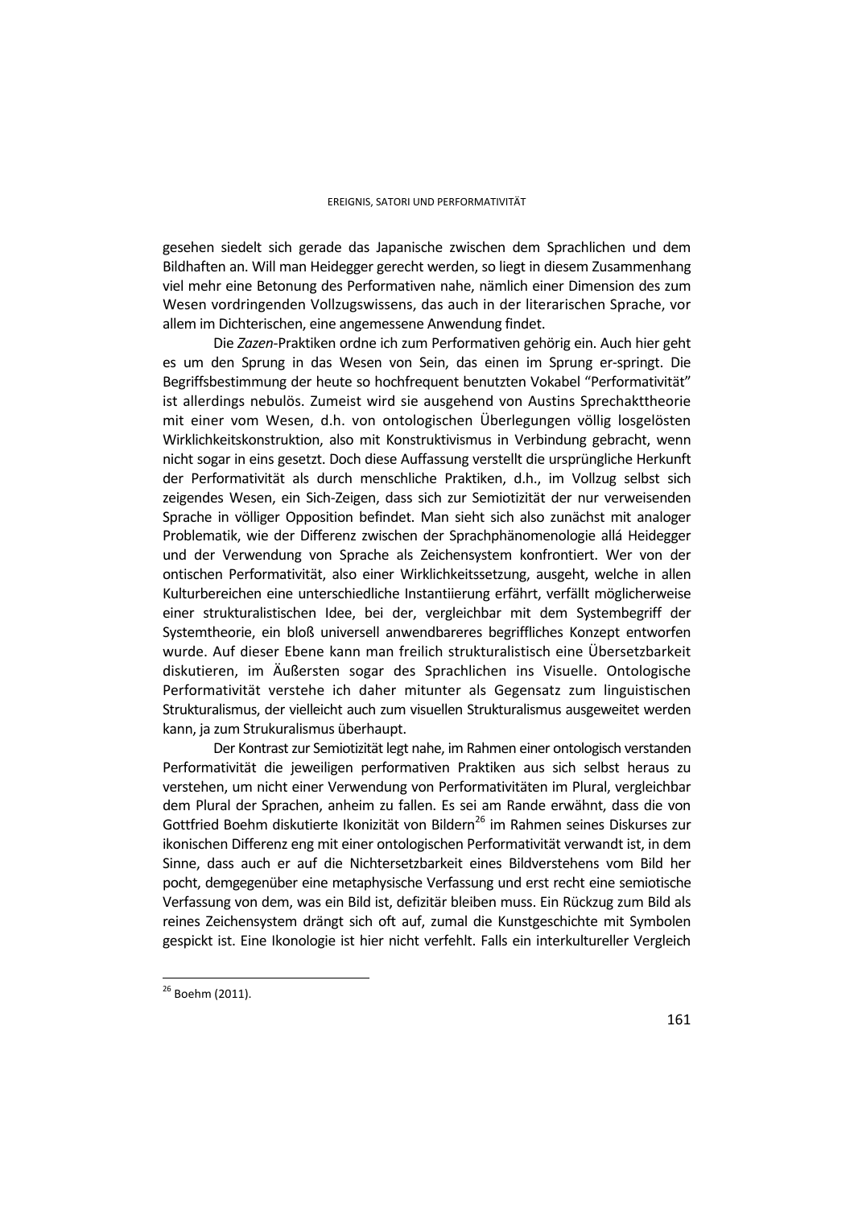gesehen siedelt sich gerade das Japanische zwischen dem Sprachlichen und dem Bildhaften an. Will man Heidegger gerecht werden, so liegt in diesem Zusammenhang viel mehr eine Betonung des Performativen nahe, nämlich einer Dimension des zum Wesen vordringenden Vollzugswissens, das auch in der literarischen Sprache, vor allem im Dichterischen, eine angemessene Anwendung findet.

Die *Zazen*-Praktiken ordne ich zum Performativen gehörig ein. Auch hier geht es um den Sprung in das Wesen von Sein, das einen im Sprung er-springt. Die Begriffsbestimmung der heute so hochfrequent benutzten Vokabel "Performativität" ist allerdings nebulös. Zumeist wird sie ausgehend von Austins Sprechakttheorie mit einer vom Wesen, d.h. von ontologischen Überlegungen völlig losgelösten Wirklichkeitskonstruktion, also mit Konstruktivismus in Verbindung gebracht, wenn nicht sogar in eins gesetzt. Doch diese Auffassung verstellt die ursprüngliche Herkunft der Performativität als durch menschliche Praktiken, d.h., im Vollzug selbst sich zeigendes Wesen, ein Sich-Zeigen, dass sich zur Semiotizität der nur verweisenden Sprache in völliger Opposition befindet. Man sieht sich also zunächst mit analoger Problematik, wie der Differenz zwischen der Sprachphänomenologie allá Heidegger und der Verwendung von Sprache als Zeichensystem konfrontiert. Wer von der ontischen Performativität, also einer Wirklichkeitssetzung, ausgeht, welche in allen Kulturbereichen eine unterschiedliche Instantiierung erfährt, verfällt möglicherweise einer strukturalistischen Idee, bei der, vergleichbar mit dem Systembegriff der Systemtheorie, ein bloß universell anwendbareres begriffliches Konzept entworfen wurde. Auf dieser Ebene kann man freilich strukturalistisch eine Übersetzbarkeit diskutieren, im Äußersten sogar des Sprachlichen ins Visuelle. Ontologische Performativität verstehe ich daher mitunter als Gegensatz zum linguistischen Strukturalismus, der vielleicht auch zum visuellen Strukturalismus ausgeweitet werden kann, ja zum Strukuralismus überhaupt.

Der Kontrast zur Semiotizität legt nahe, im Rahmen einer ontologisch verstanden Performativität die jeweiligen performativen Praktiken aus sich selbst heraus zu verstehen, um nicht einer Verwendung von Performativitäten im Plural, vergleichbar dem Plural der Sprachen, anheim zu fallen. Es sei am Rande erwähnt, dass die von Gottfried Boehm diskutierte Ikonizität von Bildern[26] im Rahmen seines Diskurses zur ikonischen Differenz eng mit einer ontologischen Performativität verwandt ist, in dem Sinne, dass auch er auf die Nichtersetzbarkeit eines Bildverstehens vom Bild her pocht, demgegenüber eine metaphysische Verfassung und erst recht eine semiotische Verfassung von dem, was ein Bild ist, defizitär bleiben muss. Ein Rückzug zum Bild als reines Zeichensystem drängt sich oft auf, zumal die Kunstgeschichte mit Symbolen gespickt ist. Eine Ikonologie ist hier nicht verfehlt. Falls ein interkultureller Vergleich

[26] Boehm (2011).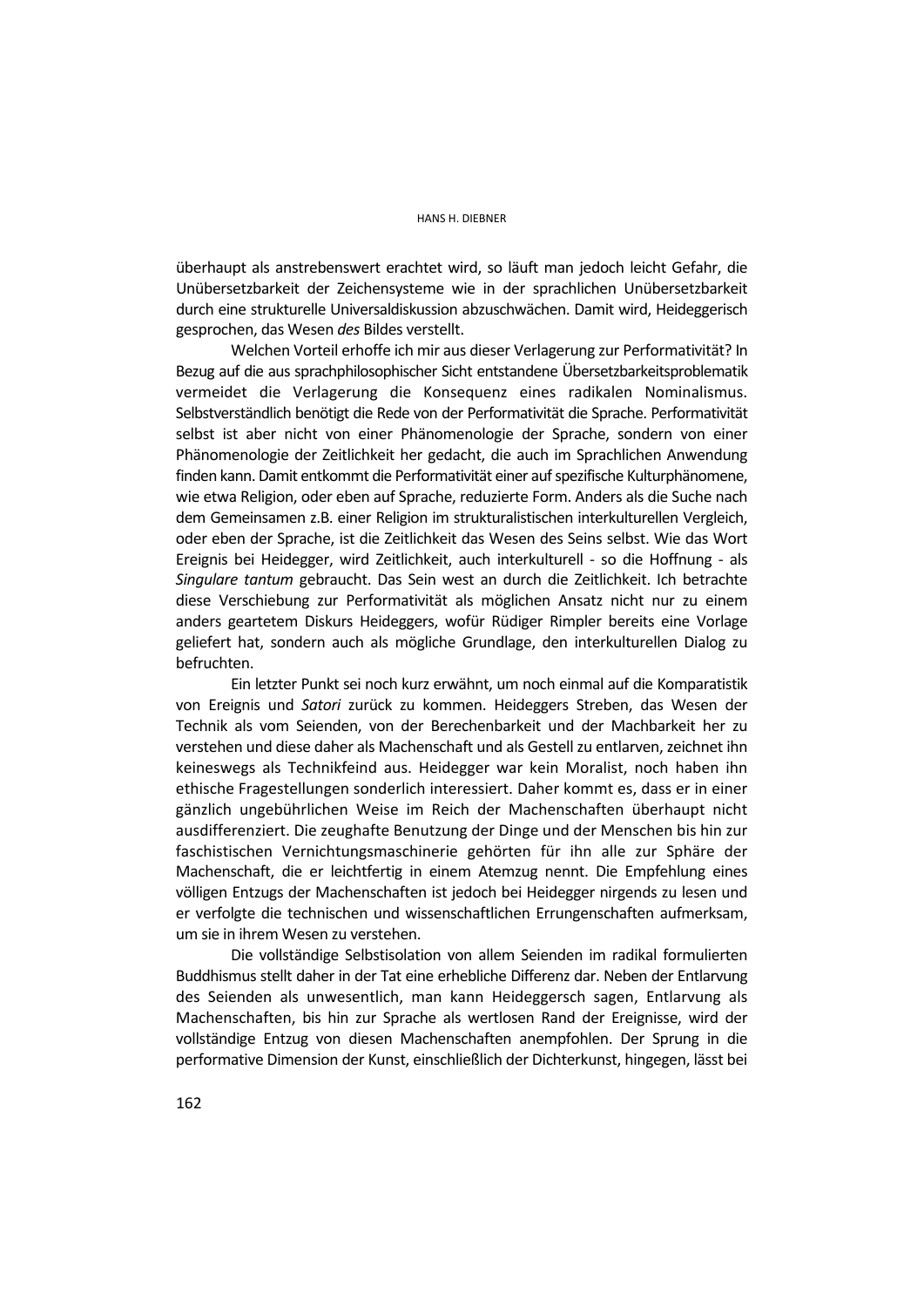überhaupt als anstrebenswert erachtet wird, so läuft man jedoch leicht Gefahr, die Unübersetzbarkeit der Zeichensysteme wie in der sprachlichen Unübersetzbarkeit durch eine strukturelle Universaldiskussion abzuschwächen. Damit wird, Heideggerisch gesprochen, das Wesen *des* Bildes verstellt.

Welchen Vorteil erhoffe ich mir aus dieser Verlagerung zur Performativität? In Bezug auf die aus sprachphilosophischer Sicht entstandene Übersetzbarkeitsproblematik vermeidet die Verlagerung die Konsequenz eines radikalen Nominalismus. Selbstverständlich benötigt die Rede von der Performativität die Sprache. Performativität selbst ist aber nicht von einer Phänomenologie der Sprache, sondern von einer Phänomenologie der Zeitlichkeit her gedacht, die auch im Sprachlichen Anwendung finden kann. Damit entkommt die Performativität einer auf spezifische Kulturphänomene, wie etwa Religion, oder eben auf Sprache, reduzierte Form. Anders als die Suche nach dem Gemeinsamen z.B. einer Religion im strukturalistischen interkulturellen Vergleich, oder eben der Sprache, ist die Zeitlichkeit das Wesen des Seins selbst. Wie das Wort Ereignis bei Heidegger, wird Zeitlichkeit, auch interkulturell - so die Hoffnung - als *Singulare tantum* gebraucht. Das Sein west an durch die Zeitlichkeit. Ich betrachte diese Verschiebung zur Performativität als möglichen Ansatz nicht nur zu einem anders geartetem Diskurs Heideggers, wofür Rüdiger Rimpler bereits eine Vorlage geliefert hat, sondern auch als mögliche Grundlage, den interkulturellen Dialog zu befruchten.

Ein letzter Punkt sei noch kurz erwähnt, um noch einmal auf die Komparatistik von Ereignis und *Satori* zurück zu kommen. Heideggers Streben, das Wesen der Technik als vom Seienden, von der Berechenbarkeit und der Machbarkeit her zu verstehen und diese daher als Machenschaft und als Gestell zu entlarven, zeichnet ihn keineswegs als Technikfeind aus. Heidegger war kein Moralist, noch haben ihn ethische Fragestellungen sonderlich interessiert. Daher kommt es, dass er in einer gänzlich ungebührlichen Weise im Reich der Machenschaften überhaupt nicht ausdifferenziert. Die zeughafte Benutzung der Dinge und der Menschen bis hin zur faschistischen Vernichtungsmaschinerie gehörten für ihn alle zur Sphäre der Machenschaft, die er leichtfertig in einem Atemzug nennt. Die Empfehlung eines völligen Entzugs der Machenschaften ist jedoch bei Heidegger nirgends zu lesen und er verfolgte die technischen und wissenschaftlichen Errungenschaften aufmerksam, um sie in ihrem Wesen zu verstehen.

Die vollständige Selbstisolation von allem Seienden im radikal formulierten Buddhismus stellt daher in der Tat eine erhebliche Differenz dar. Neben der Entlarvung des Seienden als unwesentlich, man kann Heideggersch sagen, Entlarvung als Machenschaften, bis hin zur Sprache als wertlosen Rand der Ereignisse, wird der vollständige Entzug von diesen Machenschaften anempfohlen. Der Sprung in die performative Dimension der Kunst, einschließlich der Dichterkunst, hingegen, lässt bei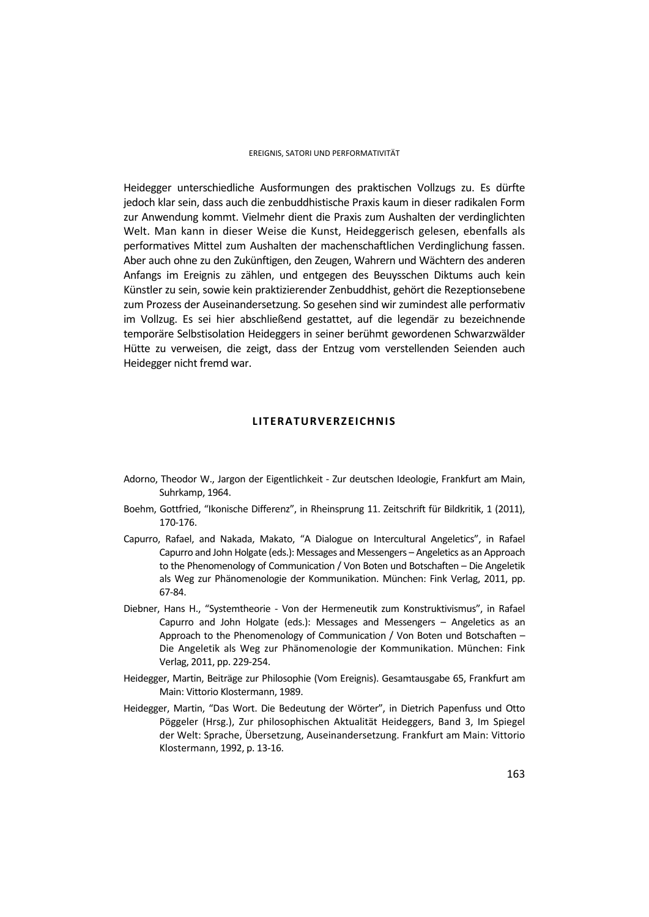Heidegger unterschiedliche Ausformungen des praktischen Vollzugs zu. Es dürfte jedoch klar sein, dass auch die zenbuddhistische Praxis kaum in dieser radikalen Form zur Anwendung kommt. Vielmehr dient die Praxis zum Aushalten der verdinglichten Welt. Man kann in dieser Weise die Kunst, Heideggerisch gelesen, ebenfalls als performatives Mittel zum Aushalten der machenschaftlichen Verdinglichung fassen. Aber auch ohne zu den Zukünftigen, den Zeugen, Wahrern und Wächtern des anderen Anfangs im Ereignis zu zählen, und entgegen des Beuysschen Diktums auch kein Künstler zu sein, sowie kein praktizierender Zenbuddhist, gehört die Rezeptionsebene zum Prozess der Auseinandersetzung. So gesehen sind wir zumindest alle performativ im Vollzug. Es sei hier abschließend gestattet, auf die legendär zu bezeichnende temporäre Selbstisolation Heideggers in seiner berühmt gewordenen Schwarzwälder Hütte zu verweisen, die zeigt, dass der Entzug vom verstellenden Seienden auch Heidegger nicht fremd war.

## LITERATURVERZEICHNIS

Adorno, Theodor W., Jargon der Eigentlichkeit - Zur deutschen Ideologie, Frankfurt am Main, Suhrkamp, 1964.

Boehm, Gottfried, "Ikonische Differenz", in Rheinsprung 11. Zeitschrift für Bildkritik, 1 (2011), 170-176.

Capurro, Rafael, and Nakada, Makato, "A Dialogue on Intercultural Angeletics", in Rafael Capurro and John Holgate (eds.): Messages and Messengers – Angeletics as an Approach to the Phenomenology of Communication / Von Boten und Botschaften – Die Angeletik als Weg zur Phänomenologie der Kommunikation. München: Fink Verlag, 2011, pp. 67-84.

Diebner, Hans H., "Systemtheorie - Von der Hermeneutik zum Konstruktivismus", in Rafael Capurro and John Holgate (eds.): Messages and Messengers – Angeletics as an Approach to the Phenomenology of Communication / Von Boten und Botschaften – Die Angeletik als Weg zur Phänomenologie der Kommunikation. München: Fink Verlag, 2011, pp. 229-254.

Heidegger, Martin, Beiträge zur Philosophie (Vom Ereignis). Gesamtausgabe 65, Frankfurt am Main: Vittorio Klostermann, 1989.

Heidegger, Martin, "Das Wort. Die Bedeutung der Wörter", in Dietrich Papenfuss und Otto Pöggeler (Hrsg.), Zur philosophischen Aktualität Heideggers, Band 3, Im Spiegel der Welt: Sprache, Übersetzung, Auseinandersetzung. Frankfurt am Main: Vittorio Klostermann, 1992, p. 13-16.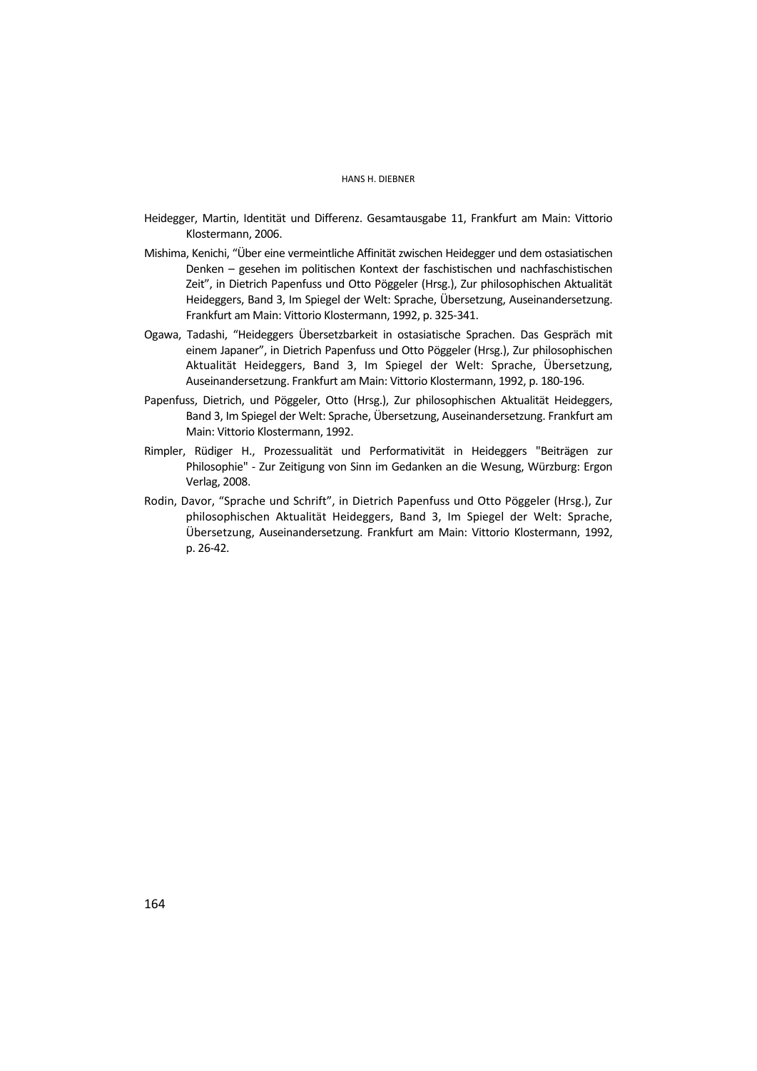Heidegger, Martin, Identität und Differenz. Gesamtausgabe 11, Frankfurt am Main: Vittorio Klostermann, 2006.

Mishima, Kenichi, "Über eine vermeintliche Affinität zwischen Heidegger und dem ostasiatischen Denken – gesehen im politischen Kontext der faschistischen und nachfaschistischen Zeit", in Dietrich Papenfuss und Otto Pöggeler (Hrsg.), Zur philosophischen Aktualität Heideggers, Band 3, Im Spiegel der Welt: Sprache, Übersetzung, Auseinandersetzung. Frankfurt am Main: Vittorio Klostermann, 1992, p. 325-341.

Ogawa, Tadashi, "Heideggers Übersetzbarkeit in ostasiatische Sprachen. Das Gespräch mit einem Japaner", in Dietrich Papenfuss und Otto Pöggeler (Hrsg.), Zur philosophischen Aktualität Heideggers, Band 3, Im Spiegel der Welt: Sprache, Übersetzung, Auseinandersetzung. Frankfurt am Main: Vittorio Klostermann, 1992, p. 180-196.

Papenfuss, Dietrich, und Pöggeler, Otto (Hrsg.), Zur philosophischen Aktualität Heideggers, Band 3, Im Spiegel der Welt: Sprache, Übersetzung, Auseinandersetzung. Frankfurt am Main: Vittorio Klostermann, 1992.

Rimpler, Rüdiger H., Prozessualität und Performativität in Heideggers "Beiträgen zur Philosophie" - Zur Zeitigung von Sinn im Gedanken an die Wesung, Würzburg: Ergon Verlag, 2008.

Rodin, Davor, "Sprache und Schrift", in Dietrich Papenfuss und Otto Pöggeler (Hrsg.), Zur philosophischen Aktualität Heideggers, Band 3, Im Spiegel der Welt: Sprache, Übersetzung, Auseinandersetzung. Frankfurt am Main: Vittorio Klostermann, 1992, p. 26-42.